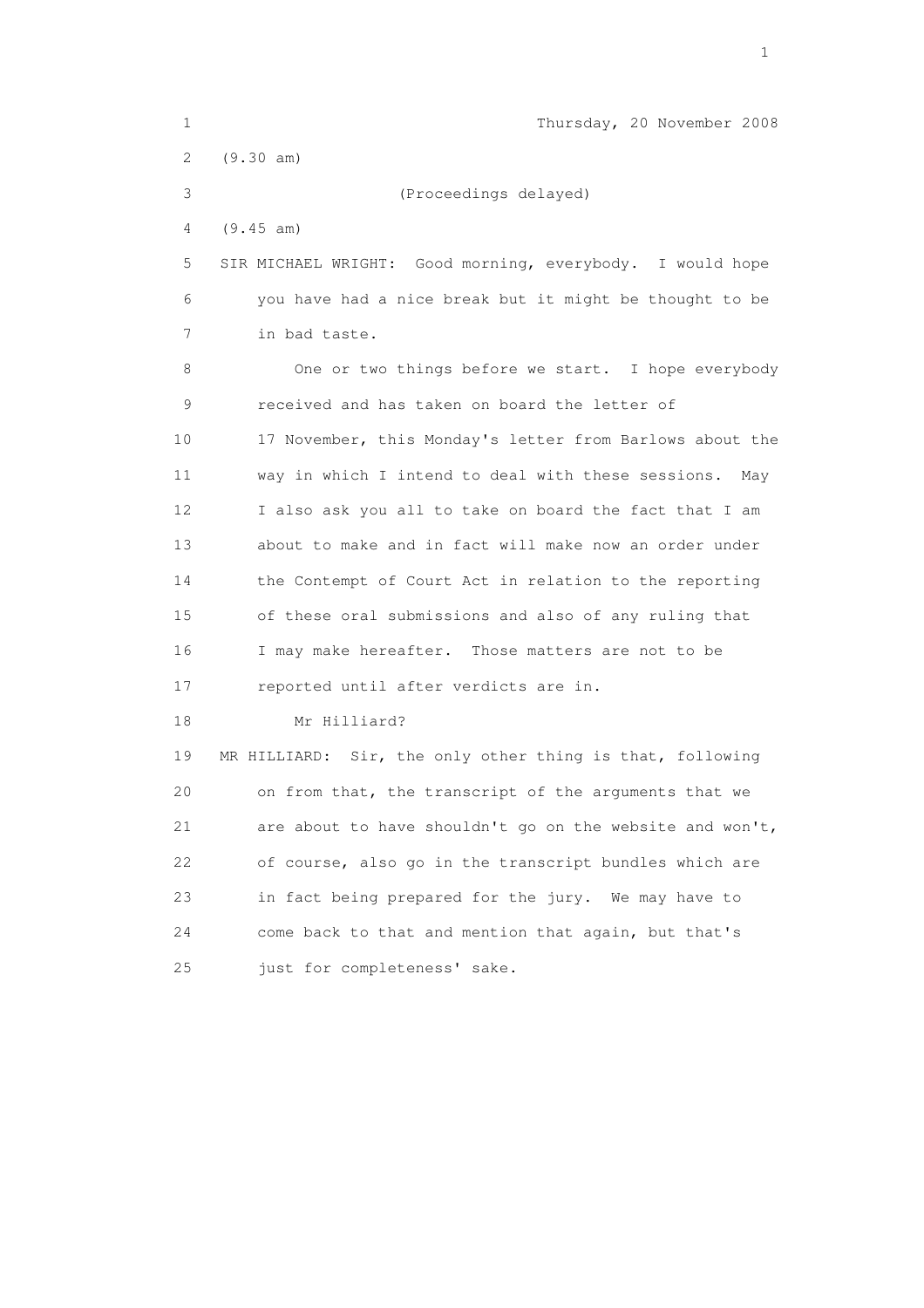Thursday, 20 November 2008

(9.30 am)

(Proceedings delayed)

(9.45 am)

SIR MICHAEL WRIGHT: Good morning, everybody. I would hope you have had a nice break but it might be thought to be in bad taste.

One or two things before we start. I hope everybody received and has taken on board the letter of 17 November, this Monday's letter from Barlows about the way in which I intend to deal with these sessions. May I also ask you all to take on board the fact that I am about to make and in fact will make now an order under the Contempt of Court Act in relation to the reporting of these oral submissions and also of any ruling that I may make hereafter. Those matters are not to be reported until after verdicts are in.

Mr Hilliard?

MR HILLIARD: Sir, the only other thing is that, following on from that, the transcript of the arguments that we are about to have shouldn't go on the website and won't, of course, also go in the transcript bundles which are in fact being prepared for the jury. We may have to come back to that and mention that again, but that's just for completeness' sake.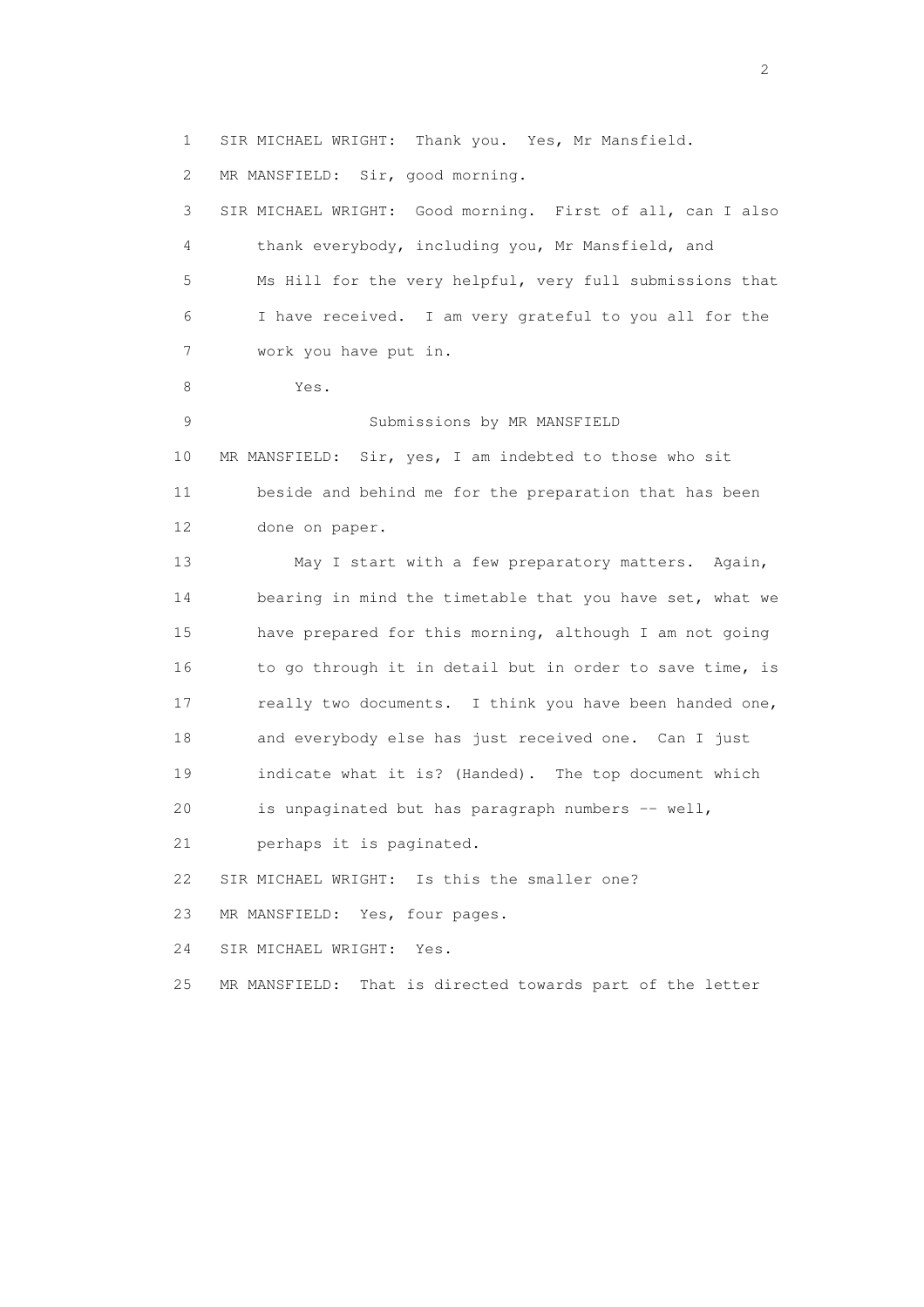1 SIR MICHAEL WRIGHT: Thank you. Yes, Mr Mansfield.

2 MR MANSFIELD: Sir, good morning.

3 SIR MICHAEL WRIGHT: Good morning. First of all, can I also
4 thank everybody, including you, Mr Mansfield, and
5 Ms Hill for the very helpful, very full submissions that
6 I have received. I am very grateful to you all for the
7 work you have put in.
8 Yes.

9 Submissions by MR MANSFIELD

10 MR MANSFIELD: Sir, yes, I am indebted to those who sit
11 beside and behind me for the preparation that has been
12 done on paper.
13 May I start with a few preparatory matters. Again,
14 bearing in mind the timetable that you have set, what we
15 have prepared for this morning, although I am not going
16 to go through it in detail but in order to save time, is
17 really two documents. I think you have been handed one,
18 and everybody else has just received one. Can I just
19 indicate what it is? (Handed). The top document which
20 is unpaginated but has paragraph numbers -- well,
21 perhaps it is paginated.

22 SIR MICHAEL WRIGHT: Is this the smaller one?

23 MR MANSFIELD: Yes, four pages.

24 SIR MICHAEL WRIGHT: Yes.

25 MR MANSFIELD: That is directed towards part of the letter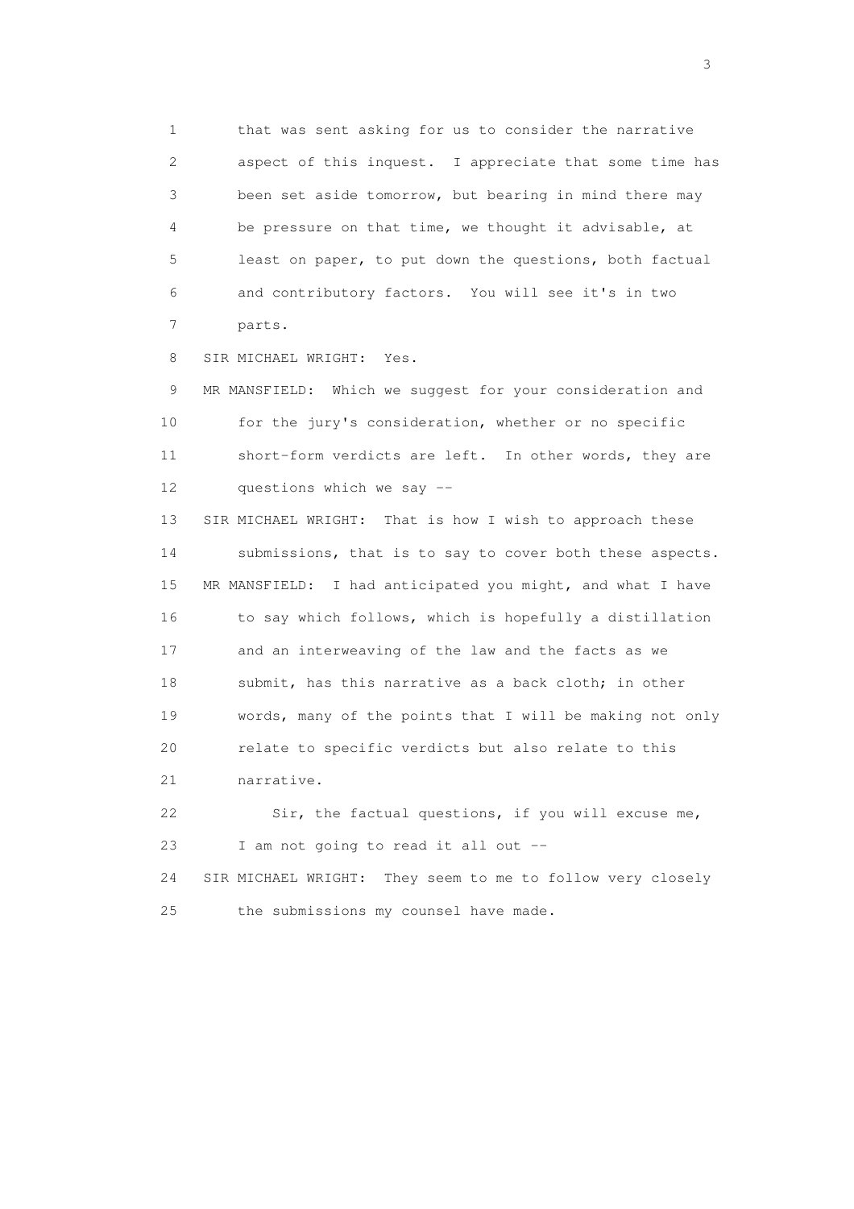1 that was sent asking for us to consider the narrative
2 aspect of this inquest. I appreciate that some time has
3 been set aside tomorrow, but bearing in mind there may
4 be pressure on that time, we thought it advisable, at
5 least on paper, to put down the questions, both factual
6 and contributory factors. You will see it's in two
7 parts.

8 SIR MICHAEL WRIGHT: Yes.

9 MR MANSFIELD: Which we suggest for your consideration and
10 for the jury's consideration, whether or no specific
11 short-form verdicts are left. In other words, they are
12 questions which we say --

13 SIR MICHAEL WRIGHT: That is how I wish to approach these
14 submissions, that is to say to cover both these aspects.

15 MR MANSFIELD: I had anticipated you might, and what I have
16 to say which follows, which is hopefully a distillation
17 and an interweaving of the law and the facts as we
18 submit, has this narrative as a back cloth; in other
19 words, many of the points that I will be making not only
20 relate to specific verdicts but also relate to this
21 narrative.

22 Sir, the factual questions, if you will excuse me,
23 I am not going to read it all out --

24 SIR MICHAEL WRIGHT: They seem to me to follow very closely
25 the submissions my counsel have made.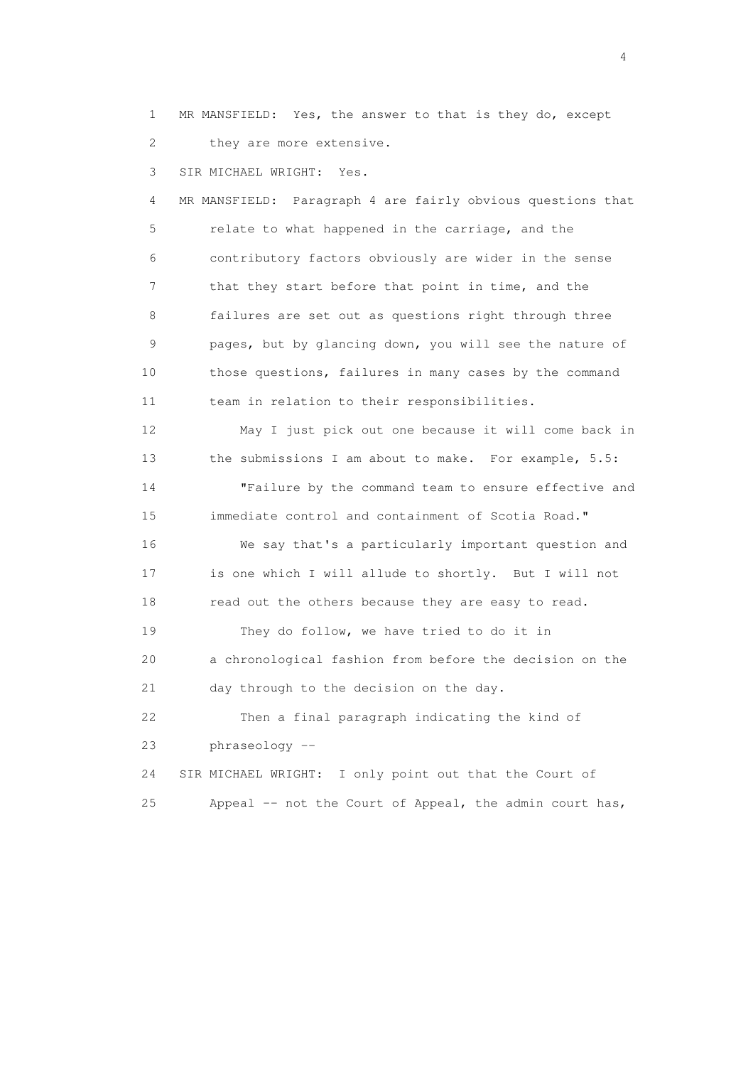MR MANSFIELD: Yes, the answer to that is they do, except they are more extensive.

SIR MICHAEL WRIGHT: Yes.

MR MANSFIELD: Paragraph 4 are fairly obvious questions that relate to what happened in the carriage, and the contributory factors obviously are wider in the sense that they start before that point in time, and the failures are set out as questions right through three pages, but by glancing down, you will see the nature of those questions, failures in many cases by the command team in relation to their responsibilities.

May I just pick out one because it will come back in the submissions I am about to make. For example, 5.5:

"Failure by the command team to ensure effective and immediate control and containment of Scotia Road."

We say that's a particularly important question and is one which I will allude to shortly. But I will not read out the others because they are easy to read.

They do follow, we have tried to do it in a chronological fashion from before the decision on the day through to the decision on the day.

Then a final paragraph indicating the kind of phraseology --

SIR MICHAEL WRIGHT: I only point out that the Court of Appeal -- not the Court of Appeal, the admin court has,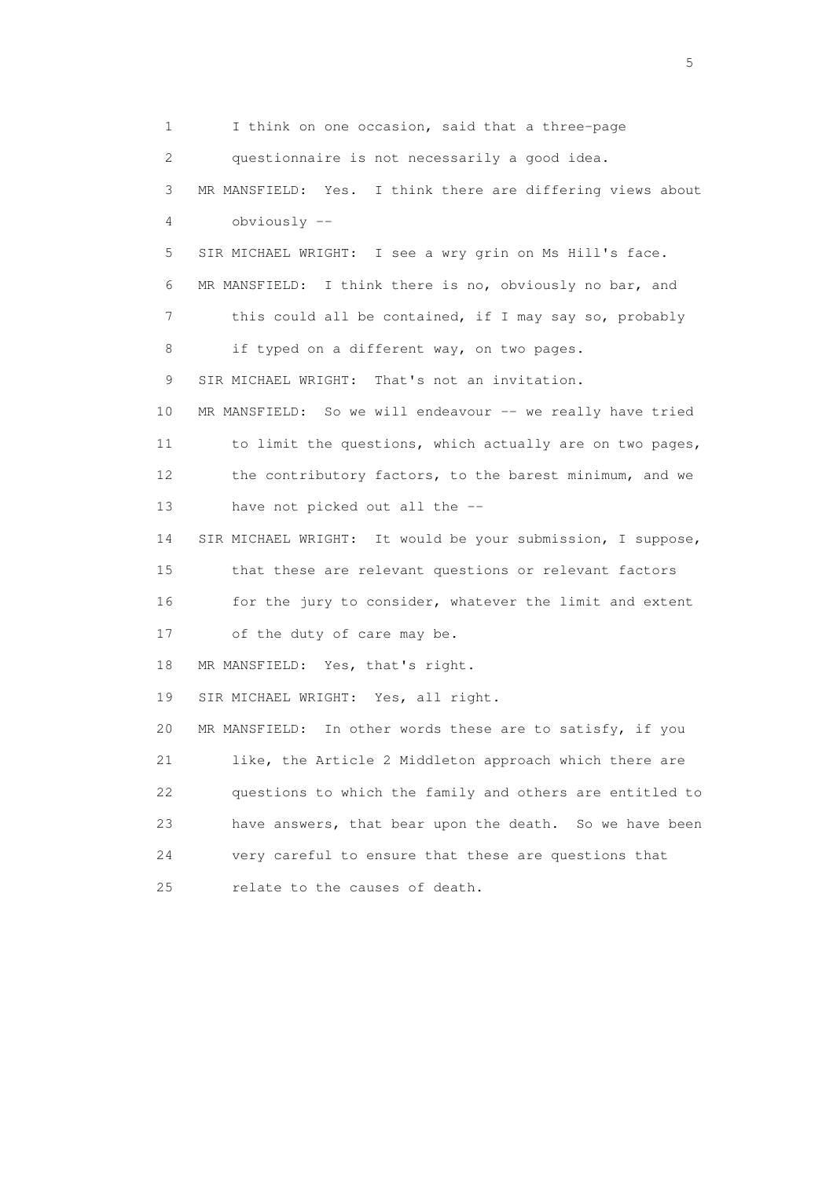1 I think on one occasion, said that a three-page
2 questionnaire is not necessarily a good idea.
3 MR MANSFIELD: Yes. I think there are differing views about
4 obviously --
5 SIR MICHAEL WRIGHT: I see a wry grin on Ms Hill's face.
6 MR MANSFIELD: I think there is no, obviously no bar, and
7 this could all be contained, if I may say so, probably
8 if typed on a different way, on two pages.
9 SIR MICHAEL WRIGHT: That's not an invitation.
10 MR MANSFIELD: So we will endeavour -- we really have tried
11 to limit the questions, which actually are on two pages,
12 the contributory factors, to the barest minimum, and we
13 have not picked out all the --
14 SIR MICHAEL WRIGHT: It would be your submission, I suppose,
15 that these are relevant questions or relevant factors
16 for the jury to consider, whatever the limit and extent
17 of the duty of care may be.
18 MR MANSFIELD: Yes, that's right.
19 SIR MICHAEL WRIGHT: Yes, all right.
20 MR MANSFIELD: In other words these are to satisfy, if you
21 like, the Article 2 Middleton approach which there are
22 questions to which the family and others are entitled to
23 have answers, that bear upon the death. So we have been
24 very careful to ensure that these are questions that
25 relate to the causes of death.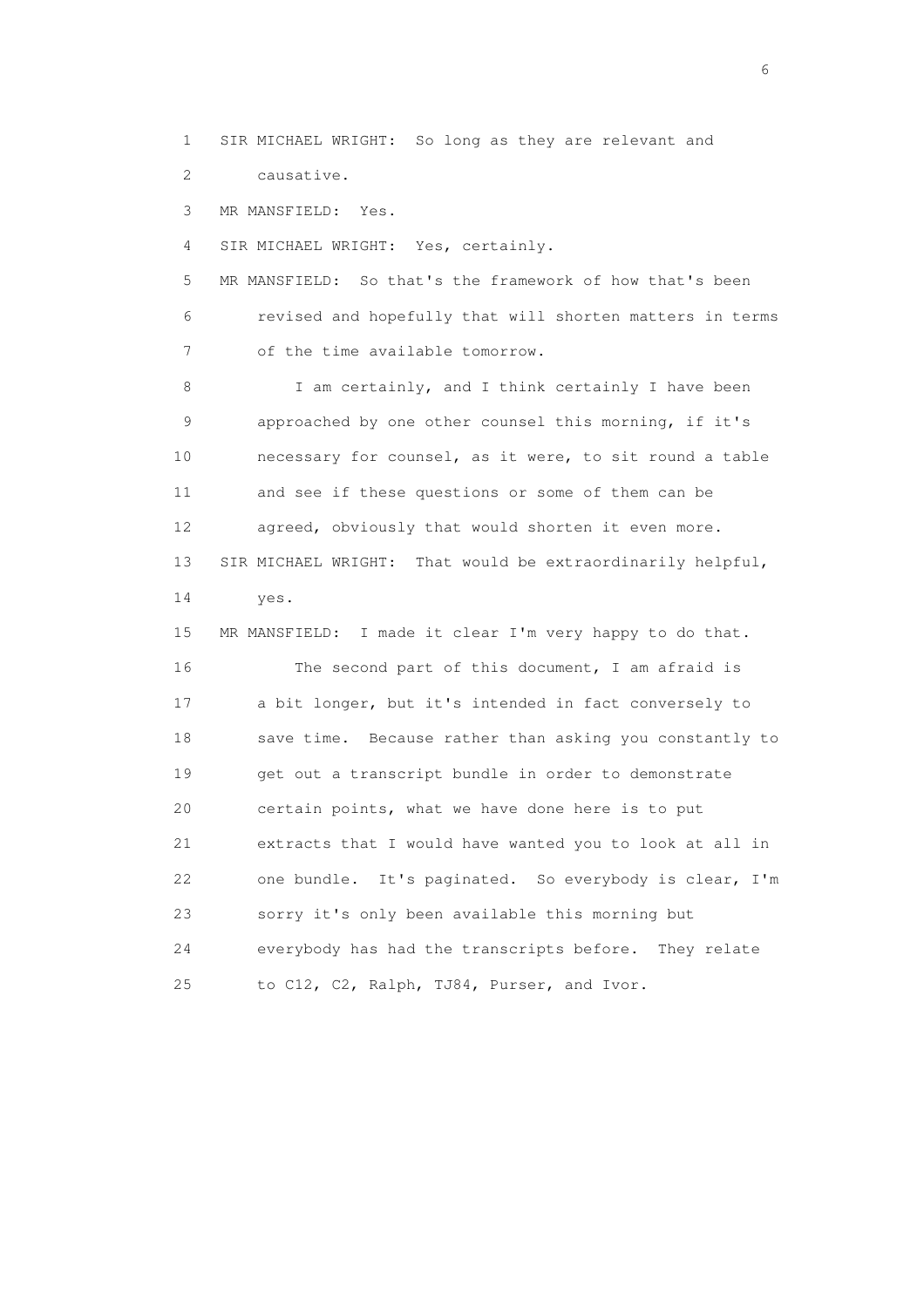1 SIR MICHAEL WRIGHT: So long as they are relevant and
2 causative.
3 MR MANSFIELD: Yes.
4 SIR MICHAEL WRIGHT: Yes, certainly.
5 MR MANSFIELD: So that's the framework of how that's been
6 revised and hopefully that will shorten matters in terms
7 of the time available tomorrow.
8 I am certainly, and I think certainly I have been
9 approached by one other counsel this morning, if it's
10 necessary for counsel, as it were, to sit round a table
11 and see if these questions or some of them can be
12 agreed, obviously that would shorten it even more.
13 SIR MICHAEL WRIGHT: That would be extraordinarily helpful,
14 yes.
15 MR MANSFIELD: I made it clear I'm very happy to do that.
16 The second part of this document, I am afraid is
17 a bit longer, but it's intended in fact conversely to
18 save time. Because rather than asking you constantly to
19 get out a transcript bundle in order to demonstrate
20 certain points, what we have done here is to put
21 extracts that I would have wanted you to look at all in
22 one bundle. It's paginated. So everybody is clear, I'm
23 sorry it's only been available this morning but
24 everybody has had the transcripts before. They relate
25 to C12, C2, Ralph, TJ84, Purser, and Ivor.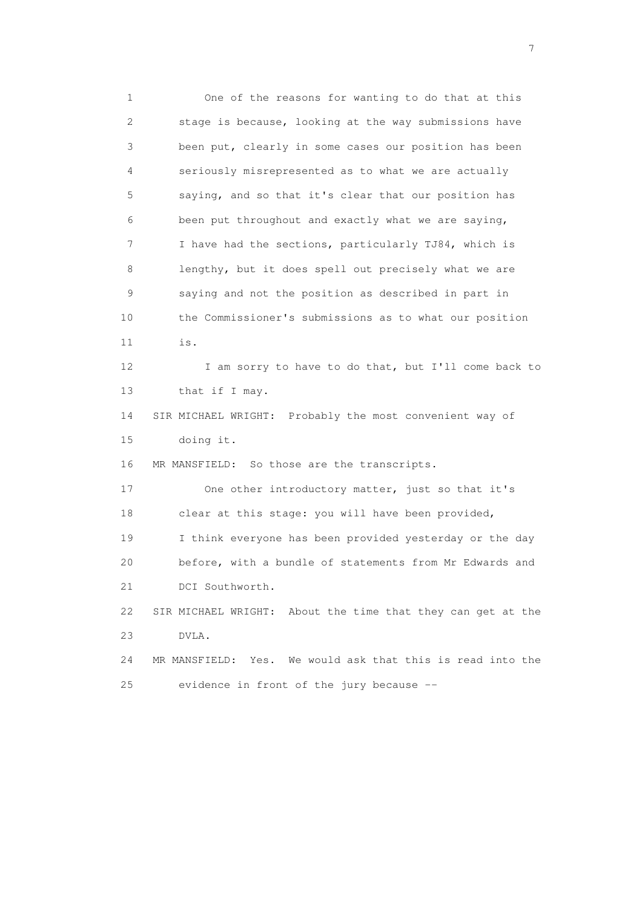1 One of the reasons for wanting to do that at this
2 stage is because, looking at the way submissions have
3 been put, clearly in some cases our position has been
4 seriously misrepresented as to what we are actually
5 saying, and so that it's clear that our position has
6 been put throughout and exactly what we are saying,
7 I have had the sections, particularly TJ84, which is
8 lengthy, but it does spell out precisely what we are
9 saying and not the position as described in part in
10 the Commissioner's submissions as to what our position
11 is.

12 I am sorry to have to do that, but I'll come back to
13 that if I may.

14 SIR MICHAEL WRIGHT: Probably the most convenient way of
15 doing it.

16 MR MANSFIELD: So those are the transcripts.

17 One other introductory matter, just so that it's
18 clear at this stage: you will have been provided,
19 I think everyone has been provided yesterday or the day
20 before, with a bundle of statements from Mr Edwards and
21 DCI Southworth.

22 SIR MICHAEL WRIGHT: About the time that they can get at the
23 DVLA.

24 MR MANSFIELD: Yes. We would ask that this is read into the
25 evidence in front of the jury because --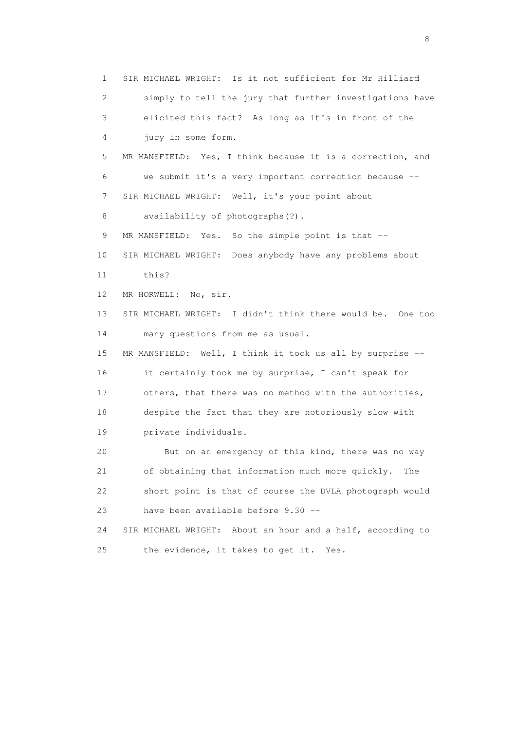1 SIR MICHAEL WRIGHT: Is it not sufficient for Mr Hilliard
2 simply to tell the jury that further investigations have
3 elicited this fact? As long as it's in front of the
4 jury in some form.
5 MR MANSFIELD: Yes, I think because it is a correction, and
6 we submit it's a very important correction because --
7 SIR MICHAEL WRIGHT: Well, it's your point about
8 availability of photographs(?).
9 MR MANSFIELD: Yes. So the simple point is that --
10 SIR MICHAEL WRIGHT: Does anybody have any problems about
11 this?
12 MR HORWELL: No, sir.
13 SIR MICHAEL WRIGHT: I didn't think there would be. One too
14 many questions from me as usual.
15 MR MANSFIELD: Well, I think it took us all by surprise --
16 it certainly took me by surprise, I can't speak for
17 others, that there was no method with the authorities,
18 despite the fact that they are notoriously slow with
19 private individuals.
20 But on an emergency of this kind, there was no way
21 of obtaining that information much more quickly. The
22 short point is that of course the DVLA photograph would
23 have been available before 9.30 --
24 SIR MICHAEL WRIGHT: About an hour and a half, according to
25 the evidence, it takes to get it. Yes.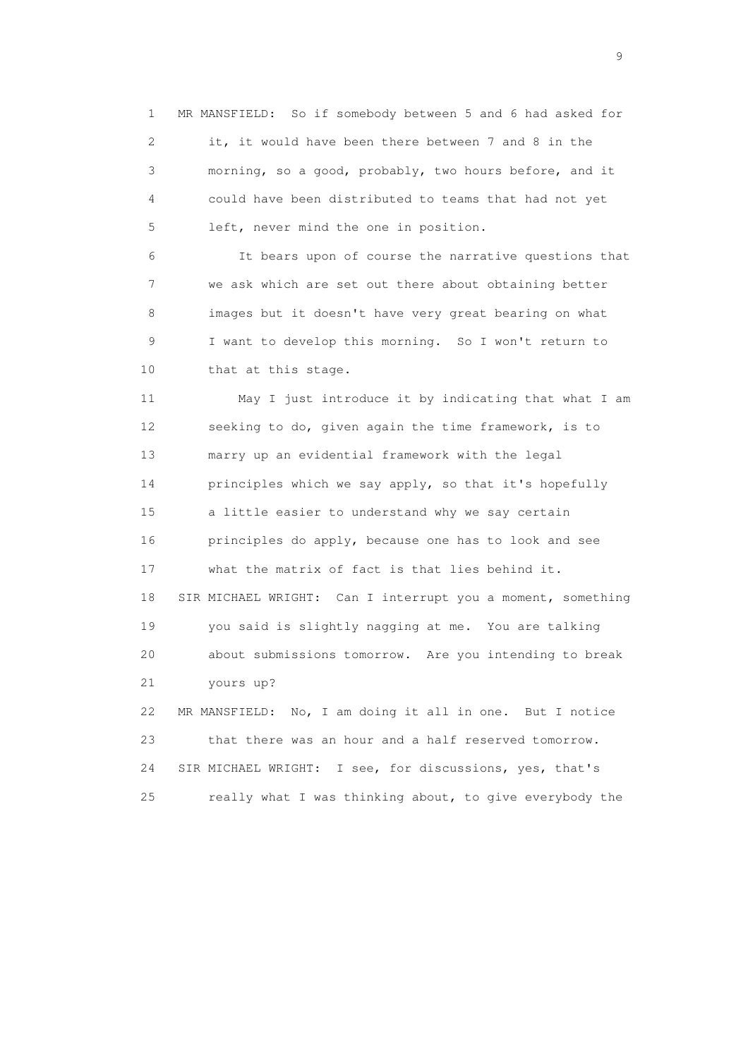1 MR MANSFIELD: So if somebody between 5 and 6 had asked for
2 it, it would have been there between 7 and 8 in the
3 morning, so a good, probably, two hours before, and it
4 could have been distributed to teams that had not yet
5 left, never mind the one in position.

6 It bears upon of course the narrative questions that
7 we ask which are set out there about obtaining better
8 images but it doesn't have very great bearing on what
9 I want to develop this morning. So I won't return to
10 that at this stage.

11 May I just introduce it by indicating that what I am
12 seeking to do, given again the time framework, is to
13 marry up an evidential framework with the legal
14 principles which we say apply, so that it's hopefully
15 a little easier to understand why we say certain
16 principles do apply, because one has to look and see
17 what the matrix of fact is that lies behind it.

18 SIR MICHAEL WRIGHT: Can I interrupt you a moment, something
19 you said is slightly nagging at me. You are talking
20 about submissions tomorrow. Are you intending to break
21 yours up?

22 MR MANSFIELD: No, I am doing it all in one. But I notice
23 that there was an hour and a half reserved tomorrow.

24 SIR MICHAEL WRIGHT: I see, for discussions, yes, that's
25 really what I was thinking about, to give everybody the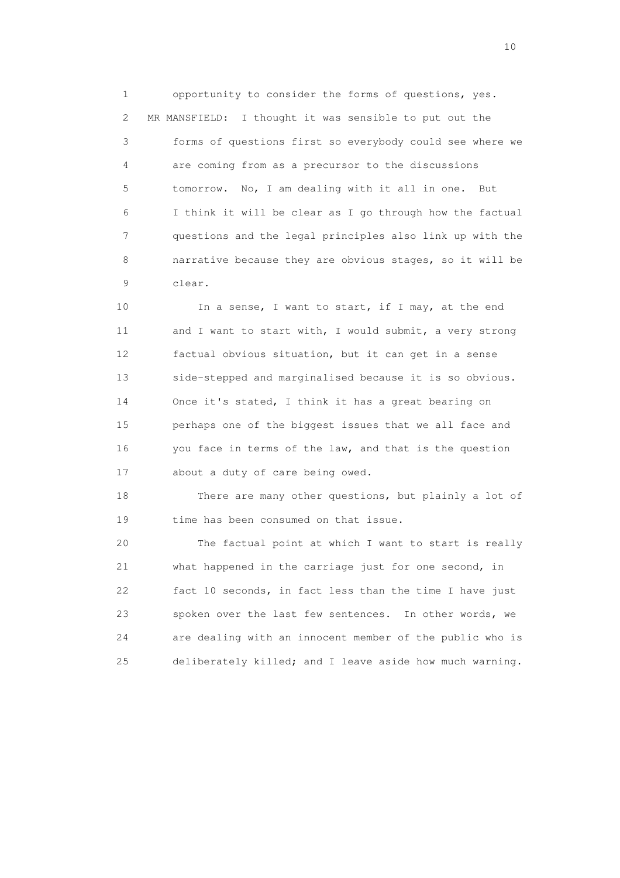1 opportunity to consider the forms of questions, yes.
2 MR MANSFIELD: I thought it was sensible to put out the
3 forms of questions first so everybody could see where we
4 are coming from as a precursor to the discussions
5 tomorrow. No, I am dealing with it all in one. But
6 I think it will be clear as I go through how the factual
7 questions and the legal principles also link up with the
8 narrative because they are obvious stages, so it will be
9 clear.
10 In a sense, I want to start, if I may, at the end
11 and I want to start with, I would submit, a very strong
12 factual obvious situation, but it can get in a sense
13 side-stepped and marginalised because it is so obvious.
14 Once it's stated, I think it has a great bearing on
15 perhaps one of the biggest issues that we all face and
16 you face in terms of the law, and that is the question
17 about a duty of care being owed.
18 There are many other questions, but plainly a lot of
19 time has been consumed on that issue.
20 The factual point at which I want to start is really
21 what happened in the carriage just for one second, in
22 fact 10 seconds, in fact less than the time I have just
23 spoken over the last few sentences. In other words, we
24 are dealing with an innocent member of the public who is
25 deliberately killed; and I leave aside how much warning.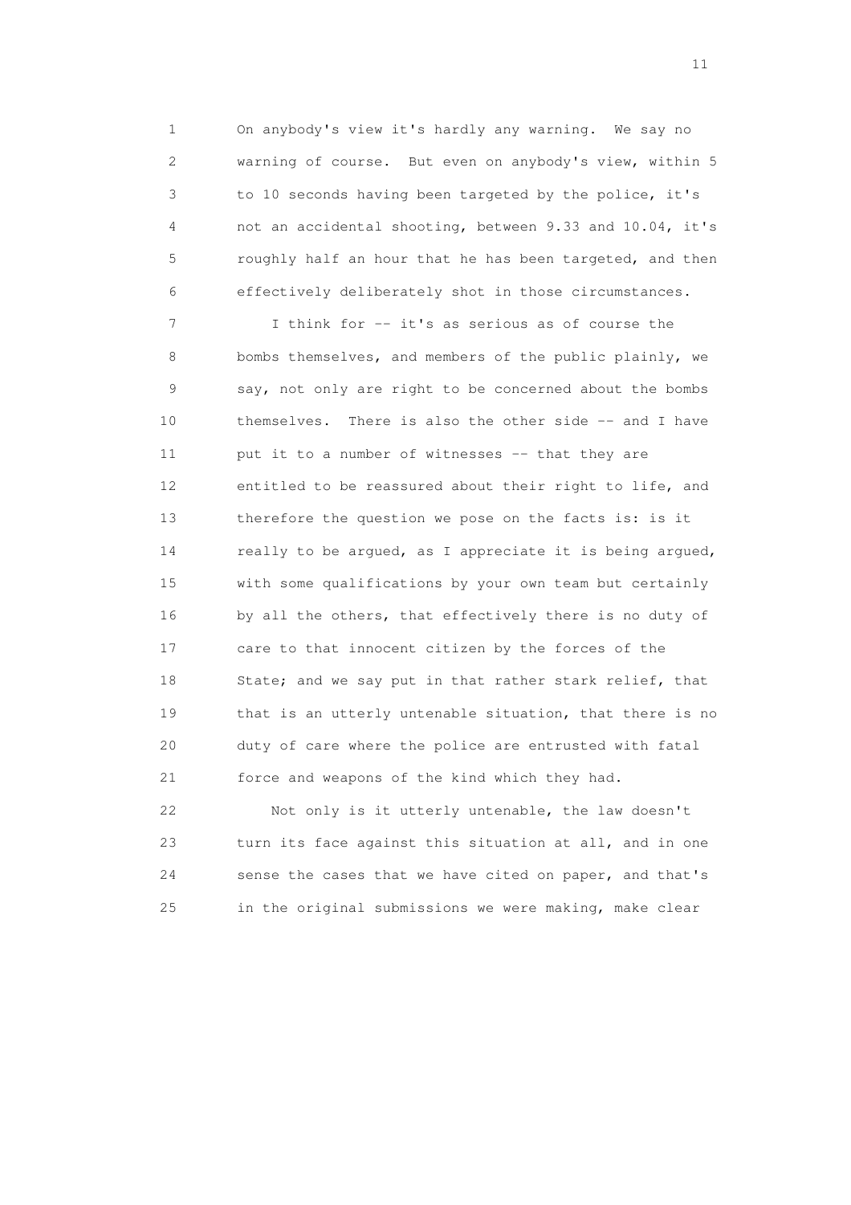On anybody's view it's hardly any warning. We say no warning of course. But even on anybody's view, within 5 to 10 seconds having been targeted by the police, it's not an accidental shooting, between 9.33 and 10.04, it's roughly half an hour that he has been targeted, and then effectively deliberately shot in those circumstances.

I think for -- it's as serious as of course the bombs themselves, and members of the public plainly, we say, not only are right to be concerned about the bombs themselves. There is also the other side -- and I have put it to a number of witnesses -- that they are entitled to be reassured about their right to life, and therefore the question we pose on the facts is: is it really to be argued, as I appreciate it is being argued, with some qualifications by your own team but certainly by all the others, that effectively there is no duty of care to that innocent citizen by the forces of the State; and we say put in that rather stark relief, that that is an utterly untenable situation, that there is no duty of care where the police are entrusted with fatal force and weapons of the kind which they had.

Not only is it utterly untenable, the law doesn't turn its face against this situation at all, and in one sense the cases that we have cited on paper, and that's in the original submissions we were making, make clear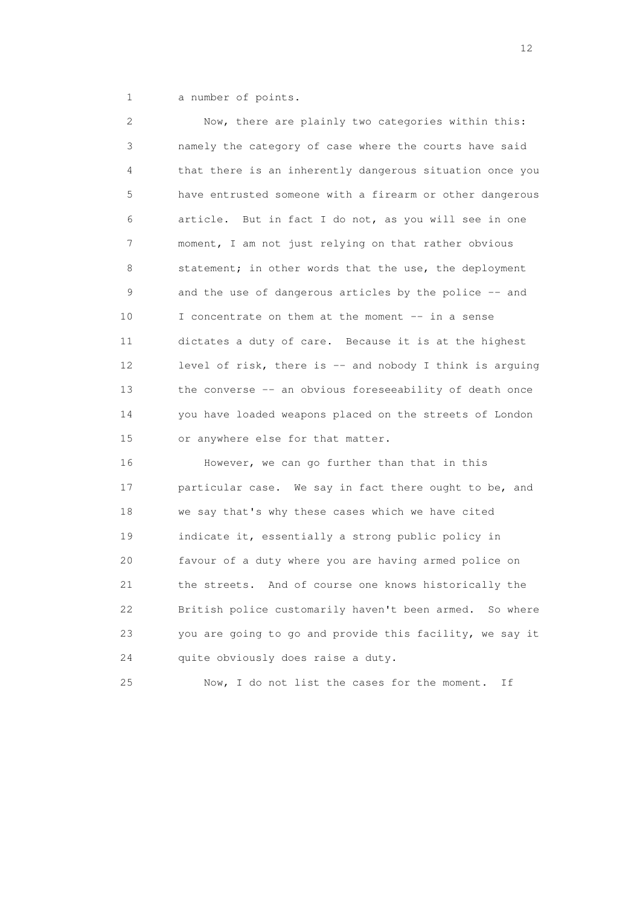a number of points.

Now, there are plainly two categories within this: namely the category of case where the courts have said that there is an inherently dangerous situation once you have entrusted someone with a firearm or other dangerous article. But in fact I do not, as you will see in one moment, I am not just relying on that rather obvious statement; in other words that the use, the deployment and the use of dangerous articles by the police -- and I concentrate on them at the moment -- in a sense dictates a duty of care. Because it is at the highest level of risk, there is -- and nobody I think is arguing the converse -- an obvious foreseeability of death once you have loaded weapons placed on the streets of London or anywhere else for that matter.

However, we can go further than that in this particular case. We say in fact there ought to be, and we say that's why these cases which we have cited indicate it, essentially a strong public policy in favour of a duty where you are having armed police on the streets. And of course one knows historically the British police customarily haven't been armed. So where you are going to go and provide this facility, we say it quite obviously does raise a duty.

Now, I do not list the cases for the moment. If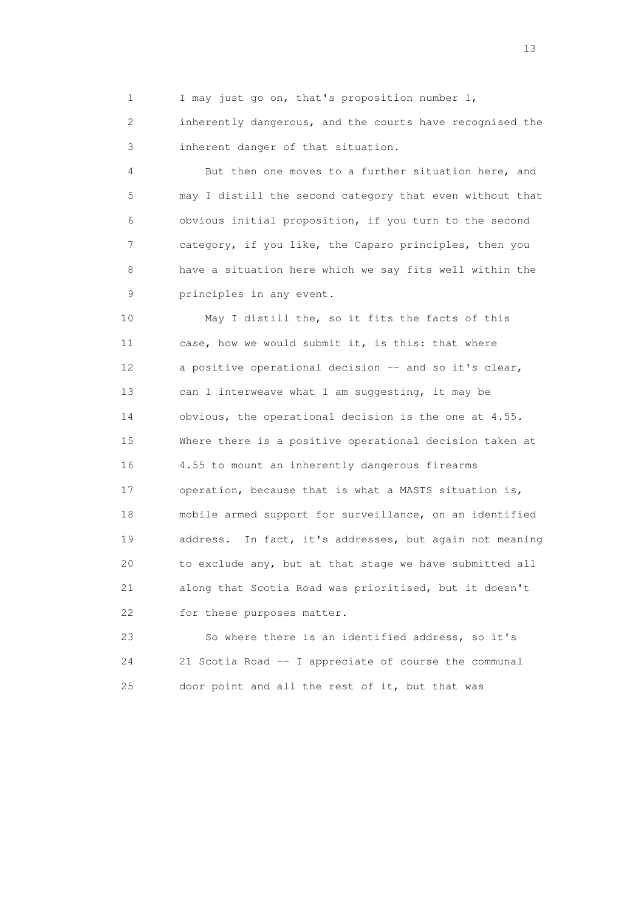I may just go on, that's proposition number 1, inherently dangerous, and the courts have recognised the inherent danger of that situation.

But then one moves to a further situation here, and may I distill the second category that even without that obvious initial proposition, if you turn to the second category, if you like, the Caparo principles, then you have a situation here which we say fits well within the principles in any event.

May I distill the, so it fits the facts of this case, how we would submit it, is this: that where a positive operational decision -- and so it's clear, can I interweave what I am suggesting, it may be obvious, the operational decision is the one at 4.55. Where there is a positive operational decision taken at 4.55 to mount an inherently dangerous firearms operation, because that is what a MASTS situation is, mobile armed support for surveillance, on an identified address. In fact, it's addresses, but again not meaning to exclude any, but at that stage we have submitted all along that Scotia Road was prioritised, but it doesn't for these purposes matter.

So where there is an identified address, so it's 21 Scotia Road -- I appreciate of course the communal door point and all the rest of it, but that was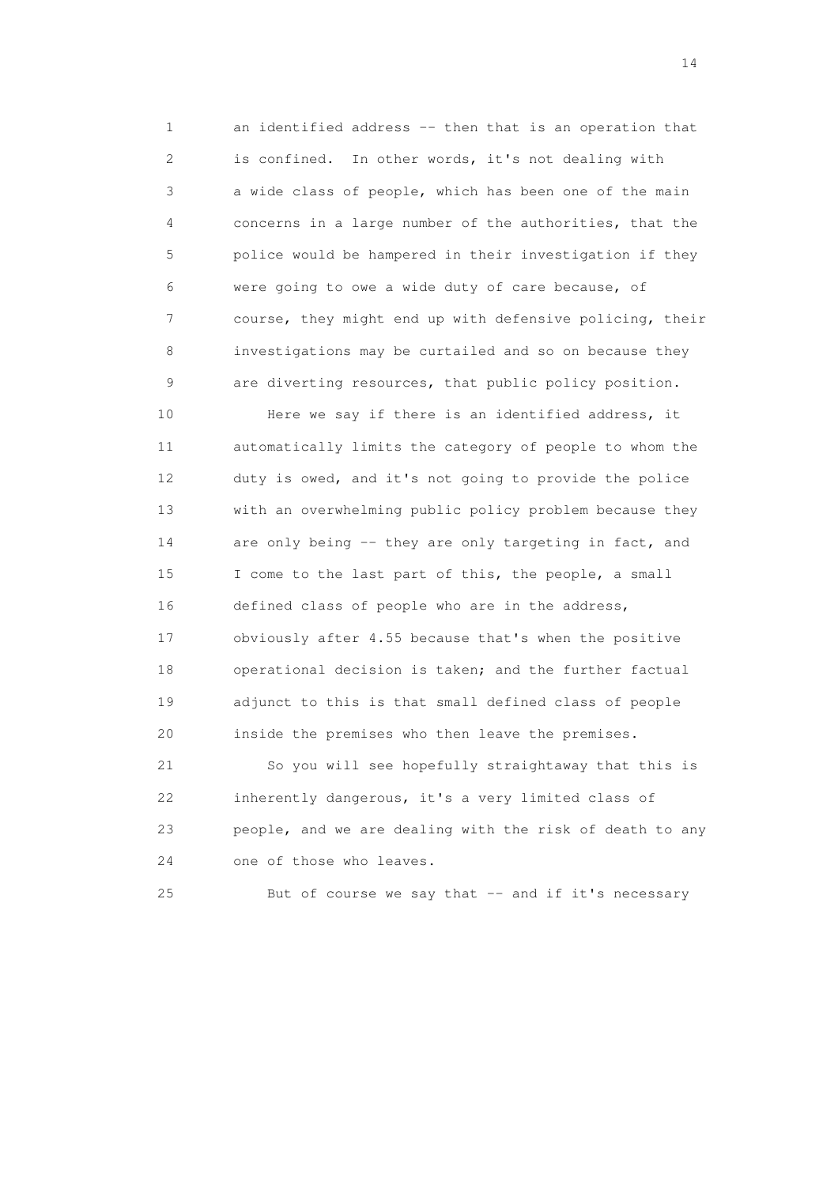an identified address -- then that is an operation that is confined. In other words, it's not dealing with a wide class of people, which has been one of the main concerns in a large number of the authorities, that the police would be hampered in their investigation if they were going to owe a wide duty of care because, of course, they might end up with defensive policing, their investigations may be curtailed and so on because they are diverting resources, that public policy position.

Here we say if there is an identified address, it automatically limits the category of people to whom the duty is owed, and it's not going to provide the police with an overwhelming public policy problem because they are only being -- they are only targeting in fact, and I come to the last part of this, the people, a small defined class of people who are in the address, obviously after 4.55 because that's when the positive operational decision is taken; and the further factual adjunct to this is that small defined class of people inside the premises who then leave the premises.

So you will see hopefully straightaway that this is inherently dangerous, it's a very limited class of people, and we are dealing with the risk of death to any one of those who leaves.

But of course we say that -- and if it's necessary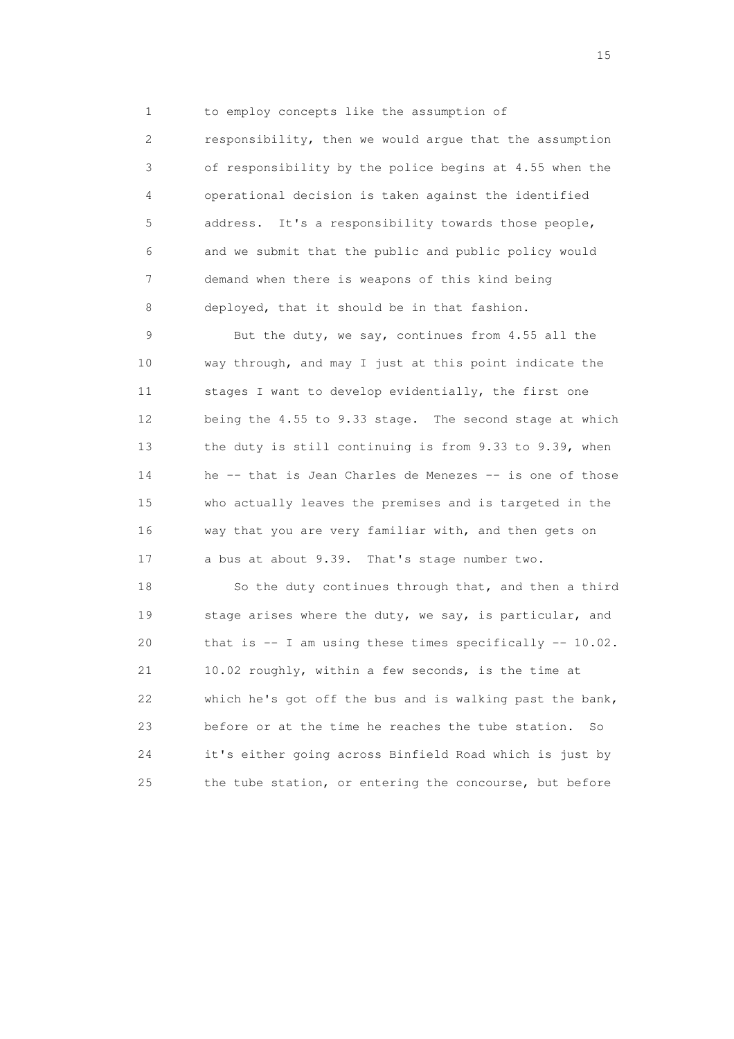to employ concepts like the assumption of responsibility, then we would argue that the assumption of responsibility by the police begins at 4.55 when the operational decision is taken against the identified address. It's a responsibility towards those people, and we submit that the public and public policy would demand when there is weapons of this kind being deployed, that it should be in that fashion.

But the duty, we say, continues from 4.55 all the way through, and may I just at this point indicate the stages I want to develop evidentially, the first one being the 4.55 to 9.33 stage. The second stage at which the duty is still continuing is from 9.33 to 9.39, when he -- that is Jean Charles de Menezes -- is one of those who actually leaves the premises and is targeted in the way that you are very familiar with, and then gets on a bus at about 9.39. That's stage number two.

So the duty continues through that, and then a third stage arises where the duty, we say, is particular, and that is -- I am using these times specifically -- 10.02. 10.02 roughly, within a few seconds, is the time at which he's got off the bus and is walking past the bank, before or at the time he reaches the tube station. So it's either going across Binfield Road which is just by the tube station, or entering the concourse, but before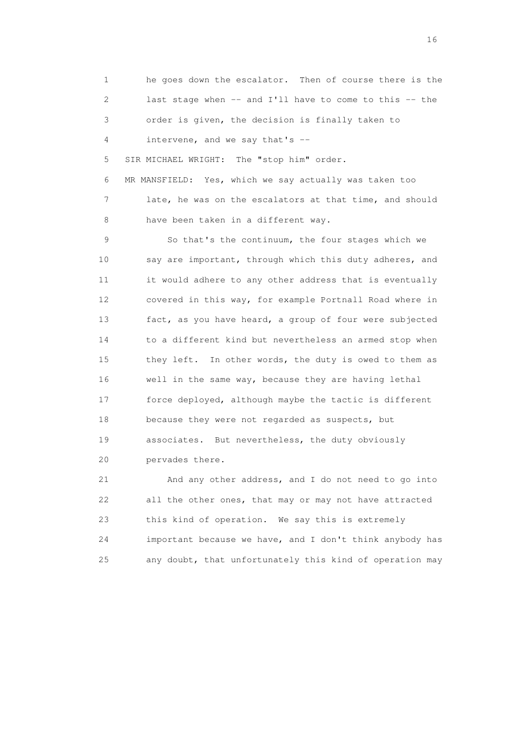1 he goes down the escalator. Then of course there is the
2 last stage when -- and I'll have to come to this -- the
3 order is given, the decision is finally taken to
4 intervene, and we say that's --
5 SIR MICHAEL WRIGHT: The "stop him" order.
6 MR MANSFIELD: Yes, which we say actually was taken too
7 late, he was on the escalators at that time, and should
8 have been taken in a different way.
9 So that's the continuum, the four stages which we
10 say are important, through which this duty adheres, and
11 it would adhere to any other address that is eventually
12 covered in this way, for example Portnall Road where in
13 fact, as you have heard, a group of four were subjected
14 to a different kind but nevertheless an armed stop when
15 they left. In other words, the duty is owed to them as
16 well in the same way, because they are having lethal
17 force deployed, although maybe the tactic is different
18 because they were not regarded as suspects, but
19 associates. But nevertheless, the duty obviously
20 pervades there.
21 And any other address, and I do not need to go into
22 all the other ones, that may or may not have attracted
23 this kind of operation. We say this is extremely
24 important because we have, and I don't think anybody has
25 any doubt, that unfortunately this kind of operation may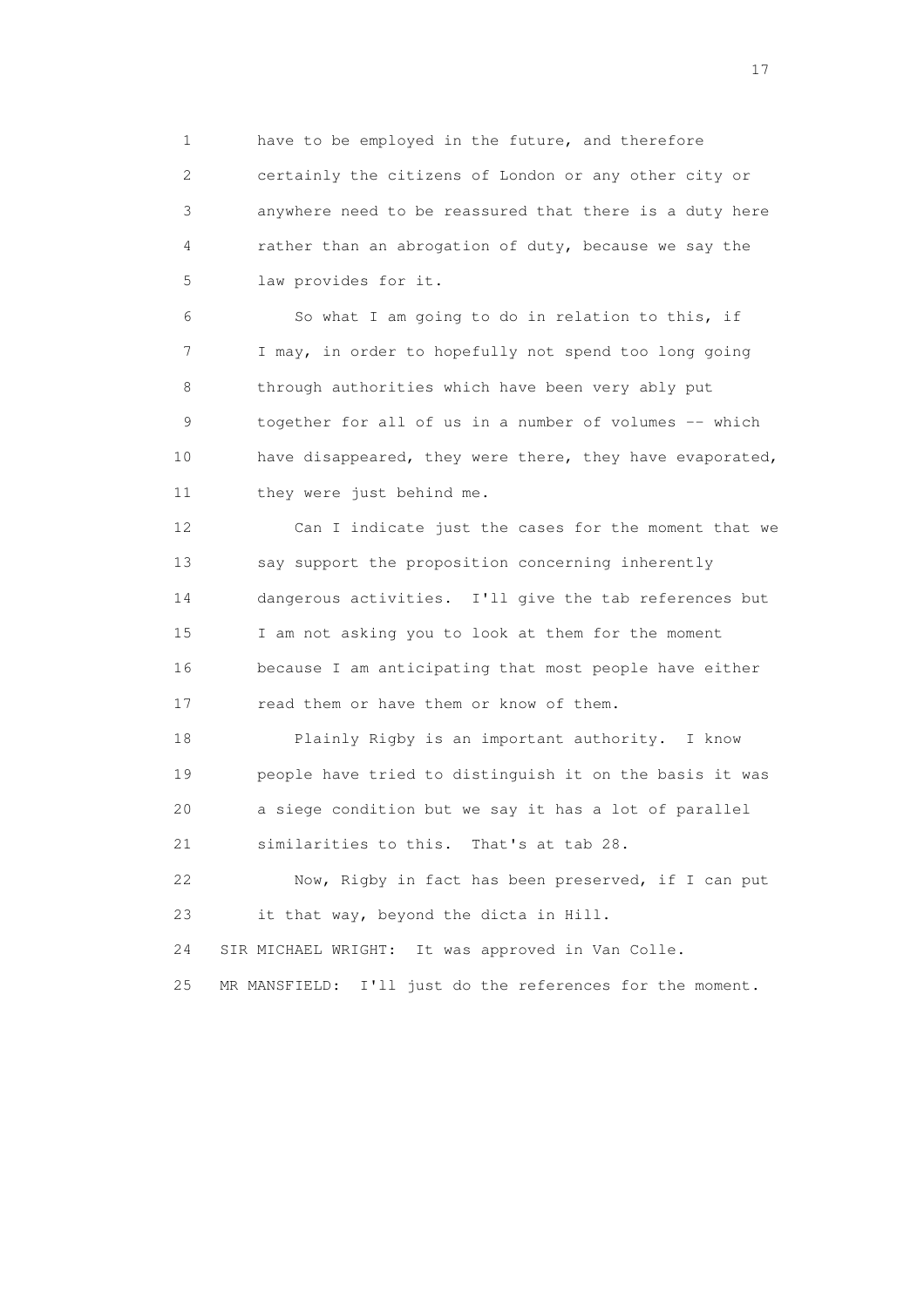1 have to be employed in the future, and therefore
2 certainly the citizens of London or any other city or
3 anywhere need to be reassured that there is a duty here
4 rather than an abrogation of duty, because we say the
5 law provides for it.

6 So what I am going to do in relation to this, if
7 I may, in order to hopefully not spend too long going
8 through authorities which have been very ably put
9 together for all of us in a number of volumes -- which
10 have disappeared, they were there, they have evaporated,
11 they were just behind me.

12 Can I indicate just the cases for the moment that we
13 say support the proposition concerning inherently
14 dangerous activities. I'll give the tab references but
15 I am not asking you to look at them for the moment
16 because I am anticipating that most people have either
17 read them or have them or know of them.

18 Plainly Rigby is an important authority. I know
19 people have tried to distinguish it on the basis it was
20 a siege condition but we say it has a lot of parallel
21 similarities to this. That's at tab 28.

22 Now, Rigby in fact has been preserved, if I can put
23 it that way, beyond the dicta in Hill.

24 SIR MICHAEL WRIGHT: It was approved in Van Colle.

25 MR MANSFIELD: I'll just do the references for the moment.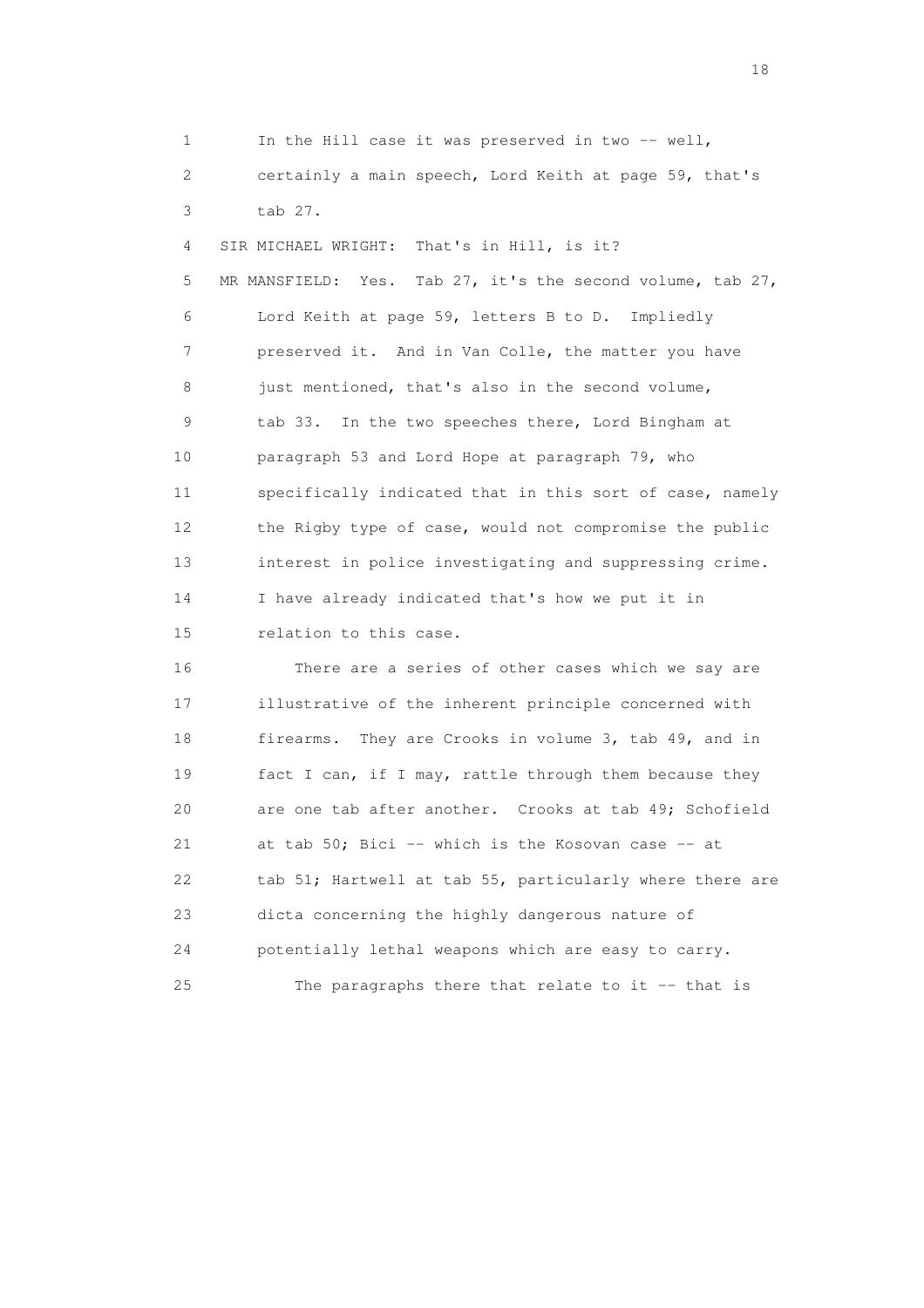1 In the Hill case it was preserved in two -- well,
2 certainly a main speech, Lord Keith at page 59, that's
3 tab 27.

4 SIR MICHAEL WRIGHT: That's in Hill, is it?

5 MR MANSFIELD: Yes. Tab 27, it's the second volume, tab 27,
6 Lord Keith at page 59, letters B to D. Impliedly
7 preserved it. And in Van Colle, the matter you have
8 just mentioned, that's also in the second volume,
9 tab 33. In the two speeches there, Lord Bingham at
10 paragraph 53 and Lord Hope at paragraph 79, who
11 specifically indicated that in this sort of case, namely
12 the Rigby type of case, would not compromise the public
13 interest in police investigating and suppressing crime.
14 I have already indicated that's how we put it in
15 relation to this case.

16 There are a series of other cases which we say are
17 illustrative of the inherent principle concerned with
18 firearms. They are Crooks in volume 3, tab 49, and in
19 fact I can, if I may, rattle through them because they
20 are one tab after another. Crooks at tab 49; Schofield
21 at tab 50; Bici -- which is the Kosovan case -- at
22 tab 51; Hartwell at tab 55, particularly where there are
23 dicta concerning the highly dangerous nature of
24 potentially lethal weapons which are easy to carry.

25 The paragraphs there that relate to it -- that is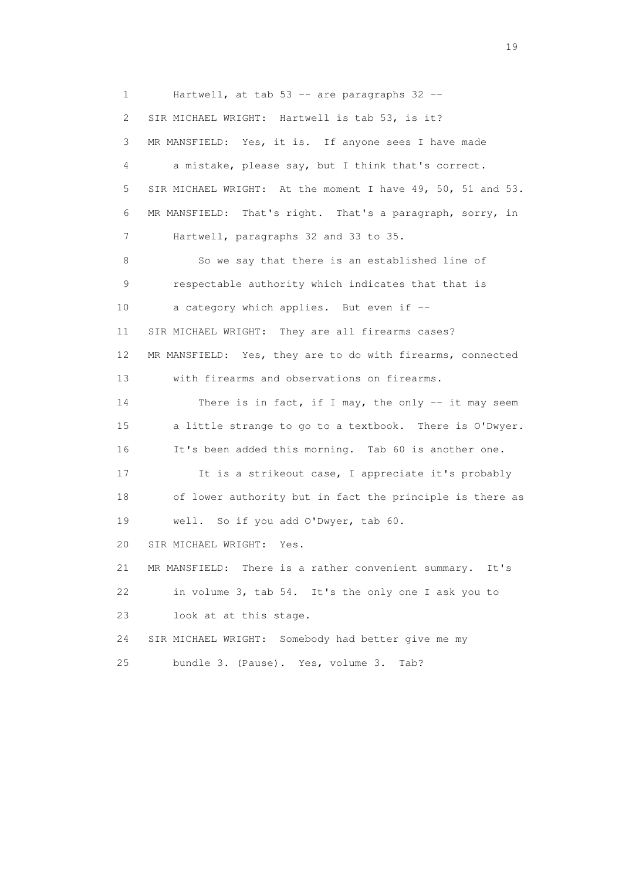1 Hartwell, at tab 53 -- are paragraphs 32 --

2 SIR MICHAEL WRIGHT: Hartwell is tab 53, is it?

3 MR MANSFIELD: Yes, it is. If anyone sees I have made

4 a mistake, please say, but I think that's correct.

5 SIR MICHAEL WRIGHT: At the moment I have 49, 50, 51 and 53.

6 MR MANSFIELD: That's right. That's a paragraph, sorry, in

7 Hartwell, paragraphs 32 and 33 to 35.

8 So we say that there is an established line of

9 respectable authority which indicates that that is

10 a category which applies. But even if --

11 SIR MICHAEL WRIGHT: They are all firearms cases?

12 MR MANSFIELD: Yes, they are to do with firearms, connected

13 with firearms and observations on firearms.

14 There is in fact, if I may, the only -- it may seem

15 a little strange to go to a textbook. There is O'Dwyer.

16 It's been added this morning. Tab 60 is another one.

17 It is a strikeout case, I appreciate it's probably

18 of lower authority but in fact the principle is there as

19 well. So if you add O'Dwyer, tab 60.

20 SIR MICHAEL WRIGHT: Yes.

21 MR MANSFIELD: There is a rather convenient summary. It's

22 in volume 3, tab 54. It's the only one I ask you to

23 look at at this stage.

24 SIR MICHAEL WRIGHT: Somebody had better give me my

25 bundle 3. (Pause). Yes, volume 3. Tab?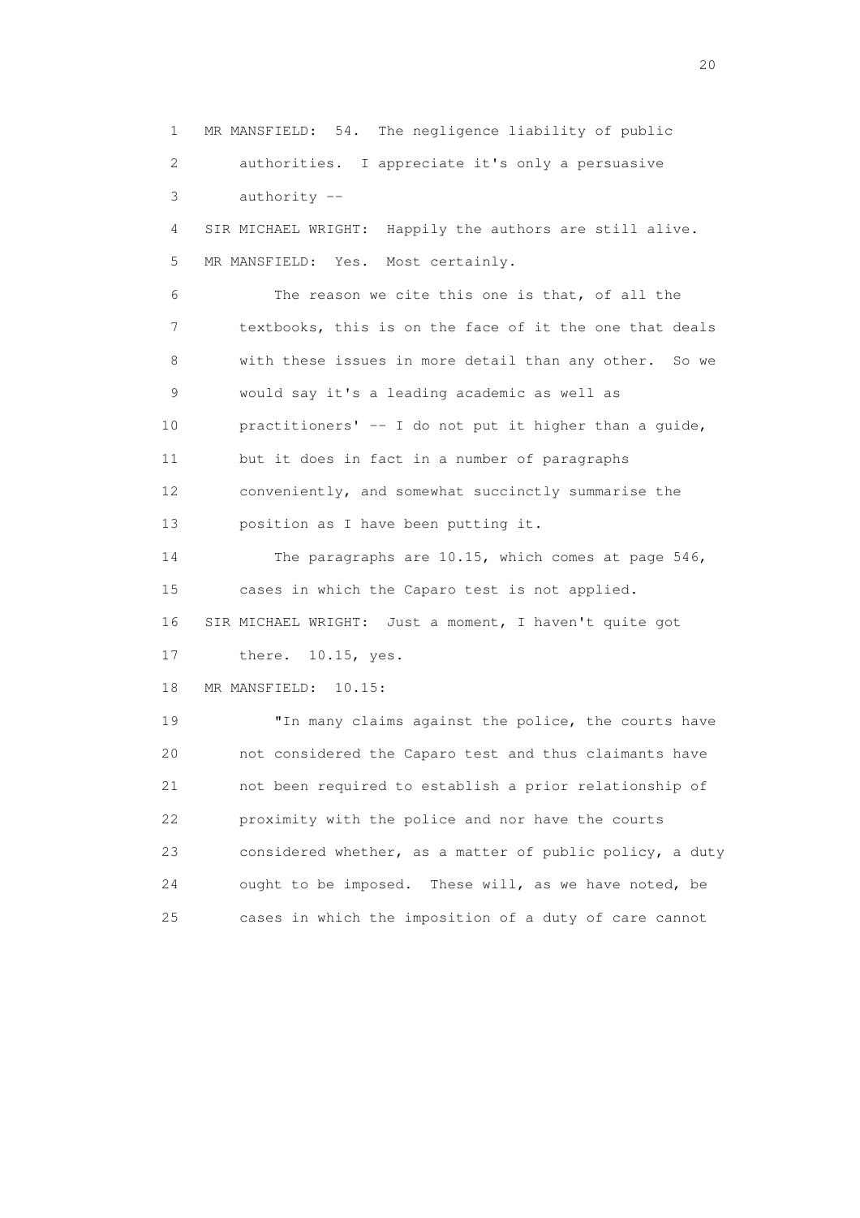MR MANSFIELD: 54. The negligence liability of public authorities. I appreciate it's only a persuasive authority --

SIR MICHAEL WRIGHT: Happily the authors are still alive.

MR MANSFIELD: Yes. Most certainly.

The reason we cite this one is that, of all the textbooks, this is on the face of it the one that deals with these issues in more detail than any other. So we would say it's a leading academic as well as practitioners' -- I do not put it higher than a guide, but it does in fact in a number of paragraphs conveniently, and somewhat succinctly summarise the position as I have been putting it.

The paragraphs are 10.15, which comes at page 546, cases in which the Caparo test is not applied.

SIR MICHAEL WRIGHT: Just a moment, I haven't quite got there. 10.15, yes.

MR MANSFIELD: 10.15:

"In many claims against the police, the courts have not considered the Caparo test and thus claimants have not been required to establish a prior relationship of proximity with the police and nor have the courts considered whether, as a matter of public policy, a duty ought to be imposed. These will, as we have noted, be cases in which the imposition of a duty of care cannot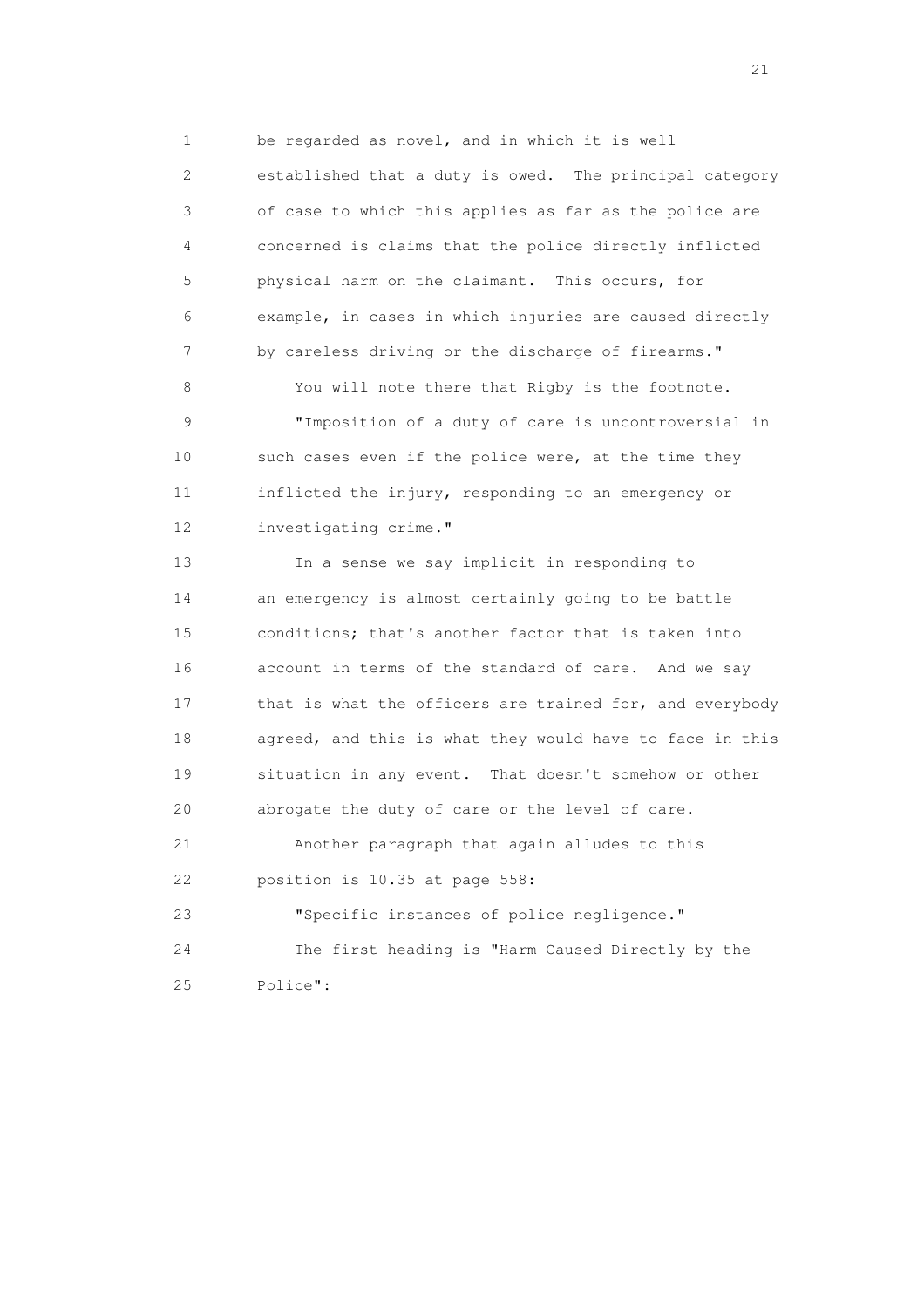be regarded as novel, and in which it is well established that a duty is owed. The principal category of case to which this applies as far as the police are concerned is claims that the police directly inflicted physical harm on the claimant. This occurs, for example, in cases in which injuries are caused directly by careless driving or the discharge of firearms."

You will note there that Rigby is the footnote.

"Imposition of a duty of care is uncontroversial in such cases even if the police were, at the time they inflicted the injury, responding to an emergency or investigating crime."

In a sense we say implicit in responding to an emergency is almost certainly going to be battle conditions; that's another factor that is taken into account in terms of the standard of care. And we say that is what the officers are trained for, and everybody agreed, and this is what they would have to face in this situation in any event. That doesn't somehow or other abrogate the duty of care or the level of care.

Another paragraph that again alludes to this position is 10.35 at page 558:

"Specific instances of police negligence."

The first heading is "Harm Caused Directly by the Police":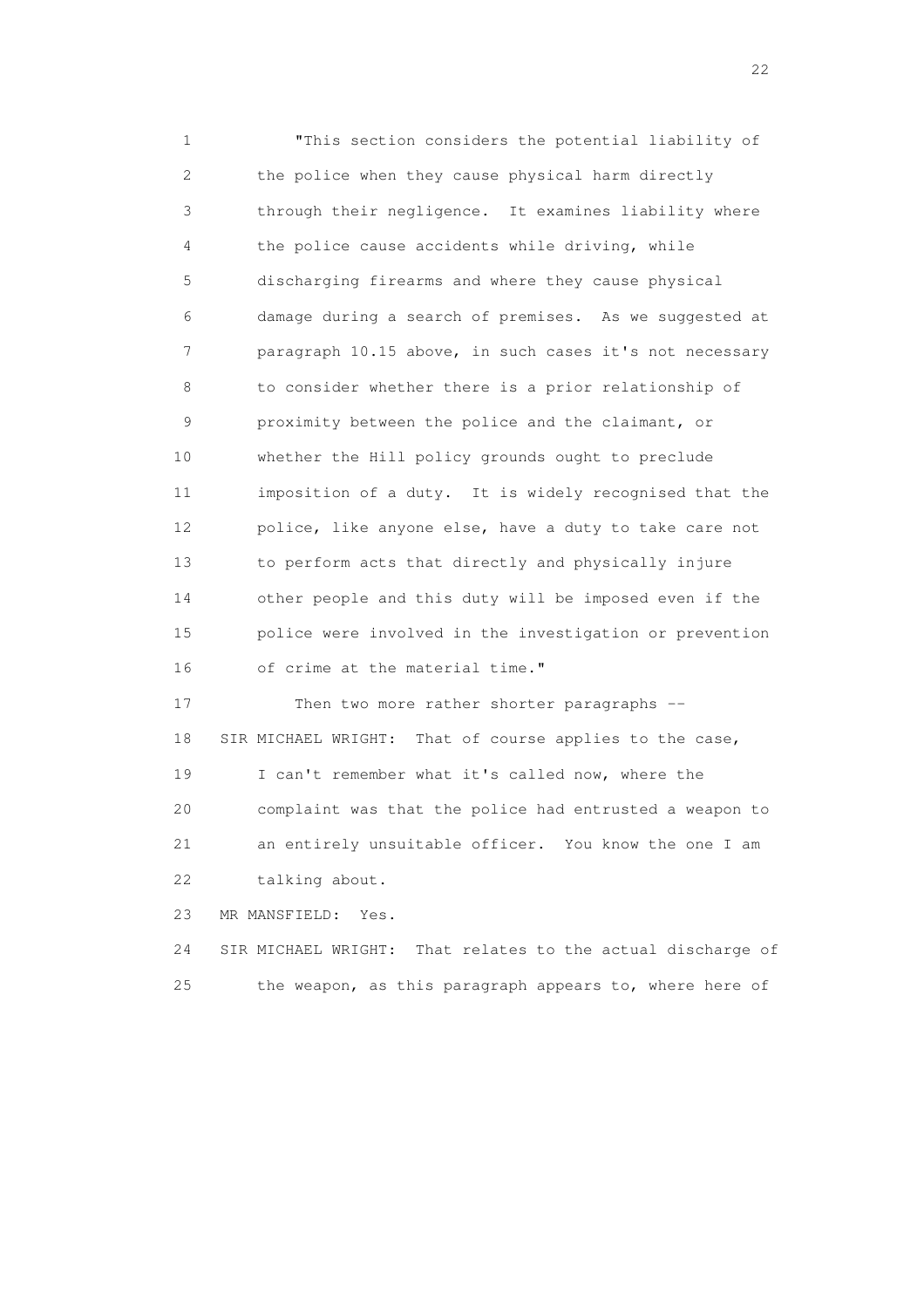1 "This section considers the potential liability of
2 the police when they cause physical harm directly
3 through their negligence. It examines liability where
4 the police cause accidents while driving, while
5 discharging firearms and where they cause physical
6 damage during a search of premises. As we suggested at
7 paragraph 10.15 above, in such cases it's not necessary
8 to consider whether there is a prior relationship of
9 proximity between the police and the claimant, or
10 whether the Hill policy grounds ought to preclude
11 imposition of a duty. It is widely recognised that the
12 police, like anyone else, have a duty to take care not
13 to perform acts that directly and physically injure
14 other people and this duty will be imposed even if the
15 police were involved in the investigation or prevention
16 of crime at the material time."

17 Then two more rather shorter paragraphs --

18 SIR MICHAEL WRIGHT: That of course applies to the case,
19 I can't remember what it's called now, where the
20 complaint was that the police had entrusted a weapon to
21 an entirely unsuitable officer. You know the one I am
22 talking about.

23 MR MANSFIELD: Yes.

24 SIR MICHAEL WRIGHT: That relates to the actual discharge of
25 the weapon, as this paragraph appears to, where here of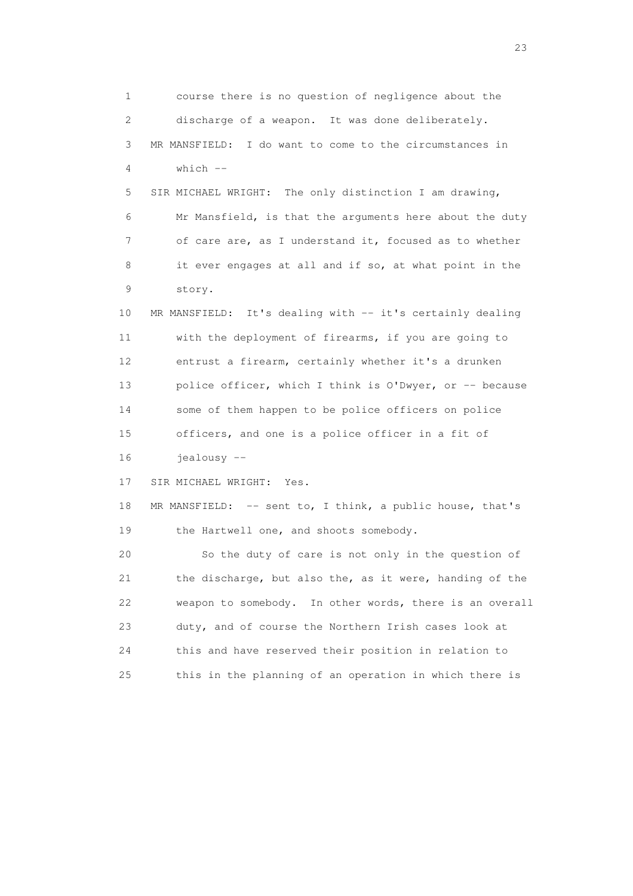course there is no question of negligence about the discharge of a weapon. It was done deliberately.

MR MANSFIELD: I do want to come to the circumstances in which --

SIR MICHAEL WRIGHT: The only distinction I am drawing, Mr Mansfield, is that the arguments here about the duty of care are, as I understand it, focused as to whether it ever engages at all and if so, at what point in the story.

MR MANSFIELD: It's dealing with -- it's certainly dealing with the deployment of firearms, if you are going to entrust a firearm, certainly whether it's a drunken police officer, which I think is O'Dwyer, or -- because some of them happen to be police officers on police officers, and one is a police officer in a fit of jealousy --

SIR MICHAEL WRIGHT: Yes.

MR MANSFIELD: -- sent to, I think, a public house, that's the Hartwell one, and shoots somebody.

So the duty of care is not only in the question of the discharge, but also the, as it were, handing of the weapon to somebody. In other words, there is an overall duty, and of course the Northern Irish cases look at this and have reserved their position in relation to this in the planning of an operation in which there is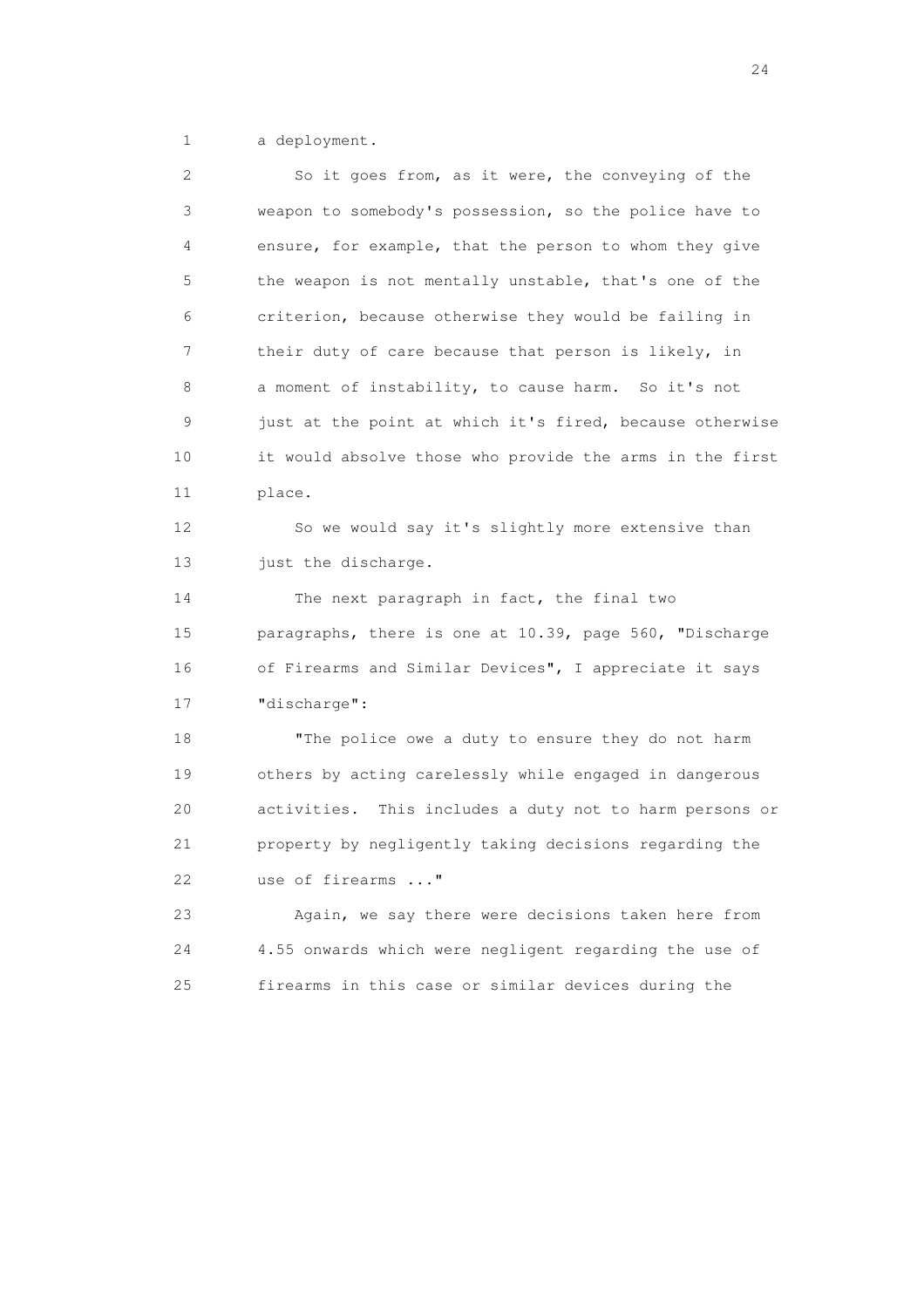a deployment.

So it goes from, as it were, the conveying of the weapon to somebody's possession, so the police have to ensure, for example, that the person to whom they give the weapon is not mentally unstable, that's one of the criterion, because otherwise they would be failing in their duty of care because that person is likely, in a moment of instability, to cause harm. So it's not just at the point at which it's fired, because otherwise it would absolve those who provide the arms in the first place.

So we would say it's slightly more extensive than just the discharge.

The next paragraph in fact, the final two paragraphs, there is one at 10.39, page 560, "Discharge of Firearms and Similar Devices", I appreciate it says "discharge":

"The police owe a duty to ensure they do not harm others by acting carelessly while engaged in dangerous activities. This includes a duty not to harm persons or property by negligently taking decisions regarding the use of firearms ..."

Again, we say there were decisions taken here from 4.55 onwards which were negligent regarding the use of firearms in this case or similar devices during the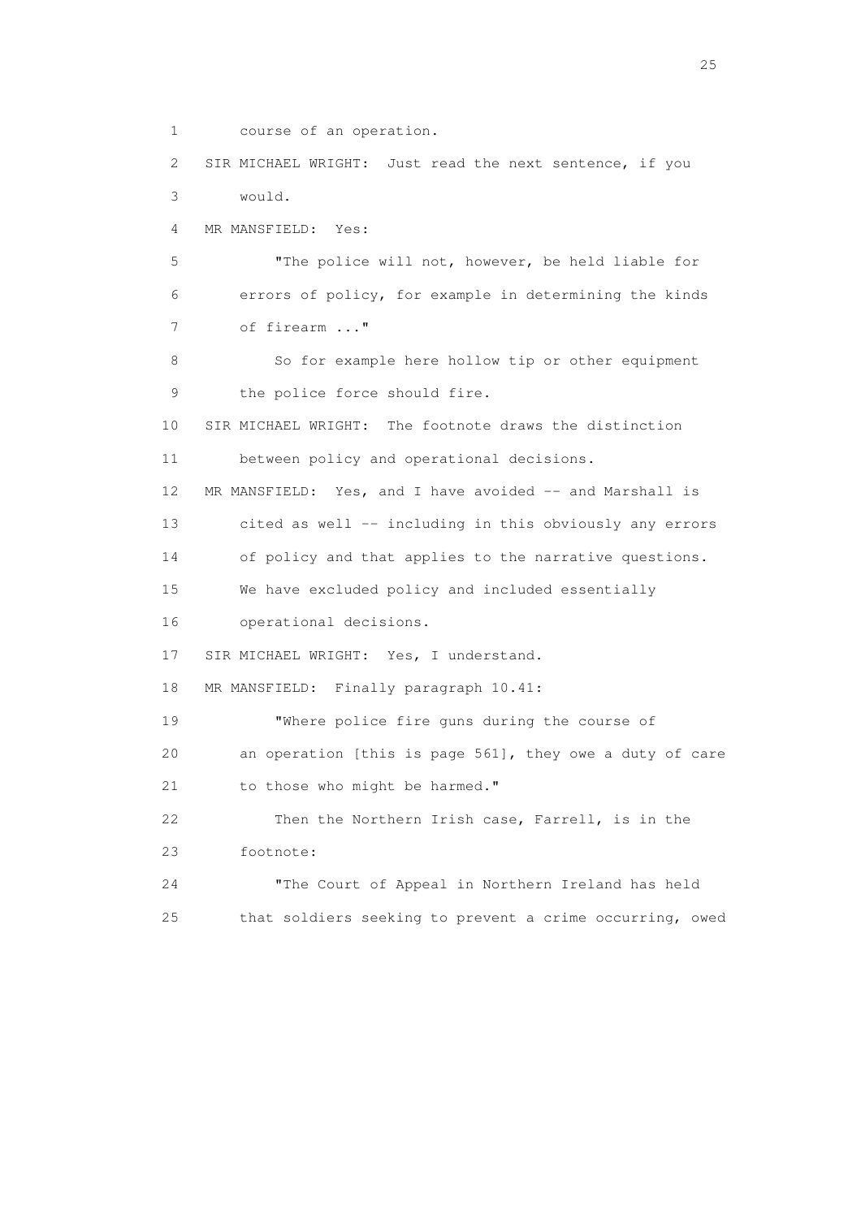1 course of an operation.

2 SIR MICHAEL WRIGHT: Just read the next sentence, if you

3 would.

4 MR MANSFIELD: Yes:

5 "The police will not, however, be held liable for

6 errors of policy, for example in determining the kinds

7 of firearm ..."

8 So for example here hollow tip or other equipment

9 the police force should fire.

10 SIR MICHAEL WRIGHT: The footnote draws the distinction

11 between policy and operational decisions.

12 MR MANSFIELD: Yes, and I have avoided -- and Marshall is

13 cited as well -- including in this obviously any errors

14 of policy and that applies to the narrative questions.

15 We have excluded policy and included essentially

16 operational decisions.

17 SIR MICHAEL WRIGHT: Yes, I understand.

18 MR MANSFIELD: Finally paragraph 10.41:

19 "Where police fire guns during the course of

20 an operation [this is page 561], they owe a duty of care

21 to those who might be harmed."

22 Then the Northern Irish case, Farrell, is in the

23 footnote:

24 "The Court of Appeal in Northern Ireland has held

25 that soldiers seeking to prevent a crime occurring, owed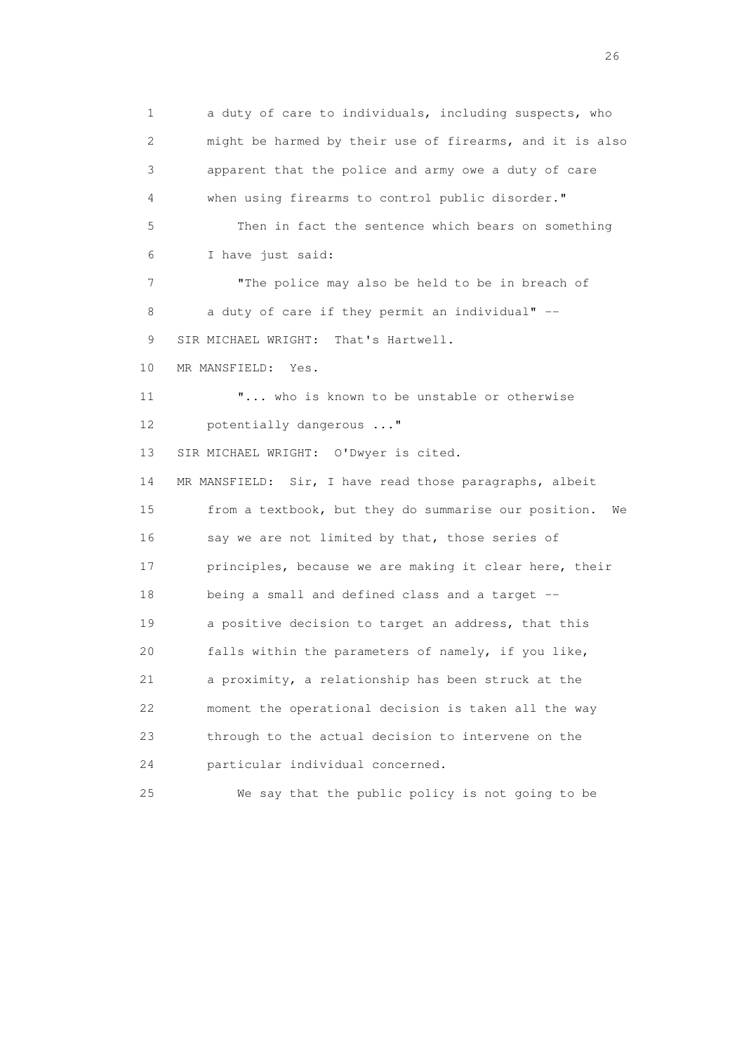a duty of care to individuals, including suspects, who might be harmed by their use of firearms, and it is also apparent that the police and army owe a duty of care when using firearms to control public disorder."

Then in fact the sentence which bears on something I have just said:

"The police may also be held to be in breach of a duty of care if they permit an individual" --

SIR MICHAEL WRIGHT: That's Hartwell.

MR MANSFIELD: Yes.

"... who is known to be unstable or otherwise potentially dangerous ..."

SIR MICHAEL WRIGHT: O'Dwyer is cited.

MR MANSFIELD: Sir, I have read those paragraphs, albeit from a textbook, but they do summarise our position. We say we are not limited by that, those series of principles, because we are making it clear here, their being a small and defined class and a target -- a positive decision to target an address, that this falls within the parameters of namely, if you like, a proximity, a relationship has been struck at the moment the operational decision is taken all the way through to the actual decision to intervene on the particular individual concerned.

We say that the public policy is not going to be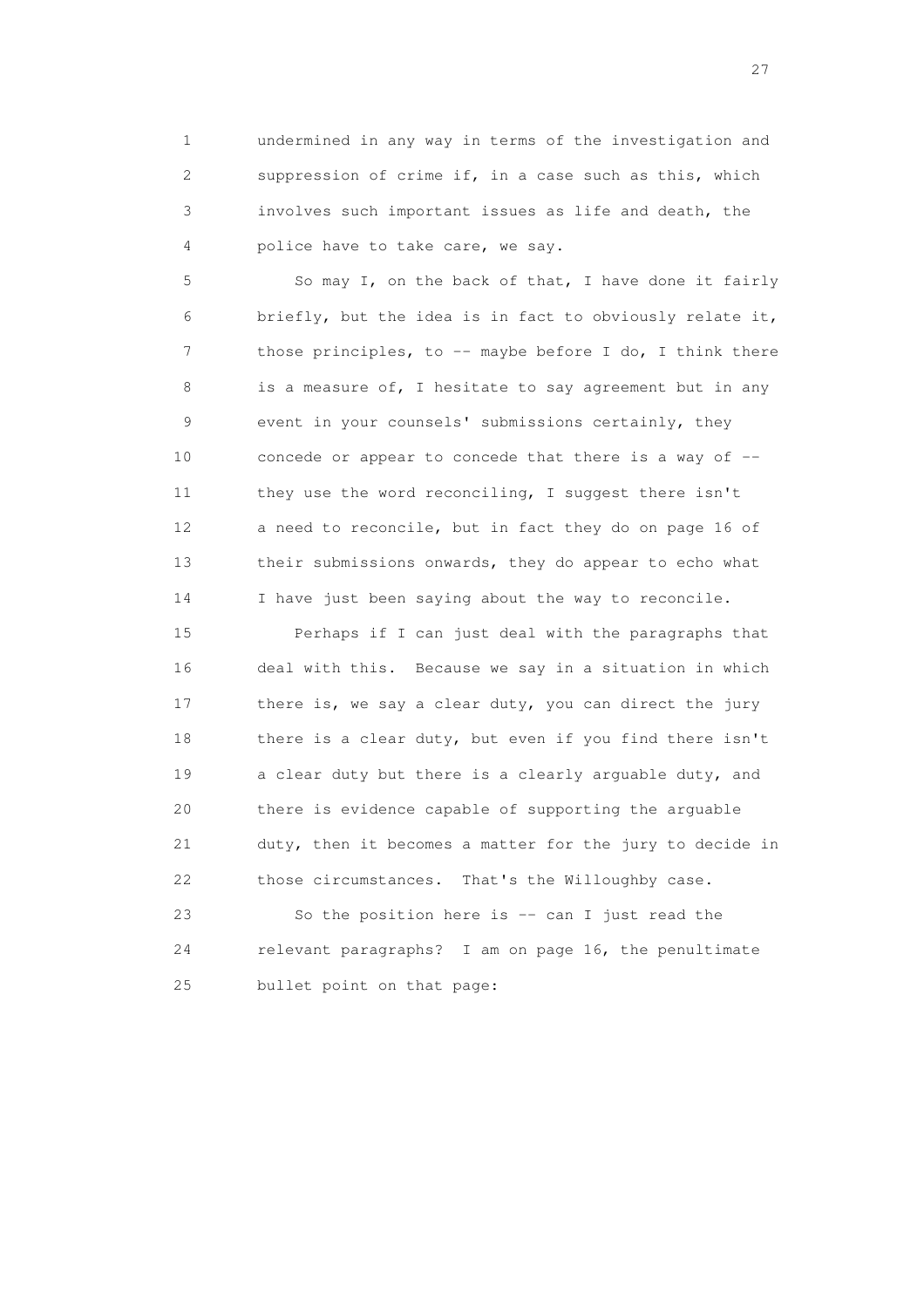undermined in any way in terms of the investigation and suppression of crime if, in a case such as this, which involves such important issues as life and death, the police have to take care, we say.

So may I, on the back of that, I have done it fairly briefly, but the idea is in fact to obviously relate it, those principles, to -- maybe before I do, I think there is a measure of, I hesitate to say agreement but in any event in your counsels' submissions certainly, they concede or appear to concede that there is a way of -- they use the word reconciling, I suggest there isn't a need to reconcile, but in fact they do on page 16 of their submissions onwards, they do appear to echo what I have just been saying about the way to reconcile.

Perhaps if I can just deal with the paragraphs that deal with this. Because we say in a situation in which there is, we say a clear duty, you can direct the jury there is a clear duty, but even if you find there isn't a clear duty but there is a clearly arguable duty, and there is evidence capable of supporting the arguable duty, then it becomes a matter for the jury to decide in those circumstances. That's the Willoughby case.

So the position here is -- can I just read the relevant paragraphs? I am on page 16, the penultimate bullet point on that page: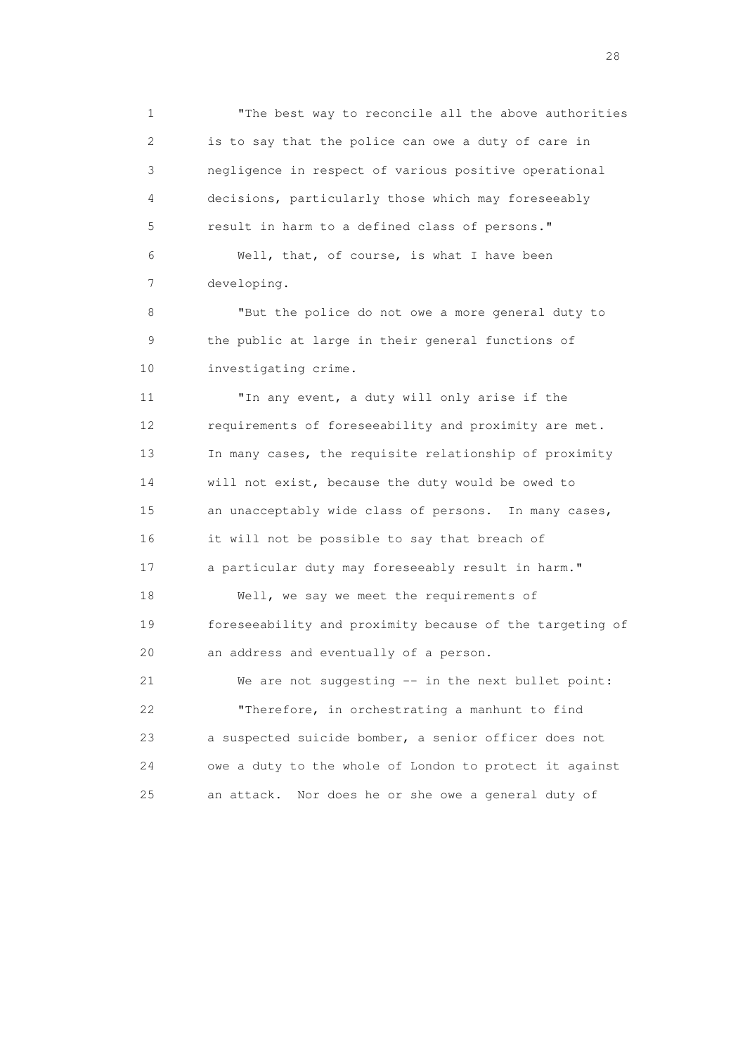1 "The best way to reconcile all the above authorities
2 is to say that the police can owe a duty of care in
3 negligence in respect of various positive operational
4 decisions, particularly those which may foreseeably
5 result in harm to a defined class of persons."

6 Well, that, of course, is what I have been
7 developing.

8 "But the police do not owe a more general duty to
9 the public at large in their general functions of
10 investigating crime.

11 "In any event, a duty will only arise if the
12 requirements of foreseeability and proximity are met.
13 In many cases, the requisite relationship of proximity
14 will not exist, because the duty would be owed to
15 an unacceptably wide class of persons. In many cases,
16 it will not be possible to say that breach of
17 a particular duty may foreseeably result in harm."

18 Well, we say we meet the requirements of
19 foreseeability and proximity because of the targeting of
20 an address and eventually of a person.

21 We are not suggesting -- in the next bullet point:

22 "Therefore, in orchestrating a manhunt to find
23 a suspected suicide bomber, a senior officer does not
24 owe a duty to the whole of London to protect it against
25 an attack. Nor does he or she owe a general duty of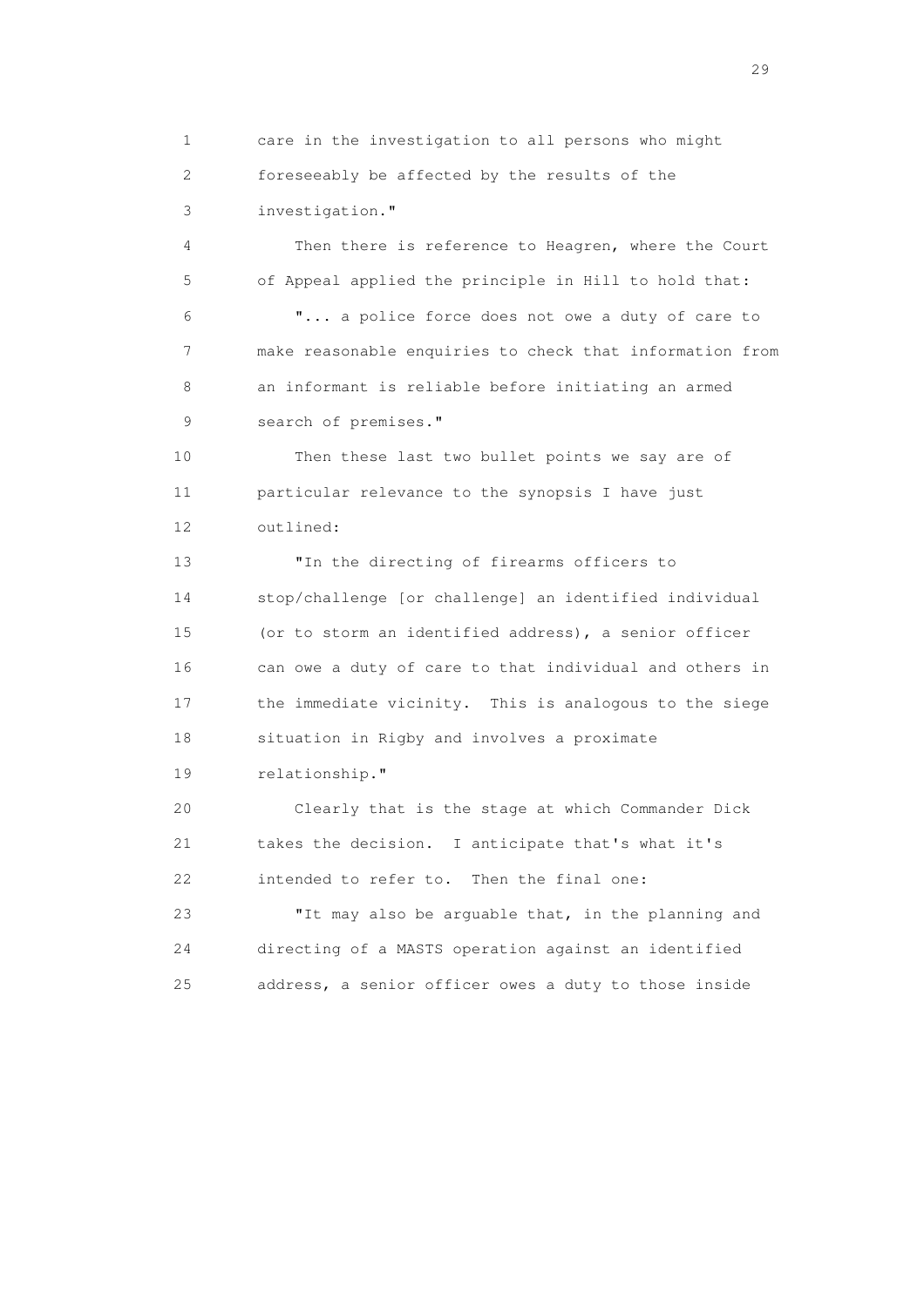care in the investigation to all persons who might foreseeably be affected by the results of the investigation."

Then there is reference to Heagren, where the Court of Appeal applied the principle in Hill to hold that:

"... a police force does not owe a duty of care to make reasonable enquiries to check that information from an informant is reliable before initiating an armed search of premises."

Then these last two bullet points we say are of particular relevance to the synopsis I have just outlined:

"In the directing of firearms officers to stop/challenge [or challenge] an identified individual (or to storm an identified address), a senior officer can owe a duty of care to that individual and others in the immediate vicinity. This is analogous to the siege situation in Rigby and involves a proximate relationship."

Clearly that is the stage at which Commander Dick takes the decision. I anticipate that's what it's intended to refer to. Then the final one:

"It may also be arguable that, in the planning and directing of a MASTS operation against an identified address, a senior officer owes a duty to those inside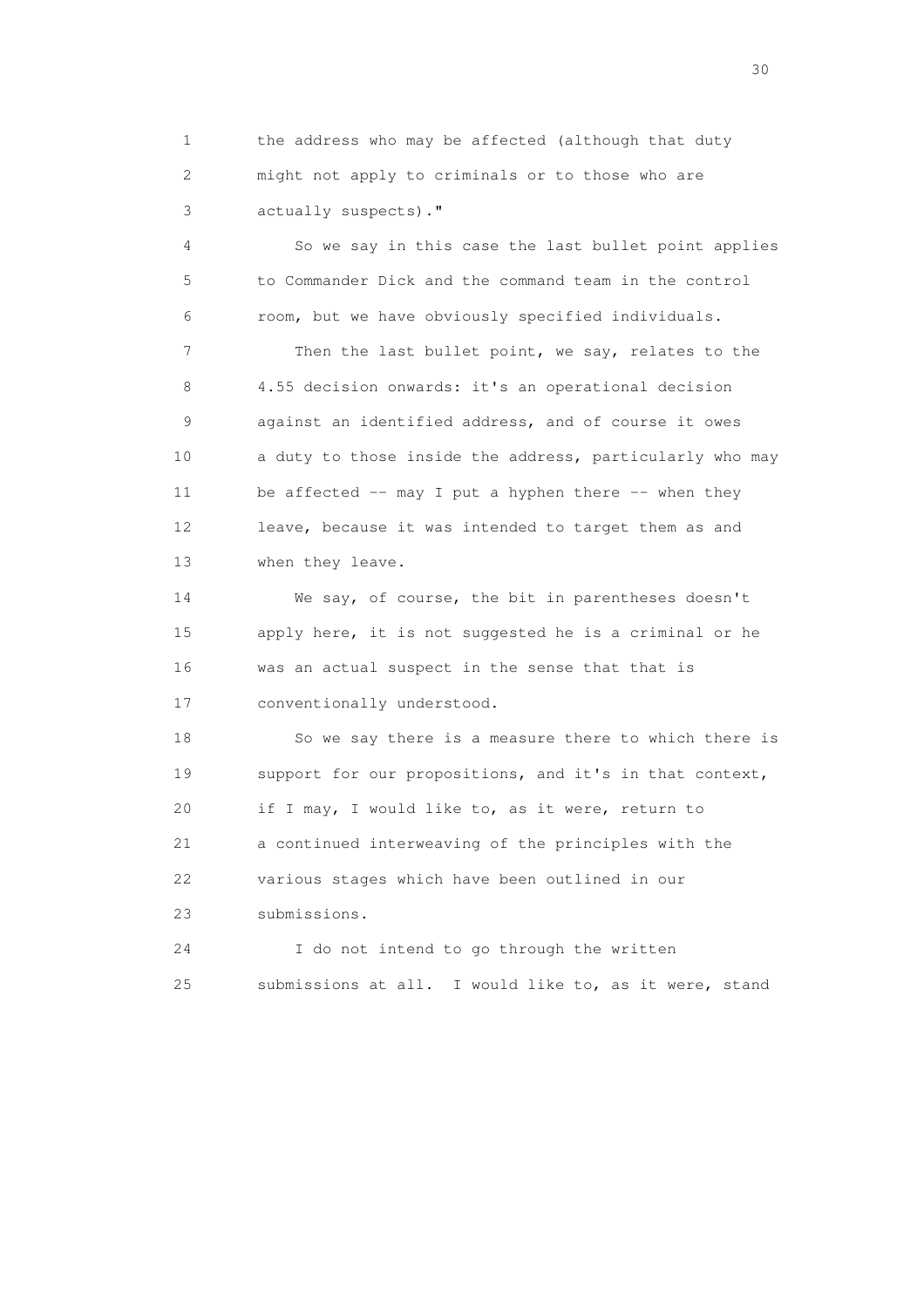1 the address who may be affected (although that duty
2 might not apply to criminals or to those who are
3 actually suspects)."

4 So we say in this case the last bullet point applies
5 to Commander Dick and the command team in the control
6 room, but we have obviously specified individuals.

7 Then the last bullet point, we say, relates to the
8 4.55 decision onwards: it's an operational decision
9 against an identified address, and of course it owes
10 a duty to those inside the address, particularly who may
11 be affected -- may I put a hyphen there -- when they
12 leave, because it was intended to target them as and
13 when they leave.

14 We say, of course, the bit in parentheses doesn't
15 apply here, it is not suggested he is a criminal or he
16 was an actual suspect in the sense that that is
17 conventionally understood.

18 So we say there is a measure there to which there is
19 support for our propositions, and it's in that context,
20 if I may, I would like to, as it were, return to
21 a continued interweaving of the principles with the
22 various stages which have been outlined in our
23 submissions.

24 I do not intend to go through the written
25 submissions at all. I would like to, as it were, stand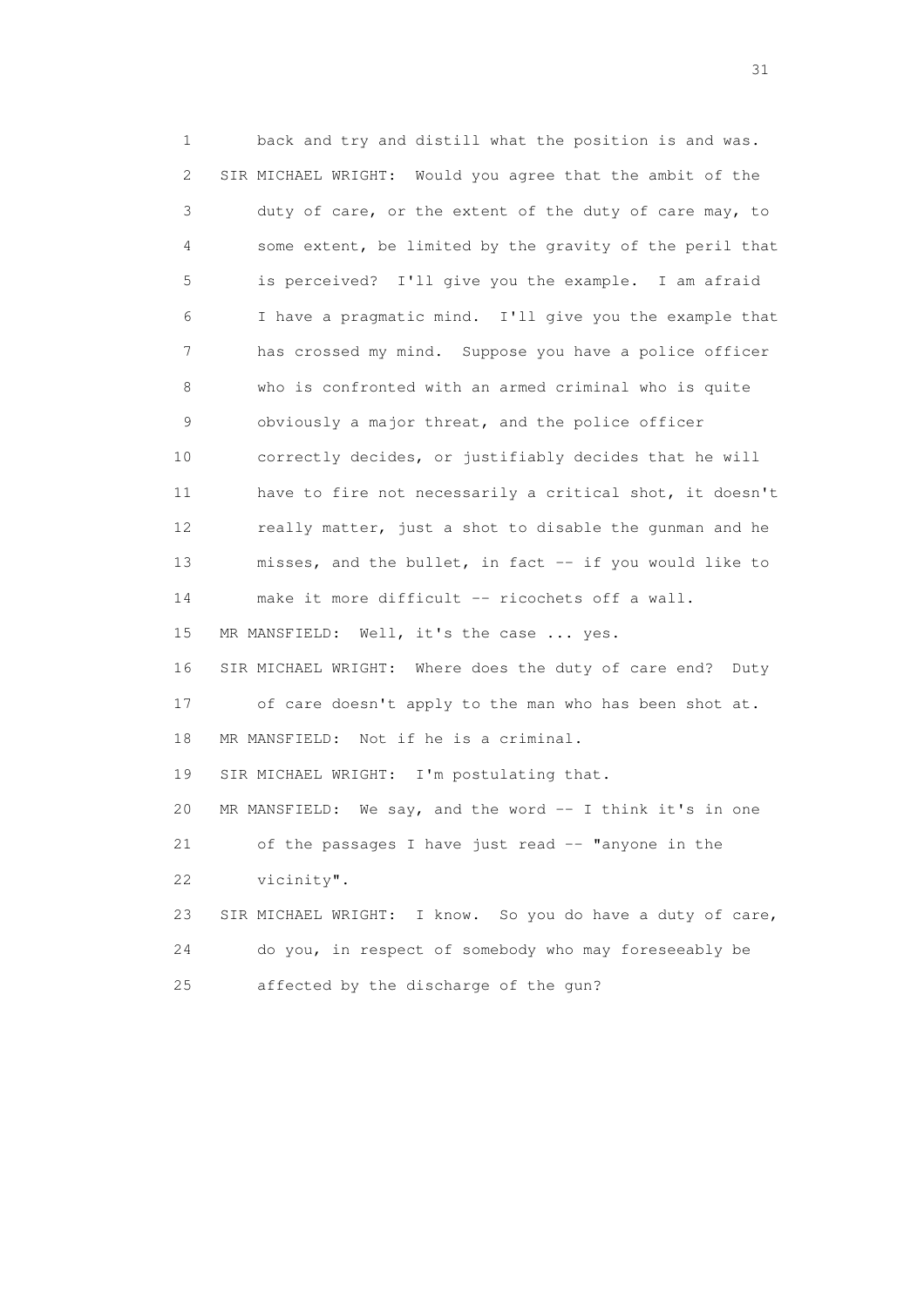1 back and try and distill what the position is and was.
2 SIR MICHAEL WRIGHT: Would you agree that the ambit of the
3 duty of care, or the extent of the duty of care may, to
4 some extent, be limited by the gravity of the peril that
5 is perceived? I'll give you the example. I am afraid
6 I have a pragmatic mind. I'll give you the example that
7 has crossed my mind. Suppose you have a police officer
8 who is confronted with an armed criminal who is quite
9 obviously a major threat, and the police officer
10 correctly decides, or justifiably decides that he will
11 have to fire not necessarily a critical shot, it doesn't
12 really matter, just a shot to disable the gunman and he
13 misses, and the bullet, in fact -- if you would like to
14 make it more difficult -- ricochets off a wall.
15 MR MANSFIELD: Well, it's the case ... yes.
16 SIR MICHAEL WRIGHT: Where does the duty of care end? Duty
17 of care doesn't apply to the man who has been shot at.
18 MR MANSFIELD: Not if he is a criminal.
19 SIR MICHAEL WRIGHT: I'm postulating that.
20 MR MANSFIELD: We say, and the word -- I think it's in one
21 of the passages I have just read -- "anyone in the
22 vicinity".
23 SIR MICHAEL WRIGHT: I know. So you do have a duty of care,
24 do you, in respect of somebody who may foreseeably be
25 affected by the discharge of the gun?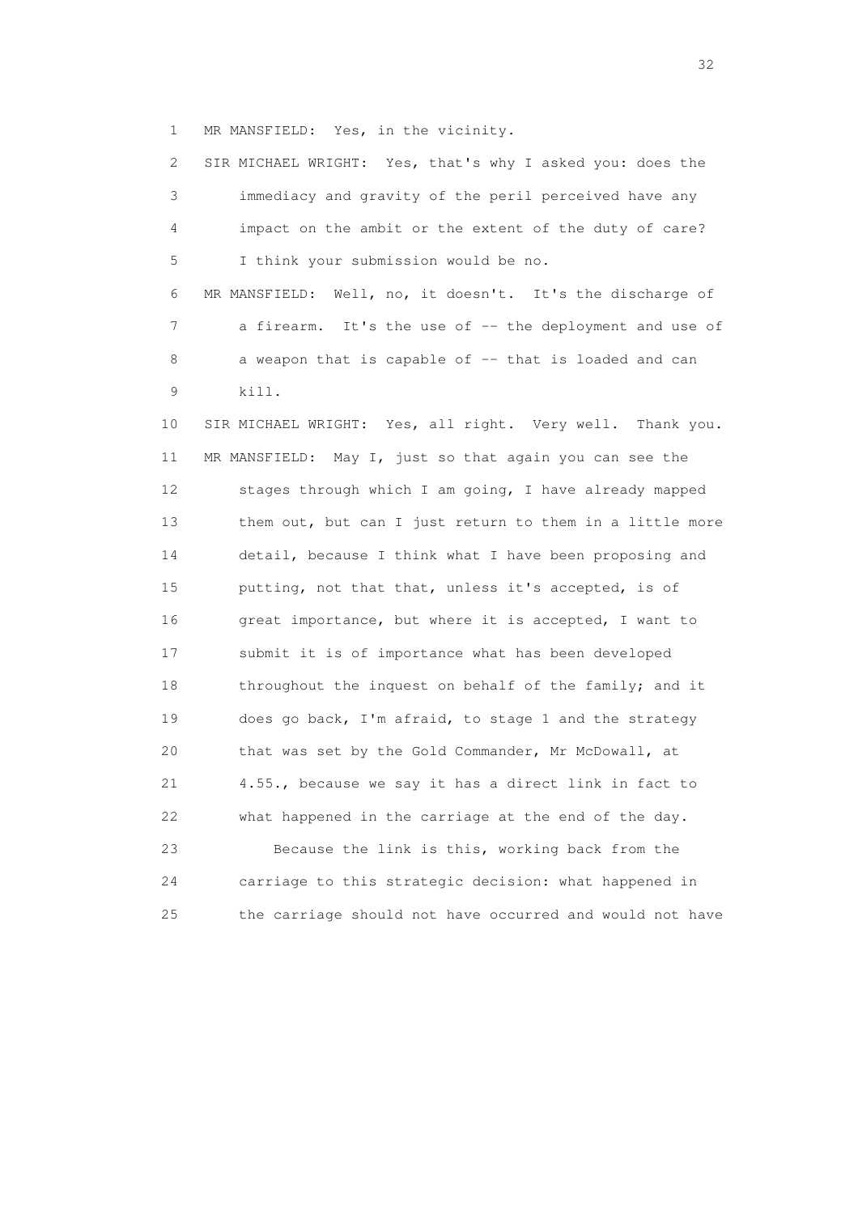MR MANSFIELD: Yes, in the vicinity.

SIR MICHAEL WRIGHT: Yes, that's why I asked you: does the immediacy and gravity of the peril perceived have any impact on the ambit or the extent of the duty of care? I think your submission would be no.

MR MANSFIELD: Well, no, it doesn't. It's the discharge of a firearm. It's the use of -- the deployment and use of a weapon that is capable of -- that is loaded and can kill.

SIR MICHAEL WRIGHT: Yes, all right. Very well. Thank you.

MR MANSFIELD: May I, just so that again you can see the stages through which I am going, I have already mapped them out, but can I just return to them in a little more detail, because I think what I have been proposing and putting, not that that, unless it's accepted, is of great importance, but where it is accepted, I want to submit it is of importance what has been developed throughout the inquest on behalf of the family; and it does go back, I'm afraid, to stage 1 and the strategy that was set by the Gold Commander, Mr McDowall, at 4.55., because we say it has a direct link in fact to what happened in the carriage at the end of the day.

Because the link is this, working back from the carriage to this strategic decision: what happened in the carriage should not have occurred and would not have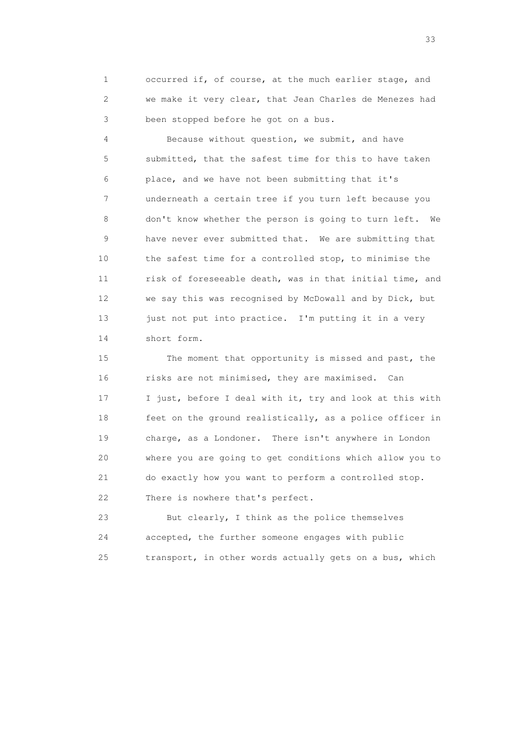1 occurred if, of course, at the much earlier stage, and
2 we make it very clear, that Jean Charles de Menezes had
3 been stopped before he got on a bus.

4 Because without question, we submit, and have
5 submitted, that the safest time for this to have taken
6 place, and we have not been submitting that it's
7 underneath a certain tree if you turn left because you
8 don't know whether the person is going to turn left. We
9 have never ever submitted that. We are submitting that
10 the safest time for a controlled stop, to minimise the
11 risk of foreseeable death, was in that initial time, and
12 we say this was recognised by McDowall and by Dick, but
13 just not put into practice. I'm putting it in a very
14 short form.

15 The moment that opportunity is missed and past, the
16 risks are not minimised, they are maximised. Can
17 I just, before I deal with it, try and look at this with
18 feet on the ground realistically, as a police officer in
19 charge, as a Londoner. There isn't anywhere in London
20 where you are going to get conditions which allow you to
21 do exactly how you want to perform a controlled stop.
22 There is nowhere that's perfect.

23 But clearly, I think as the police themselves
24 accepted, the further someone engages with public
25 transport, in other words actually gets on a bus, which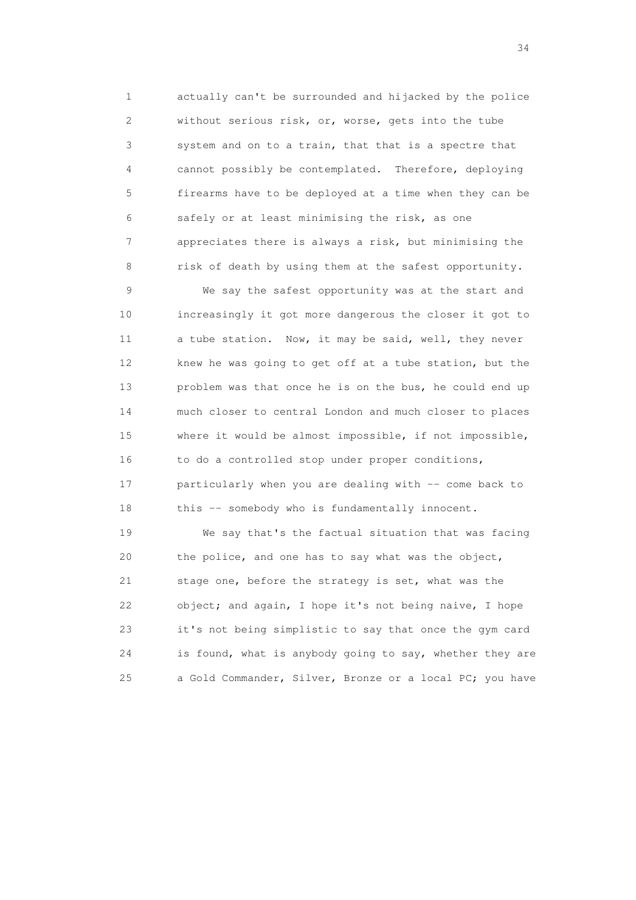actually can't be surrounded and hijacked by the police without serious risk, or, worse, gets into the tube system and on to a train, that that is a spectre that cannot possibly be contemplated. Therefore, deploying firearms have to be deployed at a time when they can be safely or at least minimising the risk, as one appreciates there is always a risk, but minimising the risk of death by using them at the safest opportunity.

We say the safest opportunity was at the start and increasingly it got more dangerous the closer it got to a tube station. Now, it may be said, well, they never knew he was going to get off at a tube station, but the problem was that once he is on the bus, he could end up much closer to central London and much closer to places where it would be almost impossible, if not impossible, to do a controlled stop under proper conditions, particularly when you are dealing with -- come back to this -- somebody who is fundamentally innocent.

We say that's the factual situation that was facing the police, and one has to say what was the object, stage one, before the strategy is set, what was the object; and again, I hope it's not being naive, I hope it's not being simplistic to say that once the gym card is found, what is anybody going to say, whether they are a Gold Commander, Silver, Bronze or a local PC; you have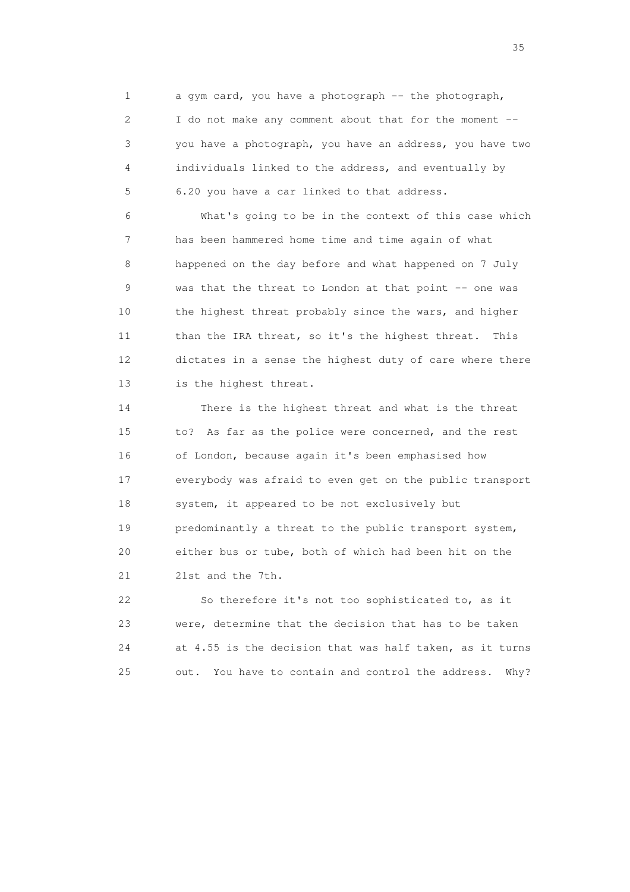a gym card, you have a photograph -- the photograph, I do not make any comment about that for the moment -- you have a photograph, you have an address, you have two individuals linked to the address, and eventually by 6.20 you have a car linked to that address.

What's going to be in the context of this case which has been hammered home time and time again of what happened on the day before and what happened on 7 July was that the threat to London at that point -- one was the highest threat probably since the wars, and higher than the IRA threat, so it's the highest threat. This dictates in a sense the highest duty of care where there is the highest threat.

There is the highest threat and what is the threat to? As far as the police were concerned, and the rest of London, because again it's been emphasised how everybody was afraid to even get on the public transport system, it appeared to be not exclusively but predominantly a threat to the public transport system, either bus or tube, both of which had been hit on the 21st and the 7th.

So therefore it's not too sophisticated to, as it were, determine that the decision that has to be taken at 4.55 is the decision that was half taken, as it turns out. You have to contain and control the address. Why?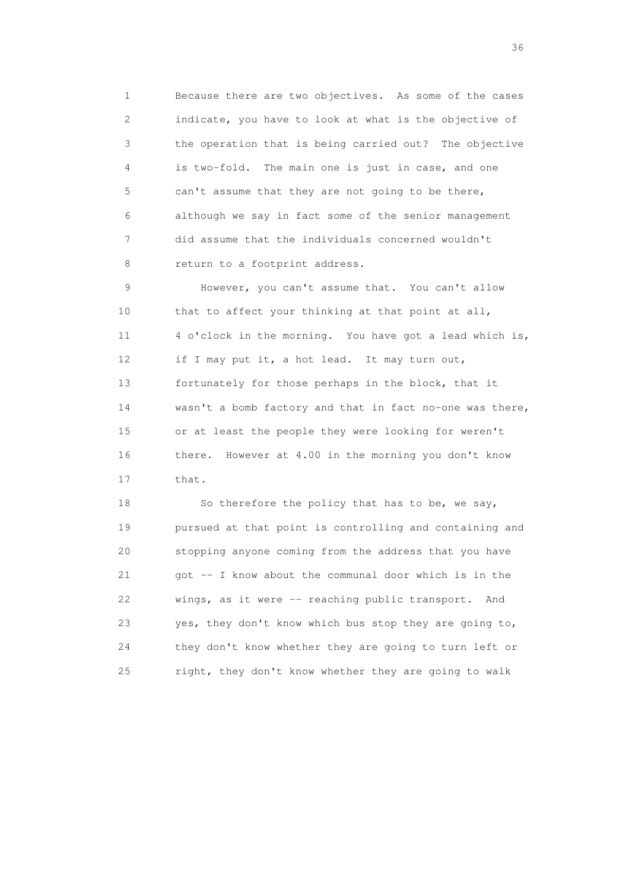Because there are two objectives. As some of the cases indicate, you have to look at what is the objective of the operation that is being carried out? The objective is two-fold. The main one is just in case, and one can't assume that they are not going to be there, although we say in fact some of the senior management did assume that the individuals concerned wouldn't return to a footprint address.

However, you can't assume that. You can't allow that to affect your thinking at that point at all, 4 o'clock in the morning. You have got a lead which is, if I may put it, a hot lead. It may turn out, fortunately for those perhaps in the block, that it wasn't a bomb factory and that in fact no-one was there, or at least the people they were looking for weren't there. However at 4.00 in the morning you don't know that.

So therefore the policy that has to be, we say, pursued at that point is controlling and containing and stopping anyone coming from the address that you have got -- I know about the communal door which is in the wings, as it were -- reaching public transport. And yes, they don't know which bus stop they are going to, they don't know whether they are going to turn left or right, they don't know whether they are going to walk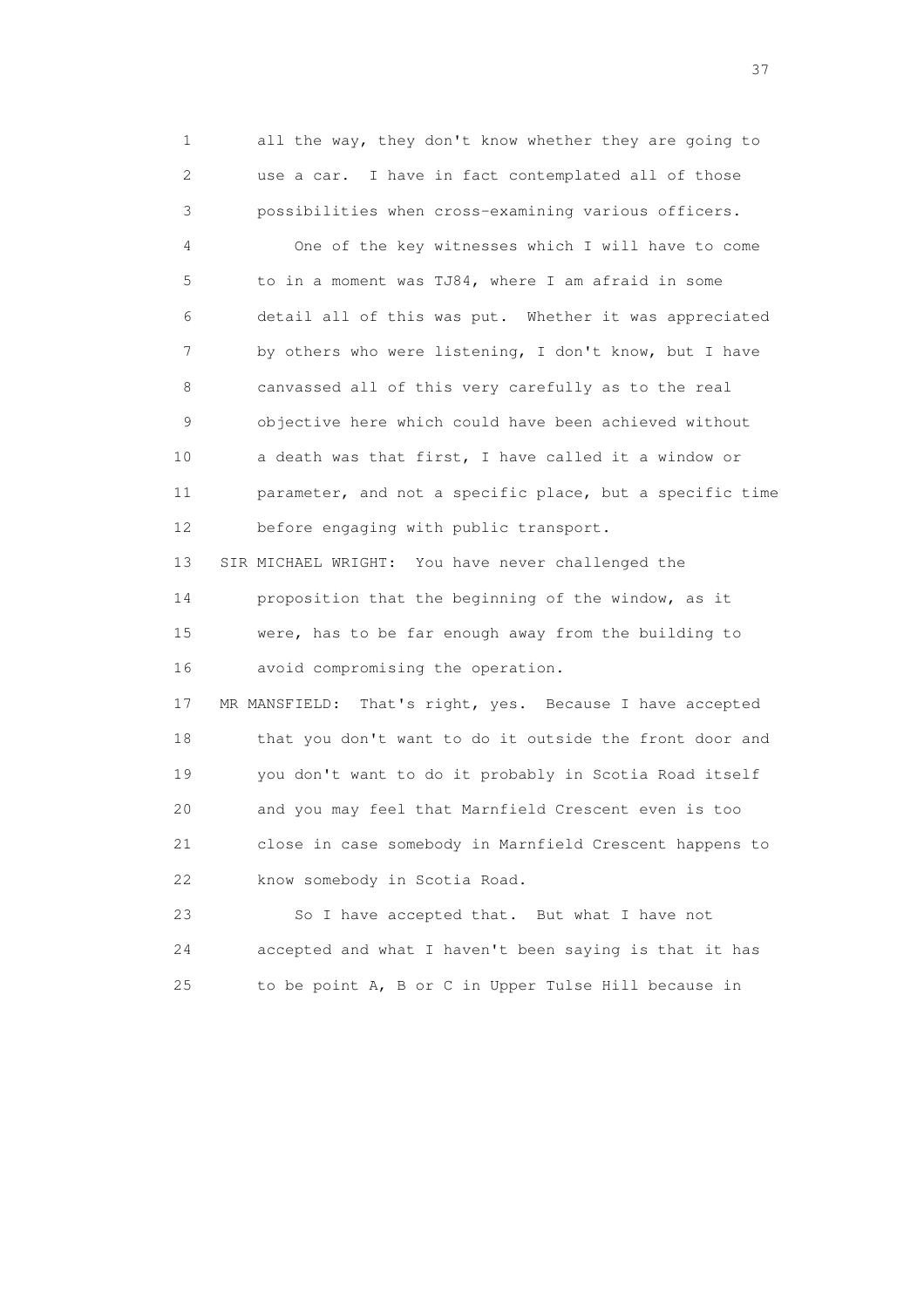1 all the way, they don't know whether they are going to
2 use a car. I have in fact contemplated all of those
3 possibilities when cross-examining various officers.
4 One of the key witnesses which I will have to come
5 to in a moment was TJ84, where I am afraid in some
6 detail all of this was put. Whether it was appreciated
7 by others who were listening, I don't know, but I have
8 canvassed all of this very carefully as to the real
9 objective here which could have been achieved without
10 a death was that first, I have called it a window or
11 parameter, and not a specific place, but a specific time
12 before engaging with public transport.
13 SIR MICHAEL WRIGHT: You have never challenged the
14 proposition that the beginning of the window, as it
15 were, has to be far enough away from the building to
16 avoid compromising the operation.
17 MR MANSFIELD: That's right, yes. Because I have accepted
18 that you don't want to do it outside the front door and
19 you don't want to do it probably in Scotia Road itself
20 and you may feel that Marnfield Crescent even is too
21 close in case somebody in Marnfield Crescent happens to
22 know somebody in Scotia Road.
23 So I have accepted that. But what I have not
24 accepted and what I haven't been saying is that it has
25 to be point A, B or C in Upper Tulse Hill because in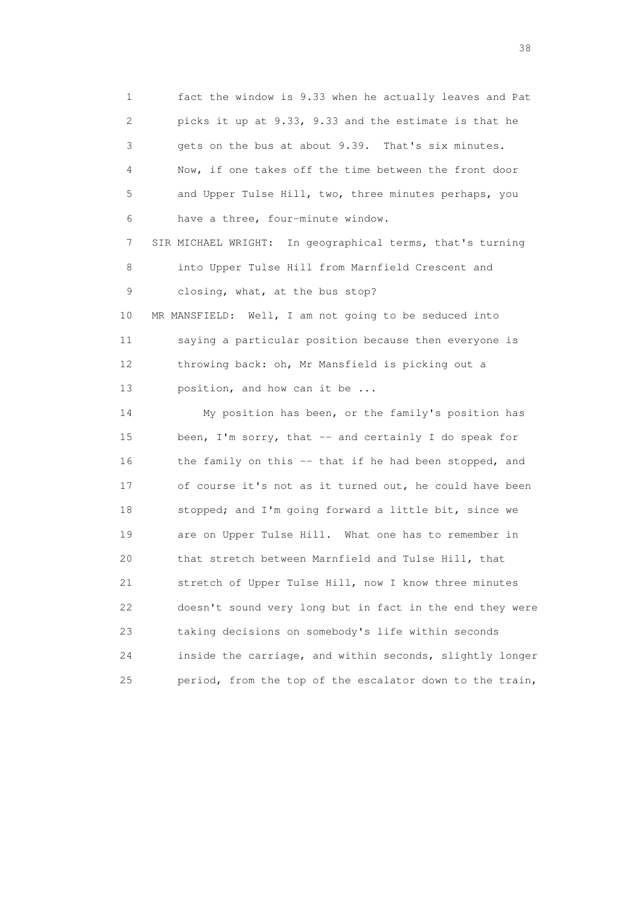1 fact the window is 9.33 when he actually leaves and Pat
2 picks it up at 9.33, 9.33 and the estimate is that he
3 gets on the bus at about 9.39. That's six minutes.
4 Now, if one takes off the time between the front door
5 and Upper Tulse Hill, two, three minutes perhaps, you
6 have a three, four-minute window.

7 SIR MICHAEL WRIGHT: In geographical terms, that's turning
8 into Upper Tulse Hill from Marnfield Crescent and
9 closing, what, at the bus stop?

10 MR MANSFIELD: Well, I am not going to be seduced into
11 saying a particular position because then everyone is
12 throwing back: oh, Mr Mansfield is picking out a
13 position, and how can it be ...

14 My position has been, or the family's position has
15 been, I'm sorry, that -- and certainly I do speak for
16 the family on this -- that if he had been stopped, and
17 of course it's not as it turned out, he could have been
18 stopped; and I'm going forward a little bit, since we
19 are on Upper Tulse Hill. What one has to remember in
20 that stretch between Marnfield and Tulse Hill, that
21 stretch of Upper Tulse Hill, now I know three minutes
22 doesn't sound very long but in fact in the end they were
23 taking decisions on somebody's life within seconds
24 inside the carriage, and within seconds, slightly longer
25 period, from the top of the escalator down to the train,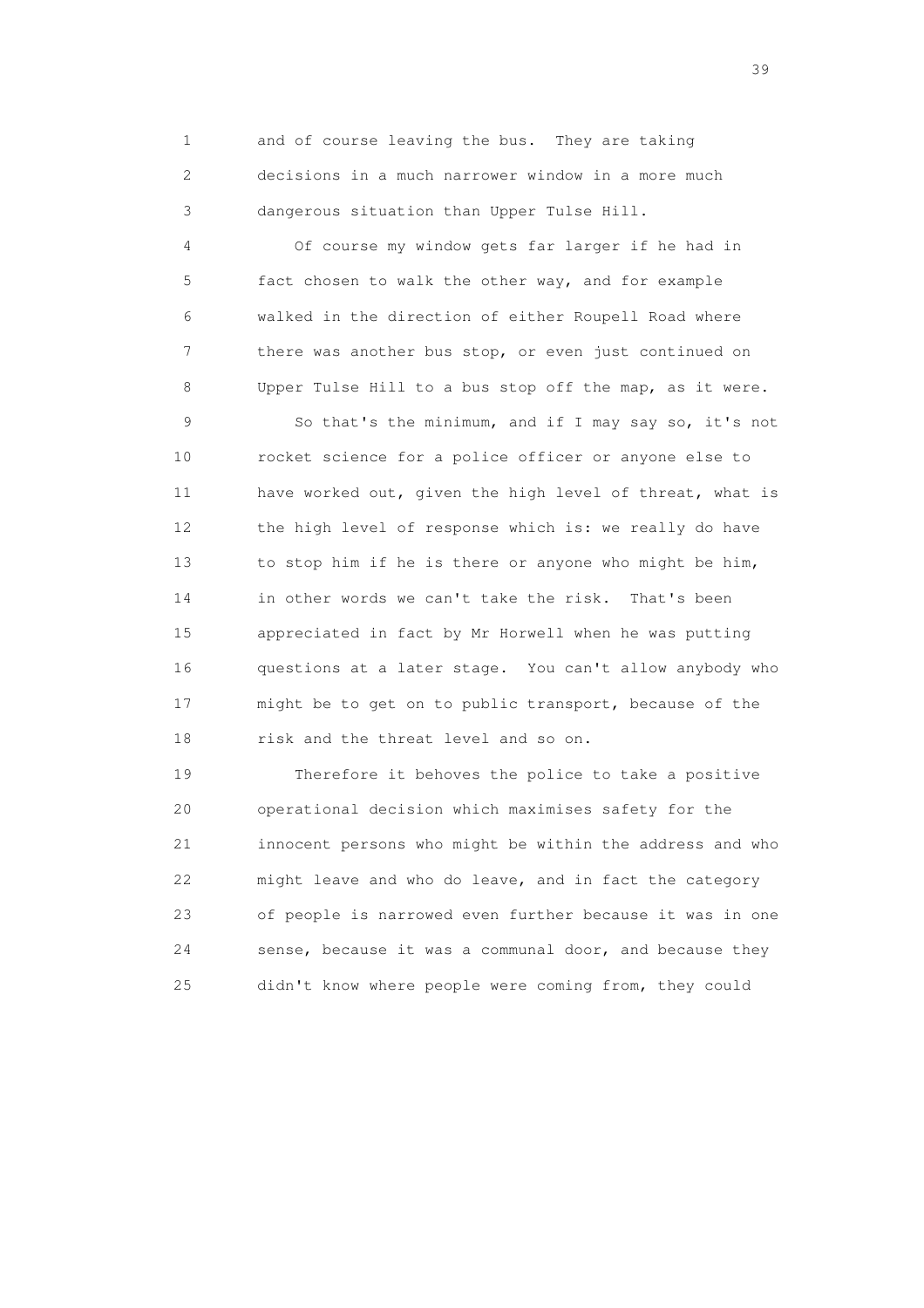1 and of course leaving the bus. They are taking
2 decisions in a much narrower window in a more much
3 dangerous situation than Upper Tulse Hill.

4 Of course my window gets far larger if he had in
5 fact chosen to walk the other way, and for example
6 walked in the direction of either Roupell Road where
7 there was another bus stop, or even just continued on
8 Upper Tulse Hill to a bus stop off the map, as it were.

9 So that's the minimum, and if I may say so, it's not
10 rocket science for a police officer or anyone else to
11 have worked out, given the high level of threat, what is
12 the high level of response which is: we really do have
13 to stop him if he is there or anyone who might be him,
14 in other words we can't take the risk. That's been
15 appreciated in fact by Mr Horwell when he was putting
16 questions at a later stage. You can't allow anybody who
17 might be to get on to public transport, because of the
18 risk and the threat level and so on.

19 Therefore it behoves the police to take a positive
20 operational decision which maximises safety for the
21 innocent persons who might be within the address and who
22 might leave and who do leave, and in fact the category
23 of people is narrowed even further because it was in one
24 sense, because it was a communal door, and because they
25 didn't know where people were coming from, they could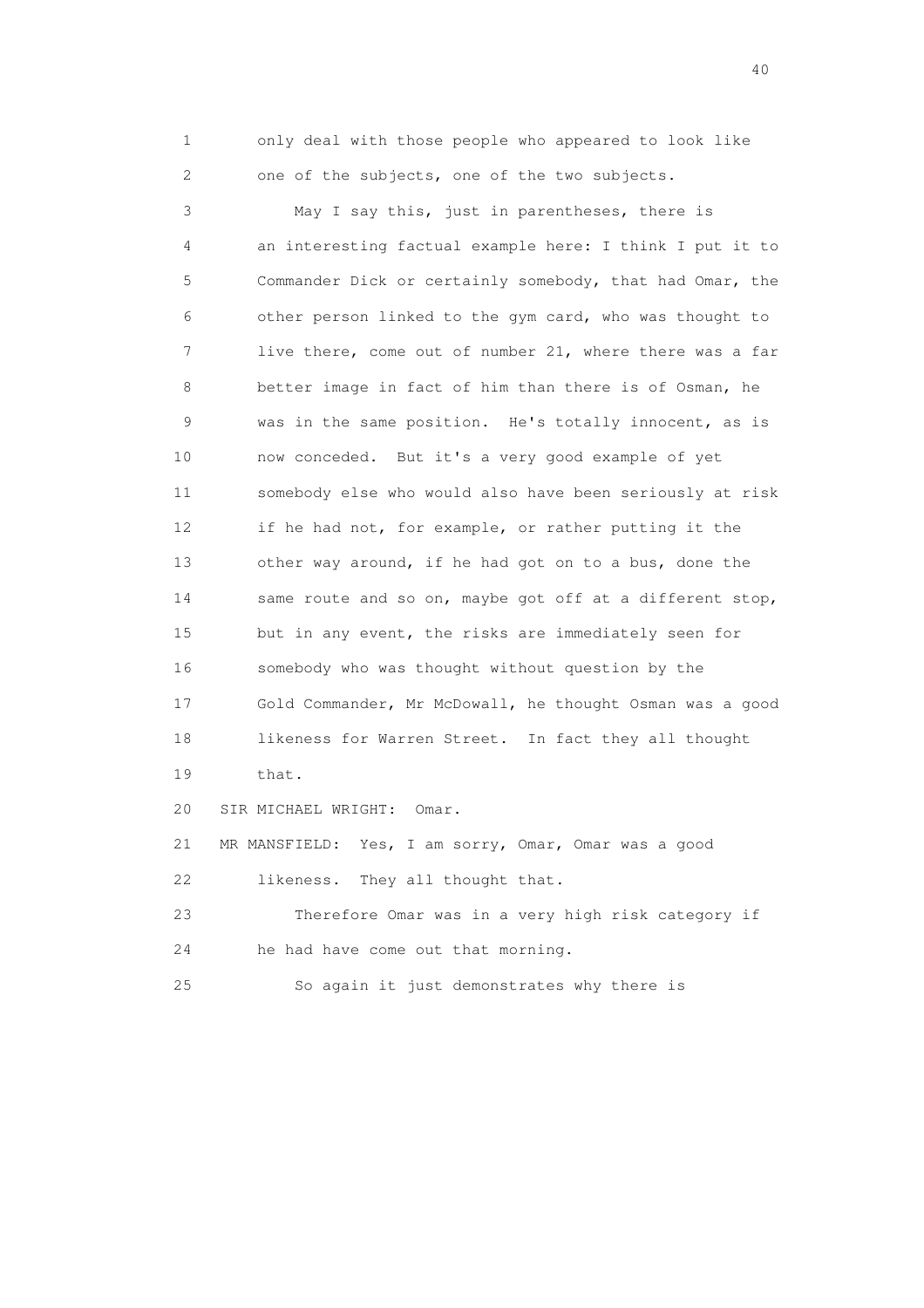only deal with those people who appeared to look like one of the subjects, one of the two subjects.

May I say this, just in parentheses, there is an interesting factual example here: I think I put it to Commander Dick or certainly somebody, that had Omar, the other person linked to the gym card, who was thought to live there, come out of number 21, where there was a far better image in fact of him than there is of Osman, he was in the same position. He's totally innocent, as is now conceded. But it's a very good example of yet somebody else who would also have been seriously at risk if he had not, for example, or rather putting it the other way around, if he had got on to a bus, done the same route and so on, maybe got off at a different stop, but in any event, the risks are immediately seen for somebody who was thought without question by the Gold Commander, Mr McDowall, he thought Osman was a good likeness for Warren Street. In fact they all thought that.

SIR MICHAEL WRIGHT: Omar.

MR MANSFIELD: Yes, I am sorry, Omar, Omar was a good likeness. They all thought that.

Therefore Omar was in a very high risk category if he had have come out that morning.

So again it just demonstrates why there is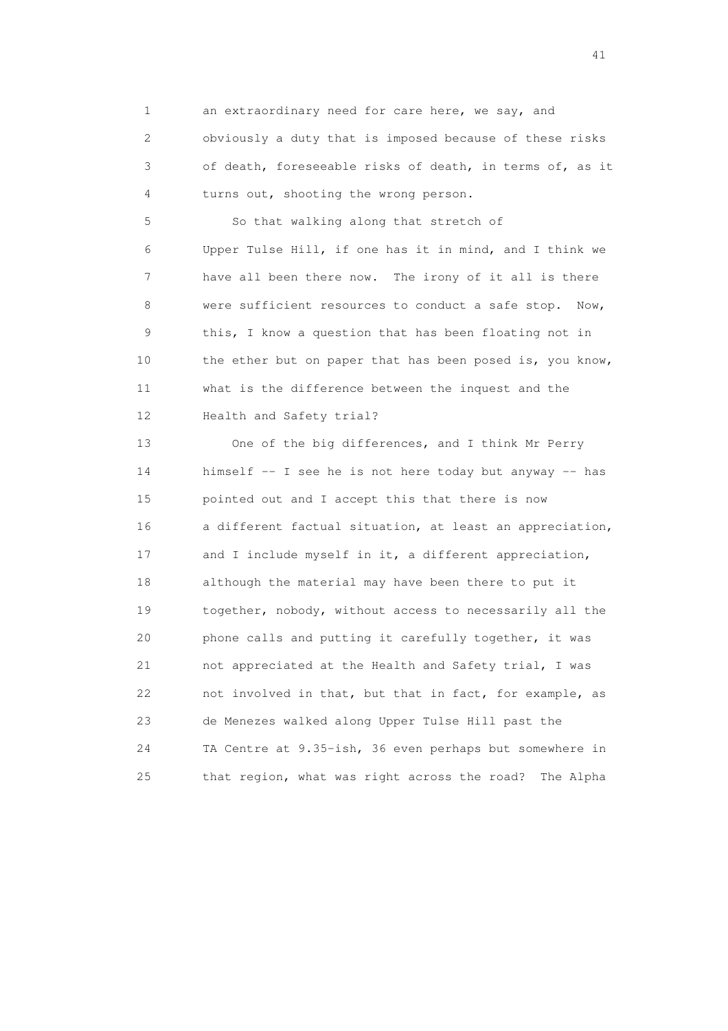1 an extraordinary need for care here, we say, and
2 obviously a duty that is imposed because of these risks
3 of death, foreseeable risks of death, in terms of, as it
4 turns out, shooting the wrong person.

5 So that walking along that stretch of
6 Upper Tulse Hill, if one has it in mind, and I think we
7 have all been there now. The irony of it all is there
8 were sufficient resources to conduct a safe stop. Now,
9 this, I know a question that has been floating not in
10 the ether but on paper that has been posed is, you know,
11 what is the difference between the inquest and the
12 Health and Safety trial?

13 One of the big differences, and I think Mr Perry
14 himself -- I see he is not here today but anyway -- has
15 pointed out and I accept this that there is now
16 a different factual situation, at least an appreciation,
17 and I include myself in it, a different appreciation,
18 although the material may have been there to put it
19 together, nobody, without access to necessarily all the
20 phone calls and putting it carefully together, it was
21 not appreciated at the Health and Safety trial, I was
22 not involved in that, but that in fact, for example, as
23 de Menezes walked along Upper Tulse Hill past the
24 TA Centre at 9.35-ish, 36 even perhaps but somewhere in
25 that region, what was right across the road? The Alpha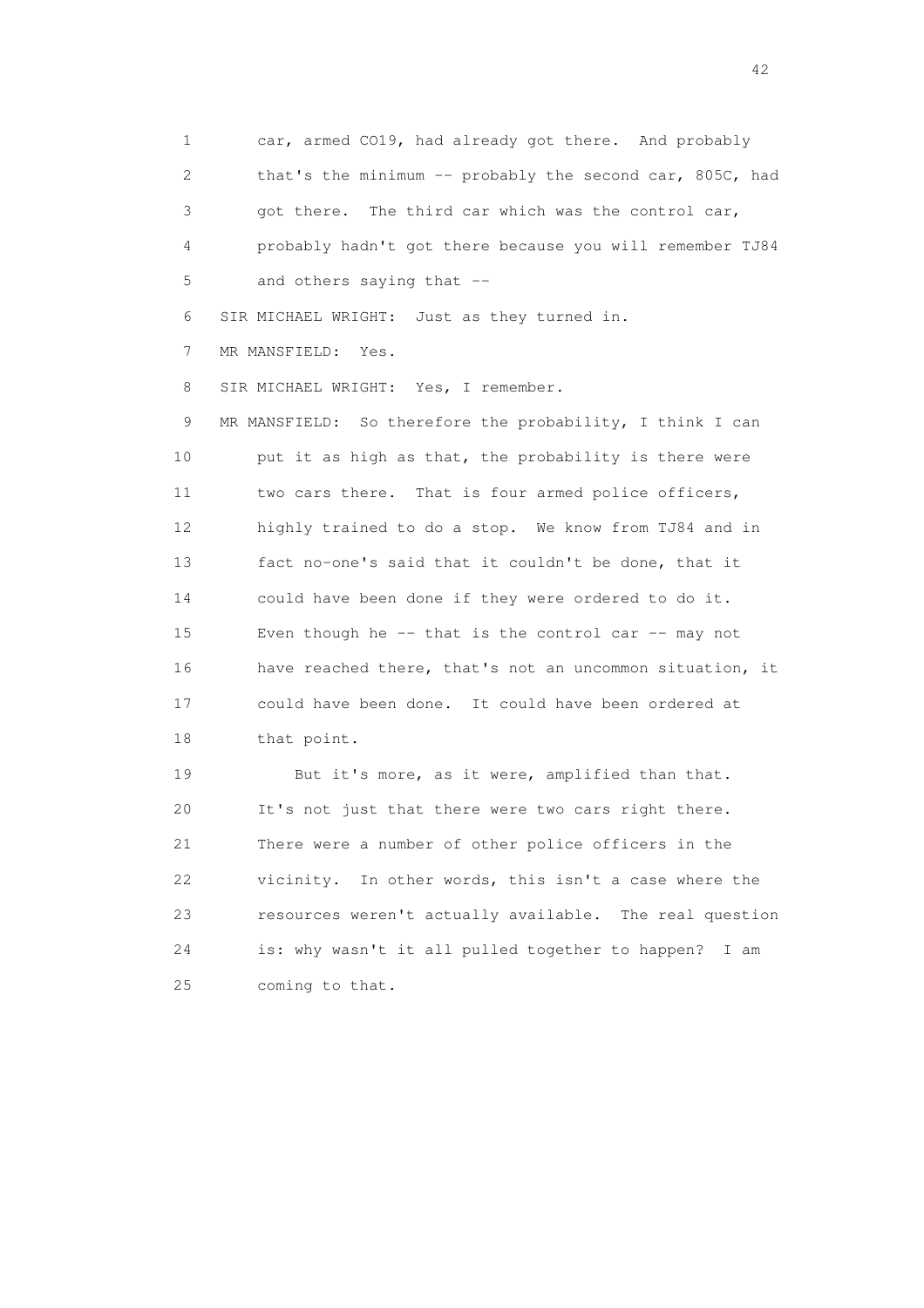1 car, armed CO19, had already got there. And probably
2 that's the minimum -- probably the second car, 805C, had
3 got there. The third car which was the control car,
4 probably hadn't got there because you will remember TJ84
5 and others saying that --
6 SIR MICHAEL WRIGHT: Just as they turned in.
7 MR MANSFIELD: Yes.
8 SIR MICHAEL WRIGHT: Yes, I remember.
9 MR MANSFIELD: So therefore the probability, I think I can
10 put it as high as that, the probability is there were
11 two cars there. That is four armed police officers,
12 highly trained to do a stop. We know from TJ84 and in
13 fact no-one's said that it couldn't be done, that it
14 could have been done if they were ordered to do it.
15 Even though he -- that is the control car -- may not
16 have reached there, that's not an uncommon situation, it
17 could have been done. It could have been ordered at
18 that point.
19 But it's more, as it were, amplified than that.
20 It's not just that there were two cars right there.
21 There were a number of other police officers in the
22 vicinity. In other words, this isn't a case where the
23 resources weren't actually available. The real question
24 is: why wasn't it all pulled together to happen? I am
25 coming to that.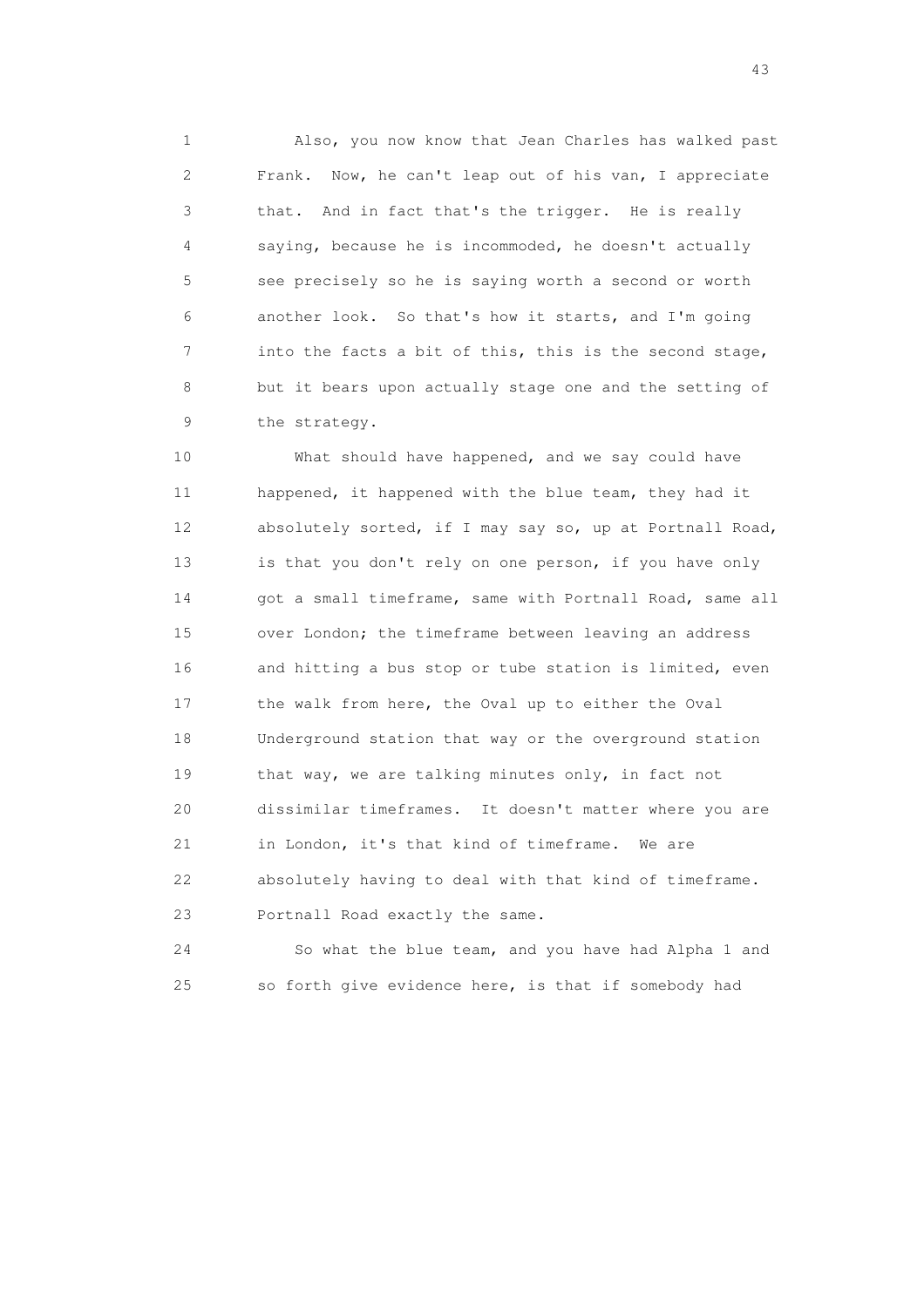1 Also, you now know that Jean Charles has walked past
2 Frank. Now, he can't leap out of his van, I appreciate
3 that. And in fact that's the trigger. He is really
4 saying, because he is incommoded, he doesn't actually
5 see precisely so he is saying worth a second or worth
6 another look. So that's how it starts, and I'm going
7 into the facts a bit of this, this is the second stage,
8 but it bears upon actually stage one and the setting of
9 the strategy.

10 What should have happened, and we say could have
11 happened, it happened with the blue team, they had it
12 absolutely sorted, if I may say so, up at Portnall Road,
13 is that you don't rely on one person, if you have only
14 got a small timeframe, same with Portnall Road, same all
15 over London; the timeframe between leaving an address
16 and hitting a bus stop or tube station is limited, even
17 the walk from here, the Oval up to either the Oval
18 Underground station that way or the overground station
19 that way, we are talking minutes only, in fact not
20 dissimilar timeframes. It doesn't matter where you are
21 in London, it's that kind of timeframe. We are
22 absolutely having to deal with that kind of timeframe.
23 Portnall Road exactly the same.

24 So what the blue team, and you have had Alpha 1 and
25 so forth give evidence here, is that if somebody had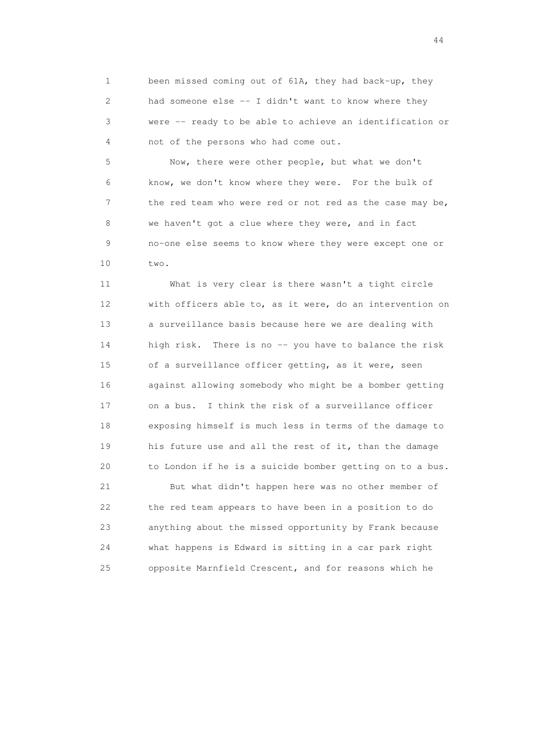1 been missed coming out of 61A, they had back-up, they
2 had someone else -- I didn't want to know where they
3 were -- ready to be able to achieve an identification or
4 not of the persons who had come out.

5 Now, there were other people, but what we don't
6 know, we don't know where they were. For the bulk of
7 the red team who were red or not red as the case may be,
8 we haven't got a clue where they were, and in fact
9 no-one else seems to know where they were except one or
10 two.

11 What is very clear is there wasn't a tight circle
12 with officers able to, as it were, do an intervention on
13 a surveillance basis because here we are dealing with
14 high risk. There is no -- you have to balance the risk
15 of a surveillance officer getting, as it were, seen
16 against allowing somebody who might be a bomber getting
17 on a bus. I think the risk of a surveillance officer
18 exposing himself is much less in terms of the damage to
19 his future use and all the rest of it, than the damage
20 to London if he is a suicide bomber getting on to a bus.

21 But what didn't happen here was no other member of
22 the red team appears to have been in a position to do
23 anything about the missed opportunity by Frank because
24 what happens is Edward is sitting in a car park right
25 opposite Marnfield Crescent, and for reasons which he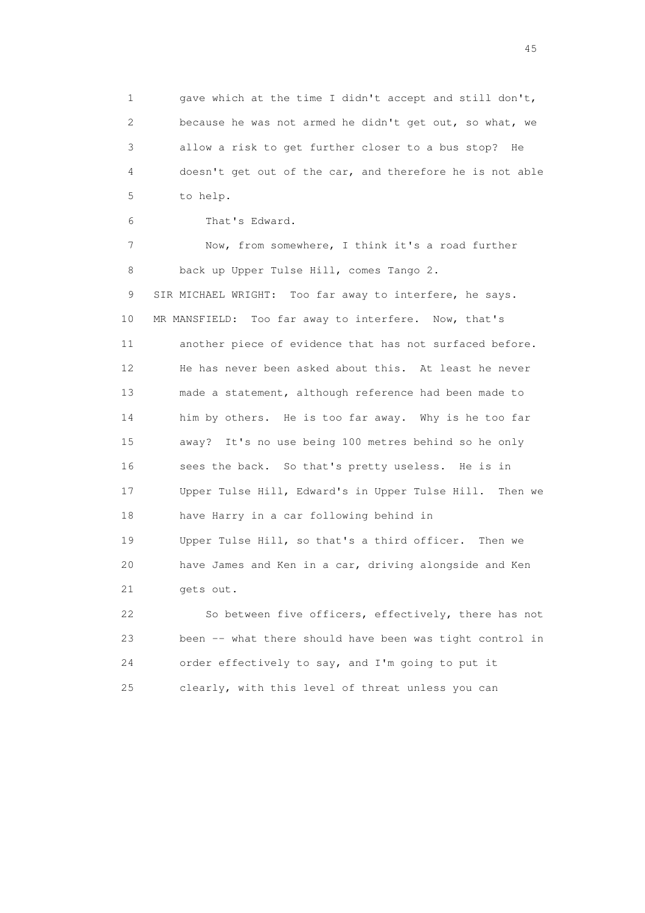1 gave which at the time I didn't accept and still don't,
2 because he was not armed he didn't get out, so what, we
3 allow a risk to get further closer to a bus stop? He
4 doesn't get out of the car, and therefore he is not able
5 to help.

6 That's Edward.

7 Now, from somewhere, I think it's a road further
8 back up Upper Tulse Hill, comes Tango 2.

9 SIR MICHAEL WRIGHT: Too far away to interfere, he says.

10 MR MANSFIELD: Too far away to interfere. Now, that's
11 another piece of evidence that has not surfaced before.
12 He has never been asked about this. At least he never
13 made a statement, although reference had been made to
14 him by others. He is too far away. Why is he too far
15 away? It's no use being 100 metres behind so he only
16 sees the back. So that's pretty useless. He is in
17 Upper Tulse Hill, Edward's in Upper Tulse Hill. Then we
18 have Harry in a car following behind in
19 Upper Tulse Hill, so that's a third officer. Then we
20 have James and Ken in a car, driving alongside and Ken
21 gets out.

22 So between five officers, effectively, there has not
23 been -- what there should have been was tight control in
24 order effectively to say, and I'm going to put it
25 clearly, with this level of threat unless you can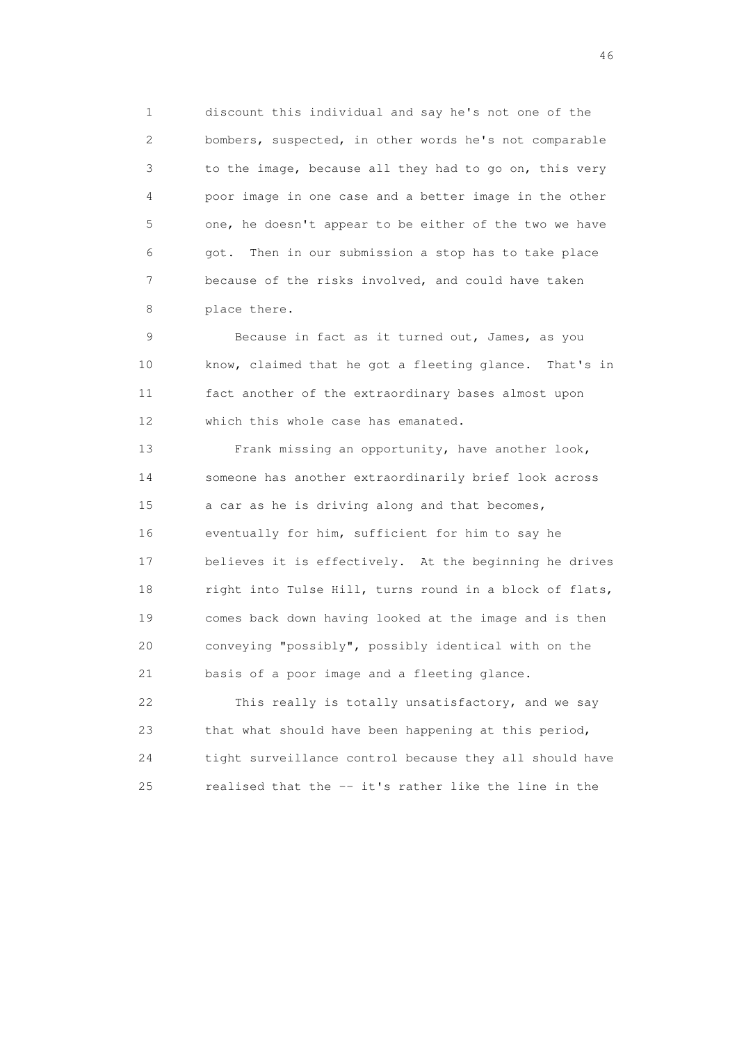discount this individual and say he's not one of the bombers, suspected, in other words he's not comparable to the image, because all they had to go on, this very poor image in one case and a better image in the other one, he doesn't appear to be either of the two we have got. Then in our submission a stop has to take place because of the risks involved, and could have taken place there.

Because in fact as it turned out, James, as you know, claimed that he got a fleeting glance. That's in fact another of the extraordinary bases almost upon which this whole case has emanated.

Frank missing an opportunity, have another look, someone has another extraordinarily brief look across a car as he is driving along and that becomes, eventually for him, sufficient for him to say he believes it is effectively. At the beginning he drives right into Tulse Hill, turns round in a block of flats, comes back down having looked at the image and is then conveying "possibly", possibly identical with on the basis of a poor image and a fleeting glance.

This really is totally unsatisfactory, and we say that what should have been happening at this period, tight surveillance control because they all should have realised that the -- it's rather like the line in the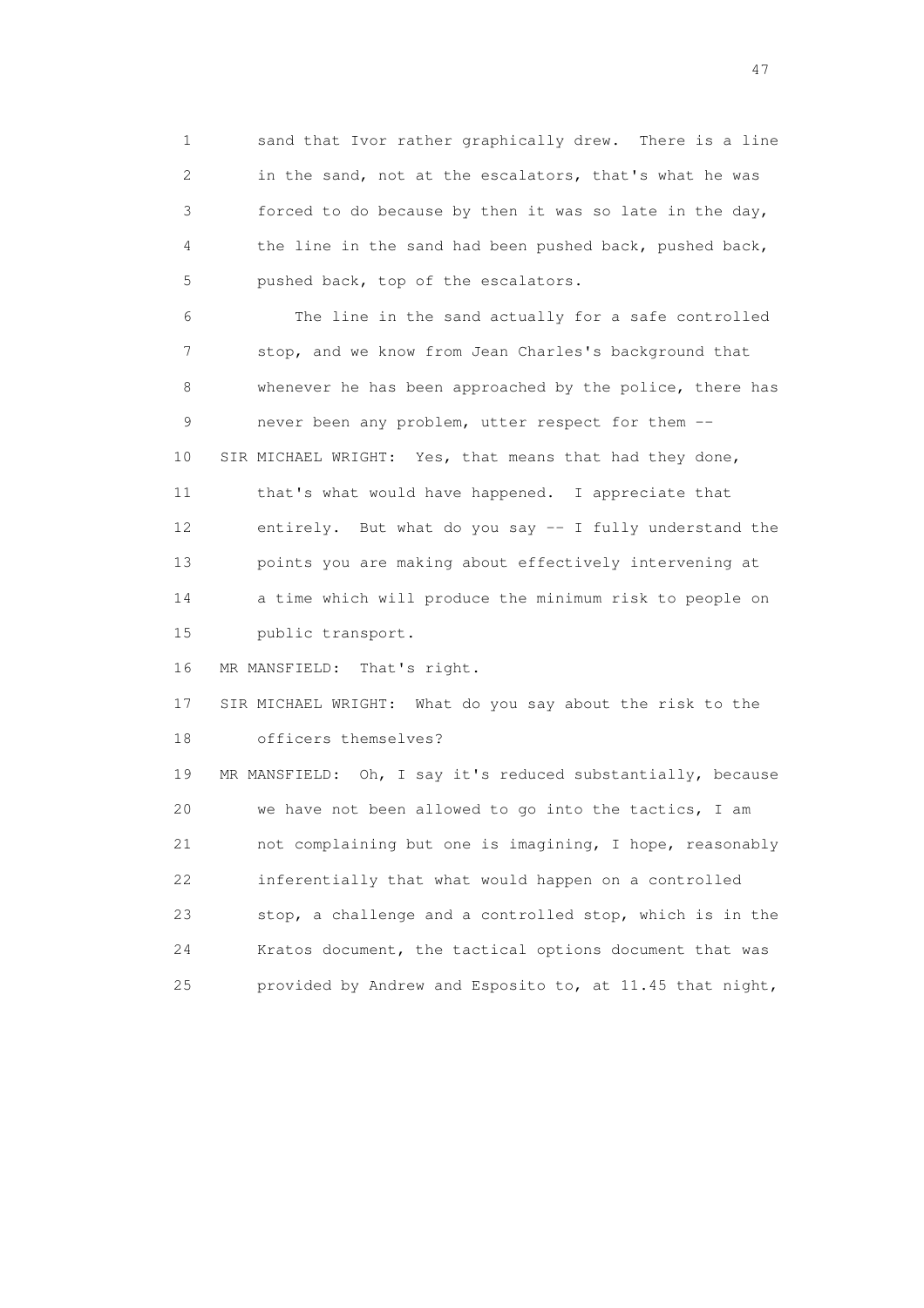1 sand that Ivor rather graphically drew. There is a line
2 in the sand, not at the escalators, that's what he was
3 forced to do because by then it was so late in the day,
4 the line in the sand had been pushed back, pushed back,
5 pushed back, top of the escalators.

6 The line in the sand actually for a safe controlled
7 stop, and we know from Jean Charles's background that
8 whenever he has been approached by the police, there has
9 never been any problem, utter respect for them --

10 SIR MICHAEL WRIGHT: Yes, that means that had they done,
11 that's what would have happened. I appreciate that
12 entirely. But what do you say -- I fully understand the
13 points you are making about effectively intervening at
14 a time which will produce the minimum risk to people on
15 public transport.

16 MR MANSFIELD: That's right.

17 SIR MICHAEL WRIGHT: What do you say about the risk to the
18 officers themselves?

19 MR MANSFIELD: Oh, I say it's reduced substantially, because
20 we have not been allowed to go into the tactics, I am
21 not complaining but one is imagining, I hope, reasonably
22 inferentially that what would happen on a controlled
23 stop, a challenge and a controlled stop, which is in the
24 Kratos document, the tactical options document that was
25 provided by Andrew and Esposito to, at 11.45 that night,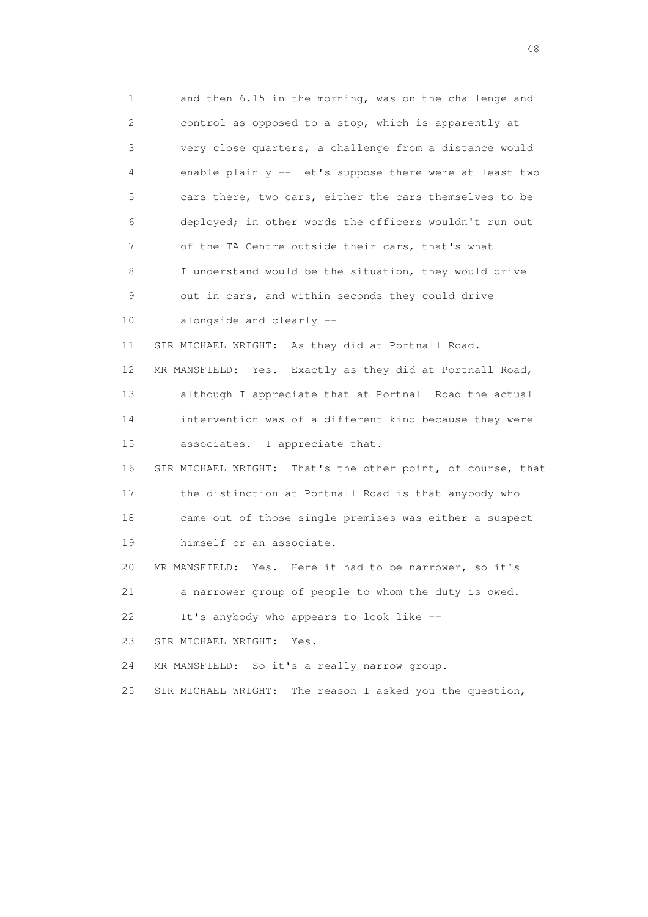1 and then 6.15 in the morning, was on the challenge and
2 control as opposed to a stop, which is apparently at
3 very close quarters, a challenge from a distance would
4 enable plainly -- let's suppose there were at least two
5 cars there, two cars, either the cars themselves to be
6 deployed; in other words the officers wouldn't run out
7 of the TA Centre outside their cars, that's what
8 I understand would be the situation, they would drive
9 out in cars, and within seconds they could drive
10 alongside and clearly --

11 SIR MICHAEL WRIGHT: As they did at Portnall Road.

12 MR MANSFIELD: Yes. Exactly as they did at Portnall Road,
13 although I appreciate that at Portnall Road the actual
14 intervention was of a different kind because they were
15 associates. I appreciate that.

16 SIR MICHAEL WRIGHT: That's the other point, of course, that
17 the distinction at Portnall Road is that anybody who
18 came out of those single premises was either a suspect
19 himself or an associate.

20 MR MANSFIELD: Yes. Here it had to be narrower, so it's
21 a narrower group of people to whom the duty is owed.
22 It's anybody who appears to look like --

23 SIR MICHAEL WRIGHT: Yes.

24 MR MANSFIELD: So it's a really narrow group.

25 SIR MICHAEL WRIGHT: The reason I asked you the question,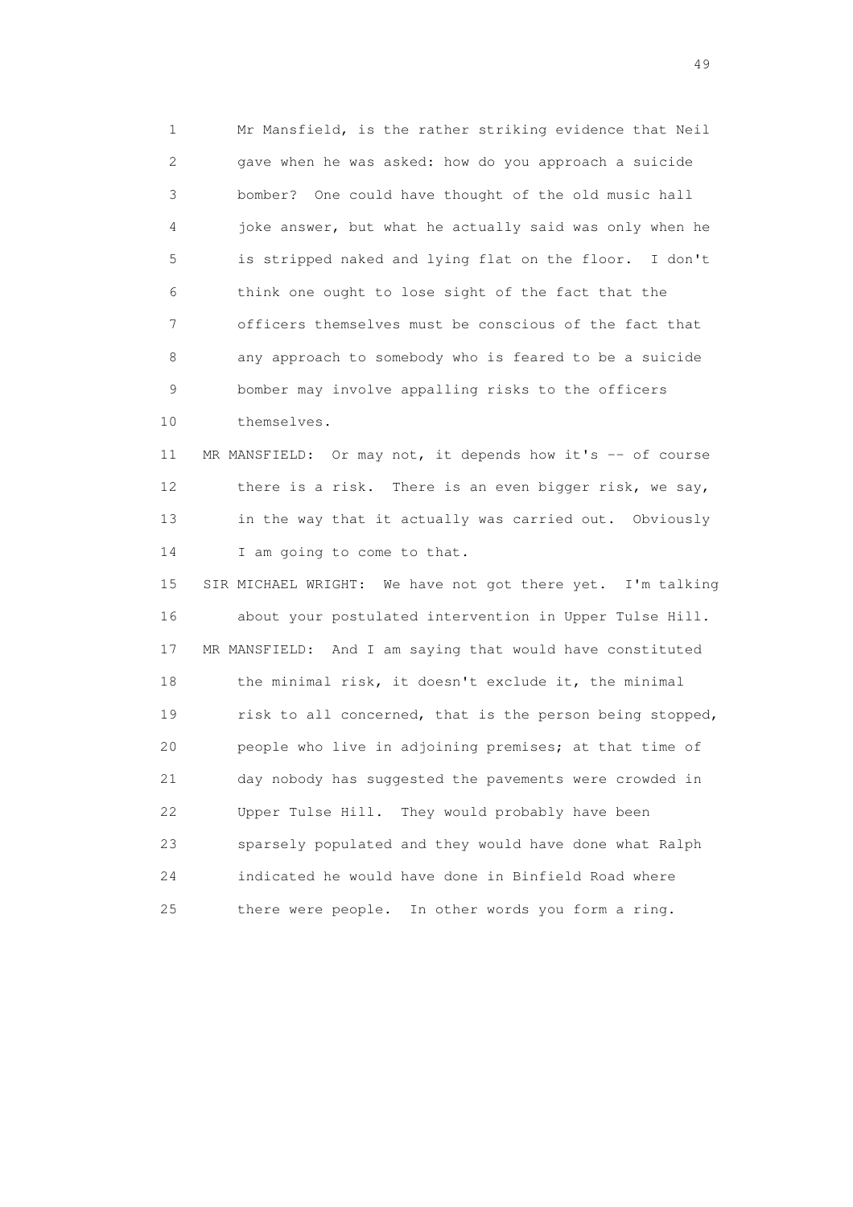1 Mr Mansfield, is the rather striking evidence that Neil
2 gave when he was asked: how do you approach a suicide
3 bomber? One could have thought of the old music hall
4 joke answer, but what he actually said was only when he
5 is stripped naked and lying flat on the floor. I don't
6 think one ought to lose sight of the fact that the
7 officers themselves must be conscious of the fact that
8 any approach to somebody who is feared to be a suicide
9 bomber may involve appalling risks to the officers
10 themselves.

11 MR MANSFIELD: Or may not, it depends how it's -- of course
12 there is a risk. There is an even bigger risk, we say,
13 in the way that it actually was carried out. Obviously
14 I am going to come to that.

15 SIR MICHAEL WRIGHT: We have not got there yet. I'm talking
16 about your postulated intervention in Upper Tulse Hill.

17 MR MANSFIELD: And I am saying that would have constituted
18 the minimal risk, it doesn't exclude it, the minimal
19 risk to all concerned, that is the person being stopped,
20 people who live in adjoining premises; at that time of
21 day nobody has suggested the pavements were crowded in
22 Upper Tulse Hill. They would probably have been
23 sparsely populated and they would have done what Ralph
24 indicated he would have done in Binfield Road where
25 there were people. In other words you form a ring.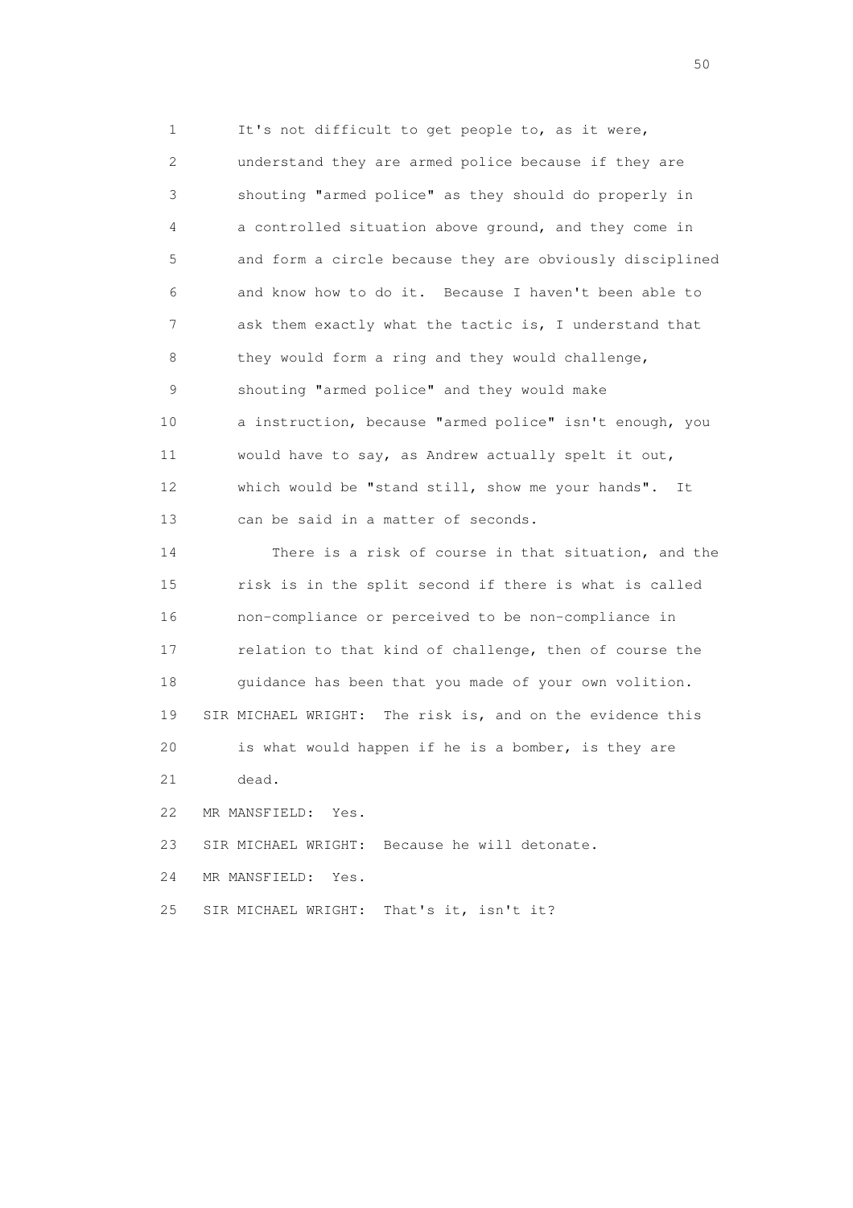1 It's not difficult to get people to, as it were,
2 understand they are armed police because if they are
3 shouting "armed police" as they should do properly in
4 a controlled situation above ground, and they come in
5 and form a circle because they are obviously disciplined
6 and know how to do it. Because I haven't been able to
7 ask them exactly what the tactic is, I understand that
8 they would form a ring and they would challenge,
9 shouting "armed police" and they would make
10 a instruction, because "armed police" isn't enough, you
11 would have to say, as Andrew actually spelt it out,
12 which would be "stand still, show me your hands". It
13 can be said in a matter of seconds.
14 There is a risk of course in that situation, and the
15 risk is in the split second if there is what is called
16 non-compliance or perceived to be non-compliance in
17 relation to that kind of challenge, then of course the
18 guidance has been that you made of your own volition.
19 SIR MICHAEL WRIGHT: The risk is, and on the evidence this
20 is what would happen if he is a bomber, is they are
21 dead.
22 MR MANSFIELD: Yes.
23 SIR MICHAEL WRIGHT: Because he will detonate.
24 MR MANSFIELD: Yes.
25 SIR MICHAEL WRIGHT: That's it, isn't it?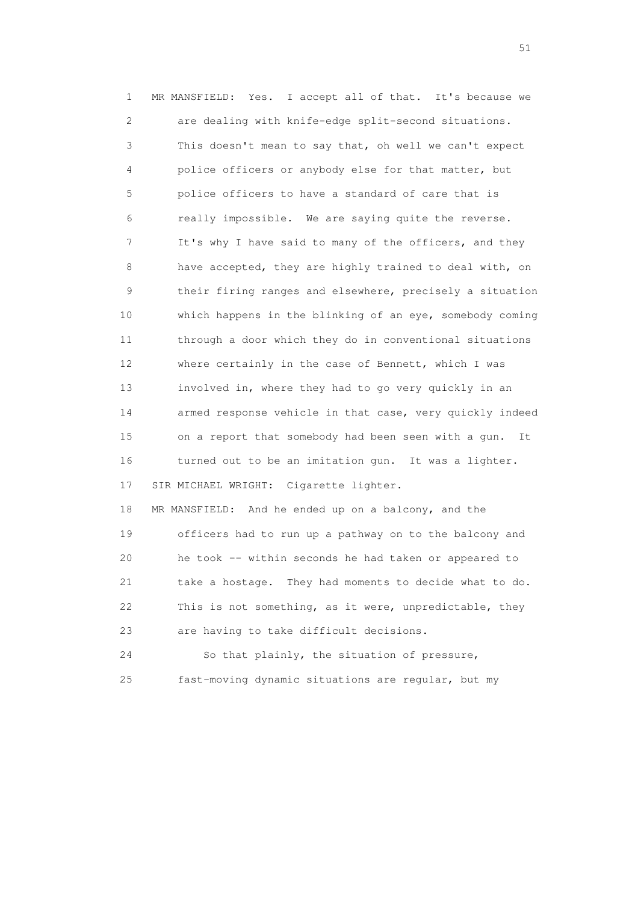MR MANSFIELD: Yes. I accept all of that. It's because we are dealing with knife-edge split-second situations. This doesn't mean to say that, oh well we can't expect police officers or anybody else for that matter, but police officers to have a standard of care that is really impossible. We are saying quite the reverse. It's why I have said to many of the officers, and they have accepted, they are highly trained to deal with, on their firing ranges and elsewhere, precisely a situation which happens in the blinking of an eye, somebody coming through a door which they do in conventional situations where certainly in the case of Bennett, which I was involved in, where they had to go very quickly in an armed response vehicle in that case, very quickly indeed on a report that somebody had been seen with a gun. It turned out to be an imitation gun. It was a lighter.

SIR MICHAEL WRIGHT: Cigarette lighter.

MR MANSFIELD: And he ended up on a balcony, and the officers had to run up a pathway on to the balcony and he took -- within seconds he had taken or appeared to take a hostage. They had moments to decide what to do. This is not something, as it were, unpredictable, they are having to take difficult decisions.

So that plainly, the situation of pressure, fast-moving dynamic situations are regular, but my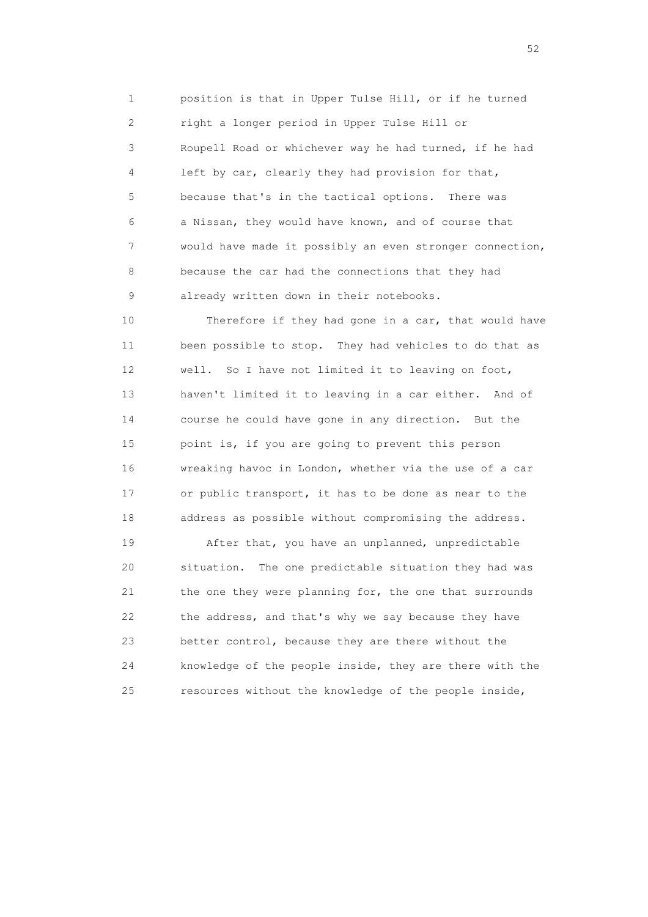1 position is that in Upper Tulse Hill, or if he turned
2 right a longer period in Upper Tulse Hill or
3 Roupell Road or whichever way he had turned, if he had
4 left by car, clearly they had provision for that,
5 because that's in the tactical options. There was
6 a Nissan, they would have known, and of course that
7 would have made it possibly an even stronger connection,
8 because the car had the connections that they had
9 already written down in their notebooks.

10 Therefore if they had gone in a car, that would have
11 been possible to stop. They had vehicles to do that as
12 well. So I have not limited it to leaving on foot,
13 haven't limited it to leaving in a car either. And of
14 course he could have gone in any direction. But the
15 point is, if you are going to prevent this person
16 wreaking havoc in London, whether via the use of a car
17 or public transport, it has to be done as near to the
18 address as possible without compromising the address.

19 After that, you have an unplanned, unpredictable
20 situation. The one predictable situation they had was
21 the one they were planning for, the one that surrounds
22 the address, and that's why we say because they have
23 better control, because they are there without the
24 knowledge of the people inside, they are there with the
25 resources without the knowledge of the people inside,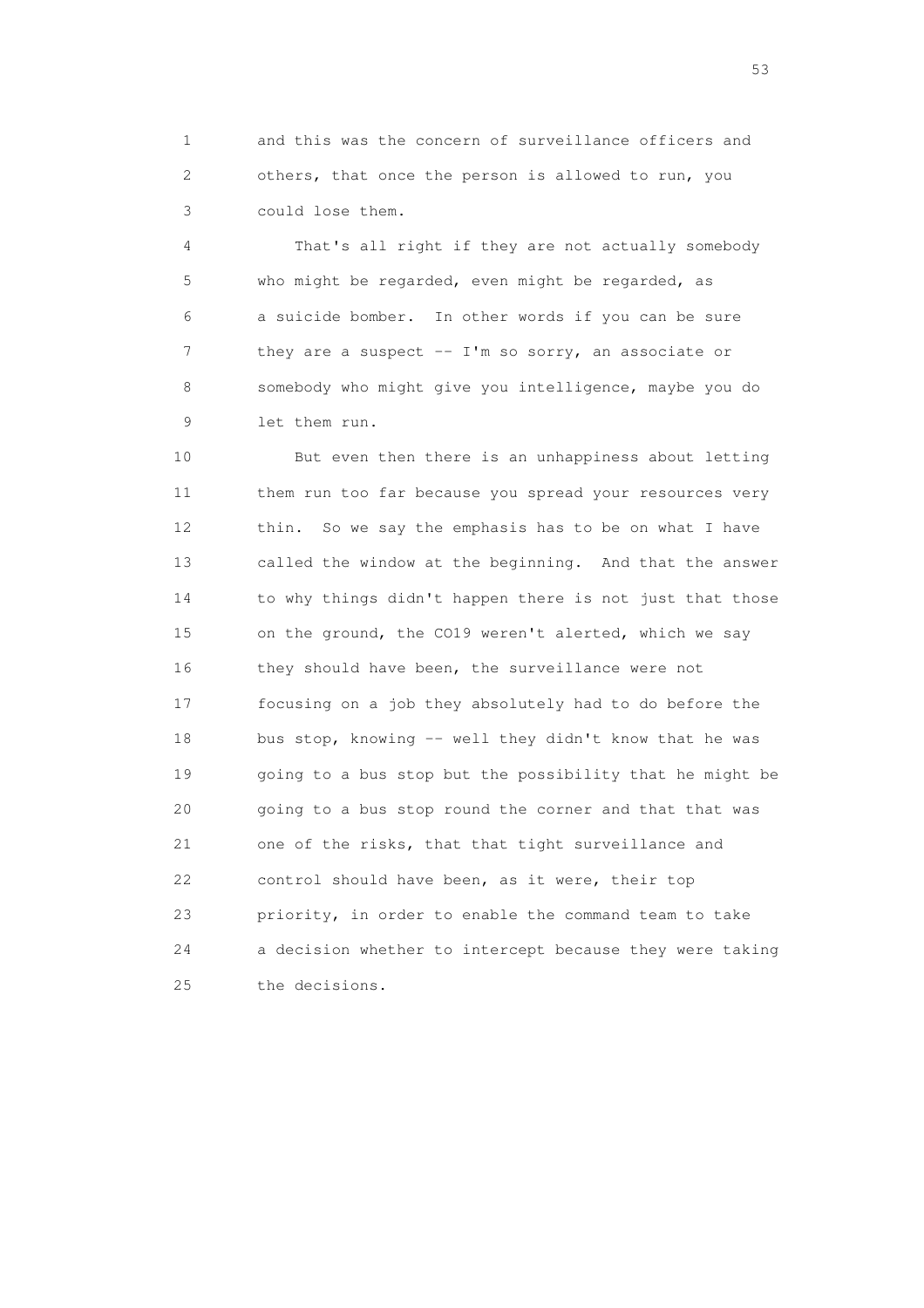and this was the concern of surveillance officers and others, that once the person is allowed to run, you could lose them.

That's all right if they are not actually somebody who might be regarded, even might be regarded, as a suicide bomber. In other words if you can be sure they are a suspect -- I'm so sorry, an associate or somebody who might give you intelligence, maybe you do let them run.

But even then there is an unhappiness about letting them run too far because you spread your resources very thin. So we say the emphasis has to be on what I have called the window at the beginning. And that the answer to why things didn't happen there is not just that those on the ground, the CO19 weren't alerted, which we say they should have been, the surveillance were not focusing on a job they absolutely had to do before the bus stop, knowing -- well they didn't know that he was going to a bus stop but the possibility that he might be going to a bus stop round the corner and that that was one of the risks, that that tight surveillance and control should have been, as it were, their top priority, in order to enable the command team to take a decision whether to intercept because they were taking the decisions.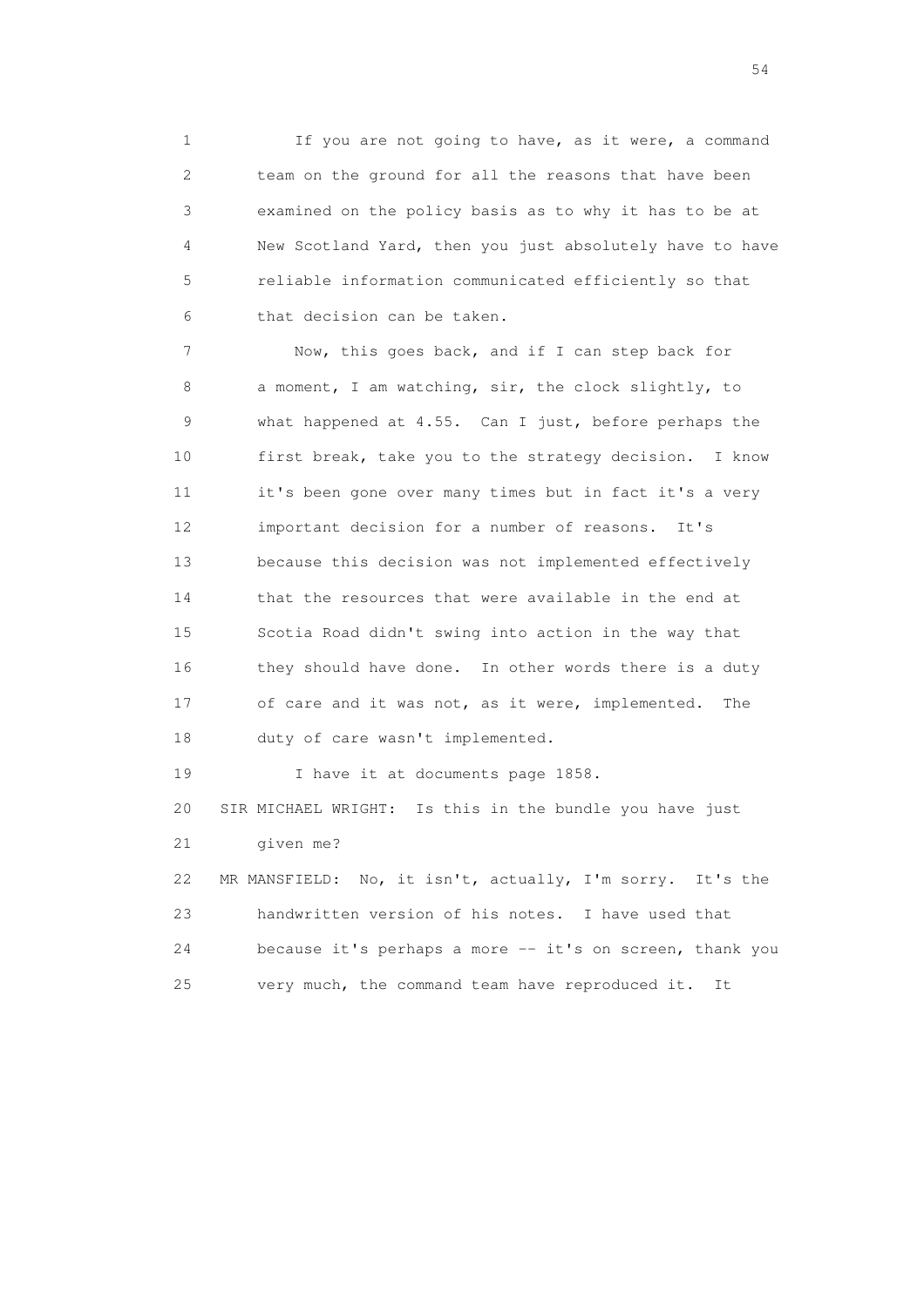If you are not going to have, as it were, a command team on the ground for all the reasons that have been examined on the policy basis as to why it has to be at New Scotland Yard, then you just absolutely have to have reliable information communicated efficiently so that that decision can be taken.

Now, this goes back, and if I can step back for a moment, I am watching, sir, the clock slightly, to what happened at 4.55. Can I just, before perhaps the first break, take you to the strategy decision. I know it's been gone over many times but in fact it's a very important decision for a number of reasons. It's because this decision was not implemented effectively that the resources that were available in the end at Scotia Road didn't swing into action in the way that they should have done. In other words there is a duty of care and it was not, as it were, implemented. The duty of care wasn't implemented.

I have it at documents page 1858.

SIR MICHAEL WRIGHT: Is this in the bundle you have just given me?

MR MANSFIELD: No, it isn't, actually, I'm sorry. It's the handwritten version of his notes. I have used that because it's perhaps a more -- it's on screen, thank you very much, the command team have reproduced it. It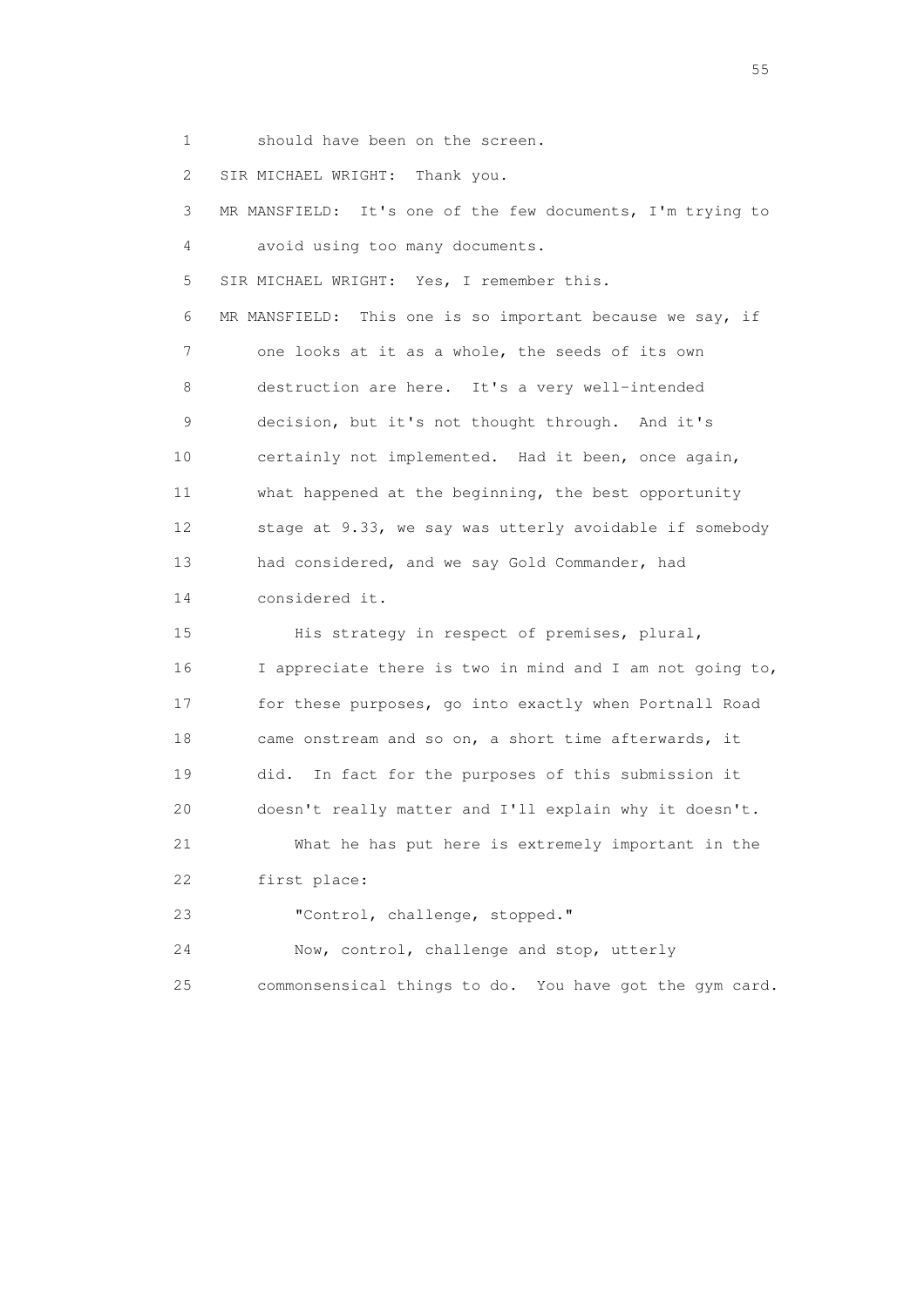1 should have been on the screen.

2 SIR MICHAEL WRIGHT: Thank you.

3 MR MANSFIELD: It's one of the few documents, I'm trying to

4 avoid using too many documents.

5 SIR MICHAEL WRIGHT: Yes, I remember this.

6 MR MANSFIELD: This one is so important because we say, if

7 one looks at it as a whole, the seeds of its own

8 destruction are here. It's a very well-intended

9 decision, but it's not thought through. And it's

10 certainly not implemented. Had it been, once again,

11 what happened at the beginning, the best opportunity

12 stage at 9.33, we say was utterly avoidable if somebody

13 had considered, and we say Gold Commander, had

14 considered it.

15 His strategy in respect of premises, plural,

16 I appreciate there is two in mind and I am not going to,

17 for these purposes, go into exactly when Portnall Road

18 came onstream and so on, a short time afterwards, it

19 did. In fact for the purposes of this submission it

20 doesn't really matter and I'll explain why it doesn't.

21 What he has put here is extremely important in the

22 first place:

23 "Control, challenge, stopped."

24 Now, control, challenge and stop, utterly

25 commonsensical things to do. You have got the gym card.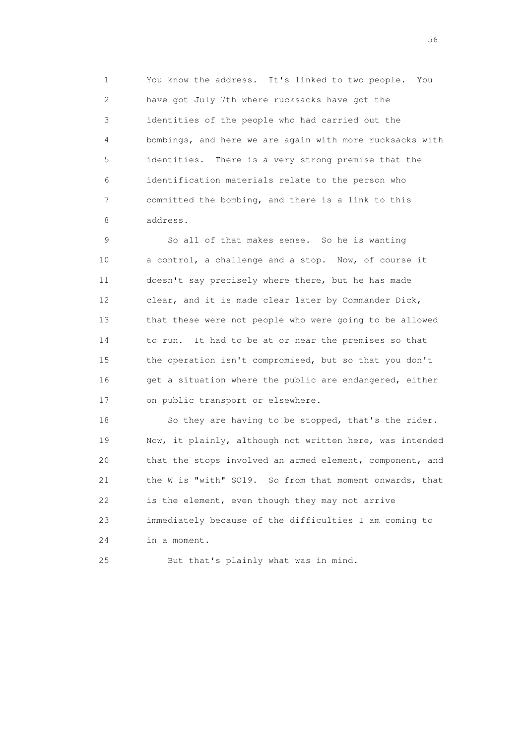1 You know the address. It's linked to two people. You
2 have got July 7th where rucksacks have got the
3 identities of the people who had carried out the
4 bombings, and here we are again with more rucksacks with
5 identities. There is a very strong premise that the
6 identification materials relate to the person who
7 committed the bombing, and there is a link to this
8 address.

9 So all of that makes sense. So he is wanting
10 a control, a challenge and a stop. Now, of course it
11 doesn't say precisely where there, but he has made
12 clear, and it is made clear later by Commander Dick,
13 that these were not people who were going to be allowed
14 to run. It had to be at or near the premises so that
15 the operation isn't compromised, but so that you don't
16 get a situation where the public are endangered, either
17 on public transport or elsewhere.

18 So they are having to be stopped, that's the rider.
19 Now, it plainly, although not written here, was intended
20 that the stops involved an armed element, component, and
21 the W is "with" SO19. So from that moment onwards, that
22 is the element, even though they may not arrive
23 immediately because of the difficulties I am coming to
24 in a moment.

25 But that's plainly what was in mind.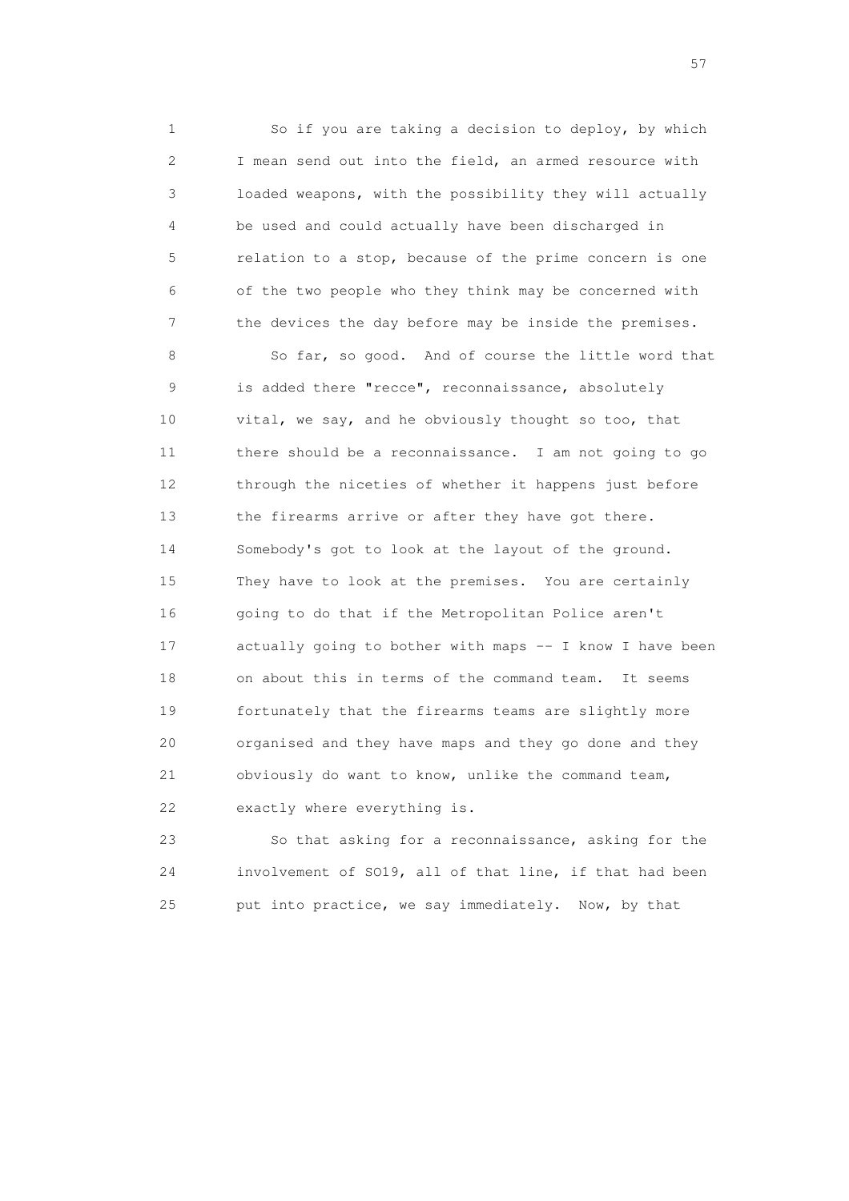1 So if you are taking a decision to deploy, by which
2 I mean send out into the field, an armed resource with
3 loaded weapons, with the possibility they will actually
4 be used and could actually have been discharged in
5 relation to a stop, because of the prime concern is one
6 of the two people who they think may be concerned with
7 the devices the day before may be inside the premises.

8 So far, so good. And of course the little word that
9 is added there "recce", reconnaissance, absolutely
10 vital, we say, and he obviously thought so too, that
11 there should be a reconnaissance. I am not going to go
12 through the niceties of whether it happens just before
13 the firearms arrive or after they have got there.
14 Somebody's got to look at the layout of the ground.
15 They have to look at the premises. You are certainly
16 going to do that if the Metropolitan Police aren't
17 actually going to bother with maps -- I know I have been
18 on about this in terms of the command team. It seems
19 fortunately that the firearms teams are slightly more
20 organised and they have maps and they go done and they
21 obviously do want to know, unlike the command team,
22 exactly where everything is.

23 So that asking for a reconnaissance, asking for the
24 involvement of SO19, all of that line, if that had been
25 put into practice, we say immediately. Now, by that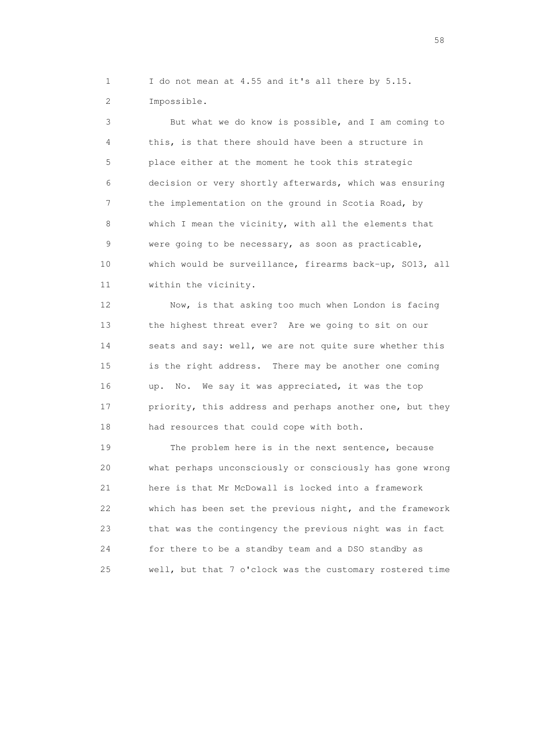1 I do not mean at 4.55 and it's all there by 5.15.
2 Impossible.

3 But what we do know is possible, and I am coming to
4 this, is that there should have been a structure in
5 place either at the moment he took this strategic
6 decision or very shortly afterwards, which was ensuring
7 the implementation on the ground in Scotia Road, by
8 which I mean the vicinity, with all the elements that
9 were going to be necessary, as soon as practicable,
10 which would be surveillance, firearms back-up, SO13, all
11 within the vicinity.

12 Now, is that asking too much when London is facing
13 the highest threat ever? Are we going to sit on our
14 seats and say: well, we are not quite sure whether this
15 is the right address. There may be another one coming
16 up. No. We say it was appreciated, it was the top
17 priority, this address and perhaps another one, but they
18 had resources that could cope with both.

19 The problem here is in the next sentence, because
20 what perhaps unconsciously or consciously has gone wrong
21 here is that Mr McDowall is locked into a framework
22 which has been set the previous night, and the framework
23 that was the contingency the previous night was in fact
24 for there to be a standby team and a DSO standby as
25 well, but that 7 o'clock was the customary rostered time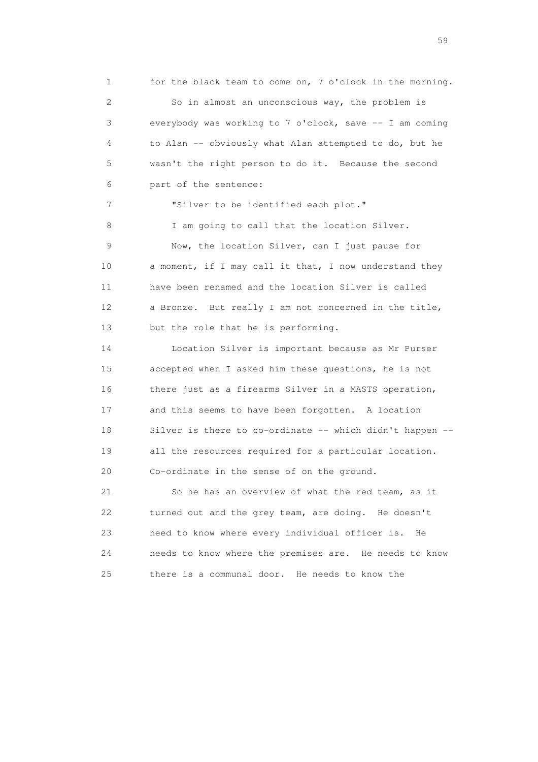1 for the black team to come on, 7 o'clock in the morning.

2 So in almost an unconscious way, the problem is

3 everybody was working to 7 o'clock, save -- I am coming

4 to Alan -- obviously what Alan attempted to do, but he

5 wasn't the right person to do it. Because the second

6 part of the sentence:

7 "Silver to be identified each plot."

8 I am going to call that the location Silver.

9 Now, the location Silver, can I just pause for

10 a moment, if I may call it that, I now understand they

11 have been renamed and the location Silver is called

12 a Bronze. But really I am not concerned in the title,

13 but the role that he is performing.

14 Location Silver is important because as Mr Purser

15 accepted when I asked him these questions, he is not

16 there just as a firearms Silver in a MASTS operation,

17 and this seems to have been forgotten. A location

18 Silver is there to co-ordinate -- which didn't happen --

19 all the resources required for a particular location.

20 Co-ordinate in the sense of on the ground.

21 So he has an overview of what the red team, as it

22 turned out and the grey team, are doing. He doesn't

23 need to know where every individual officer is. He

24 needs to know where the premises are. He needs to know

25 there is a communal door. He needs to know the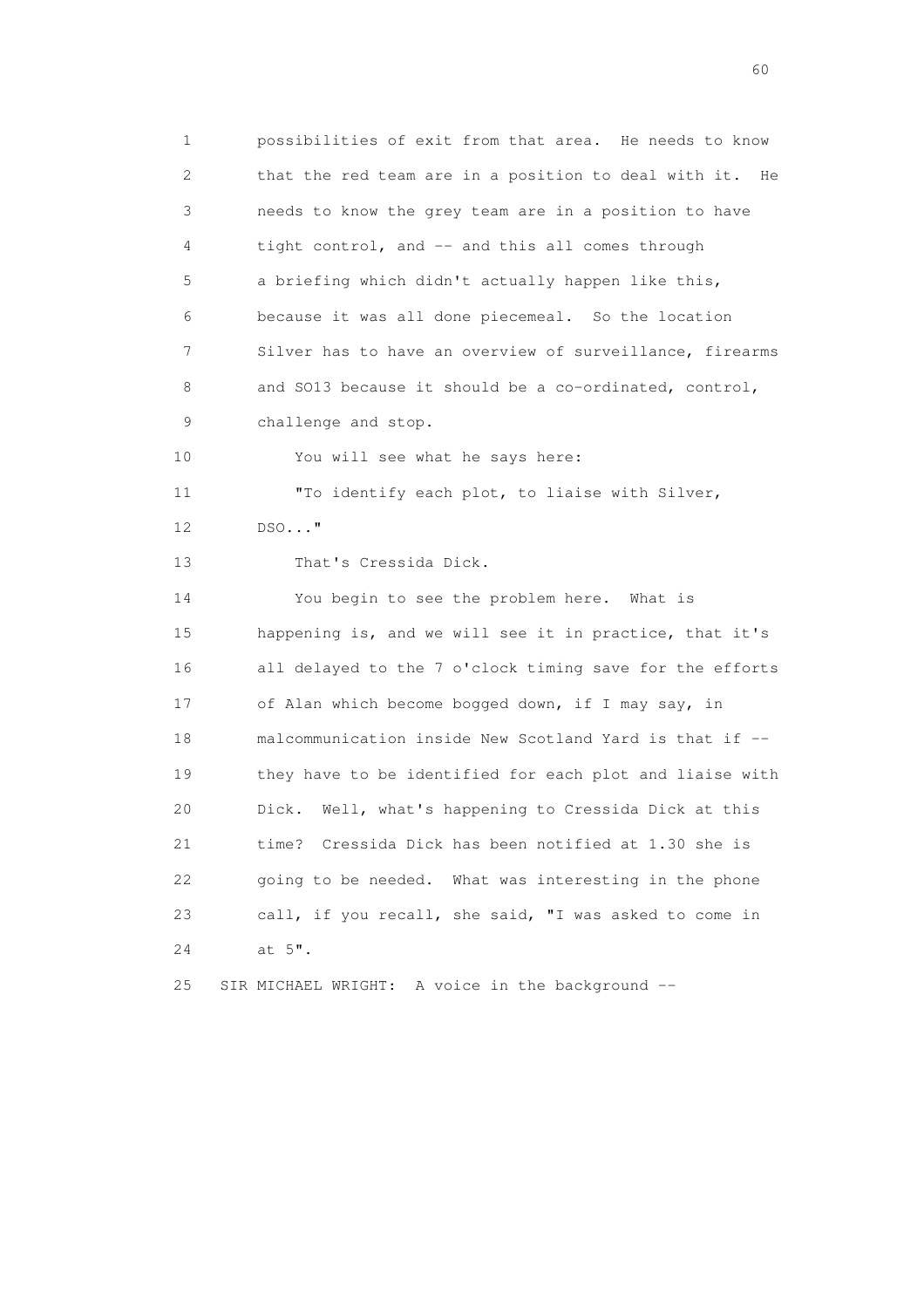1 possibilities of exit from that area. He needs to know
2 that the red team are in a position to deal with it. He
3 needs to know the grey team are in a position to have
4 tight control, and -- and this all comes through
5 a briefing which didn't actually happen like this,
6 because it was all done piecemeal. So the location
7 Silver has to have an overview of surveillance, firearms
8 and SO13 because it should be a co-ordinated, control,
9 challenge and stop.

10 You will see what he says here:

11 "To identify each plot, to liaise with Silver,
12 DSO..."

13 That's Cressida Dick.

14 You begin to see the problem here. What is
15 happening is, and we will see it in practice, that it's
16 all delayed to the 7 o'clock timing save for the efforts
17 of Alan which become bogged down, if I may say, in
18 malcommunication inside New Scotland Yard is that if --
19 they have to be identified for each plot and liaise with
20 Dick. Well, what's happening to Cressida Dick at this
21 time? Cressida Dick has been notified at 1.30 she is
22 going to be needed. What was interesting in the phone
23 call, if you recall, she said, "I was asked to come in
24 at 5".

25 SIR MICHAEL WRIGHT: A voice in the background --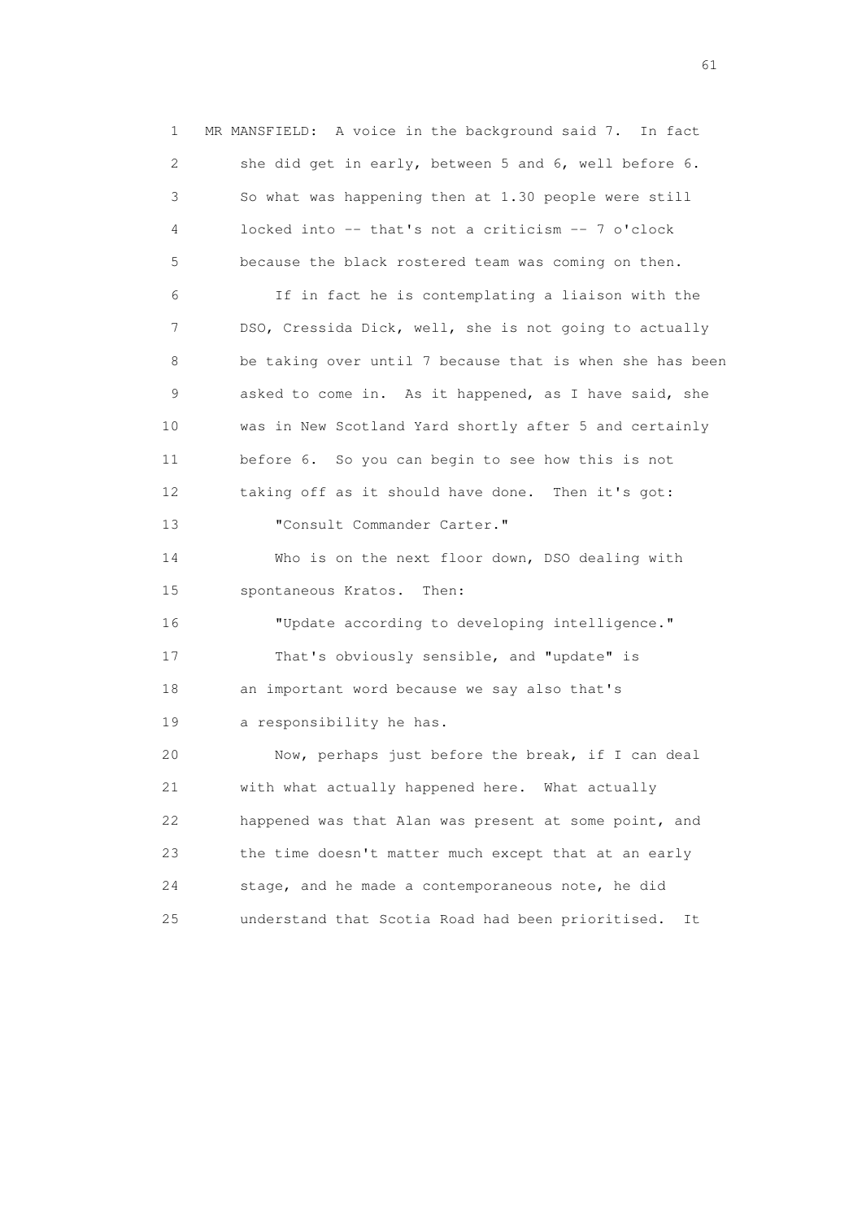1 MR MANSFIELD: A voice in the background said 7. In fact
2 she did get in early, between 5 and 6, well before 6.
3 So what was happening then at 1.30 people were still
4 locked into -- that's not a criticism -- 7 o'clock
5 because the black rostered team was coming on then.
6 If in fact he is contemplating a liaison with the
7 DSO, Cressida Dick, well, she is not going to actually
8 be taking over until 7 because that is when she has been
9 asked to come in. As it happened, as I have said, she
10 was in New Scotland Yard shortly after 5 and certainly
11 before 6. So you can begin to see how this is not
12 taking off as it should have done. Then it's got:
13 "Consult Commander Carter."
14 Who is on the next floor down, DSO dealing with
15 spontaneous Kratos. Then:
16 "Update according to developing intelligence."
17 That's obviously sensible, and "update" is
18 an important word because we say also that's
19 a responsibility he has.
20 Now, perhaps just before the break, if I can deal
21 with what actually happened here. What actually
22 happened was that Alan was present at some point, and
23 the time doesn't matter much except that at an early
24 stage, and he made a contemporaneous note, he did
25 understand that Scotia Road had been prioritised. It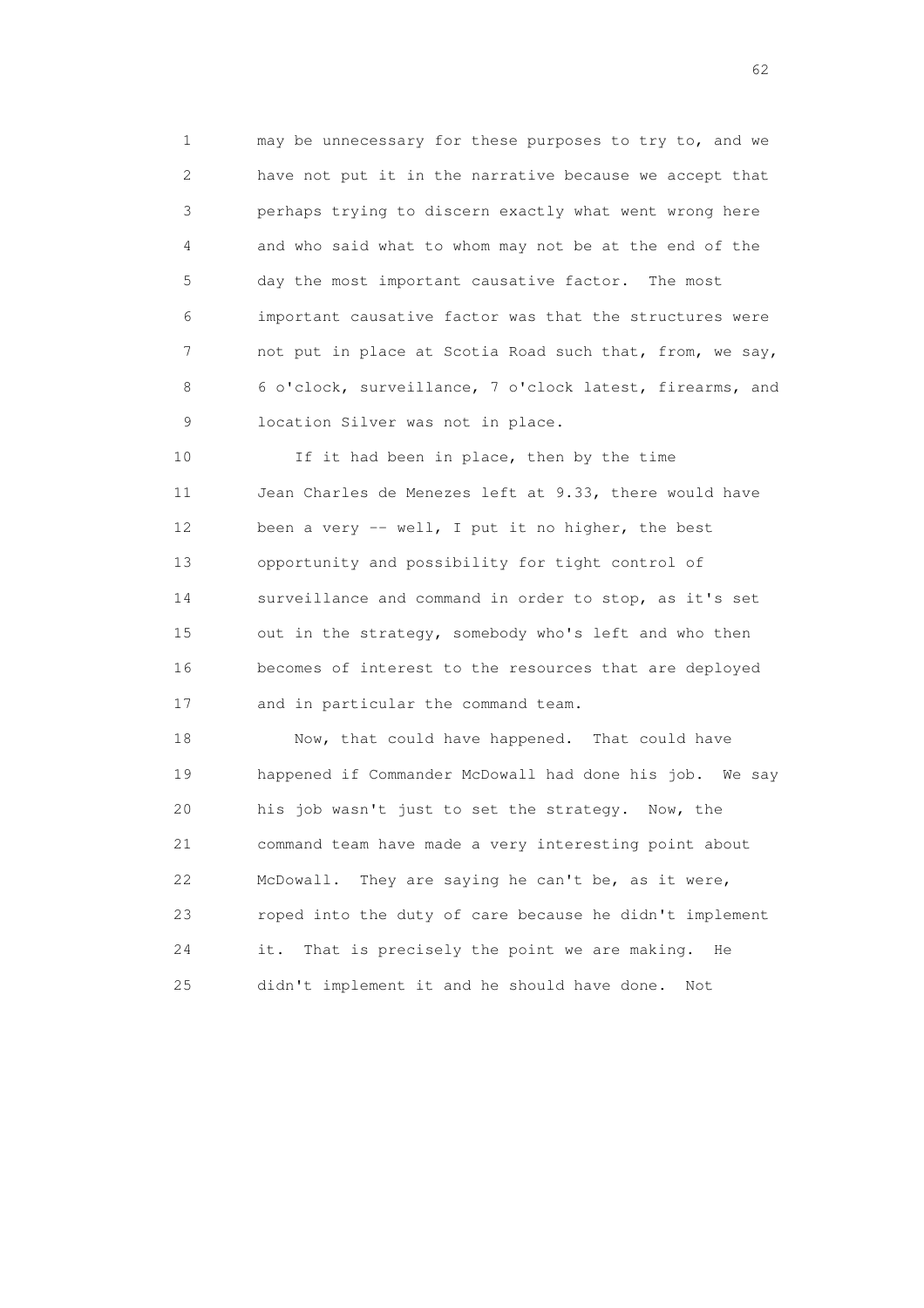may be unnecessary for these purposes to try to, and we have not put it in the narrative because we accept that perhaps trying to discern exactly what went wrong here and who said what to whom may not be at the end of the day the most important causative factor. The most important causative factor was that the structures were not put in place at Scotia Road such that, from, we say, 6 o'clock, surveillance, 7 o'clock latest, firearms, and location Silver was not in place.

If it had been in place, then by the time Jean Charles de Menezes left at 9.33, there would have been a very -- well, I put it no higher, the best opportunity and possibility for tight control of surveillance and command in order to stop, as it's set out in the strategy, somebody who's left and who then becomes of interest to the resources that are deployed and in particular the command team.

Now, that could have happened. That could have happened if Commander McDowall had done his job. We say his job wasn't just to set the strategy. Now, the command team have made a very interesting point about McDowall. They are saying he can't be, as it were, roped into the duty of care because he didn't implement it. That is precisely the point we are making. He didn't implement it and he should have done. Not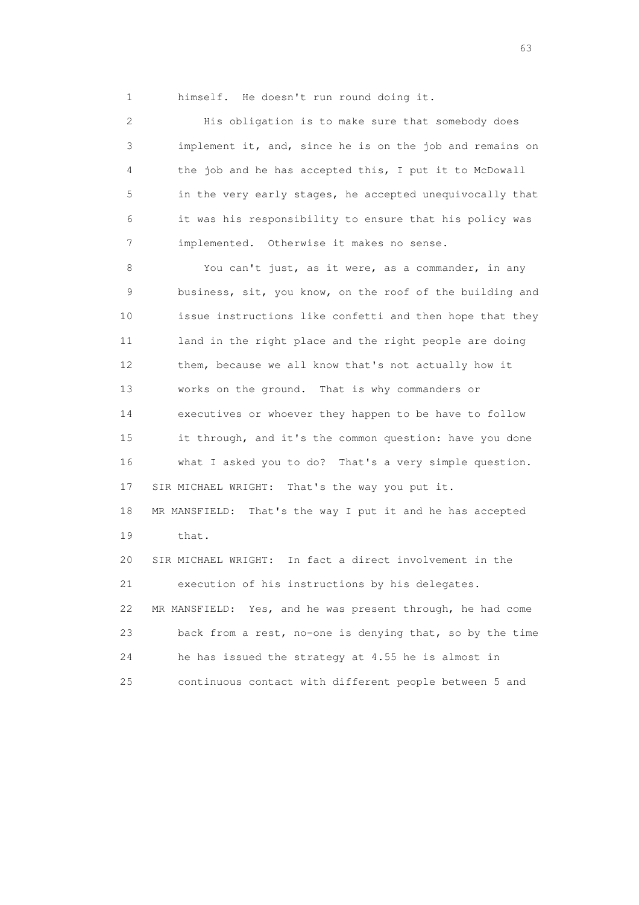himself. He doesn't run round doing it.

His obligation is to make sure that somebody does implement it, and, since he is on the job and remains on the job and he has accepted this, I put it to McDowall in the very early stages, he accepted unequivocally that it was his responsibility to ensure that his policy was implemented. Otherwise it makes no sense.

You can't just, as it were, as a commander, in any business, sit, you know, on the roof of the building and issue instructions like confetti and then hope that they land in the right place and the right people are doing them, because we all know that's not actually how it works on the ground. That is why commanders or executives or whoever they happen to be have to follow it through, and it's the common question: have you done what I asked you to do? That's a very simple question.

SIR MICHAEL WRIGHT: That's the way you put it.

MR MANSFIELD: That's the way I put it and he has accepted that.

SIR MICHAEL WRIGHT: In fact a direct involvement in the execution of his instructions by his delegates.

MR MANSFIELD: Yes, and he was present through, he had come back from a rest, no-one is denying that, so by the time he has issued the strategy at 4.55 he is almost in continuous contact with different people between 5 and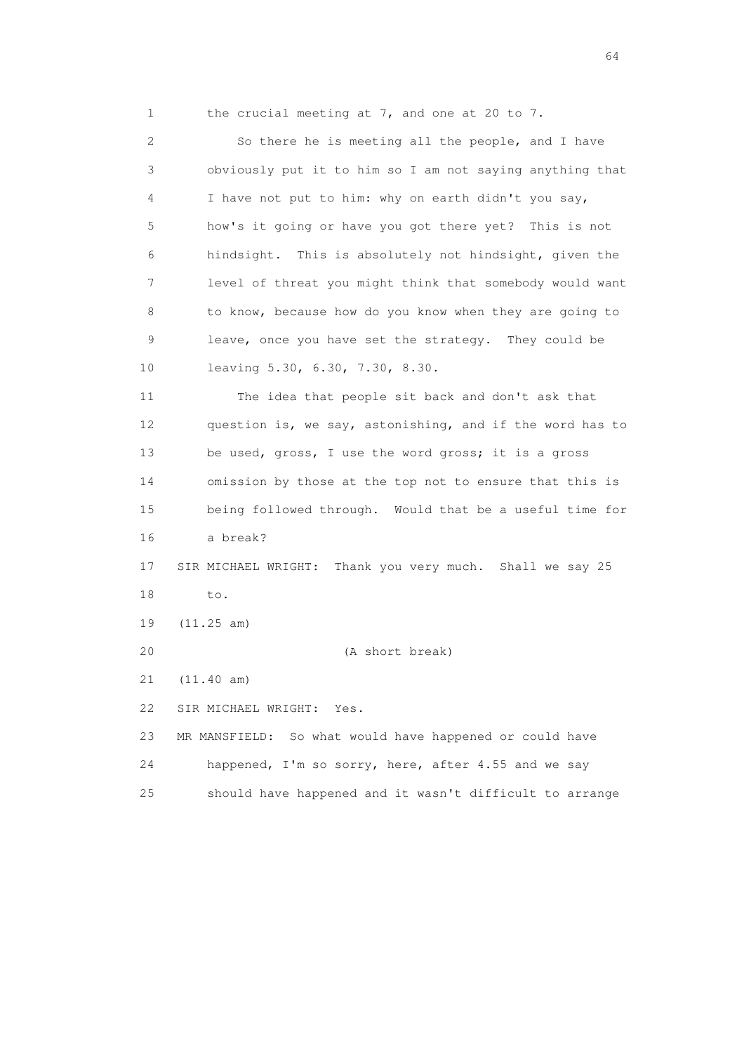1 the crucial meeting at 7, and one at 20 to 7.

2 So there he is meeting all the people, and I have
3 obviously put it to him so I am not saying anything that
4 I have not put to him: why on earth didn't you say,
5 how's it going or have you got there yet? This is not
6 hindsight. This is absolutely not hindsight, given the
7 level of threat you might think that somebody would want
8 to know, because how do you know when they are going to
9 leave, once you have set the strategy. They could be
10 leaving 5.30, 6.30, 7.30, 8.30.

11 The idea that people sit back and don't ask that
12 question is, we say, astonishing, and if the word has to
13 be used, gross, I use the word gross; it is a gross
14 omission by those at the top not to ensure that this is
15 being followed through. Would that be a useful time for
16 a break?

17 SIR MICHAEL WRIGHT: Thank you very much. Shall we say 25
18 to.

19 (11.25 am)

20 (A short break)

21 (11.40 am)

22 SIR MICHAEL WRIGHT: Yes.

23 MR MANSFIELD: So what would have happened or could have
24 happened, I'm so sorry, here, after 4.55 and we say
25 should have happened and it wasn't difficult to arrange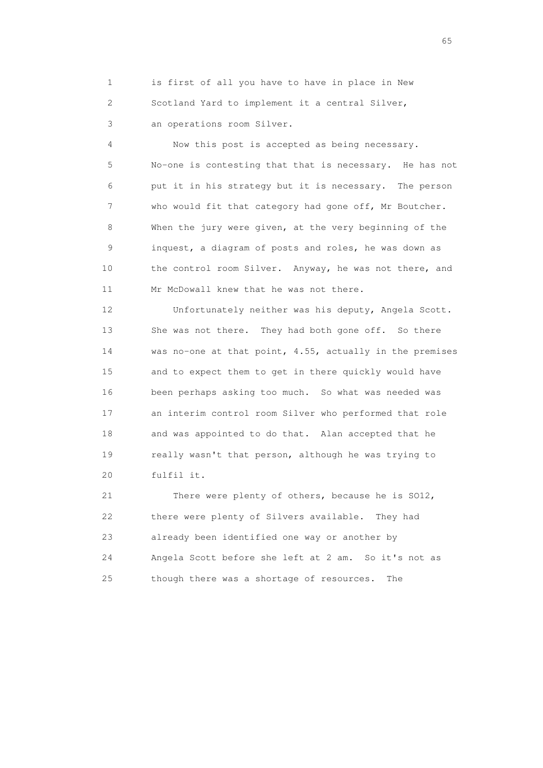is first of all you have to have in place in New Scotland Yard to implement it a central Silver, an operations room Silver.

Now this post is accepted as being necessary. No-one is contesting that that is necessary. He has not put it in his strategy but it is necessary. The person who would fit that category had gone off, Mr Boutcher. When the jury were given, at the very beginning of the inquest, a diagram of posts and roles, he was down as the control room Silver. Anyway, he was not there, and Mr McDowall knew that he was not there.

Unfortunately neither was his deputy, Angela Scott. She was not there. They had both gone off. So there was no-one at that point, 4.55, actually in the premises and to expect them to get in there quickly would have been perhaps asking too much. So what was needed was an interim control room Silver who performed that role and was appointed to do that. Alan accepted that he really wasn't that person, although he was trying to fulfil it.

There were plenty of others, because he is SO12, there were plenty of Silvers available. They had already been identified one way or another by Angela Scott before she left at 2 am. So it's not as though there was a shortage of resources. The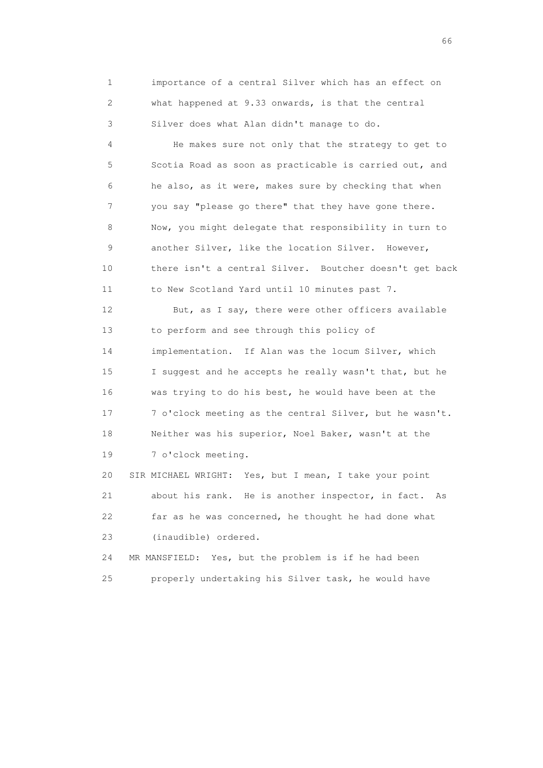1 importance of a central Silver which has an effect on
2 what happened at 9.33 onwards, is that the central
3 Silver does what Alan didn't manage to do.

4 He makes sure not only that the strategy to get to
5 Scotia Road as soon as practicable is carried out, and
6 he also, as it were, makes sure by checking that when
7 you say "please go there" that they have gone there.
8 Now, you might delegate that responsibility in turn to
9 another Silver, like the location Silver. However,
10 there isn't a central Silver. Boutcher doesn't get back
11 to New Scotland Yard until 10 minutes past 7.

12 But, as I say, there were other officers available
13 to perform and see through this policy of
14 implementation. If Alan was the locum Silver, which
15 I suggest and he accepts he really wasn't that, but he
16 was trying to do his best, he would have been at the
17 7 o'clock meeting as the central Silver, but he wasn't.
18 Neither was his superior, Noel Baker, wasn't at the
19 7 o'clock meeting.

20 SIR MICHAEL WRIGHT: Yes, but I mean, I take your point
21 about his rank. He is another inspector, in fact. As
22 far as he was concerned, he thought he had done what
23 (inaudible) ordered.

24 MR MANSFIELD: Yes, but the problem is if he had been
25 properly undertaking his Silver task, he would have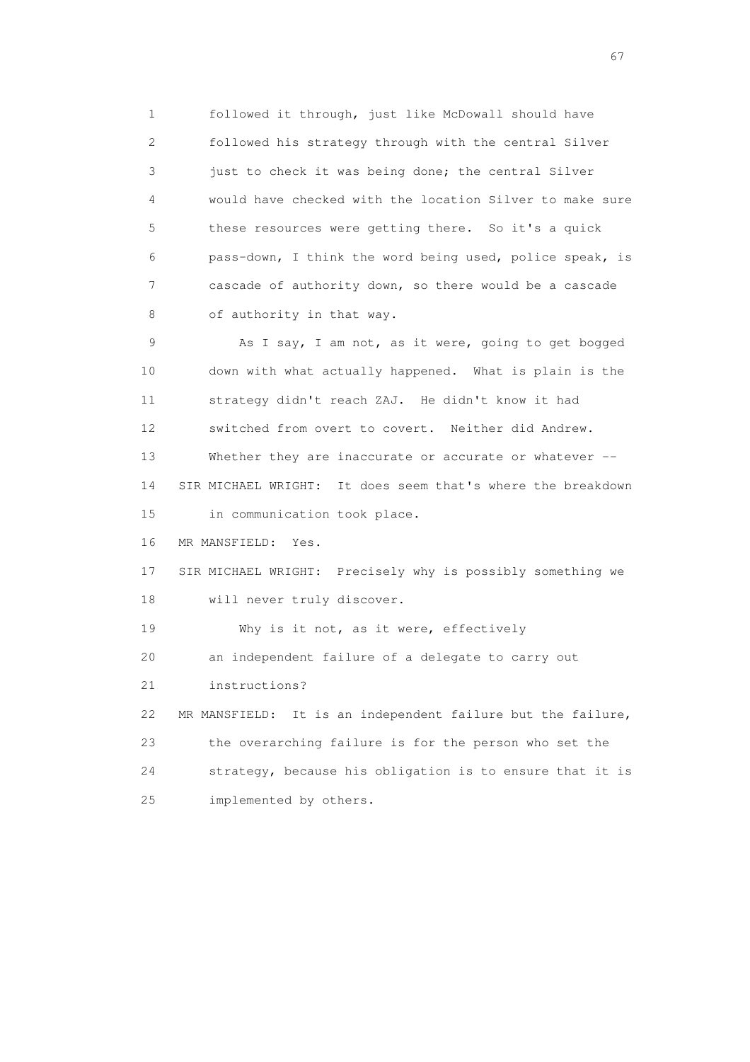1 followed it through, just like McDowall should have
2 followed his strategy through with the central Silver
3 just to check it was being done; the central Silver
4 would have checked with the location Silver to make sure
5 these resources were getting there. So it's a quick
6 pass-down, I think the word being used, police speak, is
7 cascade of authority down, so there would be a cascade
8 of authority in that way.

9 As I say, I am not, as it were, going to get bogged
10 down with what actually happened. What is plain is the
11 strategy didn't reach ZAJ. He didn't know it had
12 switched from overt to covert. Neither did Andrew.
13 Whether they are inaccurate or accurate or whatever --

14 SIR MICHAEL WRIGHT: It does seem that's where the breakdown
15 in communication took place.

16 MR MANSFIELD: Yes.

17 SIR MICHAEL WRIGHT: Precisely why is possibly something we
18 will never truly discover.

19 Why is it not, as it were, effectively
20 an independent failure of a delegate to carry out
21 instructions?

22 MR MANSFIELD: It is an independent failure but the failure,
23 the overarching failure is for the person who set the
24 strategy, because his obligation is to ensure that it is
25 implemented by others.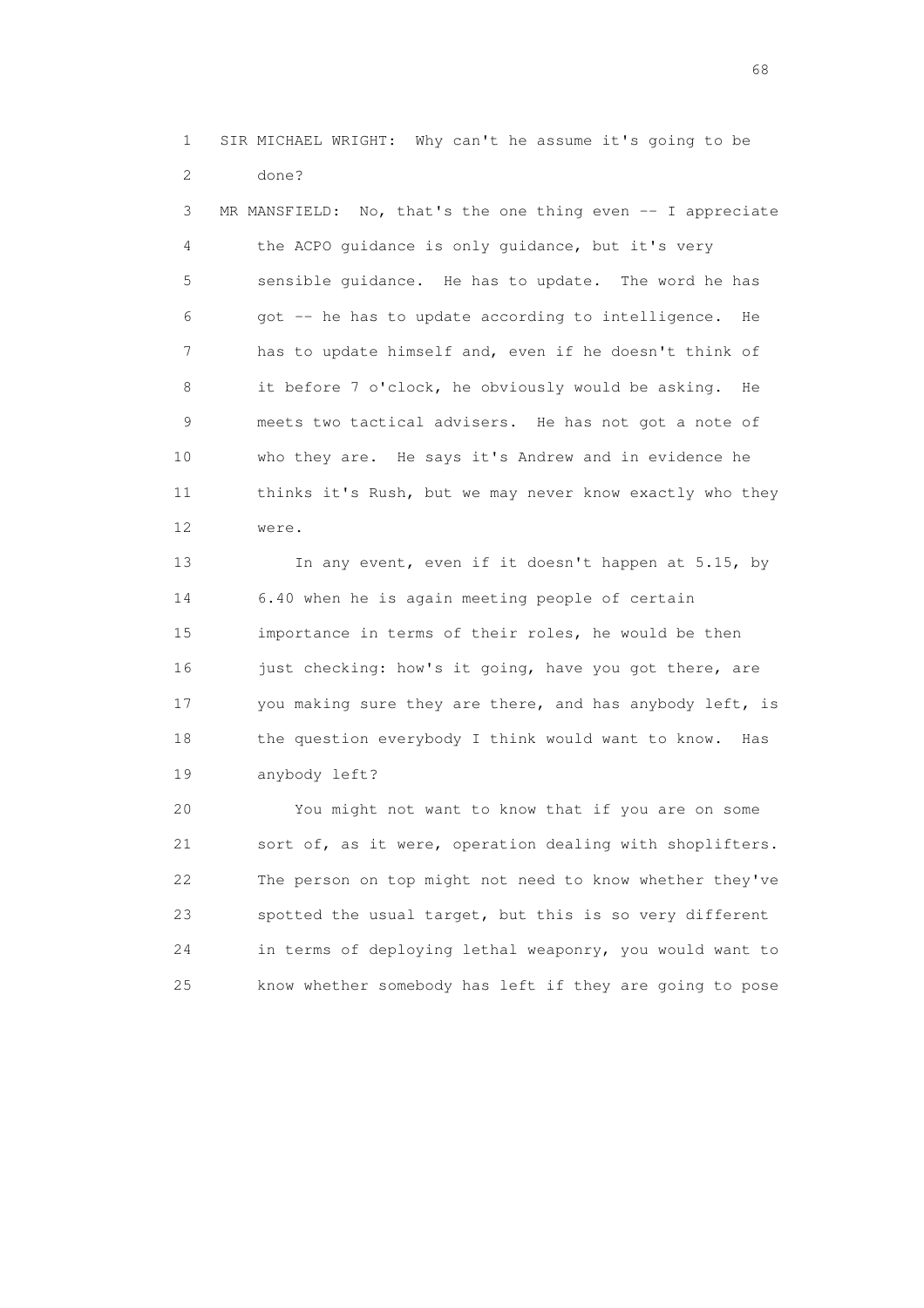1 SIR MICHAEL WRIGHT: Why can't he assume it's going to be
2 done?

3 MR MANSFIELD: No, that's the one thing even -- I appreciate
4 the ACPO guidance is only guidance, but it's very
5 sensible guidance. He has to update. The word he has
6 got -- he has to update according to intelligence. He
7 has to update himself and, even if he doesn't think of
8 it before 7 o'clock, he obviously would be asking. He
9 meets two tactical advisers. He has not got a note of
10 who they are. He says it's Andrew and in evidence he
11 thinks it's Rush, but we may never know exactly who they
12 were.

13 In any event, even if it doesn't happen at 5.15, by
14 6.40 when he is again meeting people of certain
15 importance in terms of their roles, he would be then
16 just checking: how's it going, have you got there, are
17 you making sure they are there, and has anybody left, is
18 the question everybody I think would want to know. Has
19 anybody left?

20 You might not want to know that if you are on some
21 sort of, as it were, operation dealing with shoplifters.
22 The person on top might not need to know whether they've
23 spotted the usual target, but this is so very different
24 in terms of deploying lethal weaponry, you would want to
25 know whether somebody has left if they are going to pose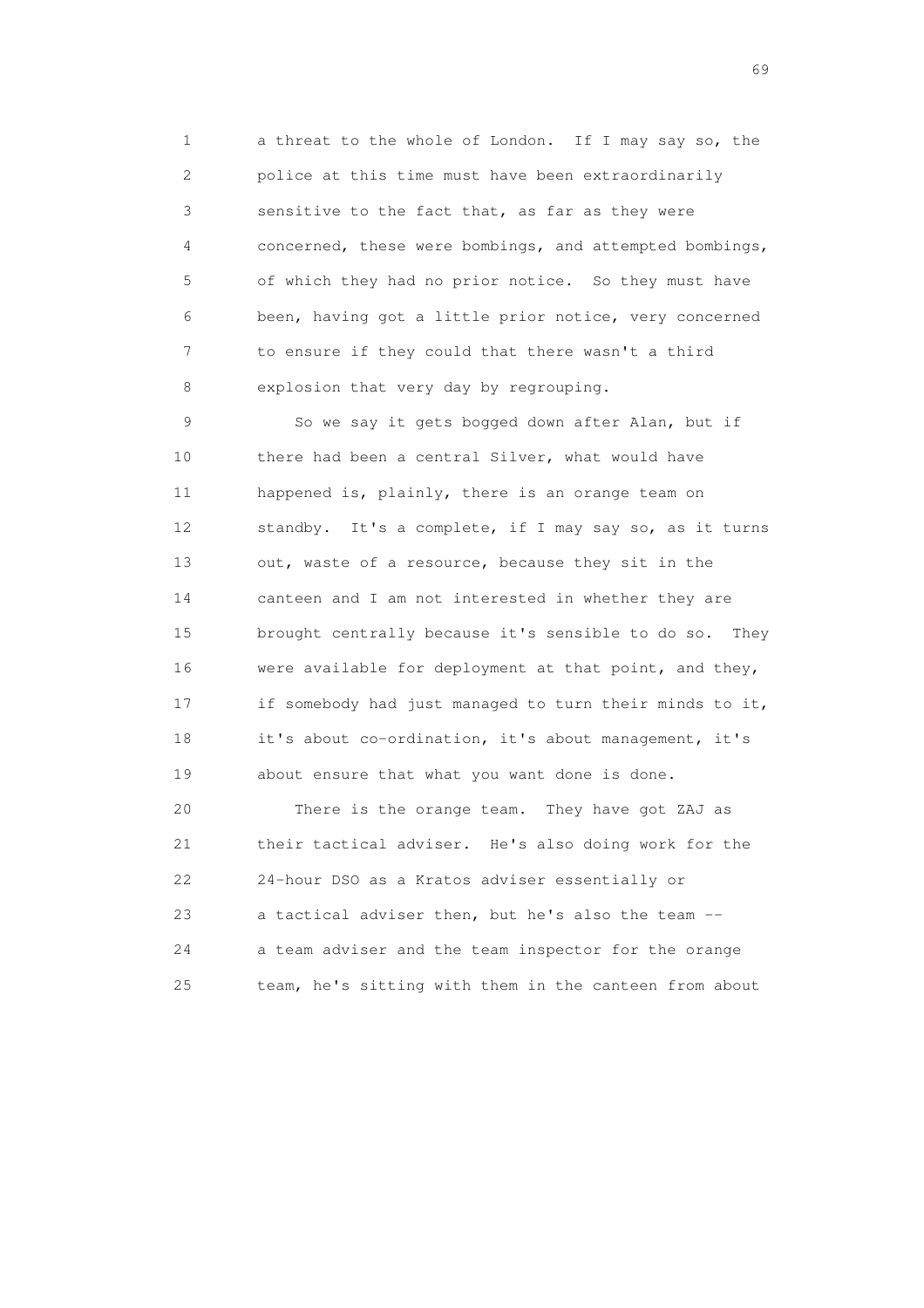1 a threat to the whole of London. If I may say so, the
2 police at this time must have been extraordinarily
3 sensitive to the fact that, as far as they were
4 concerned, these were bombings, and attempted bombings,
5 of which they had no prior notice. So they must have
6 been, having got a little prior notice, very concerned
7 to ensure if they could that there wasn't a third
8 explosion that very day by regrouping.

9 So we say it gets bogged down after Alan, but if
10 there had been a central Silver, what would have
11 happened is, plainly, there is an orange team on
12 standby. It's a complete, if I may say so, as it turns
13 out, waste of a resource, because they sit in the
14 canteen and I am not interested in whether they are
15 brought centrally because it's sensible to do so. They
16 were available for deployment at that point, and they,
17 if somebody had just managed to turn their minds to it,
18 it's about co-ordination, it's about management, it's
19 about ensure that what you want done is done.

20 There is the orange team. They have got ZAJ as
21 their tactical adviser. He's also doing work for the
22 24-hour DSO as a Kratos adviser essentially or
23 a tactical adviser then, but he's also the team --
24 a team adviser and the team inspector for the orange
25 team, he's sitting with them in the canteen from about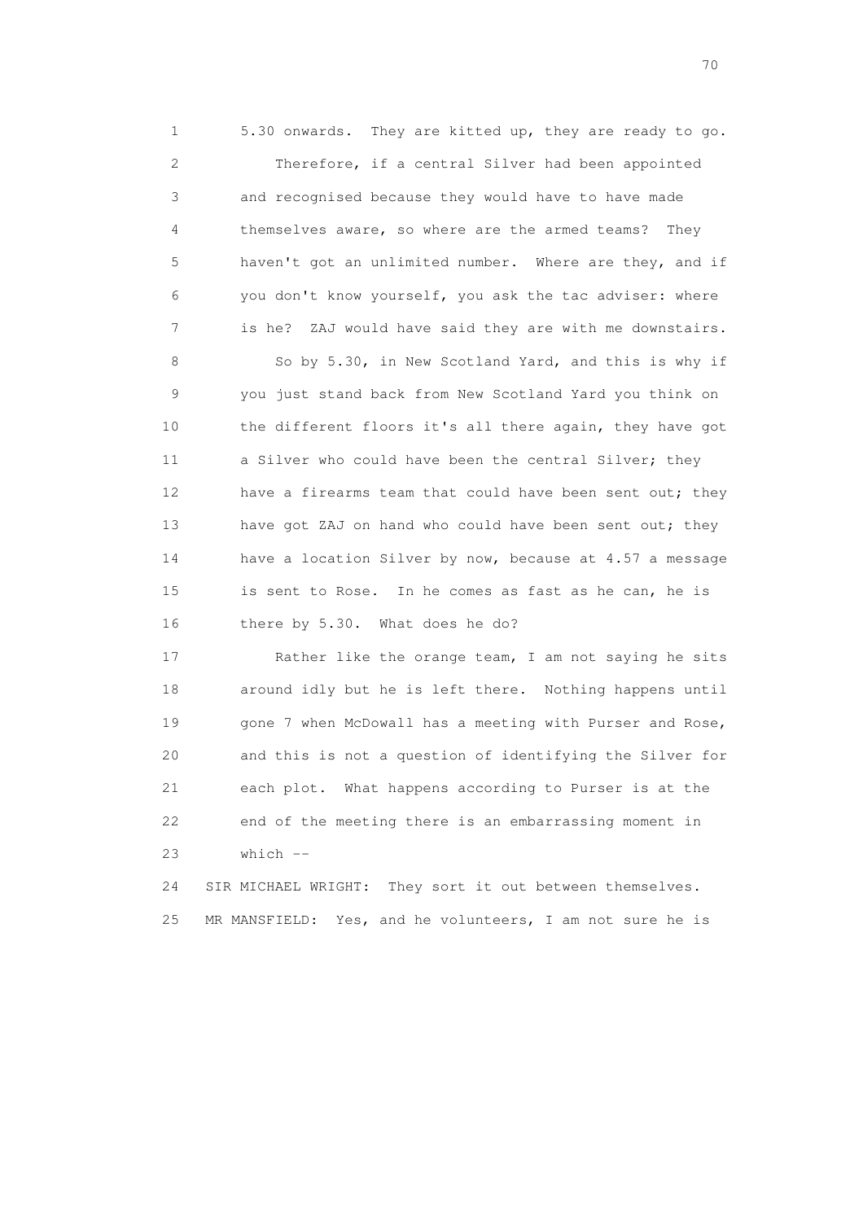1 5.30 onwards. They are kitted up, they are ready to go.
2 Therefore, if a central Silver had been appointed
3 and recognised because they would have to have made
4 themselves aware, so where are the armed teams? They
5 haven't got an unlimited number. Where are they, and if
6 you don't know yourself, you ask the tac adviser: where
7 is he? ZAJ would have said they are with me downstairs.
8 So by 5.30, in New Scotland Yard, and this is why if
9 you just stand back from New Scotland Yard you think on
10 the different floors it's all there again, they have got
11 a Silver who could have been the central Silver; they
12 have a firearms team that could have been sent out; they
13 have got ZAJ on hand who could have been sent out; they
14 have a location Silver by now, because at 4.57 a message
15 is sent to Rose. In he comes as fast as he can, he is
16 there by 5.30. What does he do?
17 Rather like the orange team, I am not saying he sits
18 around idly but he is left there. Nothing happens until
19 gone 7 when McDowall has a meeting with Purser and Rose,
20 and this is not a question of identifying the Silver for
21 each plot. What happens according to Purser is at the
22 end of the meeting there is an embarrassing moment in
23 which --
24 SIR MICHAEL WRIGHT: They sort it out between themselves.
25 MR MANSFIELD: Yes, and he volunteers, I am not sure he is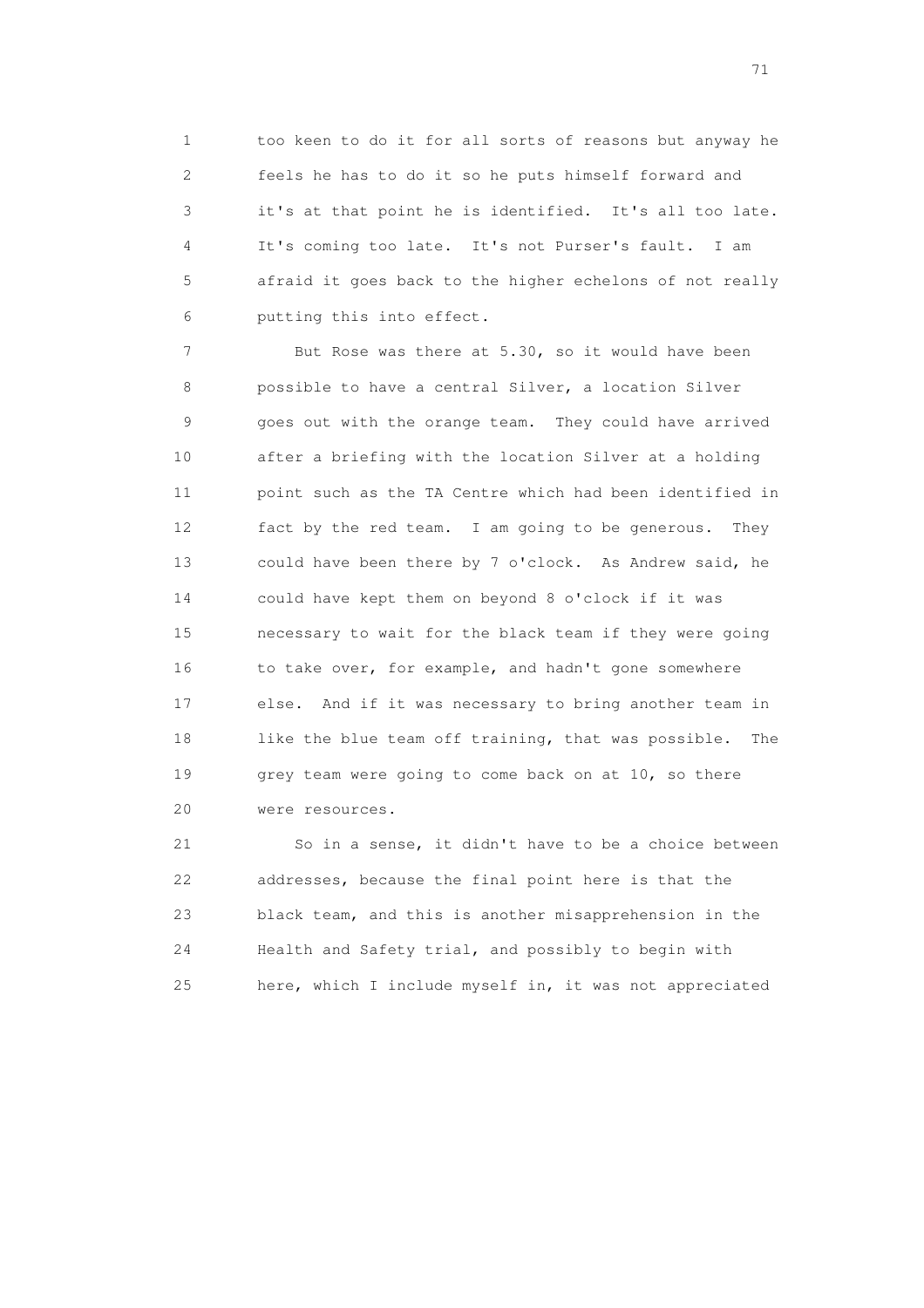1 too keen to do it for all sorts of reasons but anyway he
2 feels he has to do it so he puts himself forward and
3 it's at that point he is identified. It's all too late.
4 It's coming too late. It's not Purser's fault. I am
5 afraid it goes back to the higher echelons of not really
6 putting this into effect.

7 But Rose was there at 5.30, so it would have been
8 possible to have a central Silver, a location Silver
9 goes out with the orange team. They could have arrived
10 after a briefing with the location Silver at a holding
11 point such as the TA Centre which had been identified in
12 fact by the red team. I am going to be generous. They
13 could have been there by 7 o'clock. As Andrew said, he
14 could have kept them on beyond 8 o'clock if it was
15 necessary to wait for the black team if they were going
16 to take over, for example, and hadn't gone somewhere
17 else. And if it was necessary to bring another team in
18 like the blue team off training, that was possible. The
19 grey team were going to come back on at 10, so there
20 were resources.

21 So in a sense, it didn't have to be a choice between
22 addresses, because the final point here is that the
23 black team, and this is another misapprehension in the
24 Health and Safety trial, and possibly to begin with
25 here, which I include myself in, it was not appreciated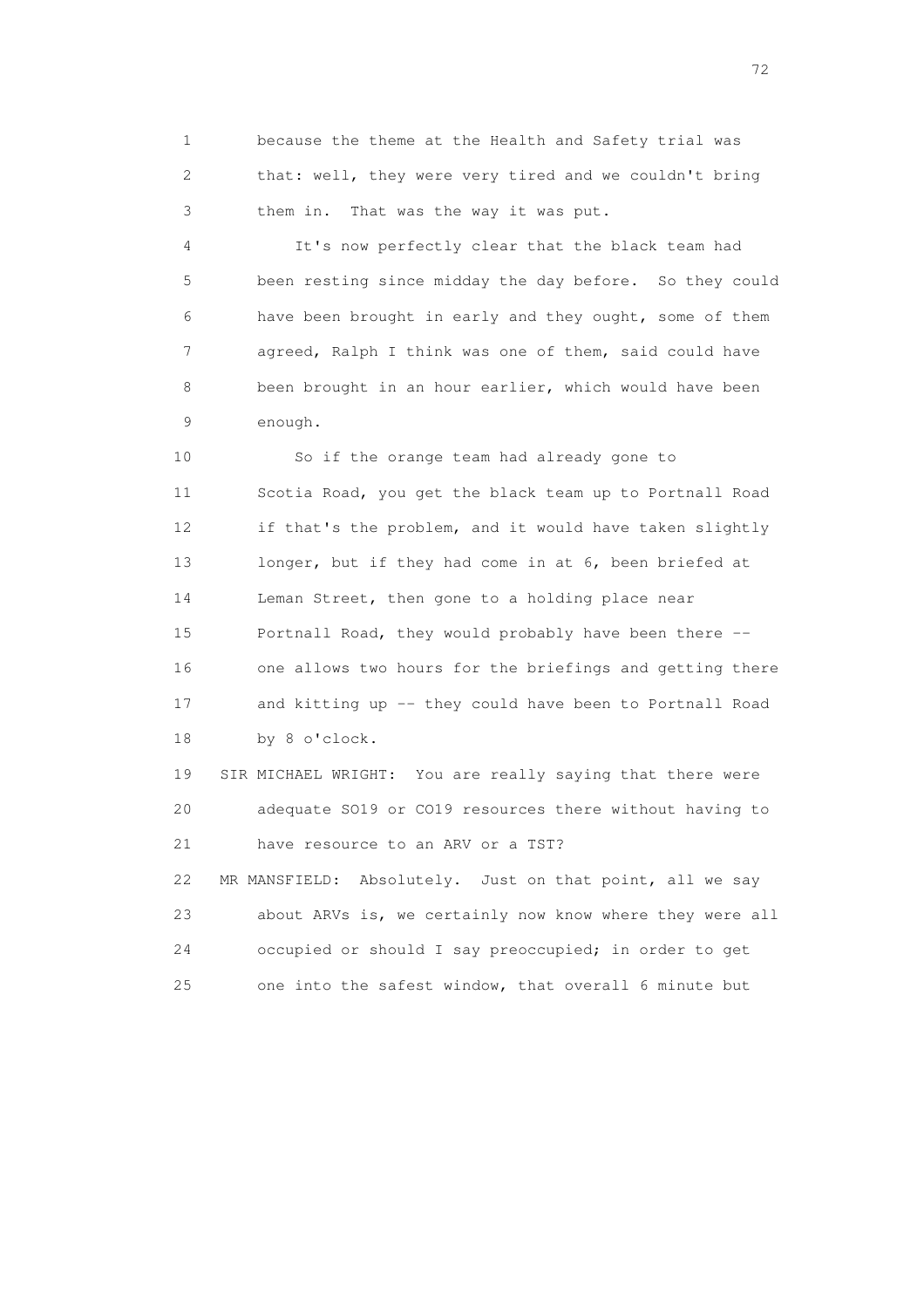1 because the theme at the Health and Safety trial was
2 that: well, they were very tired and we couldn't bring
3 them in. That was the way it was put.

4 It's now perfectly clear that the black team had
5 been resting since midday the day before. So they could
6 have been brought in early and they ought, some of them
7 agreed, Ralph I think was one of them, said could have
8 been brought in an hour earlier, which would have been
9 enough.

10 So if the orange team had already gone to
11 Scotia Road, you get the black team up to Portnall Road
12 if that's the problem, and it would have taken slightly
13 longer, but if they had come in at 6, been briefed at
14 Leman Street, then gone to a holding place near
15 Portnall Road, they would probably have been there --
16 one allows two hours for the briefings and getting there
17 and kitting up -- they could have been to Portnall Road
18 by 8 o'clock.

19 SIR MICHAEL WRIGHT: You are really saying that there were
20 adequate SO19 or CO19 resources there without having to
21 have resource to an ARV or a TST?

22 MR MANSFIELD: Absolutely. Just on that point, all we say
23 about ARVs is, we certainly now know where they were all
24 occupied or should I say preoccupied; in order to get
25 one into the safest window, that overall 6 minute but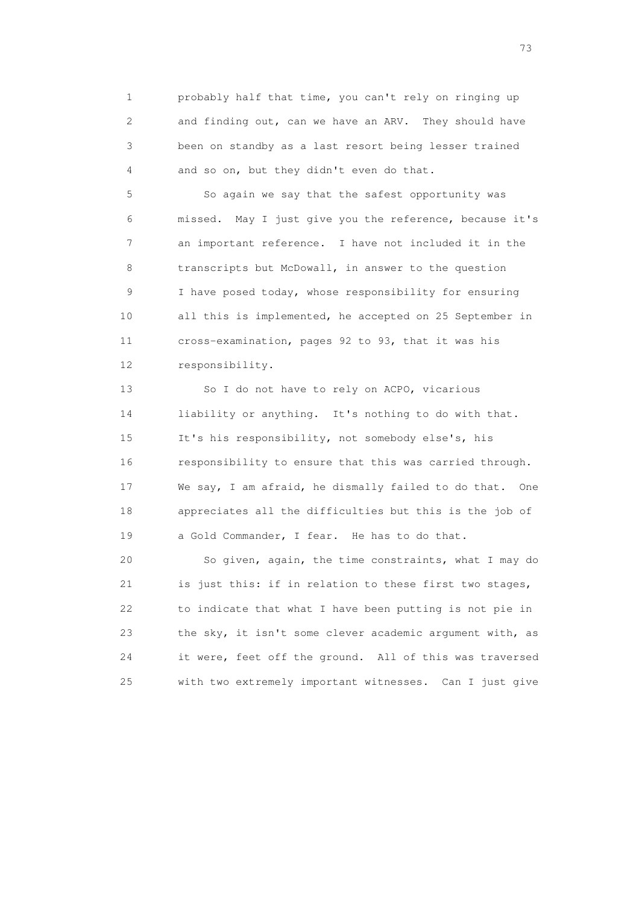1 probably half that time, you can't rely on ringing up
2 and finding out, can we have an ARV. They should have
3 been on standby as a last resort being lesser trained
4 and so on, but they didn't even do that.

5 So again we say that the safest opportunity was
6 missed. May I just give you the reference, because it's
7 an important reference. I have not included it in the
8 transcripts but McDowall, in answer to the question
9 I have posed today, whose responsibility for ensuring
10 all this is implemented, he accepted on 25 September in
11 cross-examination, pages 92 to 93, that it was his
12 responsibility.

13 So I do not have to rely on ACPO, vicarious
14 liability or anything. It's nothing to do with that.
15 It's his responsibility, not somebody else's, his
16 responsibility to ensure that this was carried through.
17 We say, I am afraid, he dismally failed to do that. One
18 appreciates all the difficulties but this is the job of
19 a Gold Commander, I fear. He has to do that.

20 So given, again, the time constraints, what I may do
21 is just this: if in relation to these first two stages,
22 to indicate that what I have been putting is not pie in
23 the sky, it isn't some clever academic argument with, as
24 it were, feet off the ground. All of this was traversed
25 with two extremely important witnesses. Can I just give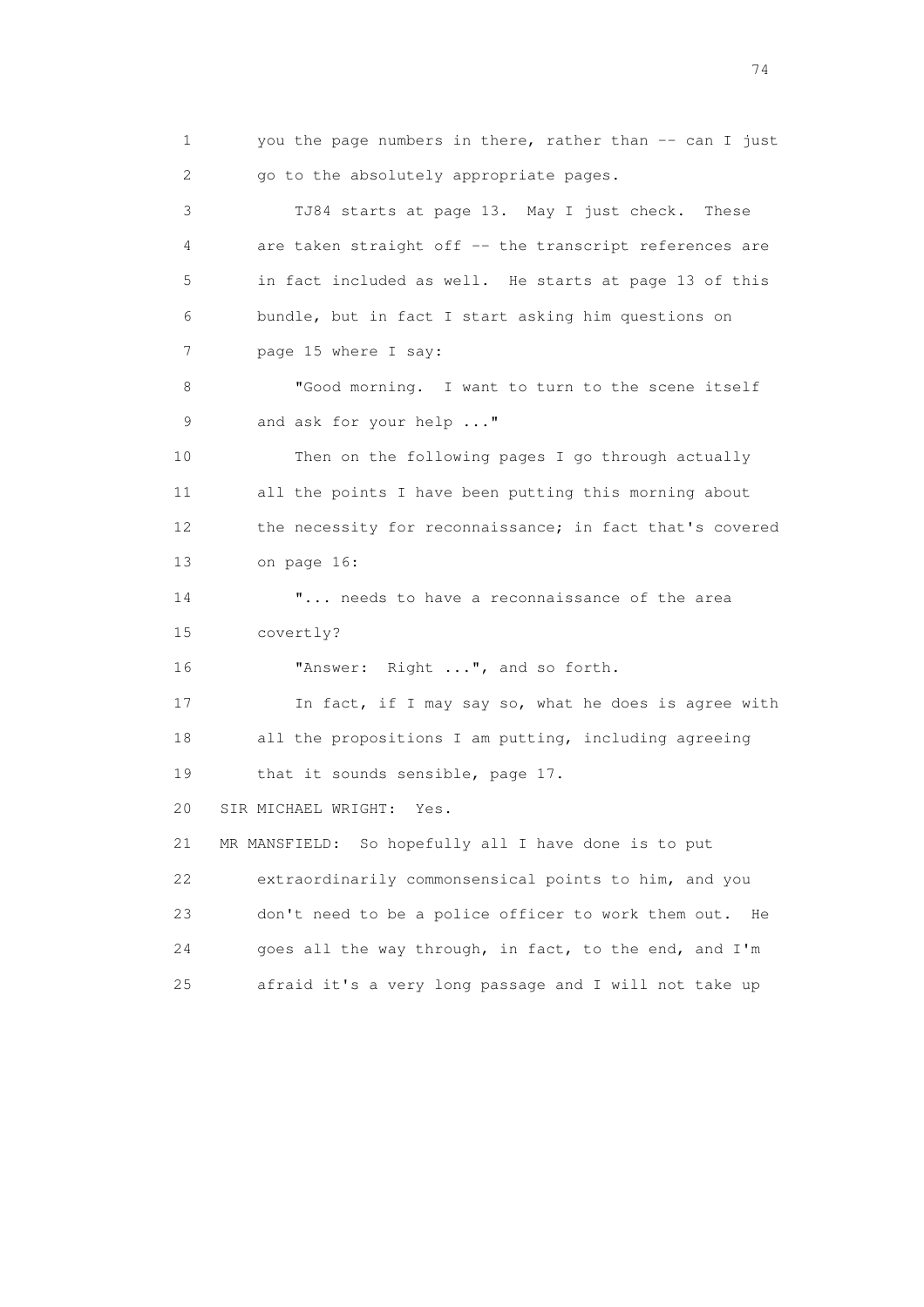you the page numbers in there, rather than -- can I just go to the absolutely appropriate pages.

TJ84 starts at page 13. May I just check. These are taken straight off -- the transcript references are in fact included as well. He starts at page 13 of this bundle, but in fact I start asking him questions on page 15 where I say:

"Good morning. I want to turn to the scene itself and ask for your help ..."

Then on the following pages I go through actually all the points I have been putting this morning about the necessity for reconnaissance; in fact that's covered on page 16:

"... needs to have a reconnaissance of the area covertly?

"Answer: Right ...", and so forth.

In fact, if I may say so, what he does is agree with all the propositions I am putting, including agreeing that it sounds sensible, page 17.

SIR MICHAEL WRIGHT: Yes.

MR MANSFIELD: So hopefully all I have done is to put extraordinarily commonsensical points to him, and you don't need to be a police officer to work them out. He goes all the way through, in fact, to the end, and I'm afraid it's a very long passage and I will not take up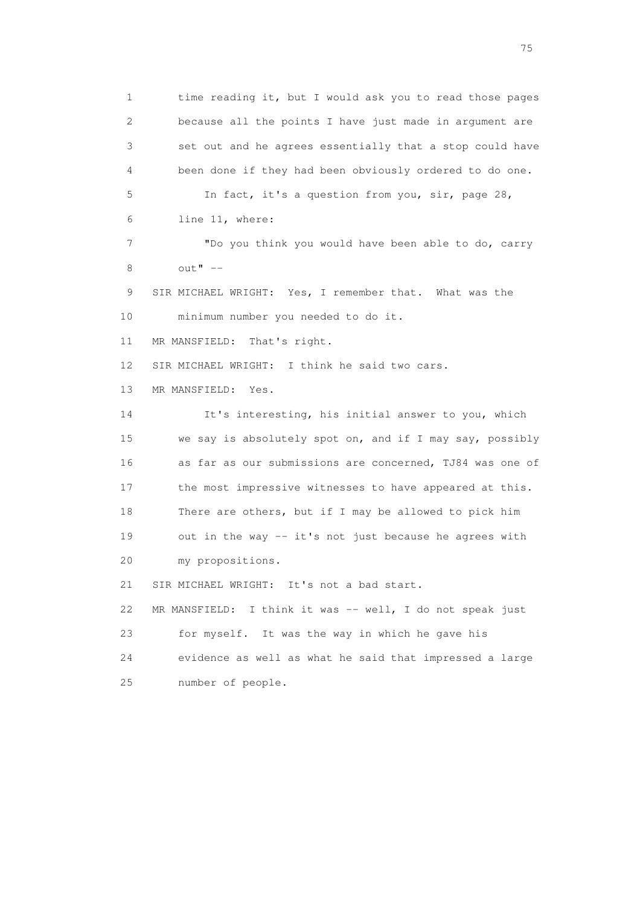1 time reading it, but I would ask you to read those pages
2 because all the points I have just made in argument are
3 set out and he agrees essentially that a stop could have
4 been done if they had been obviously ordered to do one.
5 In fact, it's a question from you, sir, page 28,
6 line 11, where:
7 "Do you think you would have been able to do, carry
8 out" --
9 SIR MICHAEL WRIGHT: Yes, I remember that. What was the
10 minimum number you needed to do it.
11 MR MANSFIELD: That's right.
12 SIR MICHAEL WRIGHT: I think he said two cars.
13 MR MANSFIELD: Yes.
14 It's interesting, his initial answer to you, which
15 we say is absolutely spot on, and if I may say, possibly
16 as far as our submissions are concerned, TJ84 was one of
17 the most impressive witnesses to have appeared at this.
18 There are others, but if I may be allowed to pick him
19 out in the way -- it's not just because he agrees with
20 my propositions.
21 SIR MICHAEL WRIGHT: It's not a bad start.
22 MR MANSFIELD: I think it was -- well, I do not speak just
23 for myself. It was the way in which he gave his
24 evidence as well as what he said that impressed a large
25 number of people.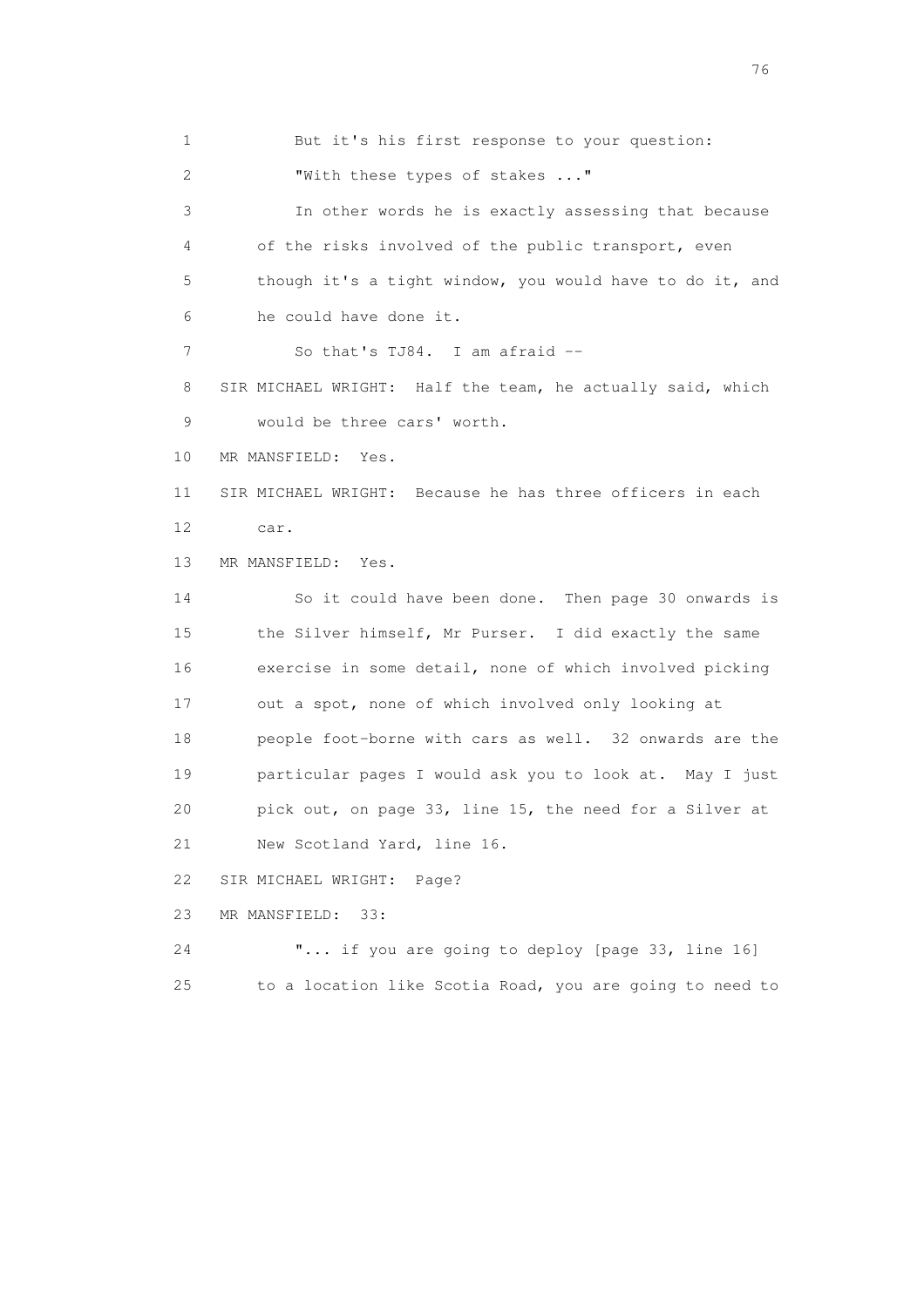1 But it's his first response to your question:

2 "With these types of stakes ..."

3 In other words he is exactly assessing that because
4 of the risks involved of the public transport, even
5 though it's a tight window, you would have to do it, and
6 he could have done it.

7 So that's TJ84. I am afraid --

8 SIR MICHAEL WRIGHT: Half the team, he actually said, which
9 would be three cars' worth.

10 MR MANSFIELD: Yes.

11 SIR MICHAEL WRIGHT: Because he has three officers in each
12 car.

13 MR MANSFIELD: Yes.

14 So it could have been done. Then page 30 onwards is
15 the Silver himself, Mr Purser. I did exactly the same
16 exercise in some detail, none of which involved picking
17 out a spot, none of which involved only looking at
18 people foot-borne with cars as well. 32 onwards are the
19 particular pages I would ask you to look at. May I just
20 pick out, on page 33, line 15, the need for a Silver at
21 New Scotland Yard, line 16.

22 SIR MICHAEL WRIGHT: Page?

23 MR MANSFIELD: 33:

24 "... if you are going to deploy [page 33, line 16]
25 to a location like Scotia Road, you are going to need to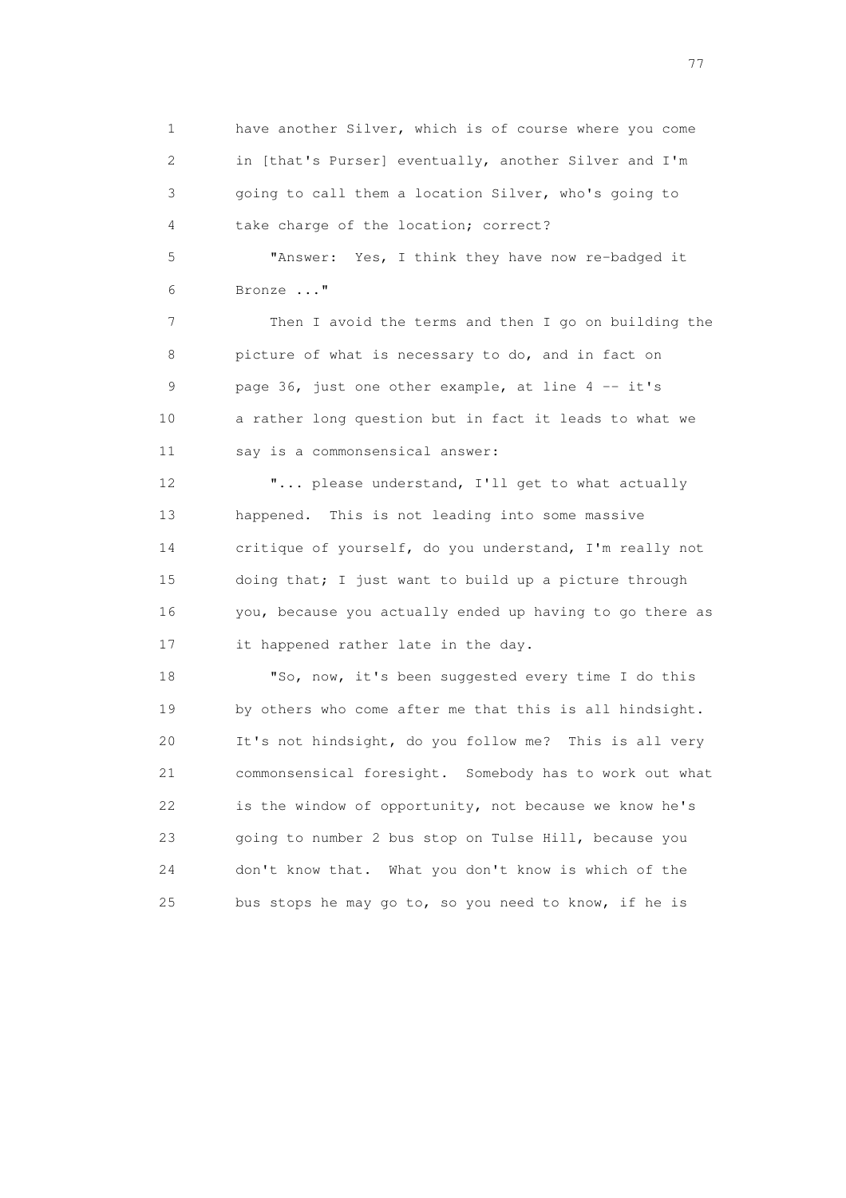1 have another Silver, which is of course where you come
2 in [that's Purser] eventually, another Silver and I'm
3 going to call them a location Silver, who's going to
4 take charge of the location; correct?

5 "Answer: Yes, I think they have now re-badged it
6 Bronze ..."

7 Then I avoid the terms and then I go on building the
8 picture of what is necessary to do, and in fact on
9 page 36, just one other example, at line 4 -- it's
10 a rather long question but in fact it leads to what we
11 say is a commonsensical answer:

12 "... please understand, I'll get to what actually
13 happened. This is not leading into some massive
14 critique of yourself, do you understand, I'm really not
15 doing that; I just want to build up a picture through
16 you, because you actually ended up having to go there as
17 it happened rather late in the day.

18 "So, now, it's been suggested every time I do this
19 by others who come after me that this is all hindsight.
20 It's not hindsight, do you follow me? This is all very
21 commonsensical foresight. Somebody has to work out what
22 is the window of opportunity, not because we know he's
23 going to number 2 bus stop on Tulse Hill, because you
24 don't know that. What you don't know is which of the
25 bus stops he may go to, so you need to know, if he is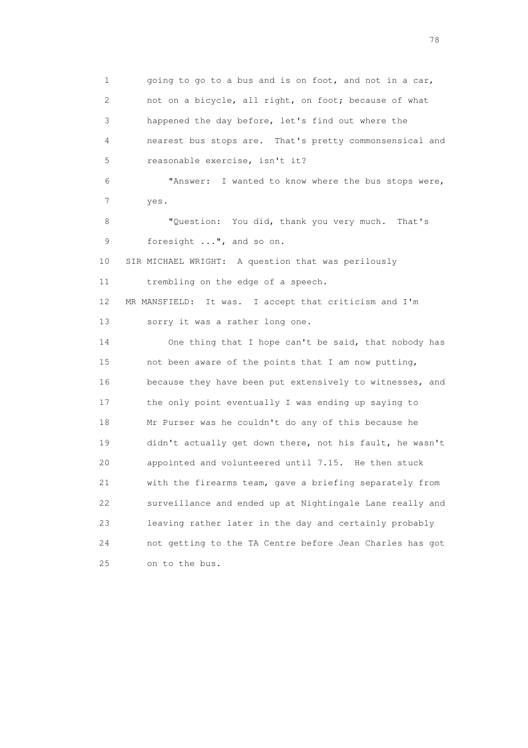1 going to go to a bus and is on foot, and not in a car,
2 not on a bicycle, all right, on foot; because of what
3 happened the day before, let's find out where the
4 nearest bus stops are. That's pretty commonsensical and
5 reasonable exercise, isn't it?

6 "Answer: I wanted to know where the bus stops were,
7 yes.

8 "Question: You did, thank you very much. That's
9 foresight ...", and so on.

10 SIR MICHAEL WRIGHT: A question that was perilously
11 trembling on the edge of a speech.

12 MR MANSFIELD: It was. I accept that criticism and I'm
13 sorry it was a rather long one.

14 One thing that I hope can't be said, that nobody has
15 not been aware of the points that I am now putting,
16 because they have been put extensively to witnesses, and
17 the only point eventually I was ending up saying to
18 Mr Purser was he couldn't do any of this because he
19 didn't actually get down there, not his fault, he wasn't
20 appointed and volunteered until 7.15. He then stuck
21 with the firearms team, gave a briefing separately from
22 surveillance and ended up at Nightingale Lane really and
23 leaving rather later in the day and certainly probably
24 not getting to the TA Centre before Jean Charles has got
25 on to the bus.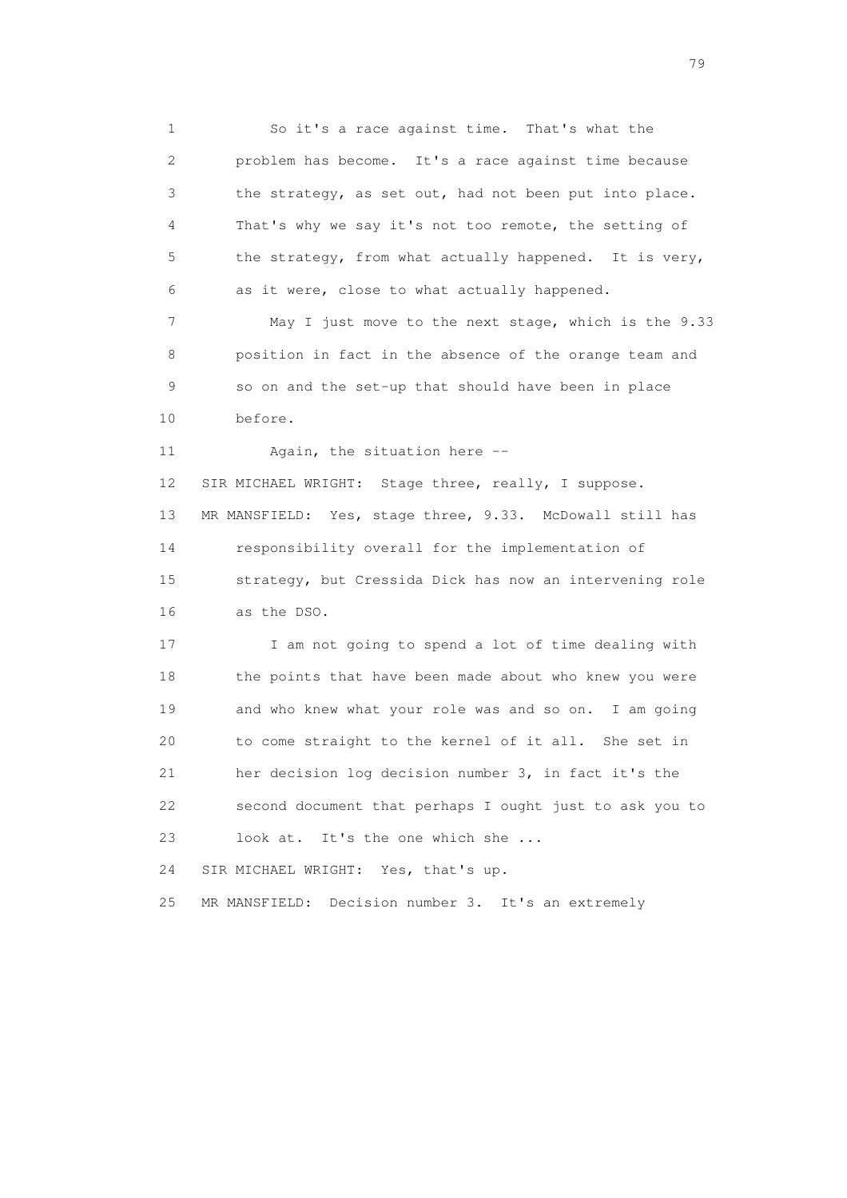1 So it's a race against time. That's what the
2 problem has become. It's a race against time because
3 the strategy, as set out, had not been put into place.
4 That's why we say it's not too remote, the setting of
5 the strategy, from what actually happened. It is very,
6 as it were, close to what actually happened.

7 May I just move to the next stage, which is the 9.33
8 position in fact in the absence of the orange team and
9 so on and the set-up that should have been in place
10 before.

11 Again, the situation here --

12 SIR MICHAEL WRIGHT: Stage three, really, I suppose.

13 MR MANSFIELD: Yes, stage three, 9.33. McDowall still has
14 responsibility overall for the implementation of
15 strategy, but Cressida Dick has now an intervening role
16 as the DSO.

17 I am not going to spend a lot of time dealing with
18 the points that have been made about who knew you were
19 and who knew what your role was and so on. I am going
20 to come straight to the kernel of it all. She set in
21 her decision log decision number 3, in fact it's the
22 second document that perhaps I ought just to ask you to
23 look at. It's the one which she ...

24 SIR MICHAEL WRIGHT: Yes, that's up.

25 MR MANSFIELD: Decision number 3. It's an extremely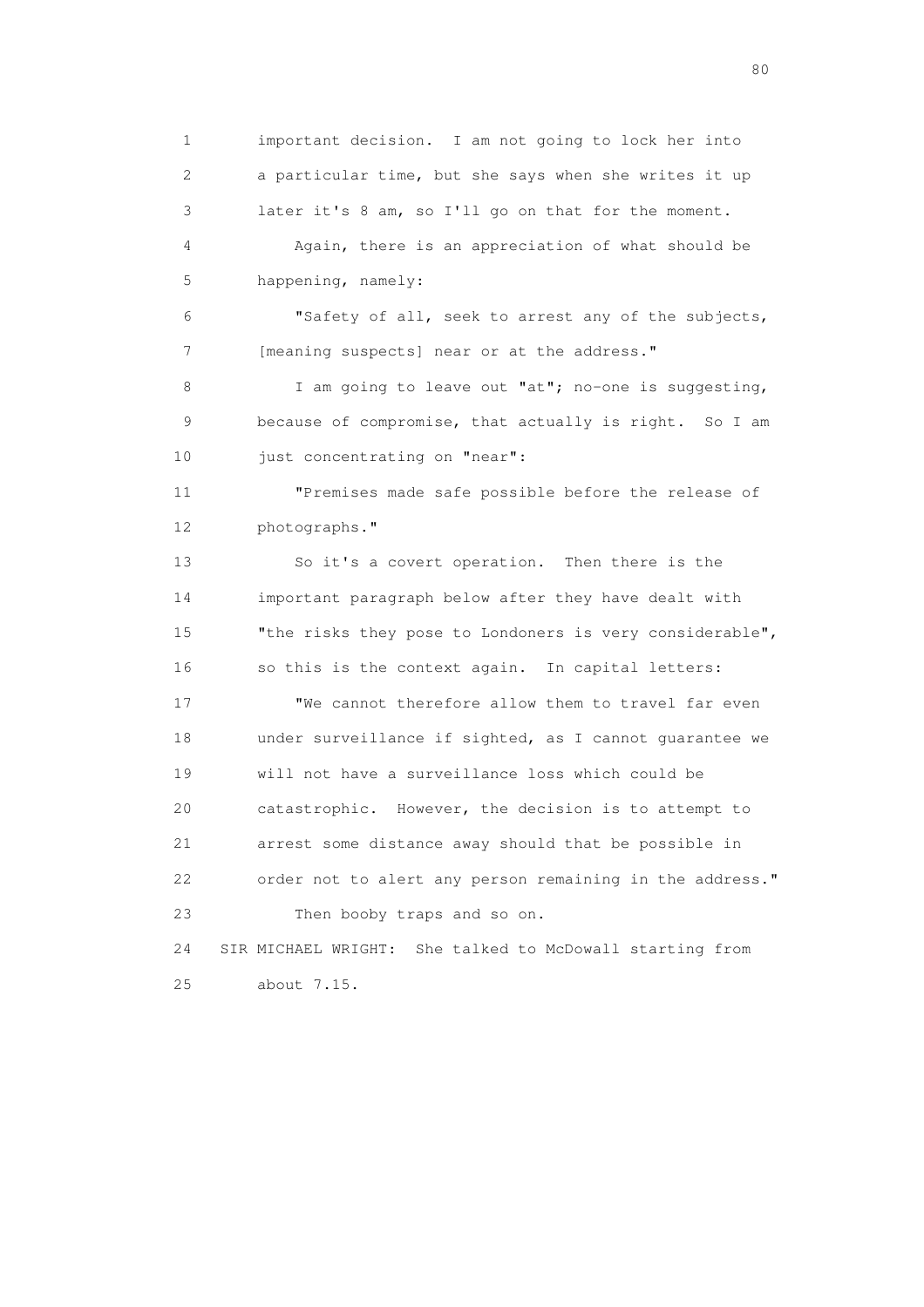important decision. I am not going to lock her into a particular time, but she says when she writes it up later it's 8 am, so I'll go on that for the moment.

Again, there is an appreciation of what should be happening, namely:

"Safety of all, seek to arrest any of the subjects, [meaning suspects] near or at the address."

I am going to leave out "at"; no-one is suggesting, because of compromise, that actually is right. So I am just concentrating on "near":

"Premises made safe possible before the release of photographs."

So it's a covert operation. Then there is the important paragraph below after they have dealt with "the risks they pose to Londoners is very considerable", so this is the context again. In capital letters:

"We cannot therefore allow them to travel far even under surveillance if sighted, as I cannot guarantee we will not have a surveillance loss which could be catastrophic. However, the decision is to attempt to arrest some distance away should that be possible in order not to alert any person remaining in the address."

Then booby traps and so on.

SIR MICHAEL WRIGHT: She talked to McDowall starting from about 7.15.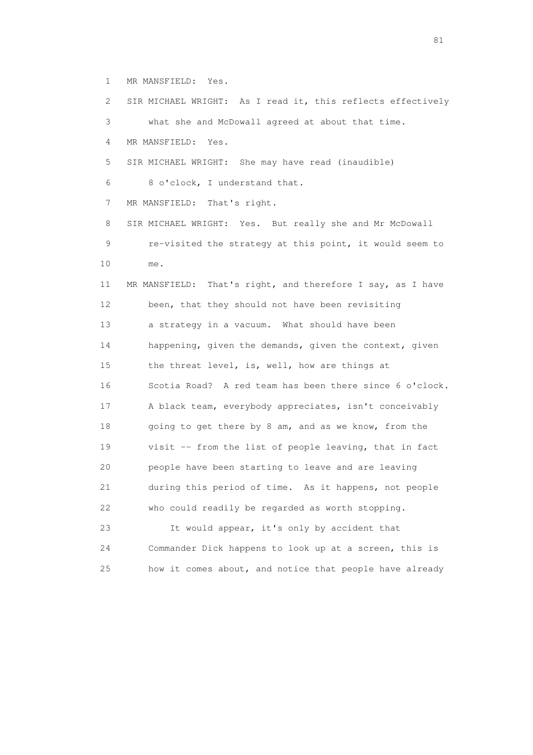1 MR MANSFIELD: Yes.

2 SIR MICHAEL WRIGHT: As I read it, this reflects effectively

3 what she and McDowall agreed at about that time.

4 MR MANSFIELD: Yes.

5 SIR MICHAEL WRIGHT: She may have read (inaudible)

6 8 o'clock, I understand that.

7 MR MANSFIELD: That's right.

8 SIR MICHAEL WRIGHT: Yes. But really she and Mr McDowall

9 re-visited the strategy at this point, it would seem to

10 me.

11 MR MANSFIELD: That's right, and therefore I say, as I have

12 been, that they should not have been revisiting

13 a strategy in a vacuum. What should have been

14 happening, given the demands, given the context, given

15 the threat level, is, well, how are things at

16 Scotia Road? A red team has been there since 6 o'clock.

17 A black team, everybody appreciates, isn't conceivably

18 going to get there by 8 am, and as we know, from the

19 visit -- from the list of people leaving, that in fact

20 people have been starting to leave and are leaving

21 during this period of time. As it happens, not people

22 who could readily be regarded as worth stopping.

23 It would appear, it's only by accident that

24 Commander Dick happens to look up at a screen, this is

25 how it comes about, and notice that people have already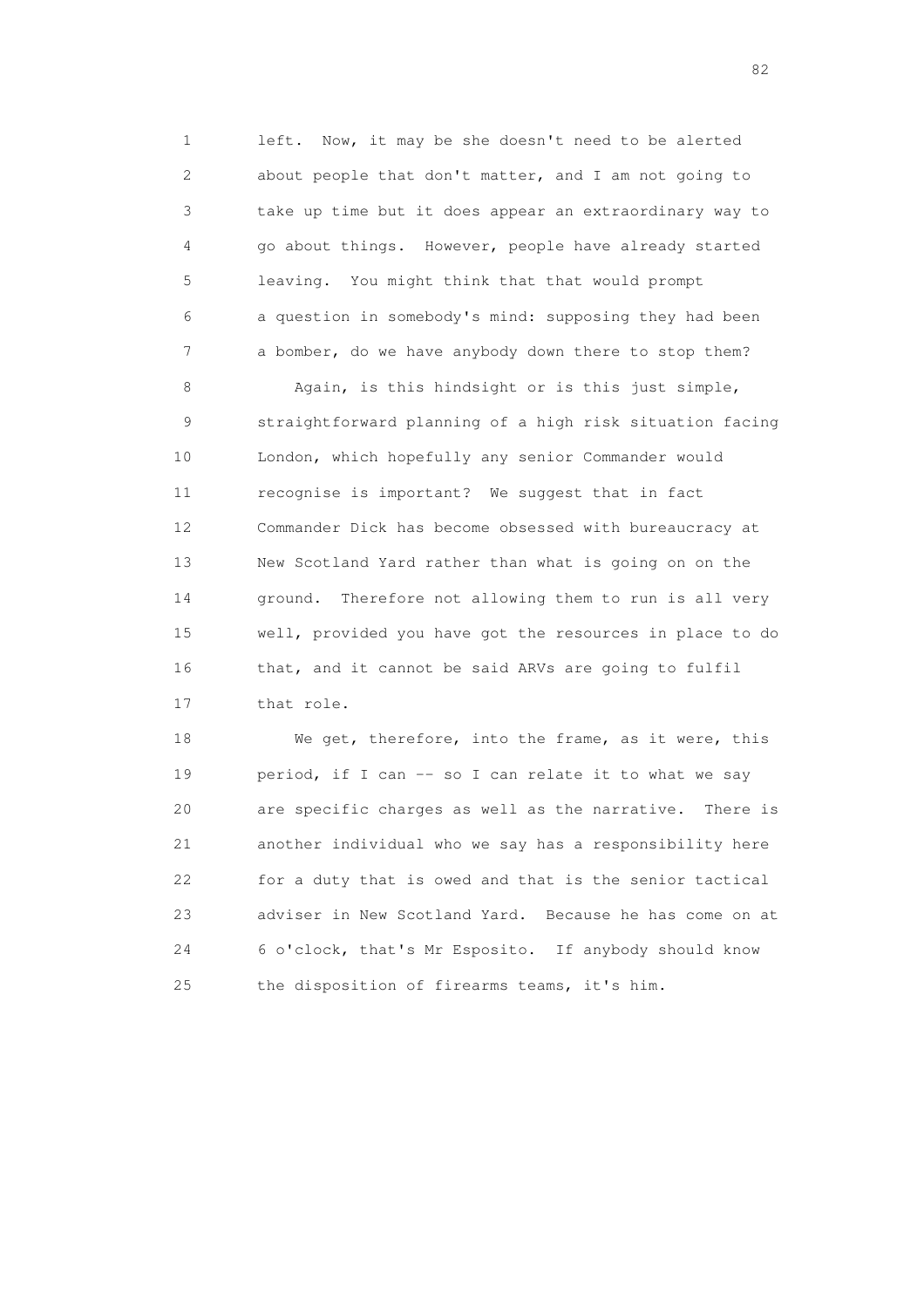1 left. Now, it may be she doesn't need to be alerted
2 about people that don't matter, and I am not going to
3 take up time but it does appear an extraordinary way to
4 go about things. However, people have already started
5 leaving. You might think that that would prompt
6 a question in somebody's mind: supposing they had been
7 a bomber, do we have anybody down there to stop them?

8 Again, is this hindsight or is this just simple,
9 straightforward planning of a high risk situation facing
10 London, which hopefully any senior Commander would
11 recognise is important? We suggest that in fact
12 Commander Dick has become obsessed with bureaucracy at
13 New Scotland Yard rather than what is going on on the
14 ground. Therefore not allowing them to run is all very
15 well, provided you have got the resources in place to do
16 that, and it cannot be said ARVs are going to fulfil
17 that role.

18 We get, therefore, into the frame, as it were, this
19 period, if I can -- so I can relate it to what we say
20 are specific charges as well as the narrative. There is
21 another individual who we say has a responsibility here
22 for a duty that is owed and that is the senior tactical
23 adviser in New Scotland Yard. Because he has come on at
24 6 o'clock, that's Mr Esposito. If anybody should know
25 the disposition of firearms teams, it's him.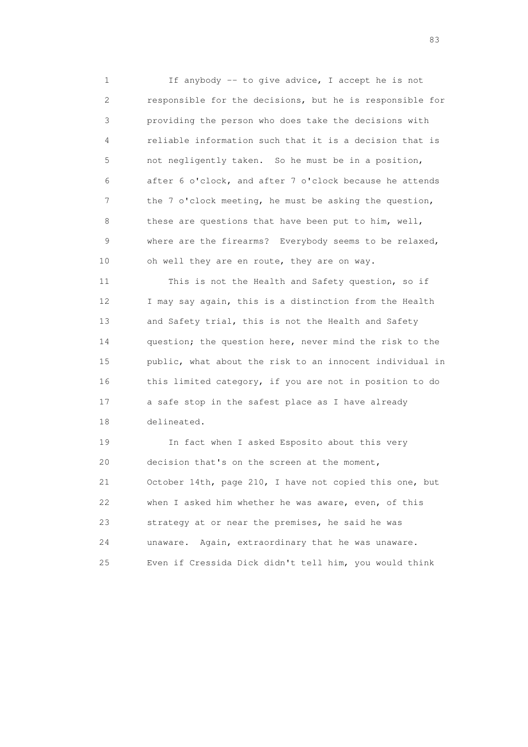1 If anybody -- to give advice, I accept he is not
2 responsible for the decisions, but he is responsible for
3 providing the person who does take the decisions with
4 reliable information such that it is a decision that is
5 not negligently taken. So he must be in a position,
6 after 6 o'clock, and after 7 o'clock because he attends
7 the 7 o'clock meeting, he must be asking the question,
8 these are questions that have been put to him, well,
9 where are the firearms? Everybody seems to be relaxed,
10 oh well they are en route, they are on way.

11 This is not the Health and Safety question, so if
12 I may say again, this is a distinction from the Health
13 and Safety trial, this is not the Health and Safety
14 question; the question here, never mind the risk to the
15 public, what about the risk to an innocent individual in
16 this limited category, if you are not in position to do
17 a safe stop in the safest place as I have already
18 delineated.

19 In fact when I asked Esposito about this very
20 decision that's on the screen at the moment,
21 October 14th, page 210, I have not copied this one, but
22 when I asked him whether he was aware, even, of this
23 strategy at or near the premises, he said he was
24 unaware. Again, extraordinary that he was unaware.
25 Even if Cressida Dick didn't tell him, you would think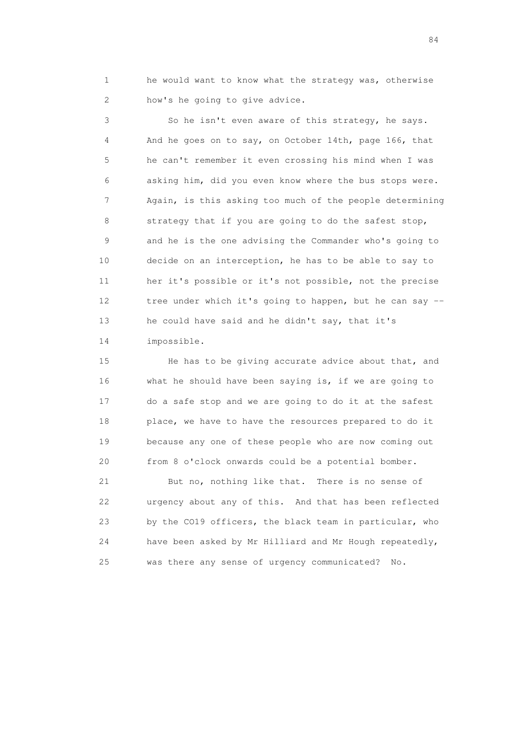he would want to know what the strategy was, otherwise how's he going to give advice.

So he isn't even aware of this strategy, he says. And he goes on to say, on October 14th, page 166, that he can't remember it even crossing his mind when I was asking him, did you even know where the bus stops were. Again, is this asking too much of the people determining strategy that if you are going to do the safest stop, and he is the one advising the Commander who's going to decide on an interception, he has to be able to say to her it's possible or it's not possible, not the precise tree under which it's going to happen, but he can say -- he could have said and he didn't say, that it's impossible.

He has to be giving accurate advice about that, and what he should have been saying is, if we are going to do a safe stop and we are going to do it at the safest place, we have to have the resources prepared to do it because any one of these people who are now coming out from 8 o'clock onwards could be a potential bomber.

But no, nothing like that. There is no sense of urgency about any of this. And that has been reflected by the CO19 officers, the black team in particular, who have been asked by Mr Hilliard and Mr Hough repeatedly, was there any sense of urgency communicated? No.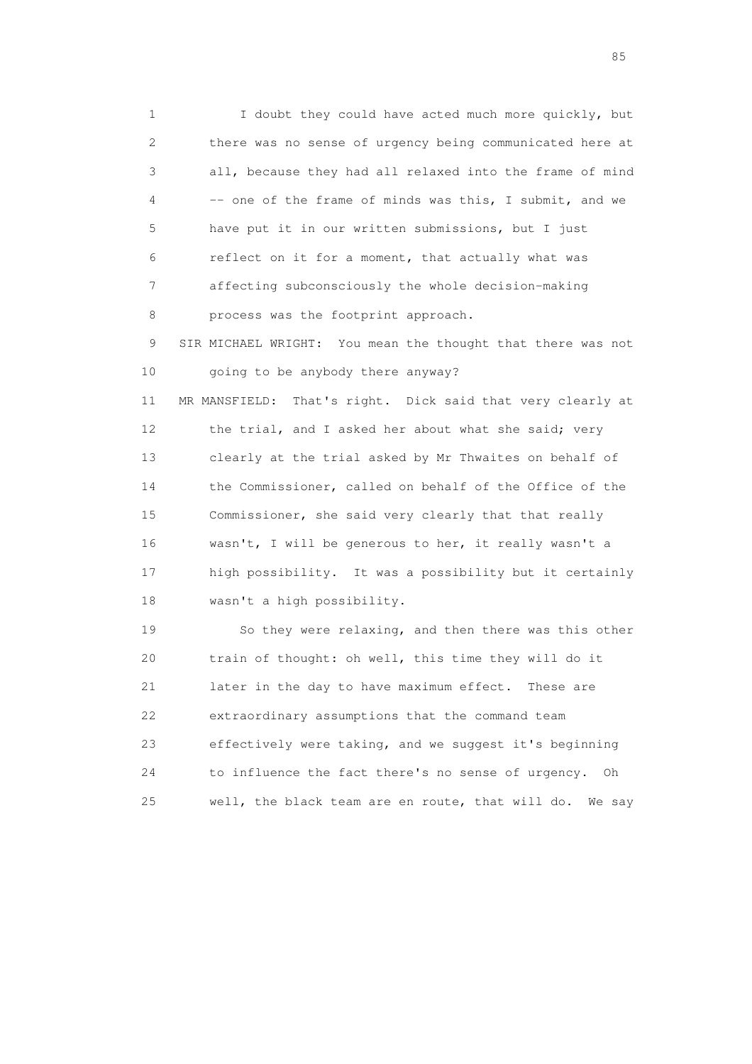I doubt they could have acted much more quickly, but there was no sense of urgency being communicated here at all, because they had all relaxed into the frame of mind -- one of the frame of minds was this, I submit, and we have put it in our written submissions, but I just reflect on it for a moment, that actually what was affecting subconsciously the whole decision-making process was the footprint approach.

SIR MICHAEL WRIGHT: You mean the thought that there was not going to be anybody there anyway?

MR MANSFIELD: That's right. Dick said that very clearly at the trial, and I asked her about what she said; very clearly at the trial asked by Mr Thwaites on behalf of the Commissioner, called on behalf of the Office of the Commissioner, she said very clearly that that really wasn't, I will be generous to her, it really wasn't a high possibility. It was a possibility but it certainly wasn't a high possibility.

So they were relaxing, and then there was this other train of thought: oh well, this time they will do it later in the day to have maximum effect. These are extraordinary assumptions that the command team effectively were taking, and we suggest it's beginning to influence the fact there's no sense of urgency. Oh well, the black team are en route, that will do. We say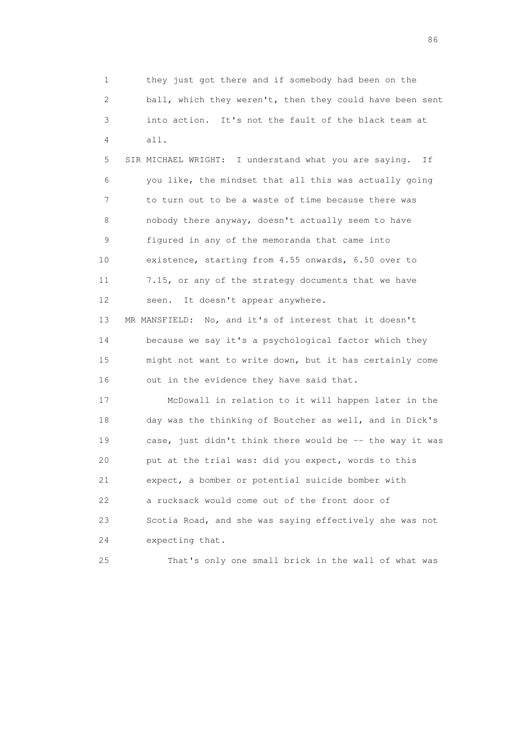1 they just got there and if somebody had been on the
2 ball, which they weren't, then they could have been sent
3 into action. It's not the fault of the black team at
4 all.

5 SIR MICHAEL WRIGHT: I understand what you are saying. If
6 you like, the mindset that all this was actually going
7 to turn out to be a waste of time because there was
8 nobody there anyway, doesn't actually seem to have
9 figured in any of the memoranda that came into
10 existence, starting from 4.55 onwards, 6.50 over to
11 7.15, or any of the strategy documents that we have
12 seen. It doesn't appear anywhere.

13 MR MANSFIELD: No, and it's of interest that it doesn't
14 because we say it's a psychological factor which they
15 might not want to write down, but it has certainly come
16 out in the evidence they have said that.

17 McDowall in relation to it will happen later in the
18 day was the thinking of Boutcher as well, and in Dick's
19 case, just didn't think there would be -- the way it was
20 put at the trial was: did you expect, words to this
21 expect, a bomber or potential suicide bomber with
22 a rucksack would come out of the front door of
23 Scotia Road, and she was saying effectively she was not
24 expecting that.

25 That's only one small brick in the wall of what was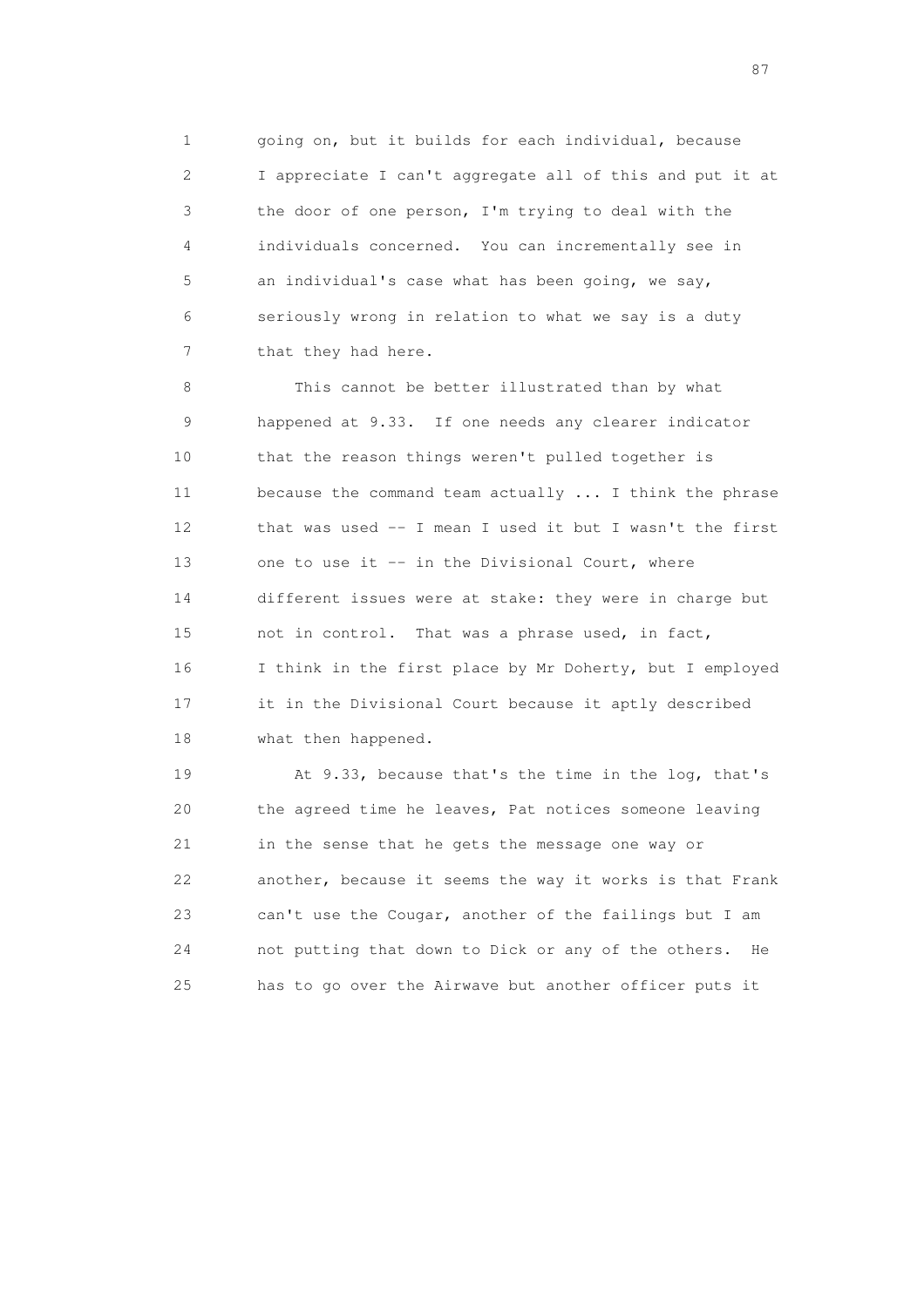going on, but it builds for each individual, because I appreciate I can't aggregate all of this and put it at the door of one person, I'm trying to deal with the individuals concerned. You can incrementally see in an individual's case what has been going, we say, seriously wrong in relation to what we say is a duty that they had here.

This cannot be better illustrated than by what happened at 9.33. If one needs any clearer indicator that the reason things weren't pulled together is because the command team actually ... I think the phrase that was used -- I mean I used it but I wasn't the first one to use it -- in the Divisional Court, where different issues were at stake: they were in charge but not in control. That was a phrase used, in fact, I think in the first place by Mr Doherty, but I employed it in the Divisional Court because it aptly described what then happened.

At 9.33, because that's the time in the log, that's the agreed time he leaves, Pat notices someone leaving in the sense that he gets the message one way or another, because it seems the way it works is that Frank can't use the Cougar, another of the failings but I am not putting that down to Dick or any of the others. He has to go over the Airwave but another officer puts it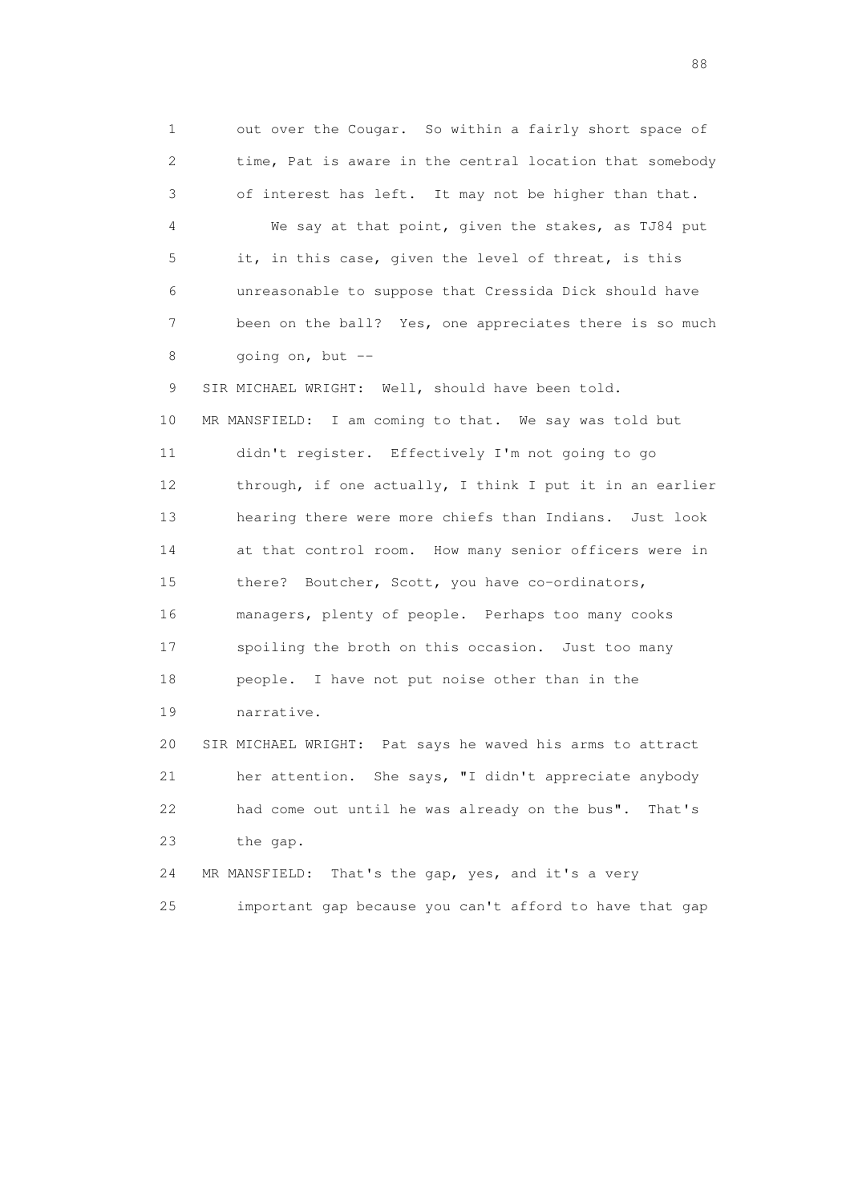1 out over the Cougar. So within a fairly short space of
2 time, Pat is aware in the central location that somebody
3 of interest has left. It may not be higher than that.
4 We say at that point, given the stakes, as TJ84 put
5 it, in this case, given the level of threat, is this
6 unreasonable to suppose that Cressida Dick should have
7 been on the ball? Yes, one appreciates there is so much
8 going on, but --
9 SIR MICHAEL WRIGHT: Well, should have been told.
10 MR MANSFIELD: I am coming to that. We say was told but
11 didn't register. Effectively I'm not going to go
12 through, if one actually, I think I put it in an earlier
13 hearing there were more chiefs than Indians. Just look
14 at that control room. How many senior officers were in
15 there? Boutcher, Scott, you have co-ordinators,
16 managers, plenty of people. Perhaps too many cooks
17 spoiling the broth on this occasion. Just too many
18 people. I have not put noise other than in the
19 narrative.
20 SIR MICHAEL WRIGHT: Pat says he waved his arms to attract
21 her attention. She says, "I didn't appreciate anybody
22 had come out until he was already on the bus". That's
23 the gap.
24 MR MANSFIELD: That's the gap, yes, and it's a very
25 important gap because you can't afford to have that gap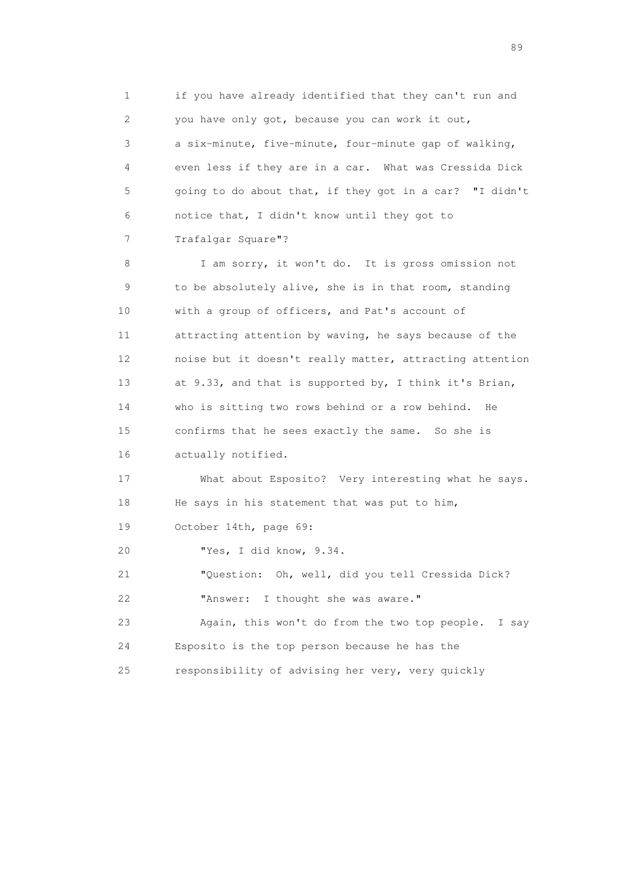1 if you have already identified that they can't run and
2 you have only got, because you can work it out,
3 a six-minute, five-minute, four-minute gap of walking,
4 even less if they are in a car. What was Cressida Dick
5 going to do about that, if they got in a car? "I didn't
6 notice that, I didn't know until they got to
7 Trafalgar Square"?

8 I am sorry, it won't do. It is gross omission not
9 to be absolutely alive, she is in that room, standing
10 with a group of officers, and Pat's account of
11 attracting attention by waving, he says because of the
12 noise but it doesn't really matter, attracting attention
13 at 9.33, and that is supported by, I think it's Brian,
14 who is sitting two rows behind or a row behind. He
15 confirms that he sees exactly the same. So she is
16 actually notified.

17 What about Esposito? Very interesting what he says.
18 He says in his statement that was put to him,
19 October 14th, page 69:

20 "Yes, I did know, 9.34.

21 "Question: Oh, well, did you tell Cressida Dick?

22 "Answer: I thought she was aware."

23 Again, this won't do from the two top people. I say
24 Esposito is the top person because he has the
25 responsibility of advising her very, very quickly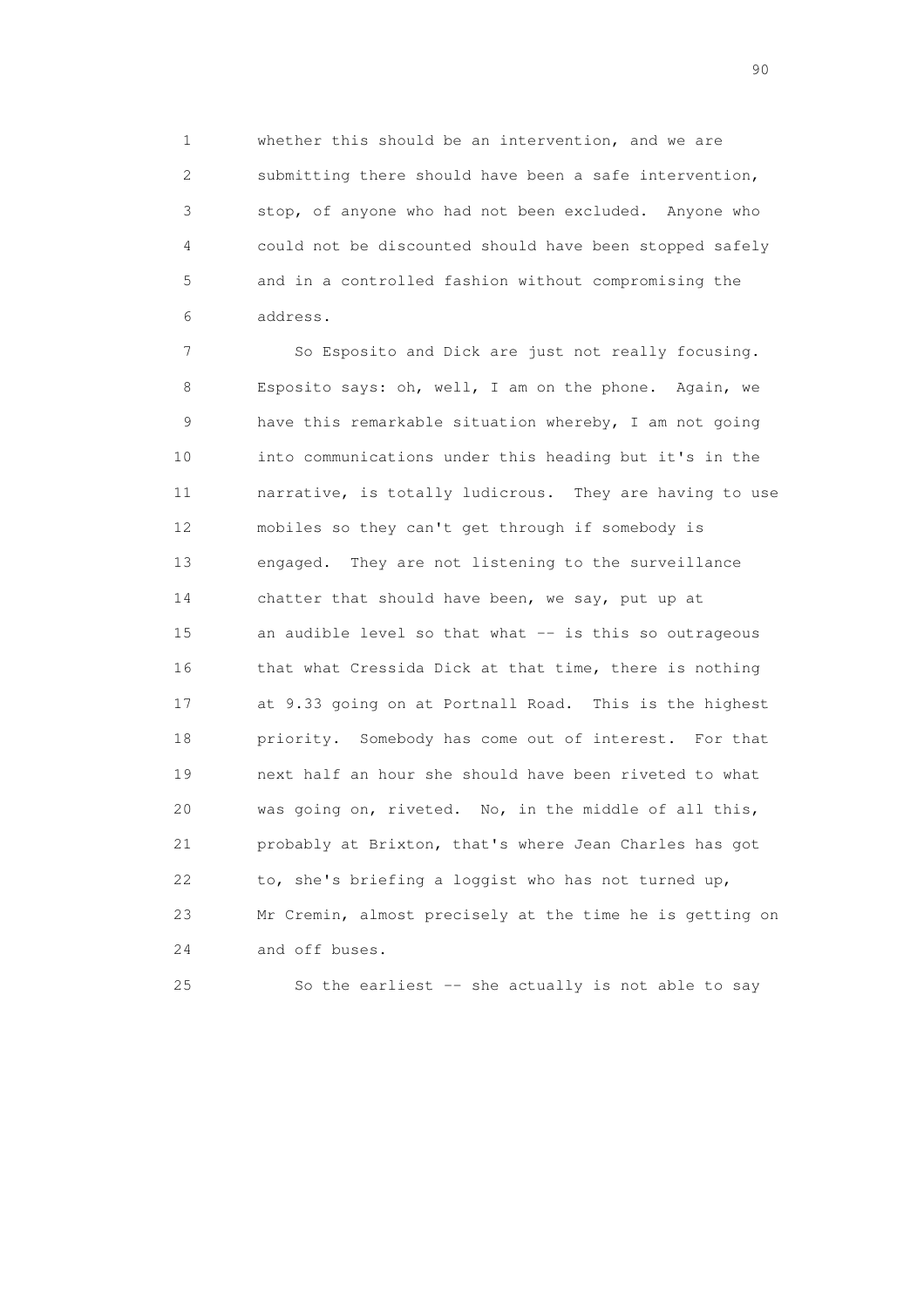1 whether this should be an intervention, and we are
2 submitting there should have been a safe intervention,
3 stop, of anyone who had not been excluded. Anyone who
4 could not be discounted should have been stopped safely
5 and in a controlled fashion without compromising the
6 address.

7 So Esposito and Dick are just not really focusing.
8 Esposito says: oh, well, I am on the phone. Again, we
9 have this remarkable situation whereby, I am not going
10 into communications under this heading but it's in the
11 narrative, is totally ludicrous. They are having to use
12 mobiles so they can't get through if somebody is
13 engaged. They are not listening to the surveillance
14 chatter that should have been, we say, put up at
15 an audible level so that what -- is this so outrageous
16 that what Cressida Dick at that time, there is nothing
17 at 9.33 going on at Portnall Road. This is the highest
18 priority. Somebody has come out of interest. For that
19 next half an hour she should have been riveted to what
20 was going on, riveted. No, in the middle of all this,
21 probably at Brixton, that's where Jean Charles has got
22 to, she's briefing a loggist who has not turned up,
23 Mr Cremin, almost precisely at the time he is getting on
24 and off buses.

25 So the earliest -- she actually is not able to say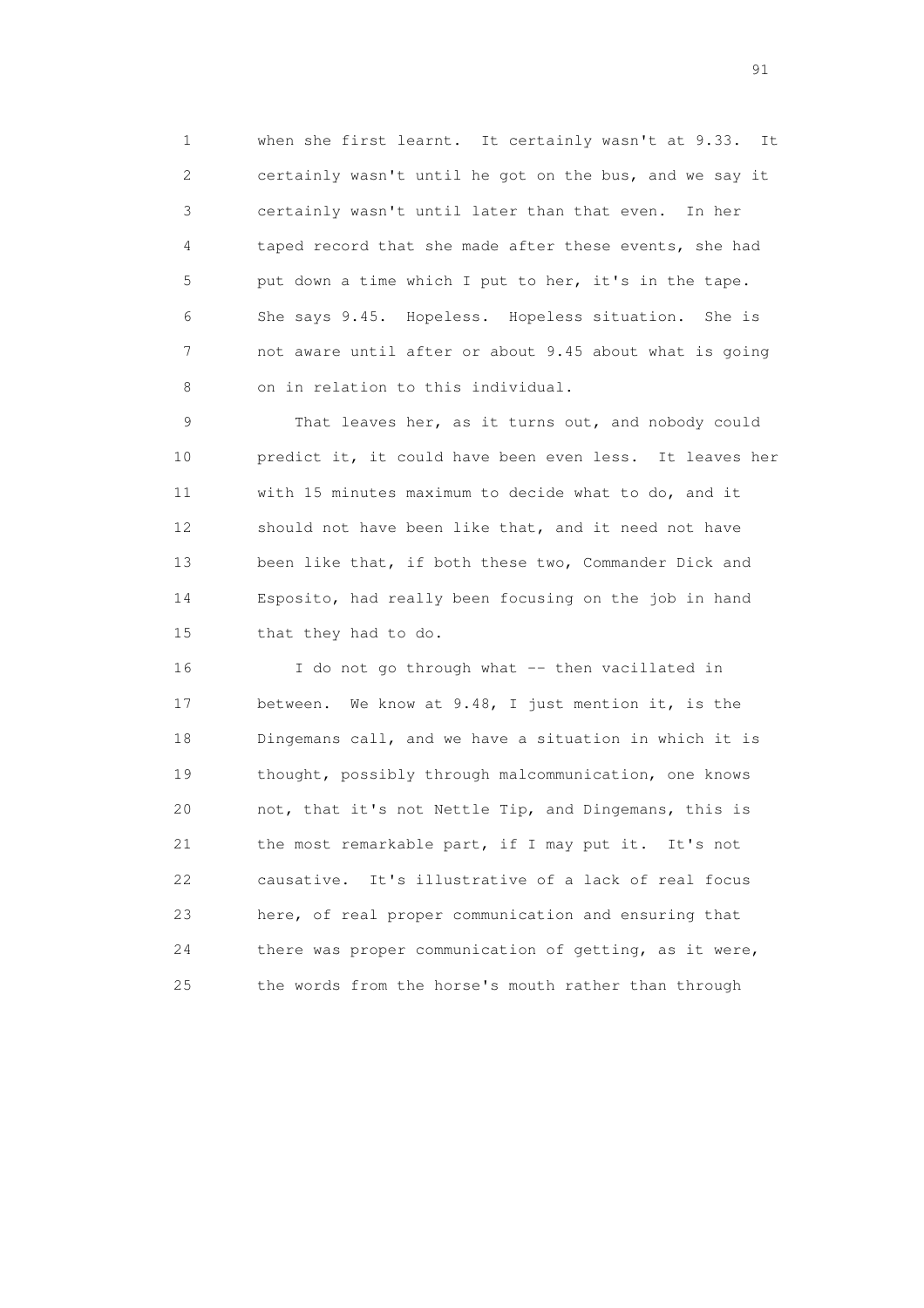1 when she first learnt. It certainly wasn't at 9.33. It
2 certainly wasn't until he got on the bus, and we say it
3 certainly wasn't until later than that even. In her
4 taped record that she made after these events, she had
5 put down a time which I put to her, it's in the tape.
6 She says 9.45. Hopeless. Hopeless situation. She is
7 not aware until after or about 9.45 about what is going
8 on in relation to this individual.

9 That leaves her, as it turns out, and nobody could
10 predict it, it could have been even less. It leaves her
11 with 15 minutes maximum to decide what to do, and it
12 should not have been like that, and it need not have
13 been like that, if both these two, Commander Dick and
14 Esposito, had really been focusing on the job in hand
15 that they had to do.

16 I do not go through what -- then vacillated in
17 between. We know at 9.48, I just mention it, is the
18 Dingemans call, and we have a situation in which it is
19 thought, possibly through malcommunication, one knows
20 not, that it's not Nettle Tip, and Dingemans, this is
21 the most remarkable part, if I may put it. It's not
22 causative. It's illustrative of a lack of real focus
23 here, of real proper communication and ensuring that
24 there was proper communication of getting, as it were,
25 the words from the horse's mouth rather than through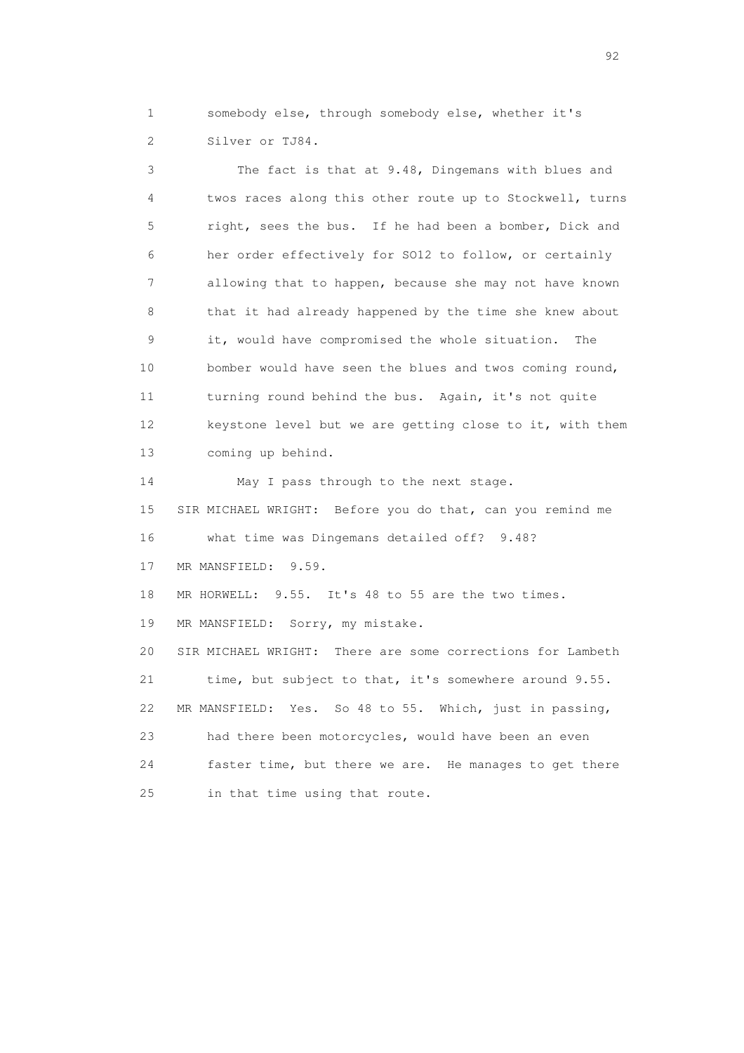1 somebody else, through somebody else, whether it's
2 Silver or TJ84.

3 The fact is that at 9.48, Dingemans with blues and
4 twos races along this other route up to Stockwell, turns
5 right, sees the bus. If he had been a bomber, Dick and
6 her order effectively for SO12 to follow, or certainly
7 allowing that to happen, because she may not have known
8 that it had already happened by the time she knew about
9 it, would have compromised the whole situation. The
10 bomber would have seen the blues and twos coming round,
11 turning round behind the bus. Again, it's not quite
12 keystone level but we are getting close to it, with them
13 coming up behind.

14 May I pass through to the next stage.

15 SIR MICHAEL WRIGHT: Before you do that, can you remind me
16 what time was Dingemans detailed off? 9.48?

17 MR MANSFIELD: 9.59.

18 MR HORWELL: 9.55. It's 48 to 55 are the two times.

19 MR MANSFIELD: Sorry, my mistake.

20 SIR MICHAEL WRIGHT: There are some corrections for Lambeth
21 time, but subject to that, it's somewhere around 9.55.

22 MR MANSFIELD: Yes. So 48 to 55. Which, just in passing,
23 had there been motorcycles, would have been an even
24 faster time, but there we are. He manages to get there
25 in that time using that route.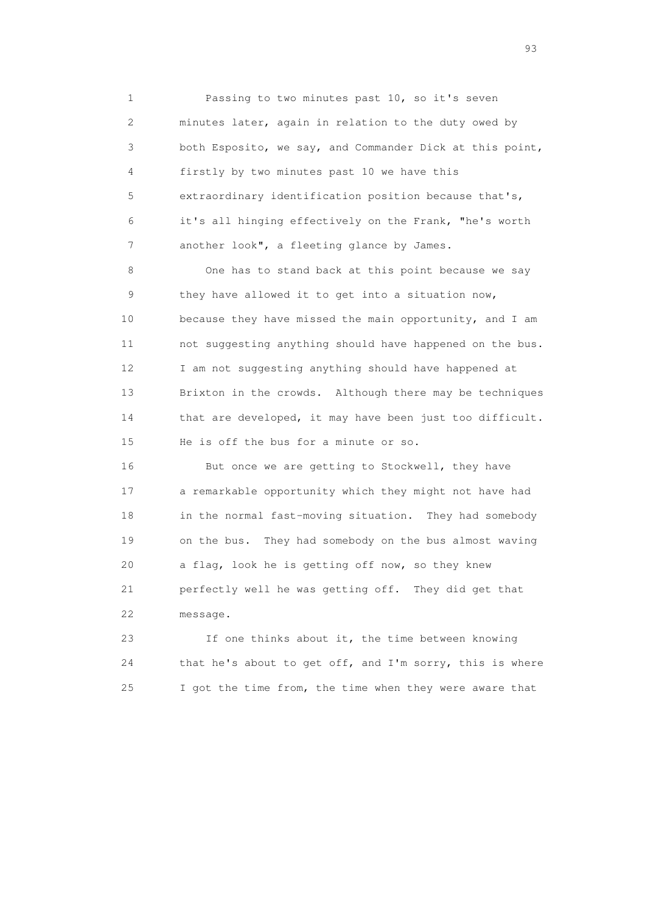1 Passing to two minutes past 10, so it's seven
2 minutes later, again in relation to the duty owed by
3 both Esposito, we say, and Commander Dick at this point,
4 firstly by two minutes past 10 we have this
5 extraordinary identification position because that's,
6 it's all hinging effectively on the Frank, "he's worth
7 another look", a fleeting glance by James.

8 One has to stand back at this point because we say
9 they have allowed it to get into a situation now,
10 because they have missed the main opportunity, and I am
11 not suggesting anything should have happened on the bus.
12 I am not suggesting anything should have happened at
13 Brixton in the crowds. Although there may be techniques
14 that are developed, it may have been just too difficult.
15 He is off the bus for a minute or so.

16 But once we are getting to Stockwell, they have
17 a remarkable opportunity which they might not have had
18 in the normal fast-moving situation. They had somebody
19 on the bus. They had somebody on the bus almost waving
20 a flag, look he is getting off now, so they knew
21 perfectly well he was getting off. They did get that
22 message.

23 If one thinks about it, the time between knowing
24 that he's about to get off, and I'm sorry, this is where
25 I got the time from, the time when they were aware that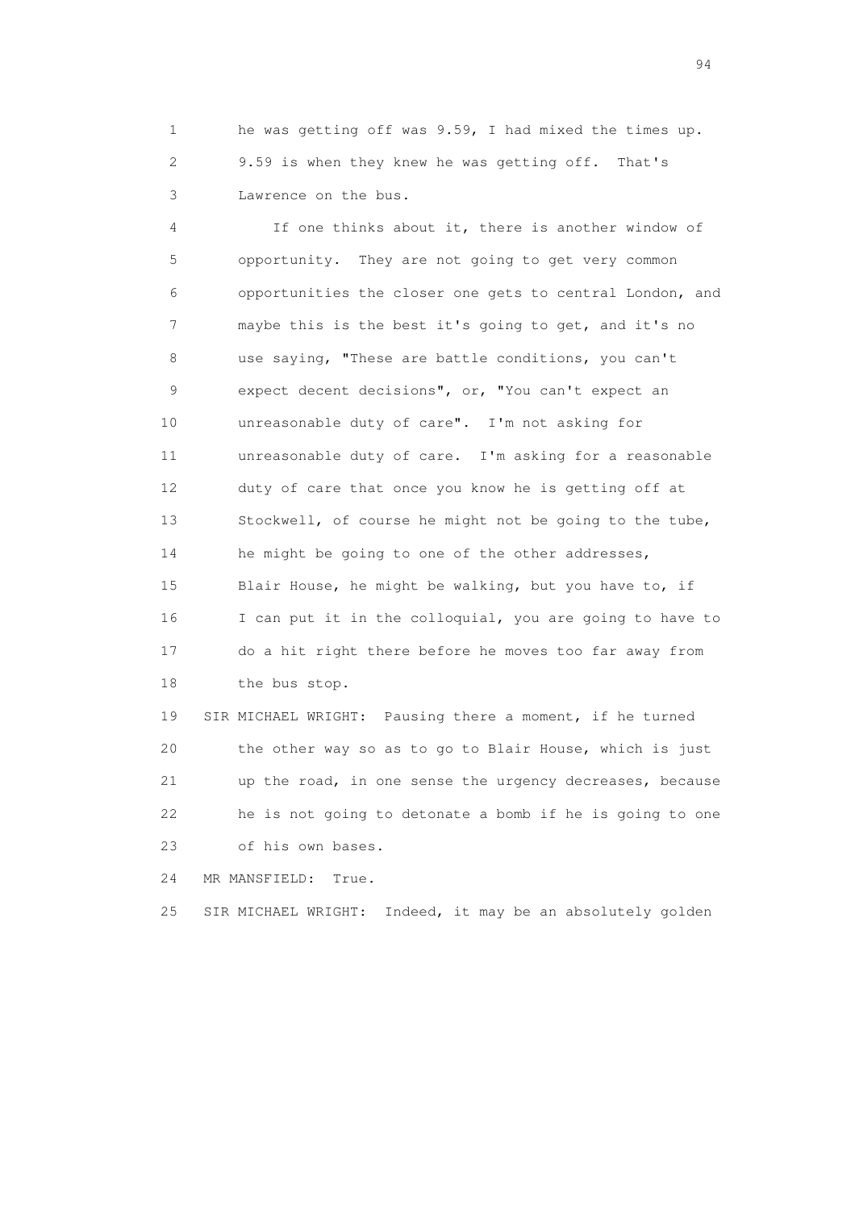1 he was getting off was 9.59, I had mixed the times up.
2 9.59 is when they knew he was getting off. That's
3 Lawrence on the bus.

4 If one thinks about it, there is another window of
5 opportunity. They are not going to get very common
6 opportunities the closer one gets to central London, and
7 maybe this is the best it's going to get, and it's no
8 use saying, "These are battle conditions, you can't
9 expect decent decisions", or, "You can't expect an
10 unreasonable duty of care". I'm not asking for
11 unreasonable duty of care. I'm asking for a reasonable
12 duty of care that once you know he is getting off at
13 Stockwell, of course he might not be going to the tube,
14 he might be going to one of the other addresses,
15 Blair House, he might be walking, but you have to, if
16 I can put it in the colloquial, you are going to have to
17 do a hit right there before he moves too far away from
18 the bus stop.

19 SIR MICHAEL WRIGHT: Pausing there a moment, if he turned
20 the other way so as to go to Blair House, which is just
21 up the road, in one sense the urgency decreases, because
22 he is not going to detonate a bomb if he is going to one
23 of his own bases.

24 MR MANSFIELD: True.

25 SIR MICHAEL WRIGHT: Indeed, it may be an absolutely golden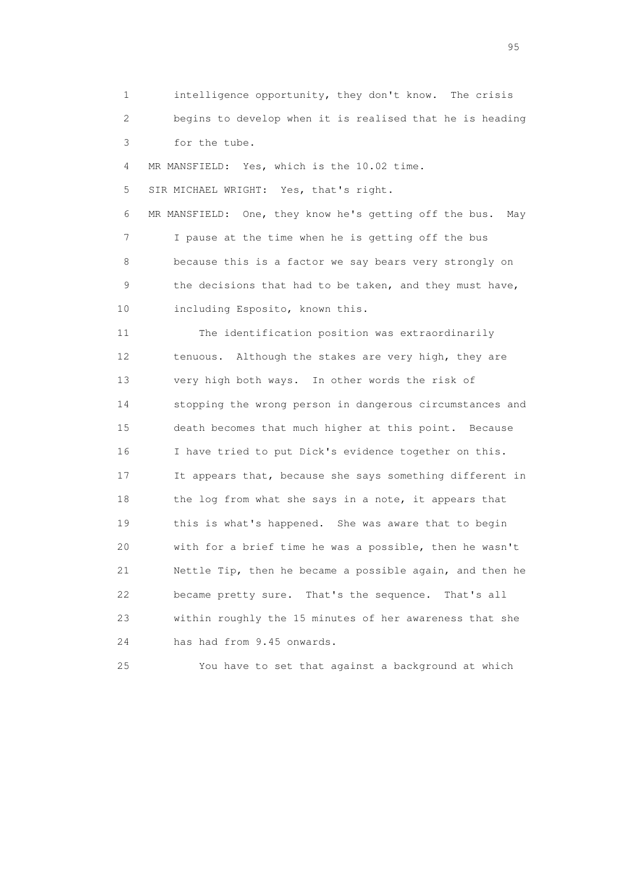1 intelligence opportunity, they don't know. The crisis
2 begins to develop when it is realised that he is heading
3 for the tube.

4 MR MANSFIELD: Yes, which is the 10.02 time.

5 SIR MICHAEL WRIGHT: Yes, that's right.

6 MR MANSFIELD: One, they know he's getting off the bus. May
7 I pause at the time when he is getting off the bus
8 because this is a factor we say bears very strongly on
9 the decisions that had to be taken, and they must have,
10 including Esposito, known this.

11 The identification position was extraordinarily
12 tenuous. Although the stakes are very high, they are
13 very high both ways. In other words the risk of
14 stopping the wrong person in dangerous circumstances and
15 death becomes that much higher at this point. Because
16 I have tried to put Dick's evidence together on this.
17 It appears that, because she says something different in
18 the log from what she says in a note, it appears that
19 this is what's happened. She was aware that to begin
20 with for a brief time he was a possible, then he wasn't
21 Nettle Tip, then he became a possible again, and then he
22 became pretty sure. That's the sequence. That's all
23 within roughly the 15 minutes of her awareness that she
24 has had from 9.45 onwards.

25 You have to set that against a background at which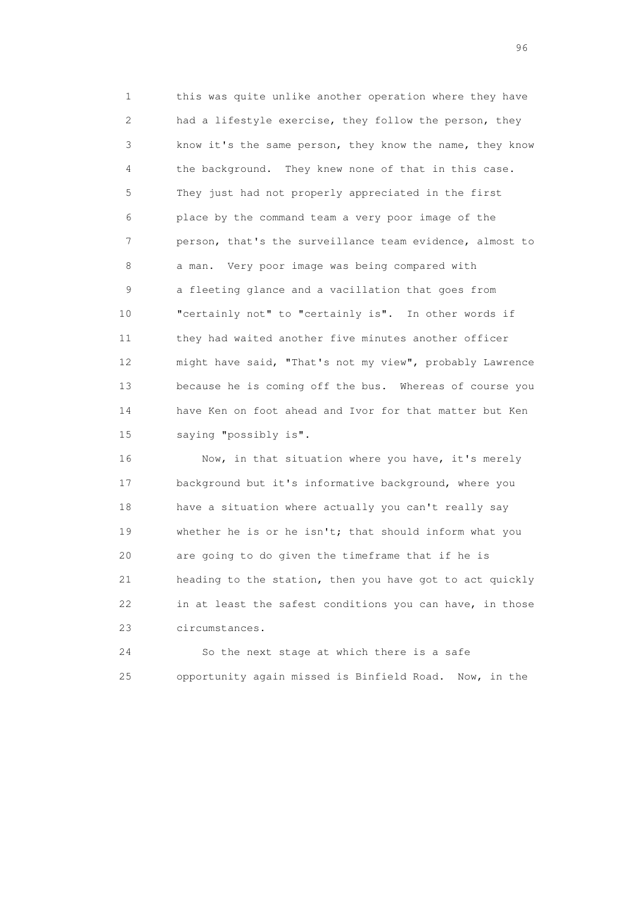this was quite unlike another operation where they have had a lifestyle exercise, they follow the person, they know it's the same person, they know the name, they know the background. They knew none of that in this case. They just had not properly appreciated in the first place by the command team a very poor image of the person, that's the surveillance team evidence, almost to a man. Very poor image was being compared with a fleeting glance and a vacillation that goes from "certainly not" to "certainly is". In other words if they had waited another five minutes another officer might have said, "That's not my view", probably Lawrence because he is coming off the bus. Whereas of course you have Ken on foot ahead and Ivor for that matter but Ken saying "possibly is".

Now, in that situation where you have, it's merely background but it's informative background, where you have a situation where actually you can't really say whether he is or he isn't; that should inform what you are going to do given the timeframe that if he is heading to the station, then you have got to act quickly in at least the safest conditions you can have, in those circumstances.

So the next stage at which there is a safe opportunity again missed is Binfield Road. Now, in the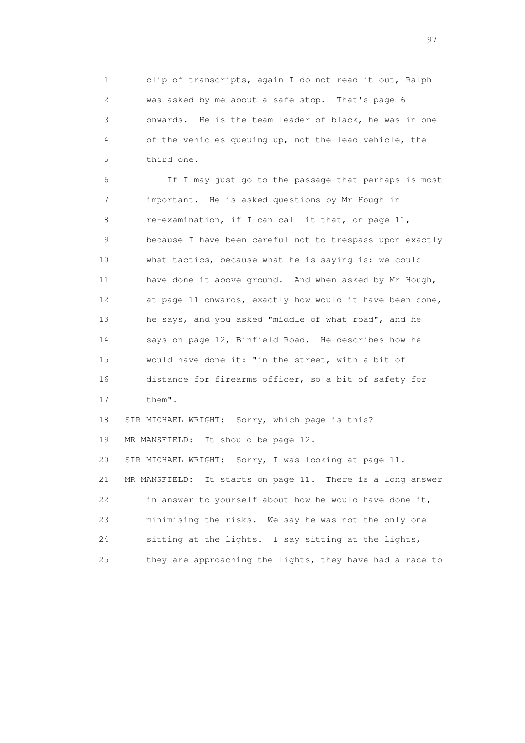1 clip of transcripts, again I do not read it out, Ralph
2 was asked by me about a safe stop. That's page 6
3 onwards. He is the team leader of black, he was in one
4 of the vehicles queuing up, not the lead vehicle, the
5 third one.
6 If I may just go to the passage that perhaps is most
7 important. He is asked questions by Mr Hough in
8 re-examination, if I can call it that, on page 11,
9 because I have been careful not to trespass upon exactly
10 what tactics, because what he is saying is: we could
11 have done it above ground. And when asked by Mr Hough,
12 at page 11 onwards, exactly how would it have been done,
13 he says, and you asked "middle of what road", and he
14 says on page 12, Binfield Road. He describes how he
15 would have done it: "in the street, with a bit of
16 distance for firearms officer, so a bit of safety for
17 them".
18 SIR MICHAEL WRIGHT: Sorry, which page is this?
19 MR MANSFIELD: It should be page 12.
20 SIR MICHAEL WRIGHT: Sorry, I was looking at page 11.
21 MR MANSFIELD: It starts on page 11. There is a long answer
22 in answer to yourself about how he would have done it,
23 minimising the risks. We say he was not the only one
24 sitting at the lights. I say sitting at the lights,
25 they are approaching the lights, they have had a race to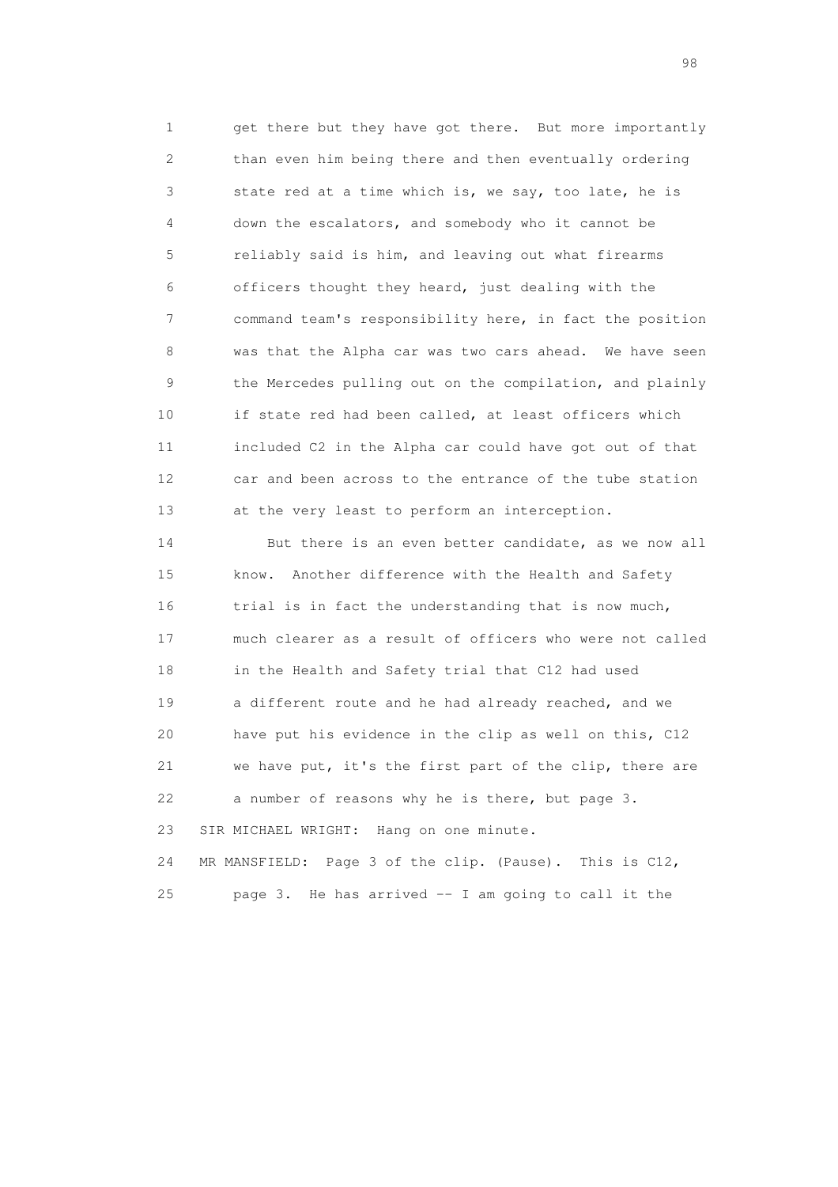1 get there but they have got there. But more importantly
2 than even him being there and then eventually ordering
3 state red at a time which is, we say, too late, he is
4 down the escalators, and somebody who it cannot be
5 reliably said is him, and leaving out what firearms
6 officers thought they heard, just dealing with the
7 command team's responsibility here, in fact the position
8 was that the Alpha car was two cars ahead. We have seen
9 the Mercedes pulling out on the compilation, and plainly
10 if state red had been called, at least officers which
11 included C2 in the Alpha car could have got out of that
12 car and been across to the entrance of the tube station
13 at the very least to perform an interception.

14 But there is an even better candidate, as we now all
15 know. Another difference with the Health and Safety
16 trial is in fact the understanding that is now much,
17 much clearer as a result of officers who were not called
18 in the Health and Safety trial that C12 had used
19 a different route and he had already reached, and we
20 have put his evidence in the clip as well on this, C12
21 we have put, it's the first part of the clip, there are
22 a number of reasons why he is there, but page 3.

23 SIR MICHAEL WRIGHT: Hang on one minute.

24 MR MANSFIELD: Page 3 of the clip. (Pause). This is C12,
25 page 3. He has arrived -- I am going to call it the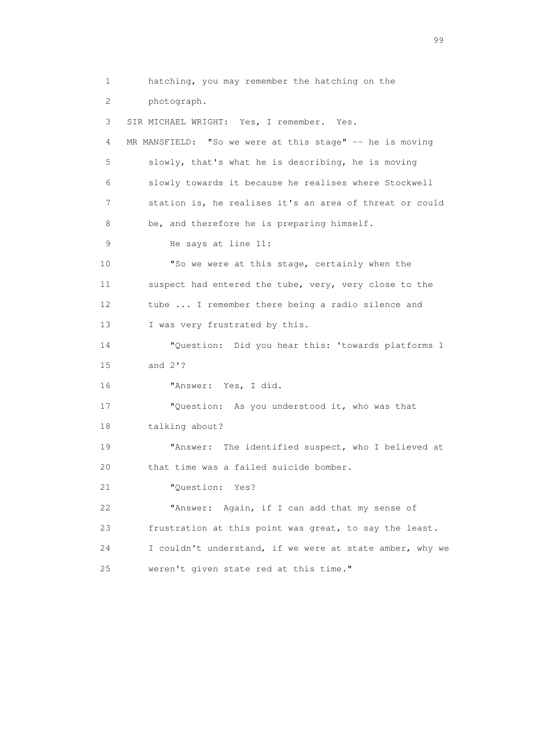1 hatching, you may remember the hatching on the
2 photograph.
3 SIR MICHAEL WRIGHT: Yes, I remember. Yes.
4 MR MANSFIELD: "So we were at this stage" -- he is moving
5 slowly, that's what he is describing, he is moving
6 slowly towards it because he realises where Stockwell
7 station is, he realises it's an area of threat or could
8 be, and therefore he is preparing himself.
9 He says at line 11:
10 "So we were at this stage, certainly when the
11 suspect had entered the tube, very, very close to the
12 tube ... I remember there being a radio silence and
13 I was very frustrated by this.
14 "Question: Did you hear this: 'towards platforms 1
15 and 2'?
16 "Answer: Yes, I did.
17 "Question: As you understood it, who was that
18 talking about?
19 "Answer: The identified suspect, who I believed at
20 that time was a failed suicide bomber.
21 "Question: Yes?
22 "Answer: Again, if I can add that my sense of
23 frustration at this point was great, to say the least.
24 I couldn't understand, if we were at state amber, why we
25 weren't given state red at this time."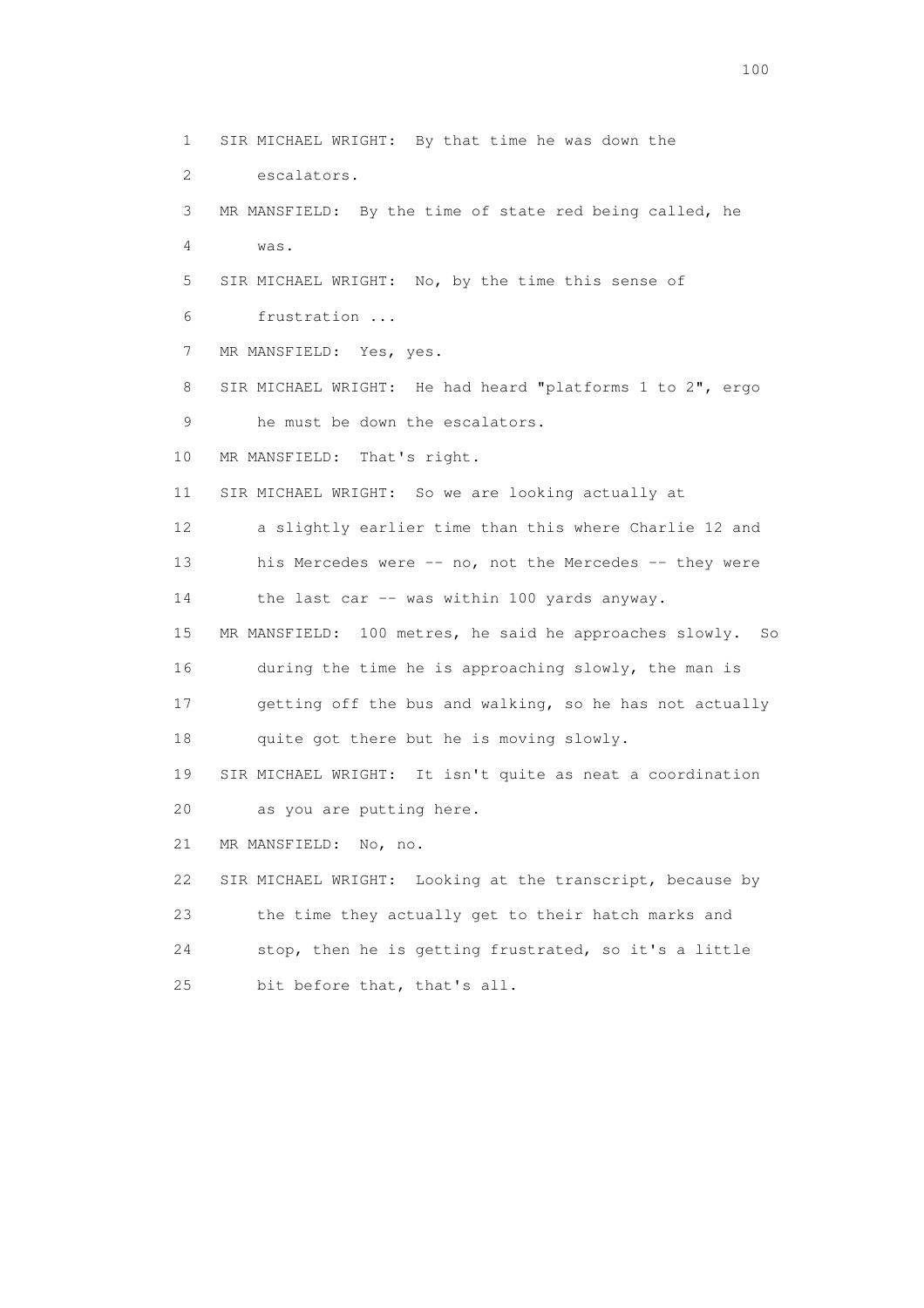SIR MICHAEL WRIGHT: By that time he was down the escalators.

MR MANSFIELD: By the time of state red being called, he was.

SIR MICHAEL WRIGHT: No, by the time this sense of frustration ...

MR MANSFIELD: Yes, yes.

SIR MICHAEL WRIGHT: He had heard "platforms 1 to 2", ergo he must be down the escalators.

MR MANSFIELD: That's right.

SIR MICHAEL WRIGHT: So we are looking actually at a slightly earlier time than this where Charlie 12 and his Mercedes were -- no, not the Mercedes -- they were the last car -- was within 100 yards anyway.

MR MANSFIELD: 100 metres, he said he approaches slowly. So during the time he is approaching slowly, the man is getting off the bus and walking, so he has not actually quite got there but he is moving slowly.

SIR MICHAEL WRIGHT: It isn't quite as neat a coordination as you are putting here.

MR MANSFIELD: No, no.

SIR MICHAEL WRIGHT: Looking at the transcript, because by the time they actually get to their hatch marks and stop, then he is getting frustrated, so it's a little bit before that, that's all.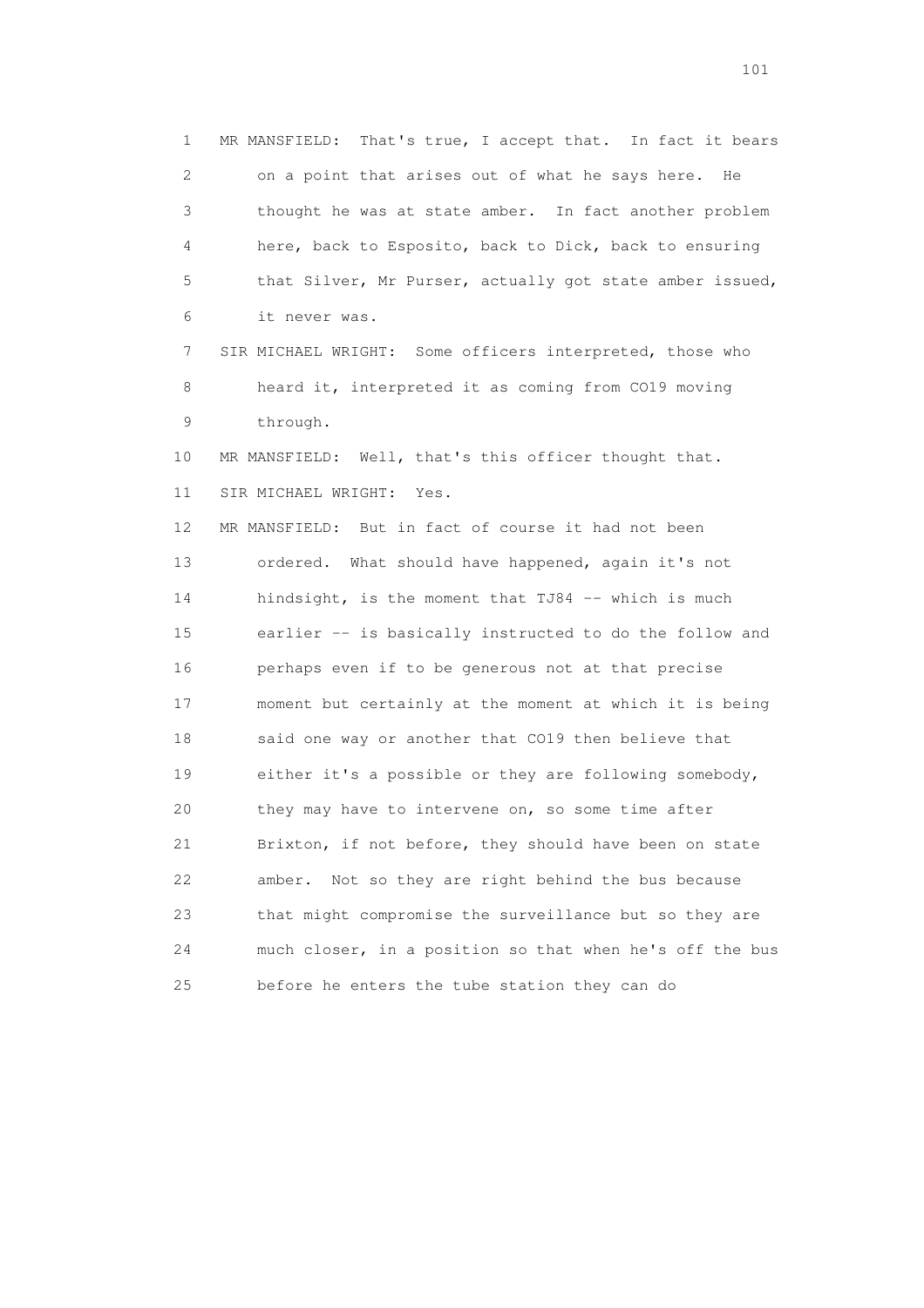1 MR MANSFIELD: That's true, I accept that. In fact it bears
2 on a point that arises out of what he says here. He
3 thought he was at state amber. In fact another problem
4 here, back to Esposito, back to Dick, back to ensuring
5 that Silver, Mr Purser, actually got state amber issued,
6 it never was.
7 SIR MICHAEL WRIGHT: Some officers interpreted, those who
8 heard it, interpreted it as coming from CO19 moving
9 through.
10 MR MANSFIELD: Well, that's this officer thought that.
11 SIR MICHAEL WRIGHT: Yes.
12 MR MANSFIELD: But in fact of course it had not been
13 ordered. What should have happened, again it's not
14 hindsight, is the moment that TJ84 -- which is much
15 earlier -- is basically instructed to do the follow and
16 perhaps even if to be generous not at that precise
17 moment but certainly at the moment at which it is being
18 said one way or another that CO19 then believe that
19 either it's a possible or they are following somebody,
20 they may have to intervene on, so some time after
21 Brixton, if not before, they should have been on state
22 amber. Not so they are right behind the bus because
23 that might compromise the surveillance but so they are
24 much closer, in a position so that when he's off the bus
25 before he enters the tube station they can do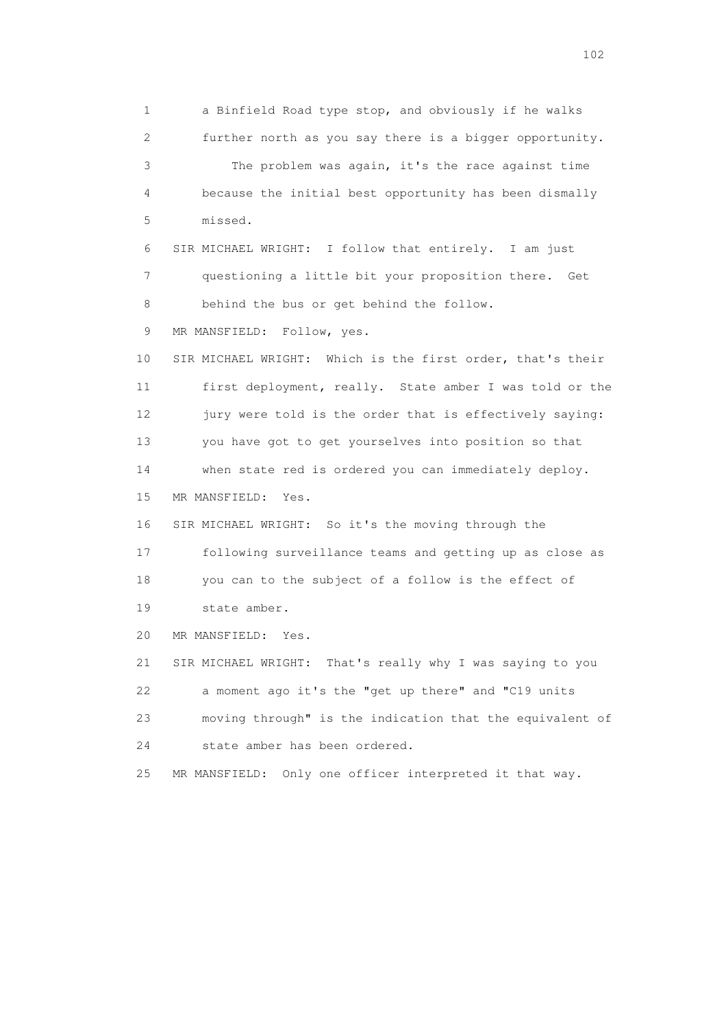1 a Binfield Road type stop, and obviously if he walks
2 further north as you say there is a bigger opportunity.
3 The problem was again, it's the race against time
4 because the initial best opportunity has been dismally
5 missed.
6 SIR MICHAEL WRIGHT: I follow that entirely. I am just
7 questioning a little bit your proposition there. Get
8 behind the bus or get behind the follow.
9 MR MANSFIELD: Follow, yes.
10 SIR MICHAEL WRIGHT: Which is the first order, that's their
11 first deployment, really. State amber I was told or the
12 jury were told is the order that is effectively saying:
13 you have got to get yourselves into position so that
14 when state red is ordered you can immediately deploy.
15 MR MANSFIELD: Yes.
16 SIR MICHAEL WRIGHT: So it's the moving through the
17 following surveillance teams and getting up as close as
18 you can to the subject of a follow is the effect of
19 state amber.
20 MR MANSFIELD: Yes.
21 SIR MICHAEL WRIGHT: That's really why I was saying to you
22 a moment ago it's the "get up there" and "C19 units
23 moving through" is the indication that the equivalent of
24 state amber has been ordered.
25 MR MANSFIELD: Only one officer interpreted it that way.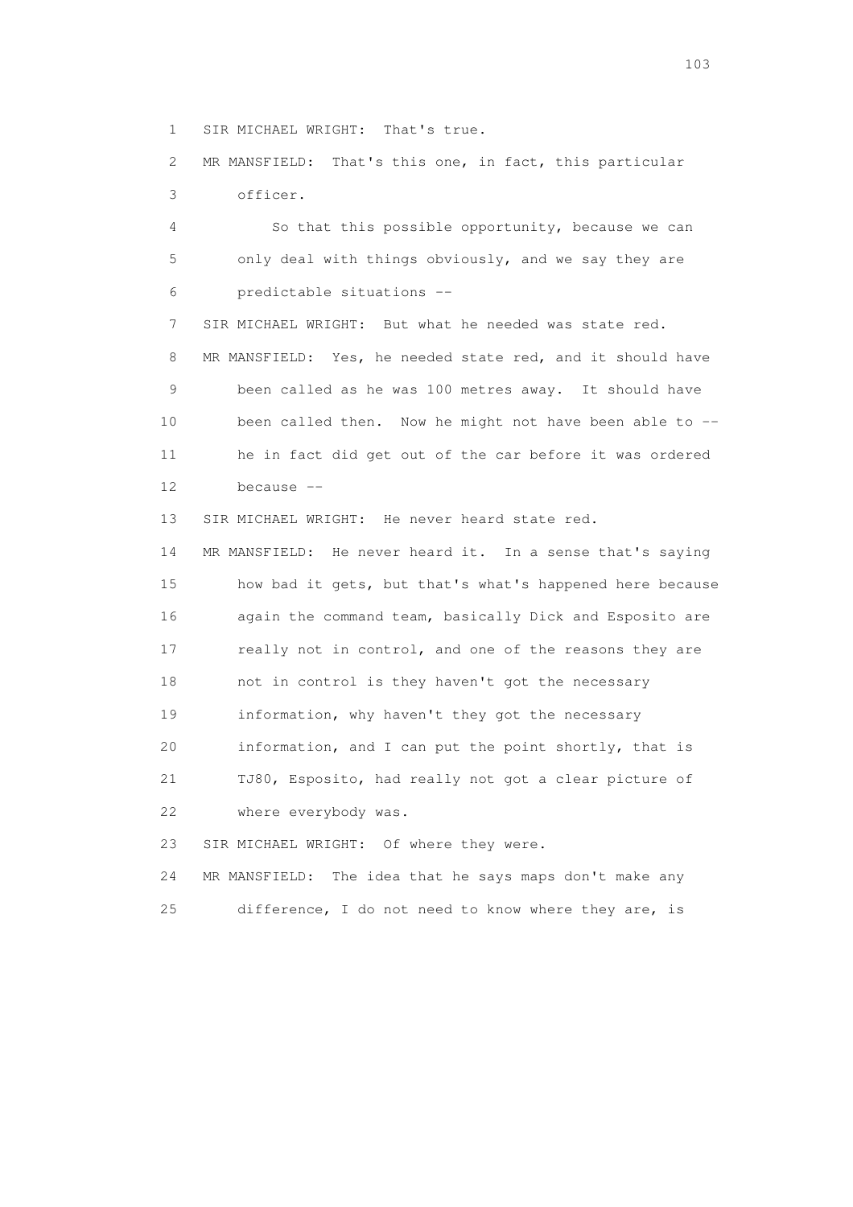1 SIR MICHAEL WRIGHT: That's true.

2 MR MANSFIELD: That's this one, in fact, this particular

3 officer.

4 So that this possible opportunity, because we can

5 only deal with things obviously, and we say they are

6 predictable situations --

7 SIR MICHAEL WRIGHT: But what he needed was state red.

8 MR MANSFIELD: Yes, he needed state red, and it should have

9 been called as he was 100 metres away. It should have

10 been called then. Now he might not have been able to --

11 he in fact did get out of the car before it was ordered

12 because --

13 SIR MICHAEL WRIGHT: He never heard state red.

14 MR MANSFIELD: He never heard it. In a sense that's saying

15 how bad it gets, but that's what's happened here because

16 again the command team, basically Dick and Esposito are

17 really not in control, and one of the reasons they are

18 not in control is they haven't got the necessary

19 information, why haven't they got the necessary

20 information, and I can put the point shortly, that is

21 TJ80, Esposito, had really not got a clear picture of

22 where everybody was.

23 SIR MICHAEL WRIGHT: Of where they were.

24 MR MANSFIELD: The idea that he says maps don't make any

25 difference, I do not need to know where they are, is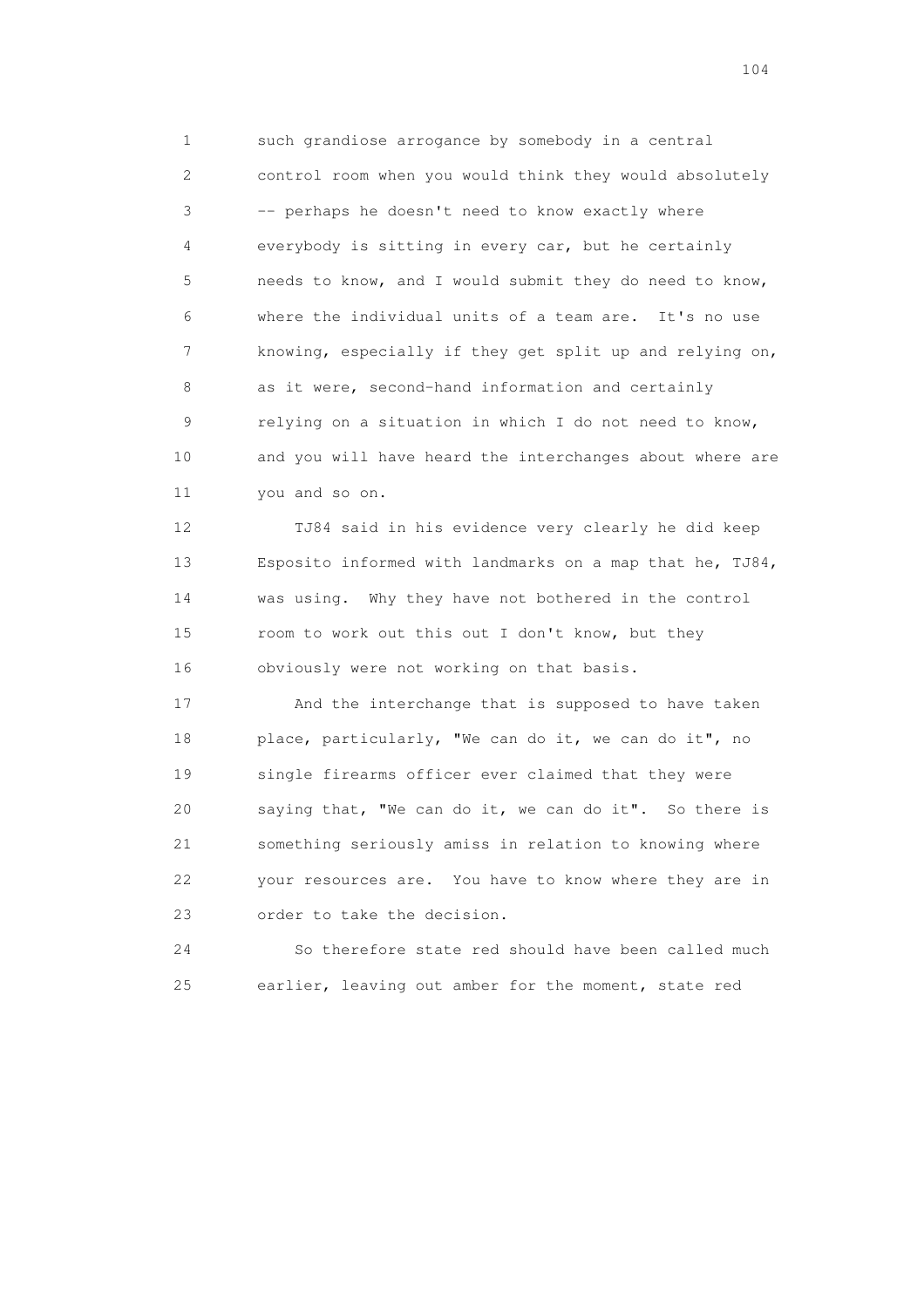such grandiose arrogance by somebody in a central control room when you would think they would absolutely -- perhaps he doesn't need to know exactly where everybody is sitting in every car, but he certainly needs to know, and I would submit they do need to know, where the individual units of a team are. It's no use knowing, especially if they get split up and relying on, as it were, second-hand information and certainly relying on a situation in which I do not need to know, and you will have heard the interchanges about where are you and so on.

TJ84 said in his evidence very clearly he did keep Esposito informed with landmarks on a map that he, TJ84, was using. Why they have not bothered in the control room to work out this out I don't know, but they obviously were not working on that basis.

And the interchange that is supposed to have taken place, particularly, "We can do it, we can do it", no single firearms officer ever claimed that they were saying that, "We can do it, we can do it". So there is something seriously amiss in relation to knowing where your resources are. You have to know where they are in order to take the decision.

So therefore state red should have been called much earlier, leaving out amber for the moment, state red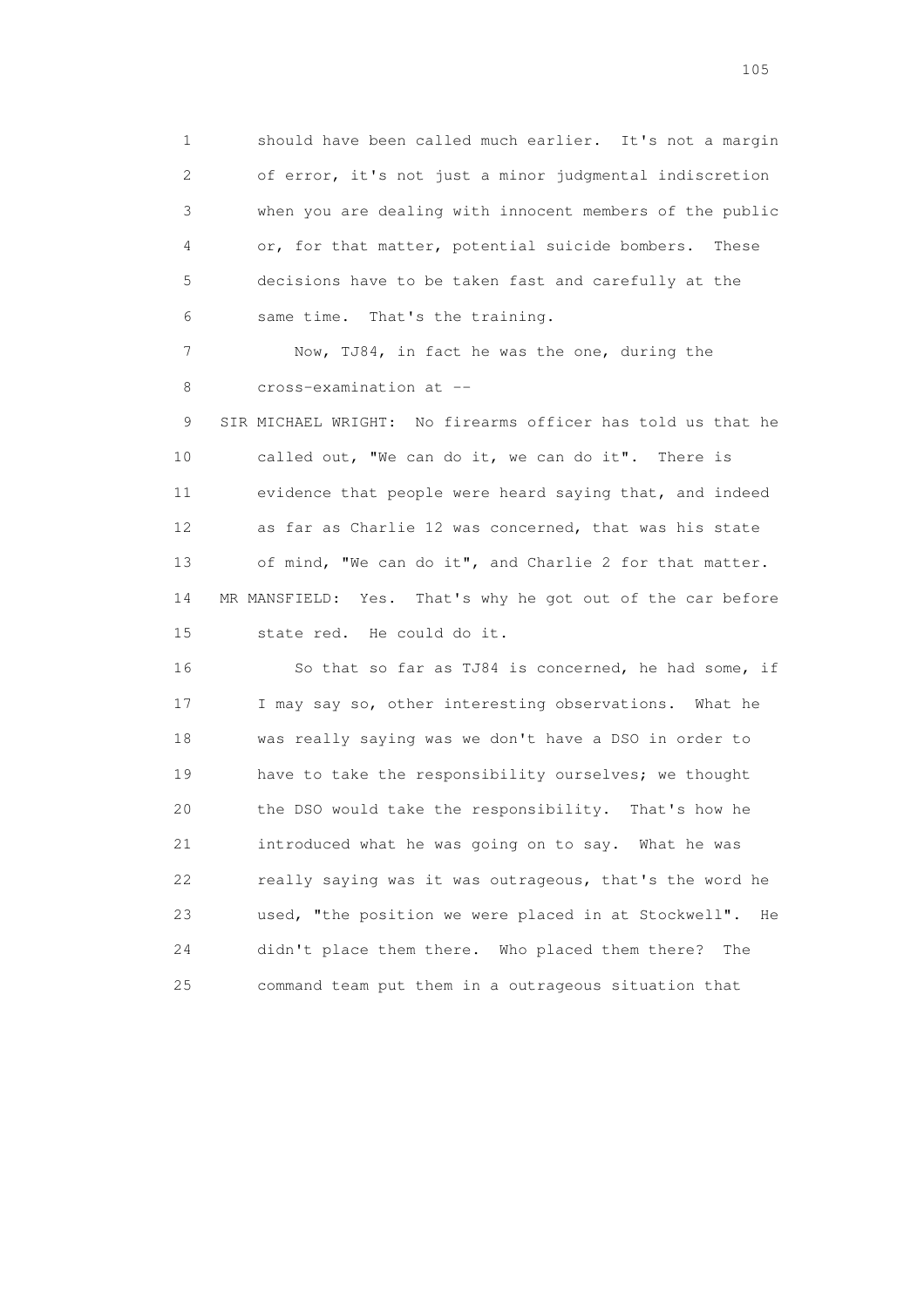1 should have been called much earlier. It's not a margin
2 of error, it's not just a minor judgmental indiscretion
3 when you are dealing with innocent members of the public
4 or, for that matter, potential suicide bombers. These
5 decisions have to be taken fast and carefully at the
6 same time. That's the training.

7 Now, TJ84, in fact he was the one, during the
8 cross-examination at --

9 SIR MICHAEL WRIGHT: No firearms officer has told us that he
10 called out, "We can do it, we can do it". There is
11 evidence that people were heard saying that, and indeed
12 as far as Charlie 12 was concerned, that was his state
13 of mind, "We can do it", and Charlie 2 for that matter.

14 MR MANSFIELD: Yes. That's why he got out of the car before
15 state red. He could do it.

16 So that so far as TJ84 is concerned, he had some, if
17 I may say so, other interesting observations. What he
18 was really saying was we don't have a DSO in order to
19 have to take the responsibility ourselves; we thought
20 the DSO would take the responsibility. That's how he
21 introduced what he was going on to say. What he was
22 really saying was it was outrageous, that's the word he
23 used, "the position we were placed in at Stockwell". He
24 didn't place them there. Who placed them there? The
25 command team put them in a outrageous situation that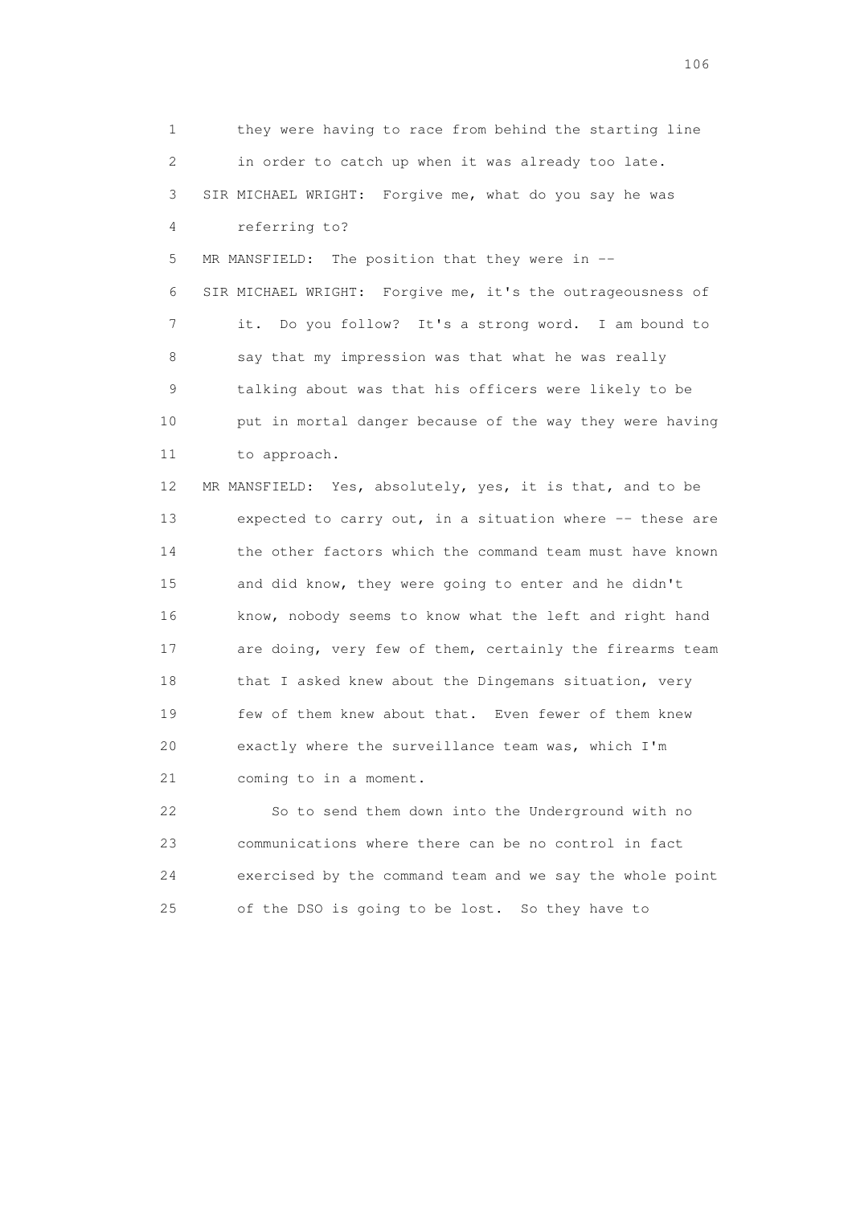1 they were having to race from behind the starting line
2 in order to catch up when it was already too late.
3 SIR MICHAEL WRIGHT: Forgive me, what do you say he was
4 referring to?
5 MR MANSFIELD: The position that they were in --
6 SIR MICHAEL WRIGHT: Forgive me, it's the outrageousness of
7 it. Do you follow? It's a strong word. I am bound to
8 say that my impression was that what he was really
9 talking about was that his officers were likely to be
10 put in mortal danger because of the way they were having
11 to approach.
12 MR MANSFIELD: Yes, absolutely, yes, it is that, and to be
13 expected to carry out, in a situation where -- these are
14 the other factors which the command team must have known
15 and did know, they were going to enter and he didn't
16 know, nobody seems to know what the left and right hand
17 are doing, very few of them, certainly the firearms team
18 that I asked knew about the Dingemans situation, very
19 few of them knew about that. Even fewer of them knew
20 exactly where the surveillance team was, which I'm
21 coming to in a moment.
22 So to send them down into the Underground with no
23 communications where there can be no control in fact
24 exercised by the command team and we say the whole point
25 of the DSO is going to be lost. So they have to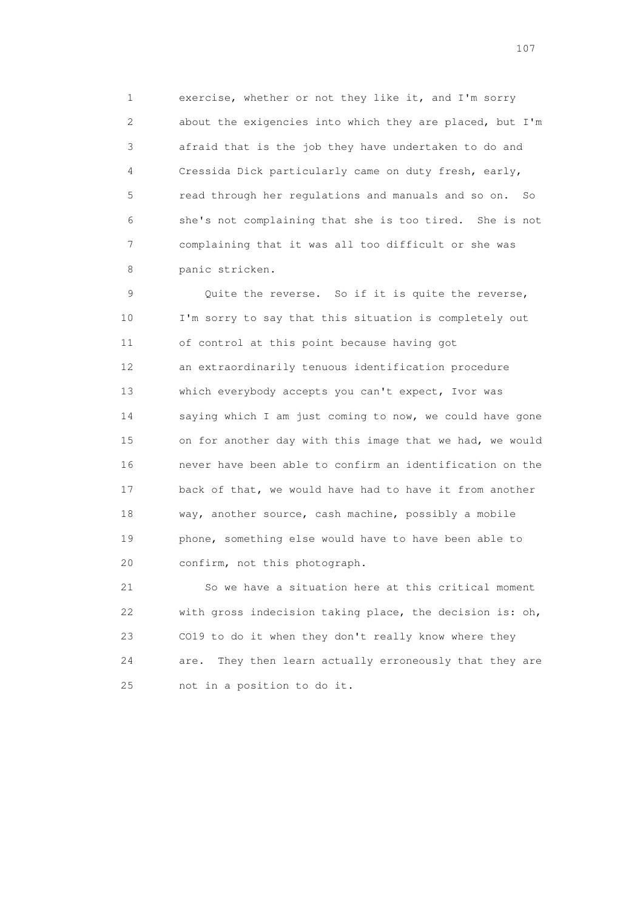exercise, whether or not they like it, and I'm sorry about the exigencies into which they are placed, but I'm afraid that is the job they have undertaken to do and Cressida Dick particularly came on duty fresh, early, read through her regulations and manuals and so on. So she's not complaining that she is too tired. She is not complaining that it was all too difficult or she was panic stricken.

Quite the reverse. So if it is quite the reverse, I'm sorry to say that this situation is completely out of control at this point because having got an extraordinarily tenuous identification procedure which everybody accepts you can't expect, Ivor was saying which I am just coming to now, we could have gone on for another day with this image that we had, we would never have been able to confirm an identification on the back of that, we would have had to have it from another way, another source, cash machine, possibly a mobile phone, something else would have to have been able to confirm, not this photograph.

So we have a situation here at this critical moment with gross indecision taking place, the decision is: oh, CO19 to do it when they don't really know where they are. They then learn actually erroneously that they are not in a position to do it.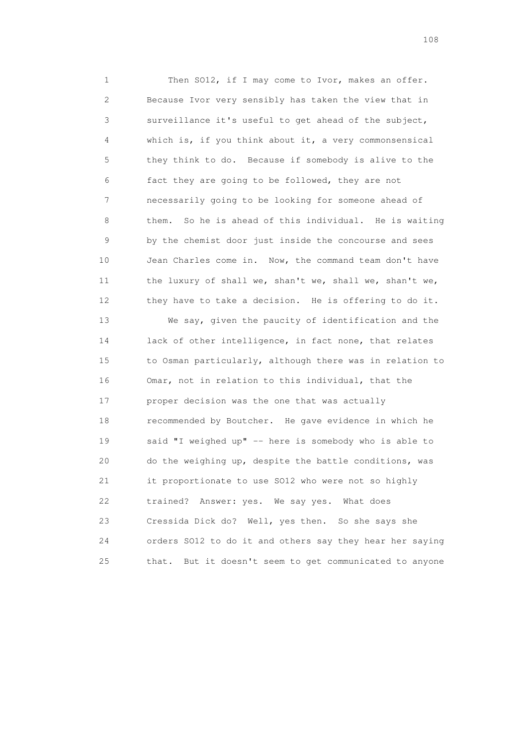1 Then SO12, if I may come to Ivor, makes an offer.
2 Because Ivor very sensibly has taken the view that in
3 surveillance it's useful to get ahead of the subject,
4 which is, if you think about it, a very commonsensical
5 they think to do. Because if somebody is alive to the
6 fact they are going to be followed, they are not
7 necessarily going to be looking for someone ahead of
8 them. So he is ahead of this individual. He is waiting
9 by the chemist door just inside the concourse and sees
10 Jean Charles come in. Now, the command team don't have
11 the luxury of shall we, shan't we, shall we, shan't we,
12 they have to take a decision. He is offering to do it.
13 We say, given the paucity of identification and the
14 lack of other intelligence, in fact none, that relates
15 to Osman particularly, although there was in relation to
16 Omar, not in relation to this individual, that the
17 proper decision was the one that was actually
18 recommended by Boutcher. He gave evidence in which he
19 said "I weighed up" -- here is somebody who is able to
20 do the weighing up, despite the battle conditions, was
21 it proportionate to use SO12 who were not so highly
22 trained? Answer: yes. We say yes. What does
23 Cressida Dick do? Well, yes then. So she says she
24 orders SO12 to do it and others say they hear her saying
25 that. But it doesn't seem to get communicated to anyone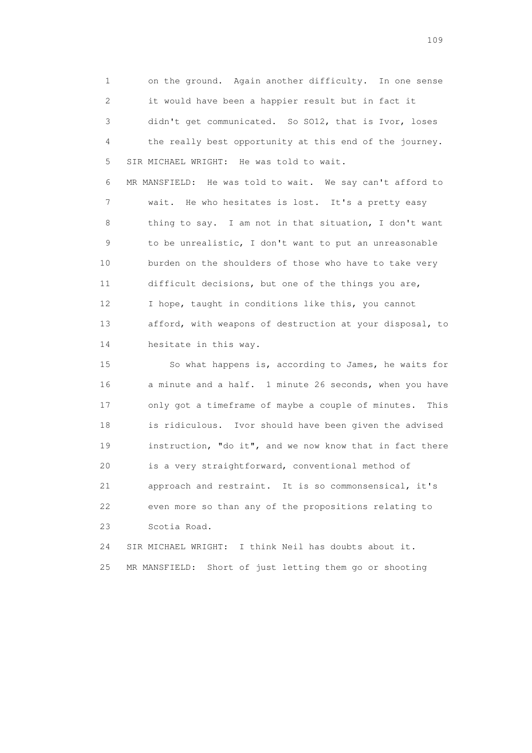1 on the ground. Again another difficulty. In one sense
2 it would have been a happier result but in fact it
3 didn't get communicated. So SO12, that is Ivor, loses
4 the really best opportunity at this end of the journey.
5 SIR MICHAEL WRIGHT: He was told to wait.
6 MR MANSFIELD: He was told to wait. We say can't afford to
7 wait. He who hesitates is lost. It's a pretty easy
8 thing to say. I am not in that situation, I don't want
9 to be unrealistic, I don't want to put an unreasonable
10 burden on the shoulders of those who have to take very
11 difficult decisions, but one of the things you are,
12 I hope, taught in conditions like this, you cannot
13 afford, with weapons of destruction at your disposal, to
14 hesitate in this way.
15 So what happens is, according to James, he waits for
16 a minute and a half. 1 minute 26 seconds, when you have
17 only got a timeframe of maybe a couple of minutes. This
18 is ridiculous. Ivor should have been given the advised
19 instruction, "do it", and we now know that in fact there
20 is a very straightforward, conventional method of
21 approach and restraint. It is so commonsensical, it's
22 even more so than any of the propositions relating to
23 Scotia Road.
24 SIR MICHAEL WRIGHT: I think Neil has doubts about it.
25 MR MANSFIELD: Short of just letting them go or shooting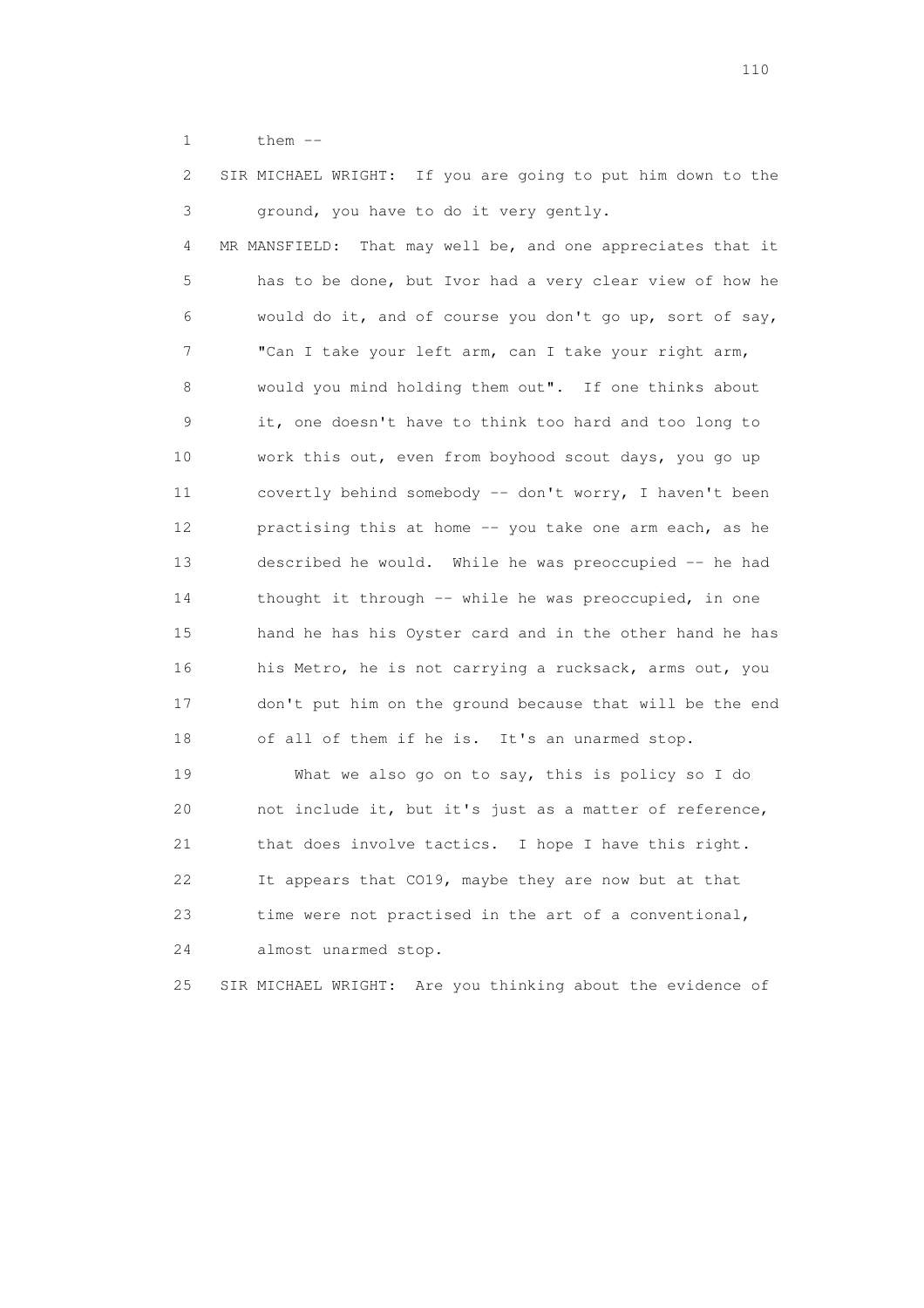1 them --

2 SIR MICHAEL WRIGHT: If you are going to put him down to the

3 ground, you have to do it very gently.

4 MR MANSFIELD: That may well be, and one appreciates that it

5 has to be done, but Ivor had a very clear view of how he

6 would do it, and of course you don't go up, sort of say,

7 "Can I take your left arm, can I take your right arm,

8 would you mind holding them out". If one thinks about

9 it, one doesn't have to think too hard and too long to

10 work this out, even from boyhood scout days, you go up

11 covertly behind somebody -- don't worry, I haven't been

12 practising this at home -- you take one arm each, as he

13 described he would. While he was preoccupied -- he had

14 thought it through -- while he was preoccupied, in one

15 hand he has his Oyster card and in the other hand he has

16 his Metro, he is not carrying a rucksack, arms out, you

17 don't put him on the ground because that will be the end

18 of all of them if he is. It's an unarmed stop.

19 What we also go on to say, this is policy so I do

20 not include it, but it's just as a matter of reference,

21 that does involve tactics. I hope I have this right.

22 It appears that CO19, maybe they are now but at that

23 time were not practised in the art of a conventional,

24 almost unarmed stop.

25 SIR MICHAEL WRIGHT: Are you thinking about the evidence of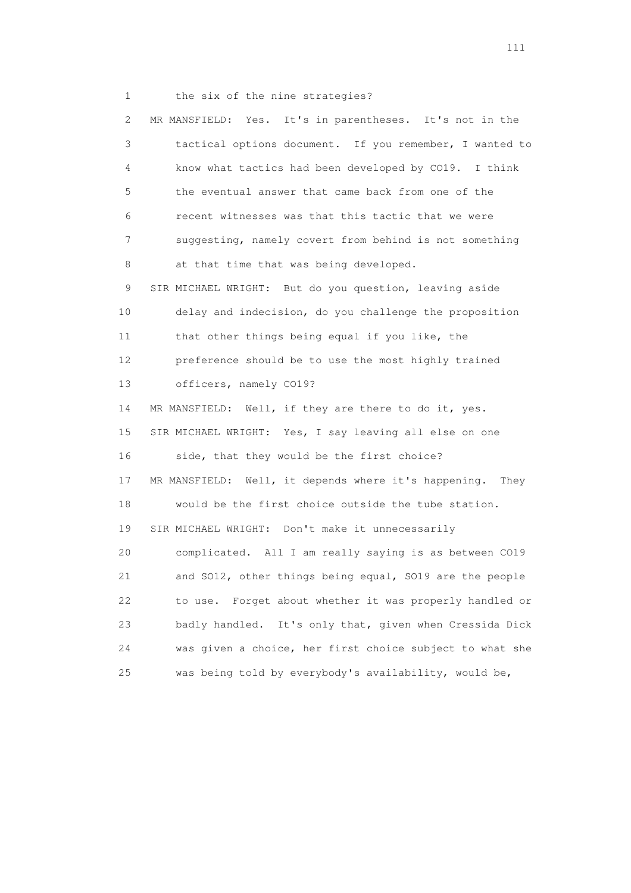1 the six of the nine strategies?

2 MR MANSFIELD: Yes. It's in parentheses. It's not in the

3 tactical options document. If you remember, I wanted to

4 know what tactics had been developed by CO19. I think

5 the eventual answer that came back from one of the

6 recent witnesses was that this tactic that we were

7 suggesting, namely covert from behind is not something

8 at that time that was being developed.

9 SIR MICHAEL WRIGHT: But do you question, leaving aside

10 delay and indecision, do you challenge the proposition

11 that other things being equal if you like, the

12 preference should be to use the most highly trained

13 officers, namely CO19?

14 MR MANSFIELD: Well, if they are there to do it, yes.

15 SIR MICHAEL WRIGHT: Yes, I say leaving all else on one

16 side, that they would be the first choice?

17 MR MANSFIELD: Well, it depends where it's happening. They

18 would be the first choice outside the tube station.

19 SIR MICHAEL WRIGHT: Don't make it unnecessarily

20 complicated. All I am really saying is as between CO19

21 and SO12, other things being equal, SO19 are the people

22 to use. Forget about whether it was properly handled or

23 badly handled. It's only that, given when Cressida Dick

24 was given a choice, her first choice subject to what she

25 was being told by everybody's availability, would be,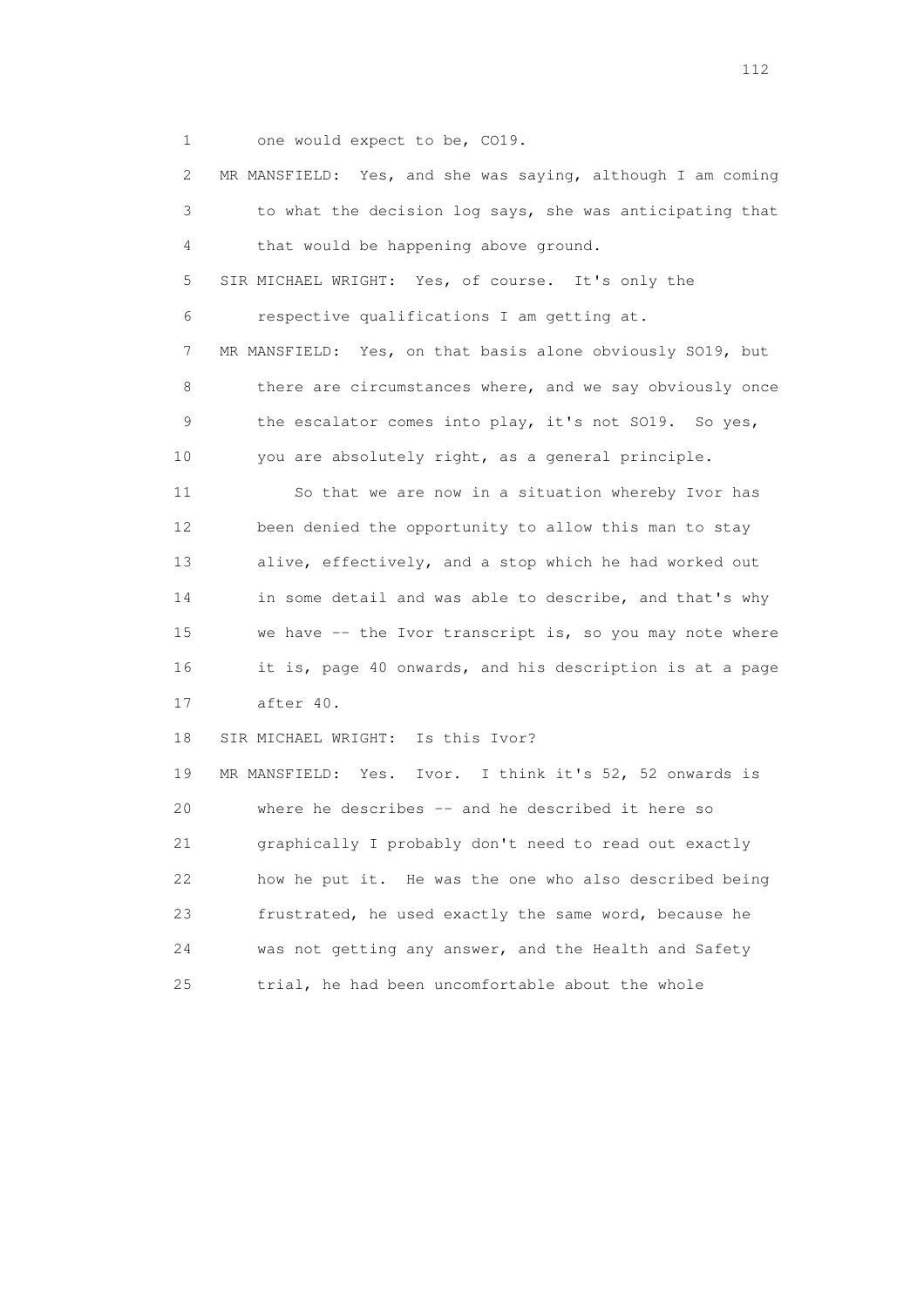1 one would expect to be, CO19.

2 MR MANSFIELD: Yes, and she was saying, although I am coming

3 to what the decision log says, she was anticipating that

4 that would be happening above ground.

5 SIR MICHAEL WRIGHT: Yes, of course. It's only the

6 respective qualifications I am getting at.

7 MR MANSFIELD: Yes, on that basis alone obviously SO19, but

8 there are circumstances where, and we say obviously once

9 the escalator comes into play, it's not SO19. So yes,

10 you are absolutely right, as a general principle.

11 So that we are now in a situation whereby Ivor has

12 been denied the opportunity to allow this man to stay

13 alive, effectively, and a stop which he had worked out

14 in some detail and was able to describe, and that's why

15 we have -- the Ivor transcript is, so you may note where

16 it is, page 40 onwards, and his description is at a page

17 after 40.

18 SIR MICHAEL WRIGHT: Is this Ivor?

19 MR MANSFIELD: Yes. Ivor. I think it's 52, 52 onwards is

20 where he describes -- and he described it here so

21 graphically I probably don't need to read out exactly

22 how he put it. He was the one who also described being

23 frustrated, he used exactly the same word, because he

24 was not getting any answer, and the Health and Safety

25 trial, he had been uncomfortable about the whole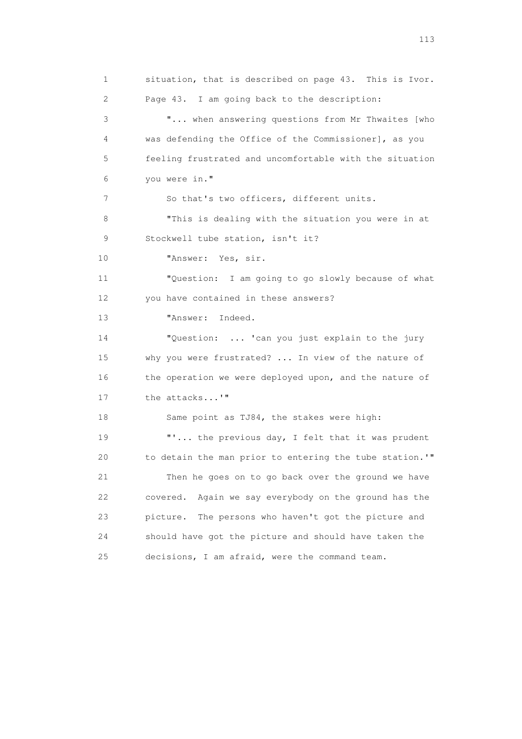situation, that is described on page 43. This is Ivor. Page 43. I am going back to the description:

"... when answering questions from Mr Thwaites [who was defending the Office of the Commissioner], as you feeling frustrated and uncomfortable with the situation you were in."

So that's two officers, different units.

"This is dealing with the situation you were in at Stockwell tube station, isn't it?

"Answer: Yes, sir.

"Question: I am going to go slowly because of what you have contained in these answers?

"Answer: Indeed.

"Question: ... 'can you just explain to the jury why you were frustrated? ... In view of the nature of the operation we were deployed upon, and the nature of the attacks...'"

Same point as TJ84, the stakes were high:

"'... the previous day, I felt that it was prudent to detain the man prior to entering the tube station.'"

Then he goes on to go back over the ground we have covered. Again we say everybody on the ground has the picture. The persons who haven't got the picture and should have got the picture and should have taken the decisions, I am afraid, were the command team.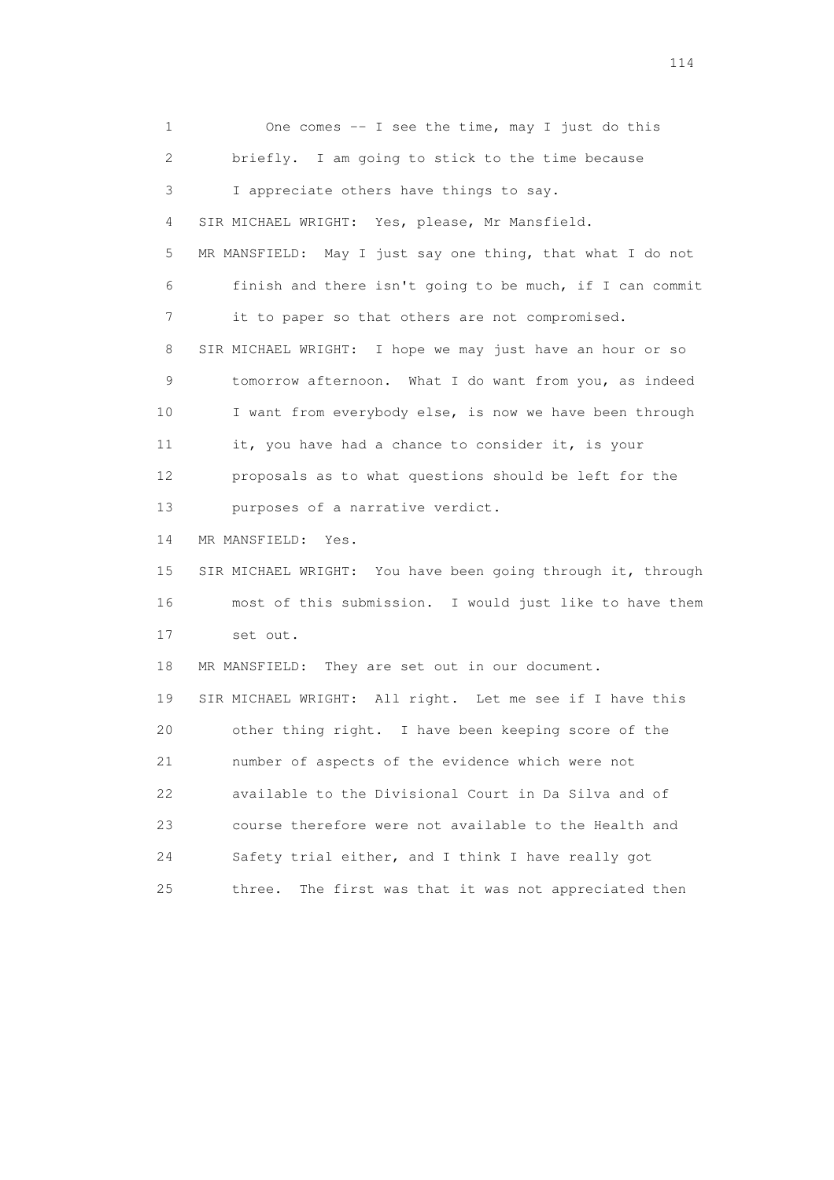1 One comes -- I see the time, may I just do this
2 briefly. I am going to stick to the time because
3 I appreciate others have things to say.
4 SIR MICHAEL WRIGHT: Yes, please, Mr Mansfield.
5 MR MANSFIELD: May I just say one thing, that what I do not
6 finish and there isn't going to be much, if I can commit
7 it to paper so that others are not compromised.
8 SIR MICHAEL WRIGHT: I hope we may just have an hour or so
9 tomorrow afternoon. What I do want from you, as indeed
10 I want from everybody else, is now we have been through
11 it, you have had a chance to consider it, is your
12 proposals as to what questions should be left for the
13 purposes of a narrative verdict.
14 MR MANSFIELD: Yes.
15 SIR MICHAEL WRIGHT: You have been going through it, through
16 most of this submission. I would just like to have them
17 set out.
18 MR MANSFIELD: They are set out in our document.
19 SIR MICHAEL WRIGHT: All right. Let me see if I have this
20 other thing right. I have been keeping score of the
21 number of aspects of the evidence which were not
22 available to the Divisional Court in Da Silva and of
23 course therefore were not available to the Health and
24 Safety trial either, and I think I have really got
25 three. The first was that it was not appreciated then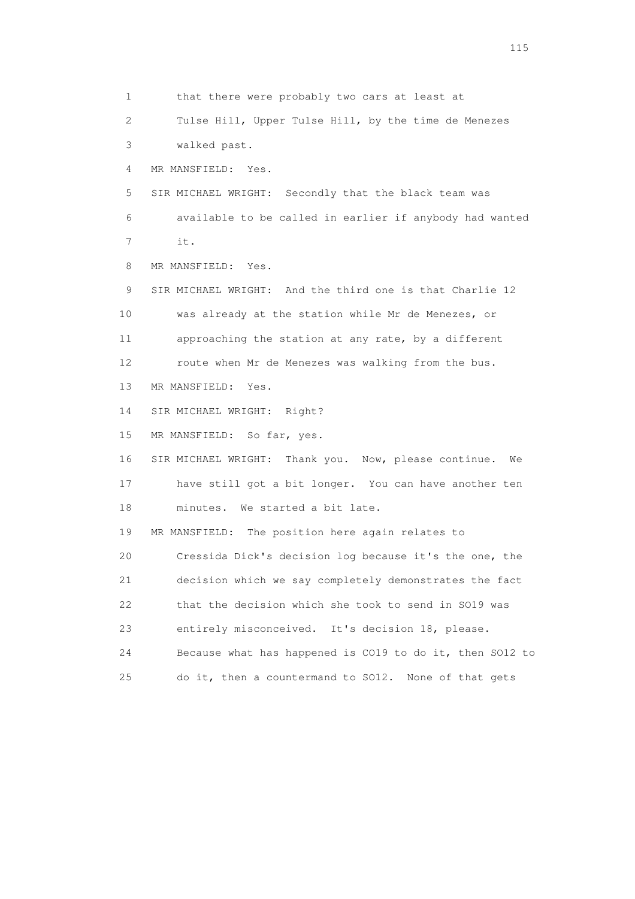1 that there were probably two cars at least at
2 Tulse Hill, Upper Tulse Hill, by the time de Menezes
3 walked past.
4 MR MANSFIELD: Yes.
5 SIR MICHAEL WRIGHT: Secondly that the black team was
6 available to be called in earlier if anybody had wanted
7 it.
8 MR MANSFIELD: Yes.
9 SIR MICHAEL WRIGHT: And the third one is that Charlie 12
10 was already at the station while Mr de Menezes, or
11 approaching the station at any rate, by a different
12 route when Mr de Menezes was walking from the bus.
13 MR MANSFIELD: Yes.
14 SIR MICHAEL WRIGHT: Right?
15 MR MANSFIELD: So far, yes.
16 SIR MICHAEL WRIGHT: Thank you. Now, please continue. We
17 have still got a bit longer. You can have another ten
18 minutes. We started a bit late.
19 MR MANSFIELD: The position here again relates to
20 Cressida Dick's decision log because it's the one, the
21 decision which we say completely demonstrates the fact
22 that the decision which she took to send in SO19 was
23 entirely misconceived. It's decision 18, please.
24 Because what has happened is CO19 to do it, then SO12 to
25 do it, then a countermand to SO12. None of that gets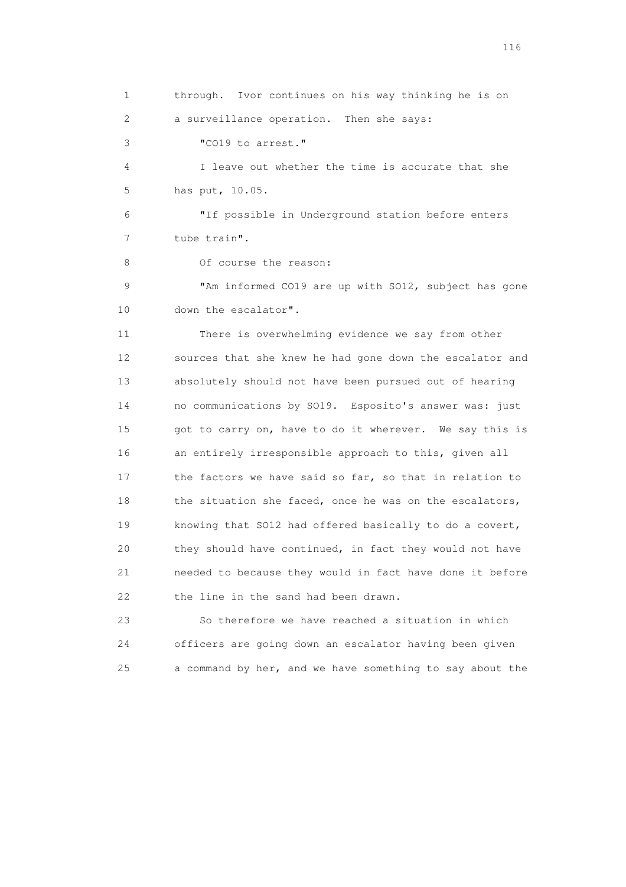through. Ivor continues on his way thinking he is on a surveillance operation. Then she says:

"CO19 to arrest."

I leave out whether the time is accurate that she has put, 10.05.

"If possible in Underground station before enters tube train".

Of course the reason:

"Am informed CO19 are up with SO12, subject has gone down the escalator".

There is overwhelming evidence we say from other sources that she knew he had gone down the escalator and absolutely should not have been pursued out of hearing no communications by SO19. Esposito's answer was: just got to carry on, have to do it wherever. We say this is an entirely irresponsible approach to this, given all the factors we have said so far, so that in relation to the situation she faced, once he was on the escalators, knowing that SO12 had offered basically to do a covert, they should have continued, in fact they would not have needed to because they would in fact have done it before the line in the sand had been drawn.

So therefore we have reached a situation in which officers are going down an escalator having been given a command by her, and we have something to say about the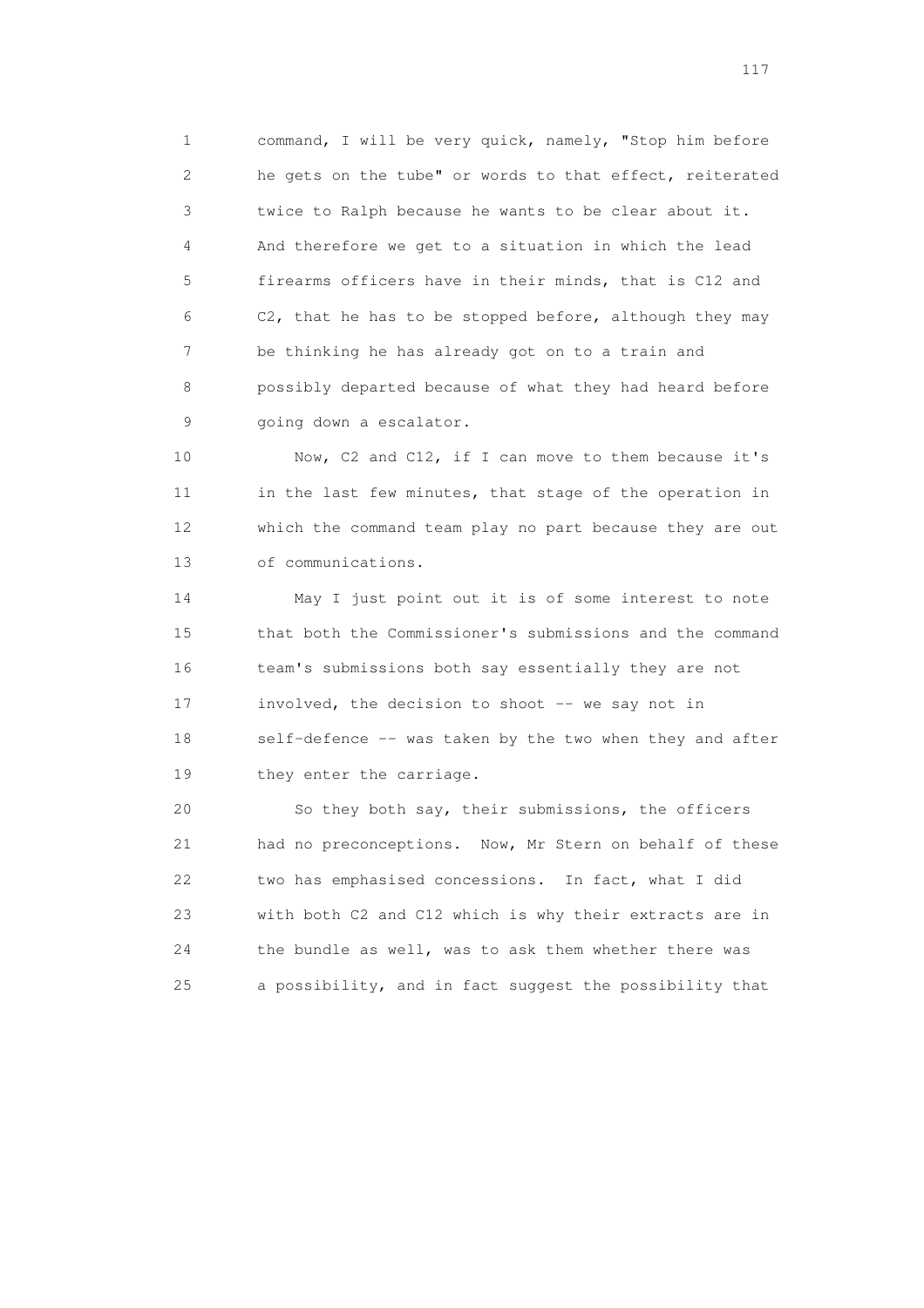1 command, I will be very quick, namely, "Stop him before
2 he gets on the tube" or words to that effect, reiterated
3 twice to Ralph because he wants to be clear about it.
4 And therefore we get to a situation in which the lead
5 firearms officers have in their minds, that is C12 and
6 C2, that he has to be stopped before, although they may
7 be thinking he has already got on to a train and
8 possibly departed because of what they had heard before
9 going down a escalator.

10 Now, C2 and C12, if I can move to them because it's
11 in the last few minutes, that stage of the operation in
12 which the command team play no part because they are out
13 of communications.

14 May I just point out it is of some interest to note
15 that both the Commissioner's submissions and the command
16 team's submissions both say essentially they are not
17 involved, the decision to shoot -- we say not in
18 self-defence -- was taken by the two when they and after
19 they enter the carriage.

20 So they both say, their submissions, the officers
21 had no preconceptions. Now, Mr Stern on behalf of these
22 two has emphasised concessions. In fact, what I did
23 with both C2 and C12 which is why their extracts are in
24 the bundle as well, was to ask them whether there was
25 a possibility, and in fact suggest the possibility that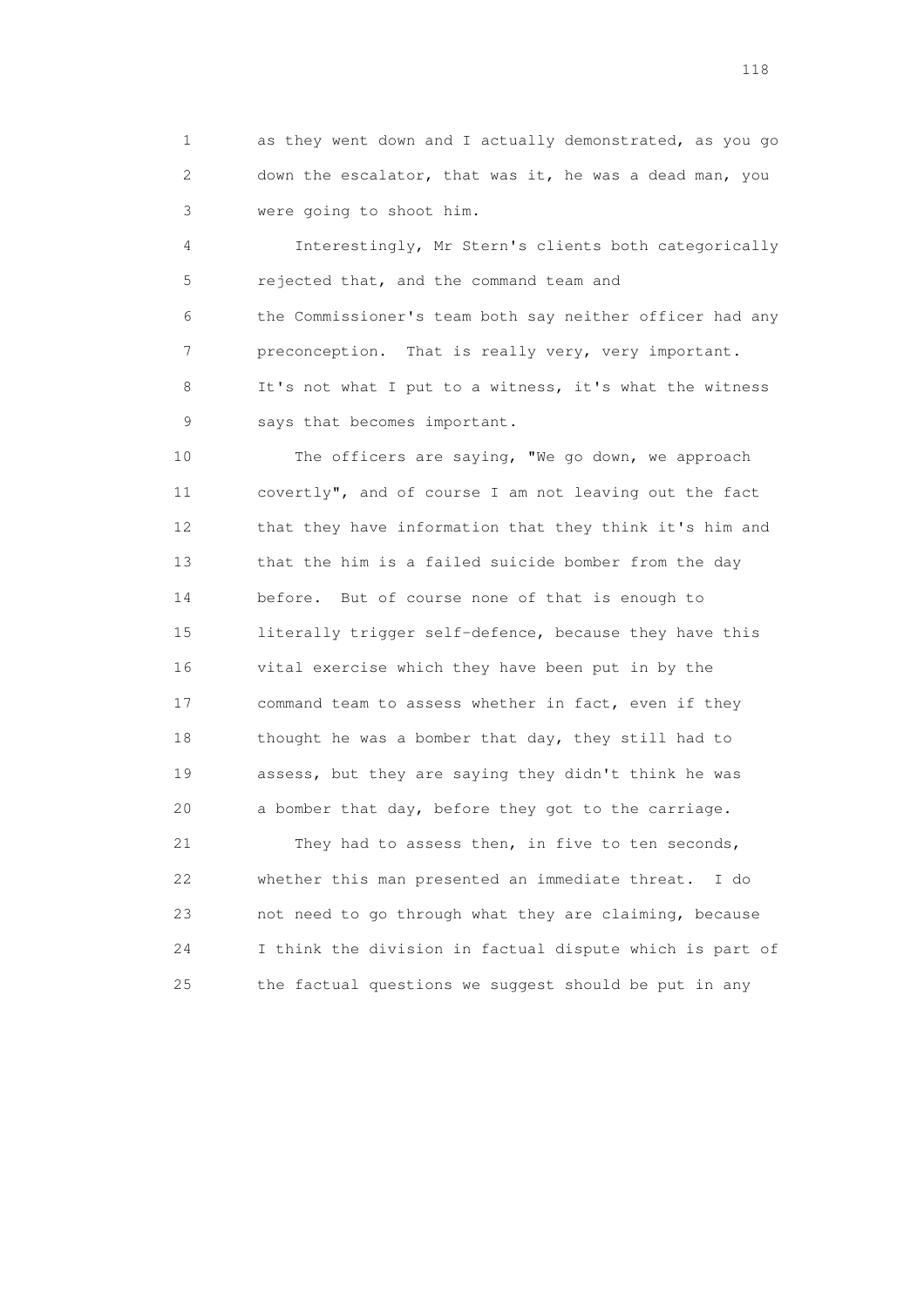1 as they went down and I actually demonstrated, as you go
2 down the escalator, that was it, he was a dead man, you
3 were going to shoot him.

4 Interestingly, Mr Stern's clients both categorically
5 rejected that, and the command team and
6 the Commissioner's team both say neither officer had any
7 preconception. That is really very, very important.
8 It's not what I put to a witness, it's what the witness
9 says that becomes important.

10 The officers are saying, "We go down, we approach
11 covertly", and of course I am not leaving out the fact
12 that they have information that they think it's him and
13 that the him is a failed suicide bomber from the day
14 before. But of course none of that is enough to
15 literally trigger self-defence, because they have this
16 vital exercise which they have been put in by the
17 command team to assess whether in fact, even if they
18 thought he was a bomber that day, they still had to
19 assess, but they are saying they didn't think he was
20 a bomber that day, before they got to the carriage.

21 They had to assess then, in five to ten seconds,
22 whether this man presented an immediate threat. I do
23 not need to go through what they are claiming, because
24 I think the division in factual dispute which is part of
25 the factual questions we suggest should be put in any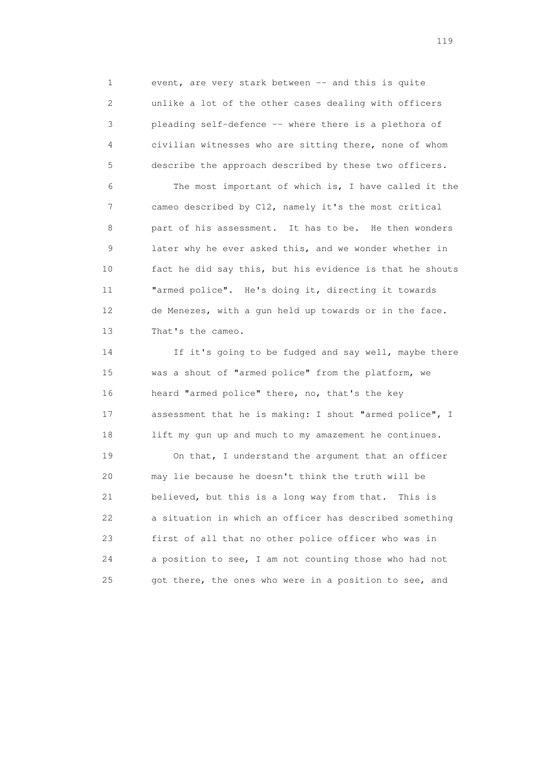event, are very stark between -- and this is quite unlike a lot of the other cases dealing with officers pleading self-defence -- where there is a plethora of civilian witnesses who are sitting there, none of whom describe the approach described by these two officers.

The most important of which is, I have called it the cameo described by C12, namely it's the most critical part of his assessment. It has to be. He then wonders later why he ever asked this, and we wonder whether in fact he did say this, but his evidence is that he shouts "armed police". He's doing it, directing it towards de Menezes, with a gun held up towards or in the face. That's the cameo.

If it's going to be fudged and say well, maybe there was a shout of "armed police" from the platform, we heard "armed police" there, no, that's the key assessment that he is making: I shout "armed police", I lift my gun up and much to my amazement he continues.

On that, I understand the argument that an officer may lie because he doesn't think the truth will be believed, but this is a long way from that. This is a situation in which an officer has described something first of all that no other police officer who was in a position to see, I am not counting those who had not got there, the ones who were in a position to see, and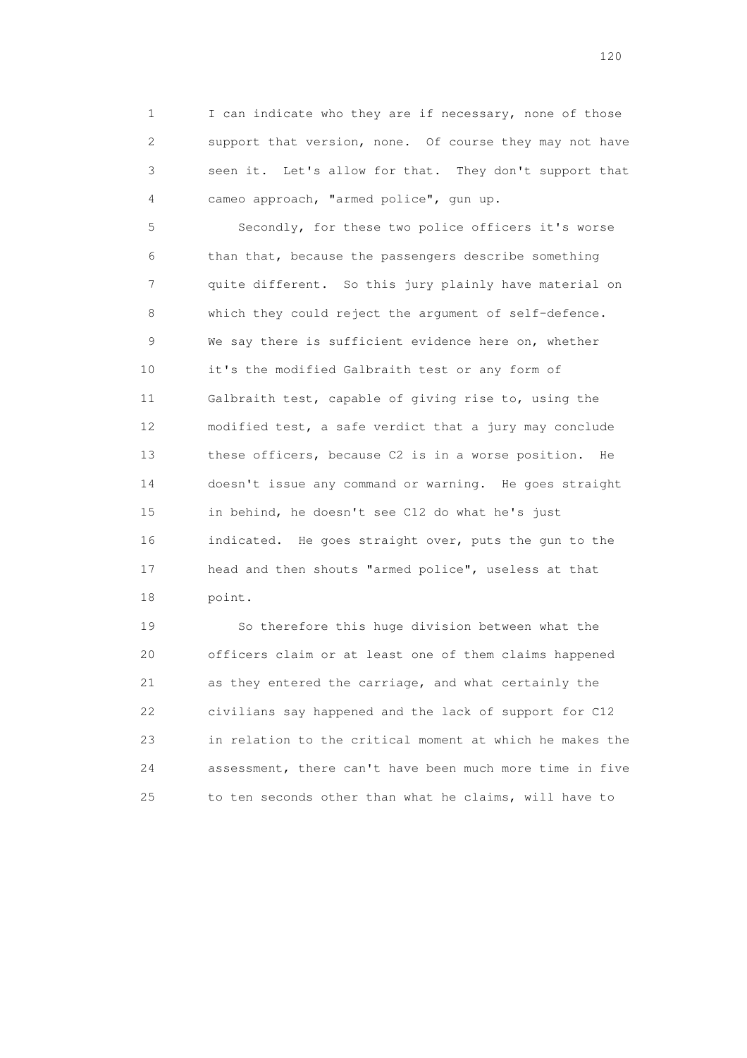1 I can indicate who they are if necessary, none of those
2 support that version, none. Of course they may not have
3 seen it. Let's allow for that. They don't support that
4 cameo approach, "armed police", gun up.

5 Secondly, for these two police officers it's worse
6 than that, because the passengers describe something
7 quite different. So this jury plainly have material on
8 which they could reject the argument of self-defence.
9 We say there is sufficient evidence here on, whether
10 it's the modified Galbraith test or any form of
11 Galbraith test, capable of giving rise to, using the
12 modified test, a safe verdict that a jury may conclude
13 these officers, because C2 is in a worse position. He
14 doesn't issue any command or warning. He goes straight
15 in behind, he doesn't see C12 do what he's just
16 indicated. He goes straight over, puts the gun to the
17 head and then shouts "armed police", useless at that
18 point.

19 So therefore this huge division between what the
20 officers claim or at least one of them claims happened
21 as they entered the carriage, and what certainly the
22 civilians say happened and the lack of support for C12
23 in relation to the critical moment at which he makes the
24 assessment, there can't have been much more time in five
25 to ten seconds other than what he claims, will have to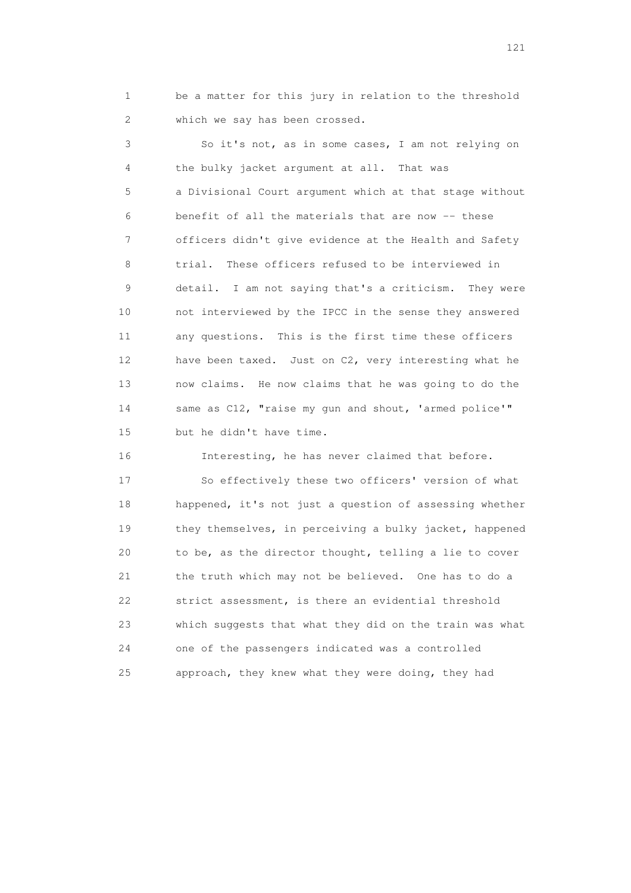1 be a matter for this jury in relation to the threshold
2 which we say has been crossed.

3 So it's not, as in some cases, I am not relying on
4 the bulky jacket argument at all. That was
5 a Divisional Court argument which at that stage without
6 benefit of all the materials that are now -- these
7 officers didn't give evidence at the Health and Safety
8 trial. These officers refused to be interviewed in
9 detail. I am not saying that's a criticism. They were
10 not interviewed by the IPCC in the sense they answered
11 any questions. This is the first time these officers
12 have been taxed. Just on C2, very interesting what he
13 now claims. He now claims that he was going to do the
14 same as C12, "raise my gun and shout, 'armed police'"
15 but he didn't have time.

16 Interesting, he has never claimed that before.

17 So effectively these two officers' version of what
18 happened, it's not just a question of assessing whether
19 they themselves, in perceiving a bulky jacket, happened
20 to be, as the director thought, telling a lie to cover
21 the truth which may not be believed. One has to do a
22 strict assessment, is there an evidential threshold
23 which suggests that what they did on the train was what
24 one of the passengers indicated was a controlled
25 approach, they knew what they were doing, they had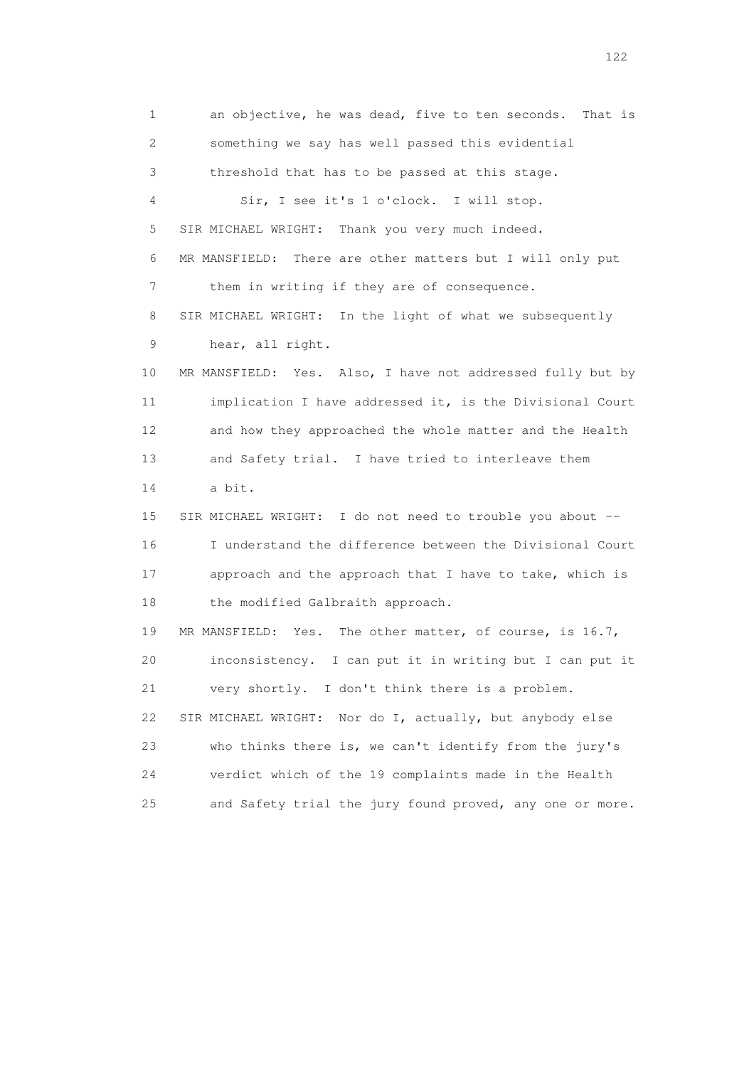1 an objective, he was dead, five to ten seconds. That is
2 something we say has well passed this evidential
3 threshold that has to be passed at this stage.
4 Sir, I see it's 1 o'clock. I will stop.
5 SIR MICHAEL WRIGHT: Thank you very much indeed.
6 MR MANSFIELD: There are other matters but I will only put
7 them in writing if they are of consequence.
8 SIR MICHAEL WRIGHT: In the light of what we subsequently
9 hear, all right.
10 MR MANSFIELD: Yes. Also, I have not addressed fully but by
11 implication I have addressed it, is the Divisional Court
12 and how they approached the whole matter and the Health
13 and Safety trial. I have tried to interleave them
14 a bit.
15 SIR MICHAEL WRIGHT: I do not need to trouble you about --
16 I understand the difference between the Divisional Court
17 approach and the approach that I have to take, which is
18 the modified Galbraith approach.
19 MR MANSFIELD: Yes. The other matter, of course, is 16.7,
20 inconsistency. I can put it in writing but I can put it
21 very shortly. I don't think there is a problem.
22 SIR MICHAEL WRIGHT: Nor do I, actually, but anybody else
23 who thinks there is, we can't identify from the jury's
24 verdict which of the 19 complaints made in the Health
25 and Safety trial the jury found proved, any one or more.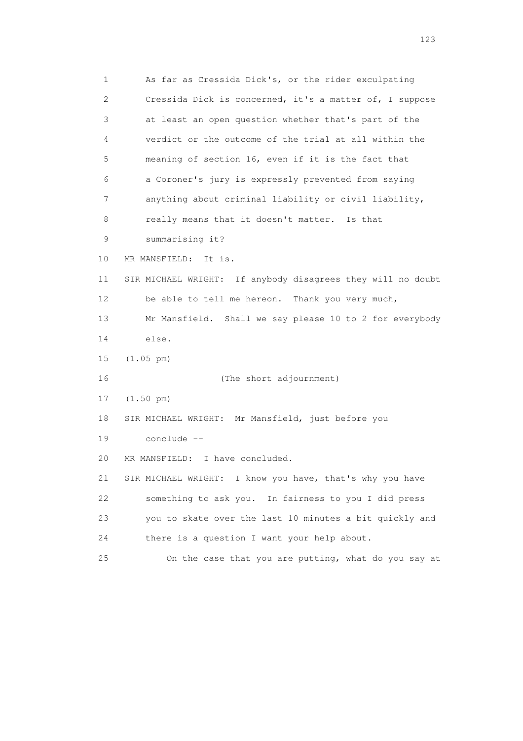As far as Cressida Dick's, or the rider exculpating Cressida Dick is concerned, it's a matter of, I suppose at least an open question whether that's part of the verdict or the outcome of the trial at all within the meaning of section 16, even if it is the fact that a Coroner's jury is expressly prevented from saying anything about criminal liability or civil liability, really means that it doesn't matter. Is that summarising it?

MR MANSFIELD: It is.

SIR MICHAEL WRIGHT: If anybody disagrees they will no doubt be able to tell me hereon. Thank you very much, Mr Mansfield. Shall we say please 10 to 2 for everybody else.

(1.05 pm)

(The short adjournment)

(1.50 pm)

SIR MICHAEL WRIGHT: Mr Mansfield, just before you conclude --

MR MANSFIELD: I have concluded.

SIR MICHAEL WRIGHT: I know you have, that's why you have something to ask you. In fairness to you I did press you to skate over the last 10 minutes a bit quickly and there is a question I want your help about.

On the case that you are putting, what do you say at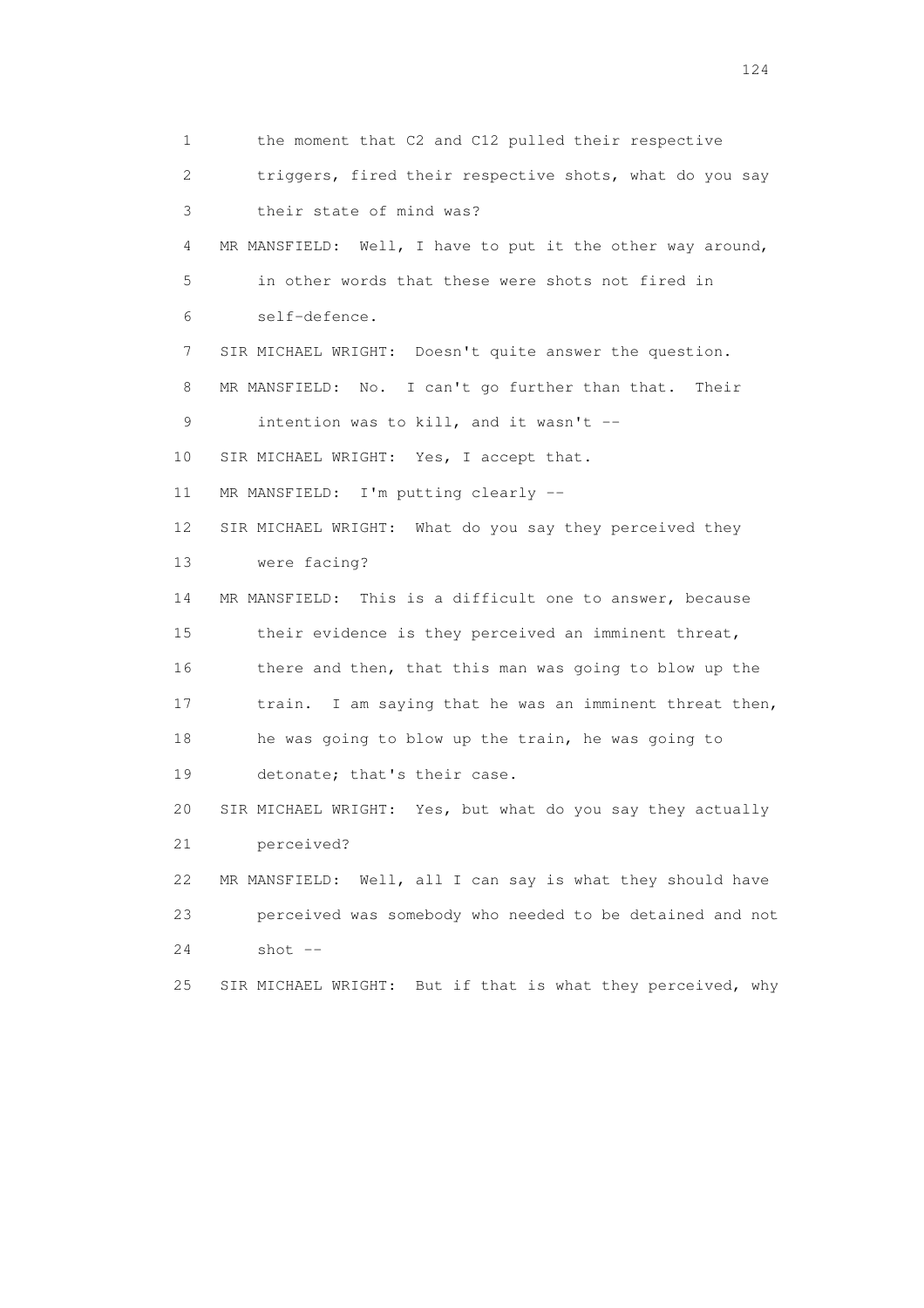1 the moment that C2 and C12 pulled their respective
2 triggers, fired their respective shots, what do you say
3 their state of mind was?
4 MR MANSFIELD: Well, I have to put it the other way around,
5 in other words that these were shots not fired in
6 self-defence.
7 SIR MICHAEL WRIGHT: Doesn't quite answer the question.
8 MR MANSFIELD: No. I can't go further than that. Their
9 intention was to kill, and it wasn't --
10 SIR MICHAEL WRIGHT: Yes, I accept that.
11 MR MANSFIELD: I'm putting clearly --
12 SIR MICHAEL WRIGHT: What do you say they perceived they
13 were facing?
14 MR MANSFIELD: This is a difficult one to answer, because
15 their evidence is they perceived an imminent threat,
16 there and then, that this man was going to blow up the
17 train. I am saying that he was an imminent threat then,
18 he was going to blow up the train, he was going to
19 detonate; that's their case.
20 SIR MICHAEL WRIGHT: Yes, but what do you say they actually
21 perceived?
22 MR MANSFIELD: Well, all I can say is what they should have
23 perceived was somebody who needed to be detained and not
24 shot --
25 SIR MICHAEL WRIGHT: But if that is what they perceived, why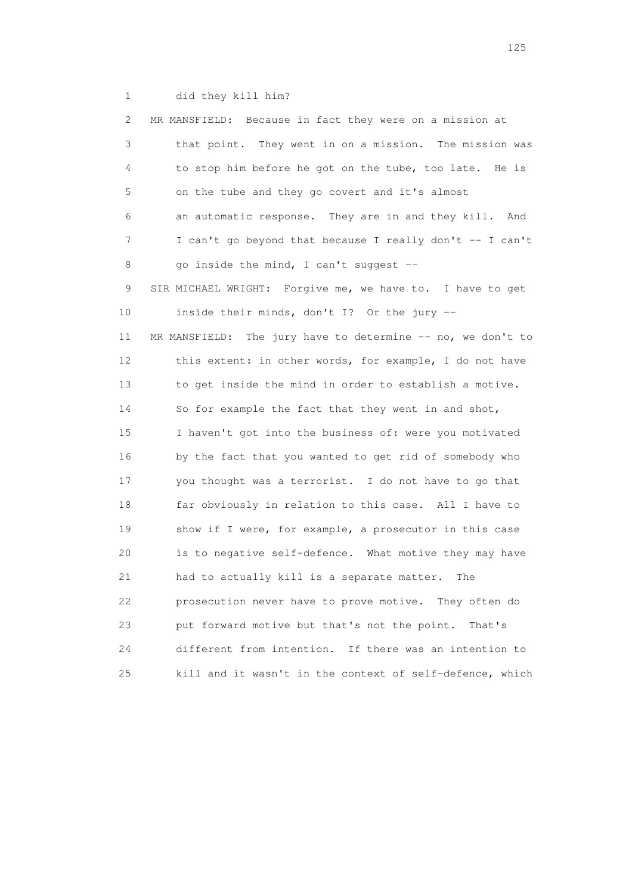1 did they kill him?

2 MR MANSFIELD: Because in fact they were on a mission at

3 that point. They went in on a mission. The mission was

4 to stop him before he got on the tube, too late. He is

5 on the tube and they go covert and it's almost

6 an automatic response. They are in and they kill. And

7 I can't go beyond that because I really don't -- I can't

8 go inside the mind, I can't suggest --

9 SIR MICHAEL WRIGHT: Forgive me, we have to. I have to get

10 inside their minds, don't I? Or the jury --

11 MR MANSFIELD: The jury have to determine -- no, we don't to

12 this extent: in other words, for example, I do not have

13 to get inside the mind in order to establish a motive.

14 So for example the fact that they went in and shot,

15 I haven't got into the business of: were you motivated

16 by the fact that you wanted to get rid of somebody who

17 you thought was a terrorist. I do not have to go that

18 far obviously in relation to this case. All I have to

19 show if I were, for example, a prosecutor in this case

20 is to negative self-defence. What motive they may have

21 had to actually kill is a separate matter. The

22 prosecution never have to prove motive. They often do

23 put forward motive but that's not the point. That's

24 different from intention. If there was an intention to

25 kill and it wasn't in the context of self-defence, which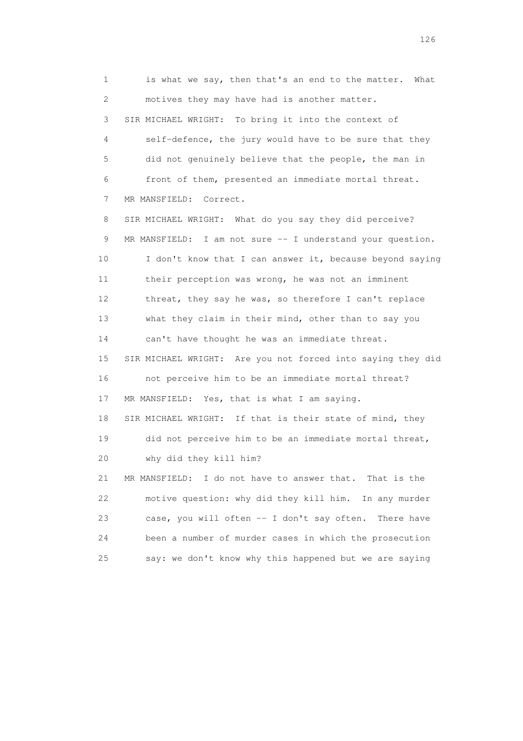1 is what we say, then that's an end to the matter. What
2 motives they may have had is another matter.
3 SIR MICHAEL WRIGHT: To bring it into the context of
4 self-defence, the jury would have to be sure that they
5 did not genuinely believe that the people, the man in
6 front of them, presented an immediate mortal threat.
7 MR MANSFIELD: Correct.
8 SIR MICHAEL WRIGHT: What do you say they did perceive?
9 MR MANSFIELD: I am not sure -- I understand your question.
10 I don't know that I can answer it, because beyond saying
11 their perception was wrong, he was not an imminent
12 threat, they say he was, so therefore I can't replace
13 what they claim in their mind, other than to say you
14 can't have thought he was an immediate threat.
15 SIR MICHAEL WRIGHT: Are you not forced into saying they did
16 not perceive him to be an immediate mortal threat?
17 MR MANSFIELD: Yes, that is what I am saying.
18 SIR MICHAEL WRIGHT: If that is their state of mind, they
19 did not perceive him to be an immediate mortal threat,
20 why did they kill him?
21 MR MANSFIELD: I do not have to answer that. That is the
22 motive question: why did they kill him. In any murder
23 case, you will often -- I don't say often. There have
24 been a number of murder cases in which the prosecution
25 say: we don't know why this happened but we are saying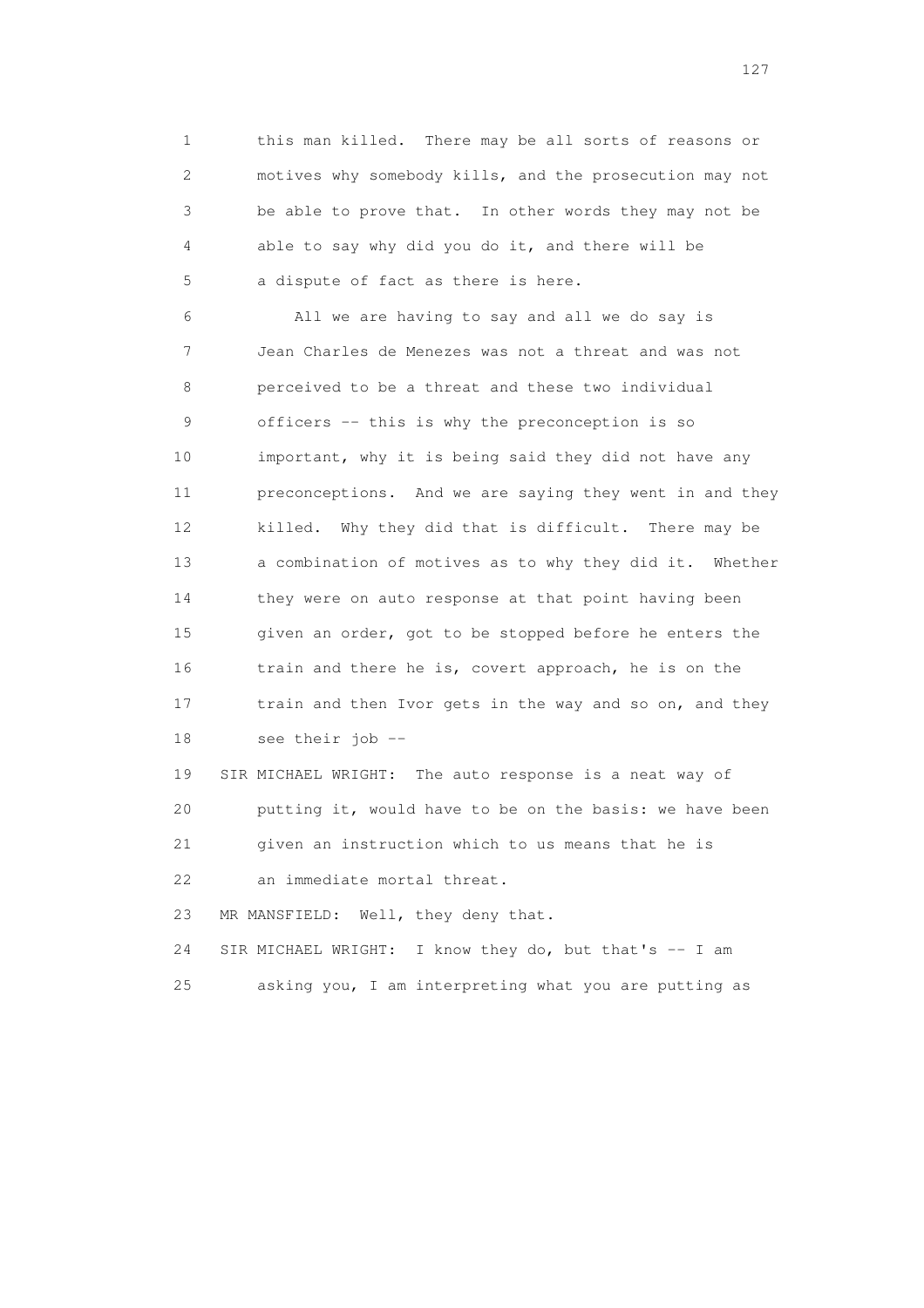1 this man killed. There may be all sorts of reasons or
2 motives why somebody kills, and the prosecution may not
3 be able to prove that. In other words they may not be
4 able to say why did you do it, and there will be
5 a dispute of fact as there is here.

6 All we are having to say and all we do say is
7 Jean Charles de Menezes was not a threat and was not
8 perceived to be a threat and these two individual
9 officers -- this is why the preconception is so
10 important, why it is being said they did not have any
11 preconceptions. And we are saying they went in and they
12 killed. Why they did that is difficult. There may be
13 a combination of motives as to why they did it. Whether
14 they were on auto response at that point having been
15 given an order, got to be stopped before he enters the
16 train and there he is, covert approach, he is on the
17 train and then Ivor gets in the way and so on, and they
18 see their job --

19 SIR MICHAEL WRIGHT: The auto response is a neat way of
20 putting it, would have to be on the basis: we have been
21 given an instruction which to us means that he is
22 an immediate mortal threat.

23 MR MANSFIELD: Well, they deny that.

24 SIR MICHAEL WRIGHT: I know they do, but that's -- I am
25 asking you, I am interpreting what you are putting as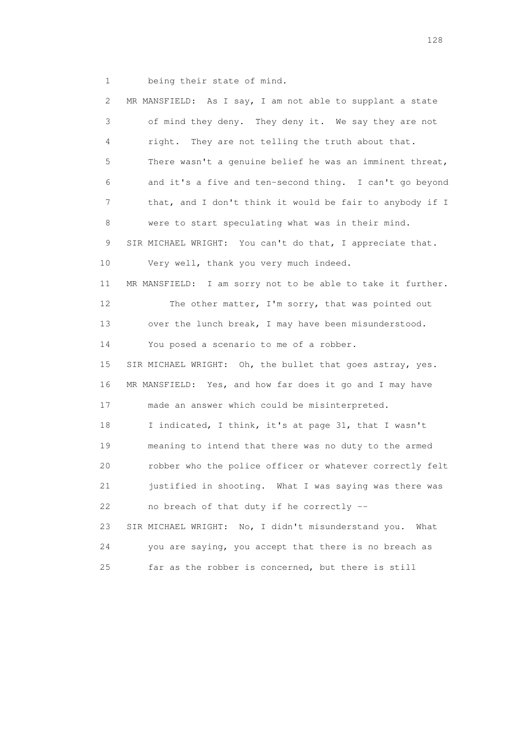1 being their state of mind.

2 MR MANSFIELD: As I say, I am not able to supplant a state

3 of mind they deny. They deny it. We say they are not

4 right. They are not telling the truth about that.

5 There wasn't a genuine belief he was an imminent threat,

6 and it's a five and ten-second thing. I can't go beyond

7 that, and I don't think it would be fair to anybody if I

8 were to start speculating what was in their mind.

9 SIR MICHAEL WRIGHT: You can't do that, I appreciate that.

10 Very well, thank you very much indeed.

11 MR MANSFIELD: I am sorry not to be able to take it further.

12 The other matter, I'm sorry, that was pointed out

13 over the lunch break, I may have been misunderstood.

14 You posed a scenario to me of a robber.

15 SIR MICHAEL WRIGHT: Oh, the bullet that goes astray, yes.

16 MR MANSFIELD: Yes, and how far does it go and I may have

17 made an answer which could be misinterpreted.

18 I indicated, I think, it's at page 31, that I wasn't

19 meaning to intend that there was no duty to the armed

20 robber who the police officer or whatever correctly felt

21 justified in shooting. What I was saying was there was

22 no breach of that duty if he correctly --

23 SIR MICHAEL WRIGHT: No, I didn't misunderstand you. What

24 you are saying, you accept that there is no breach as

25 far as the robber is concerned, but there is still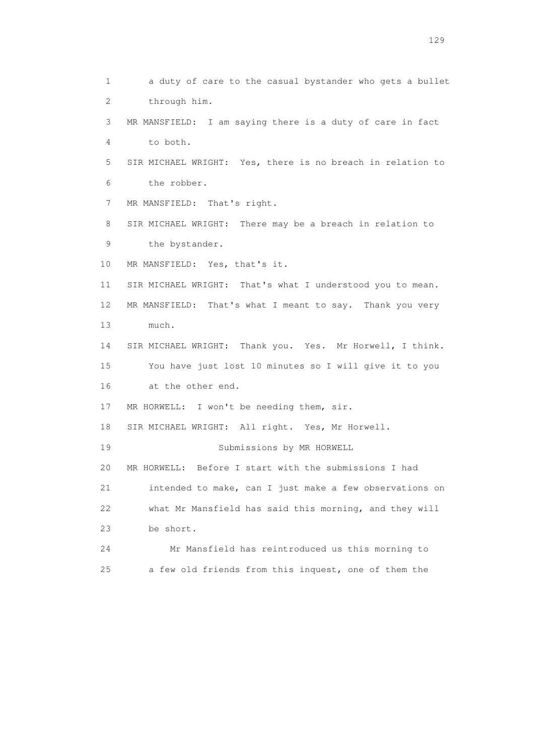1 a duty of care to the casual bystander who gets a bullet
2 through him.

3 MR MANSFIELD: I am saying there is a duty of care in fact
4 to both.

5 SIR MICHAEL WRIGHT: Yes, there is no breach in relation to
6 the robber.

7 MR MANSFIELD: That's right.

8 SIR MICHAEL WRIGHT: There may be a breach in relation to
9 the bystander.

10 MR MANSFIELD: Yes, that's it.

11 SIR MICHAEL WRIGHT: That's what I understood you to mean.

12 MR MANSFIELD: That's what I meant to say. Thank you very
13 much.

14 SIR MICHAEL WRIGHT: Thank you. Yes. Mr Horwell, I think.
15 You have just lost 10 minutes so I will give it to you
16 at the other end.

17 MR HORWELL: I won't be needing them, sir.

18 SIR MICHAEL WRIGHT: All right. Yes, Mr Horwell.

19 Submissions by MR HORWELL

20 MR HORWELL: Before I start with the submissions I had
21 intended to make, can I just make a few observations on
22 what Mr Mansfield has said this morning, and they will
23 be short.

24 Mr Mansfield has reintroduced us this morning to
25 a few old friends from this inquest, one of them the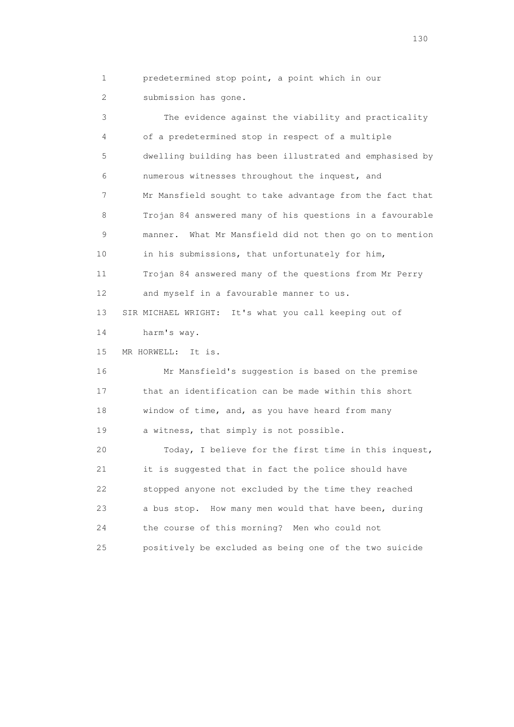1 predetermined stop point, a point which in our
2 submission has gone.

3 The evidence against the viability and practicality
4 of a predetermined stop in respect of a multiple
5 dwelling building has been illustrated and emphasised by
6 numerous witnesses throughout the inquest, and
7 Mr Mansfield sought to take advantage from the fact that
8 Trojan 84 answered many of his questions in a favourable
9 manner. What Mr Mansfield did not then go on to mention
10 in his submissions, that unfortunately for him,
11 Trojan 84 answered many of the questions from Mr Perry
12 and myself in a favourable manner to us.

13 SIR MICHAEL WRIGHT: It's what you call keeping out of
14 harm's way.

15 MR HORWELL: It is.

16 Mr Mansfield's suggestion is based on the premise
17 that an identification can be made within this short
18 window of time, and, as you have heard from many
19 a witness, that simply is not possible.

20 Today, I believe for the first time in this inquest,
21 it is suggested that in fact the police should have
22 stopped anyone not excluded by the time they reached
23 a bus stop. How many men would that have been, during
24 the course of this morning? Men who could not
25 positively be excluded as being one of the two suicide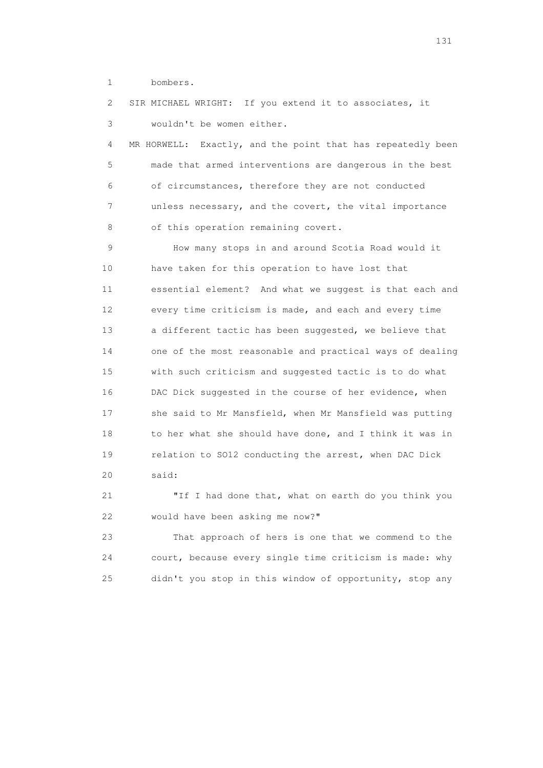1 bombers.

2 SIR MICHAEL WRIGHT: If you extend it to associates, it

3 wouldn't be women either.

4 MR HORWELL: Exactly, and the point that has repeatedly been

5 made that armed interventions are dangerous in the best

6 of circumstances, therefore they are not conducted

7 unless necessary, and the covert, the vital importance

8 of this operation remaining covert.

9 How many stops in and around Scotia Road would it

10 have taken for this operation to have lost that

11 essential element? And what we suggest is that each and

12 every time criticism is made, and each and every time

13 a different tactic has been suggested, we believe that

14 one of the most reasonable and practical ways of dealing

15 with such criticism and suggested tactic is to do what

16 DAC Dick suggested in the course of her evidence, when

17 she said to Mr Mansfield, when Mr Mansfield was putting

18 to her what she should have done, and I think it was in

19 relation to SO12 conducting the arrest, when DAC Dick

20 said:

21 "If I had done that, what on earth do you think you

22 would have been asking me now?"

23 That approach of hers is one that we commend to the

24 court, because every single time criticism is made: why

25 didn't you stop in this window of opportunity, stop any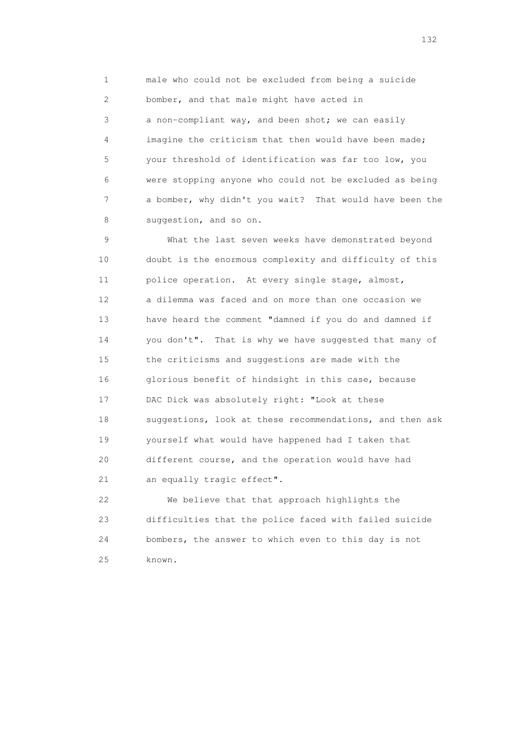1 male who could not be excluded from being a suicide
2 bomber, and that male might have acted in
3 a non-compliant way, and been shot; we can easily
4 imagine the criticism that then would have been made;
5 your threshold of identification was far too low, you
6 were stopping anyone who could not be excluded as being
7 a bomber, why didn't you wait? That would have been the
8 suggestion, and so on.

9 What the last seven weeks have demonstrated beyond
10 doubt is the enormous complexity and difficulty of this
11 police operation. At every single stage, almost,
12 a dilemma was faced and on more than one occasion we
13 have heard the comment "damned if you do and damned if
14 you don't". That is why we have suggested that many of
15 the criticisms and suggestions are made with the
16 glorious benefit of hindsight in this case, because
17 DAC Dick was absolutely right: "Look at these
18 suggestions, look at these recommendations, and then ask
19 yourself what would have happened had I taken that
20 different course, and the operation would have had
21 an equally tragic effect".

22 We believe that that approach highlights the
23 difficulties that the police faced with failed suicide
24 bombers, the answer to which even to this day is not
25 known.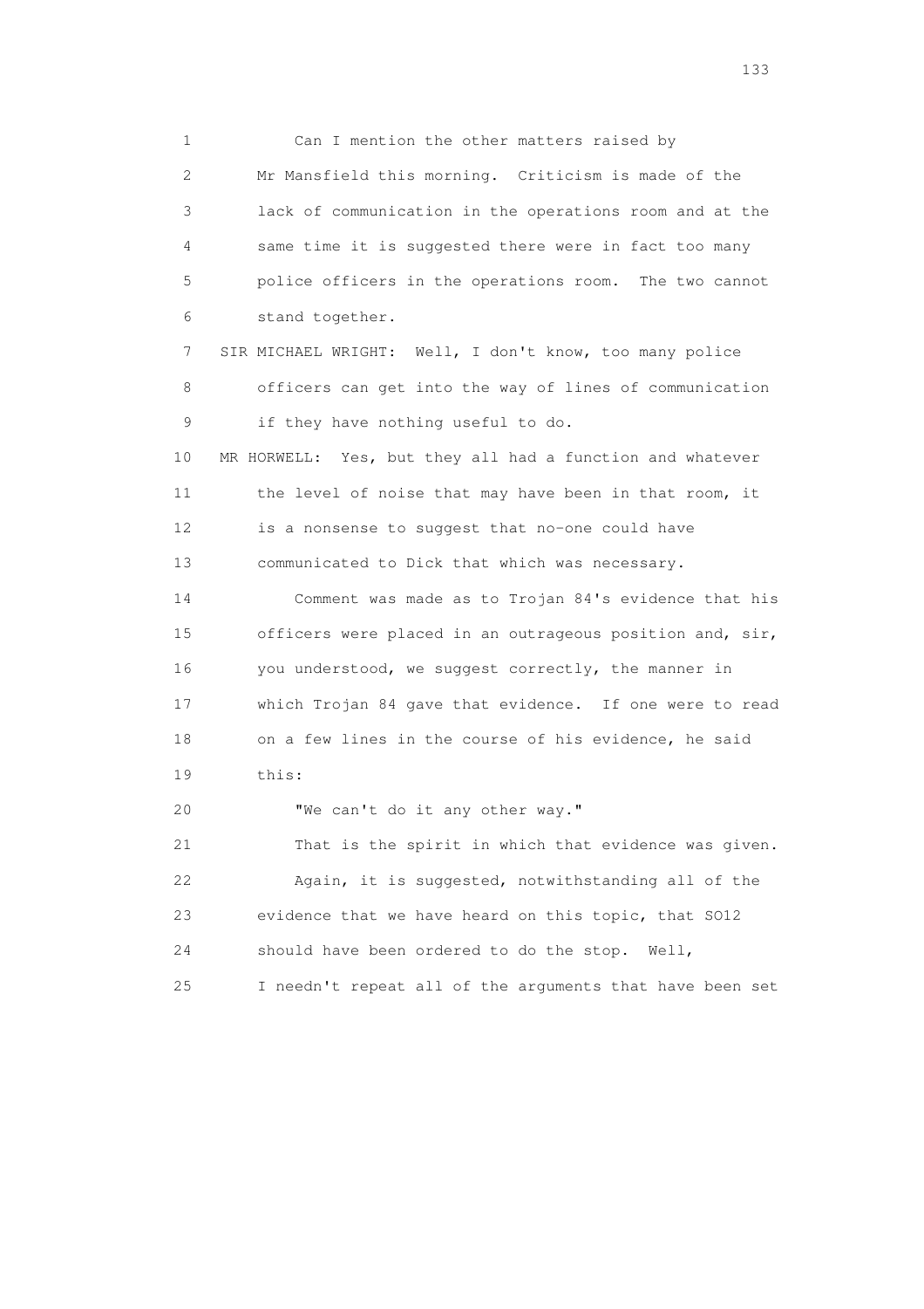1 Can I mention the other matters raised by
2 Mr Mansfield this morning. Criticism is made of the
3 lack of communication in the operations room and at the
4 same time it is suggested there were in fact too many
5 police officers in the operations room. The two cannot
6 stand together.
7 SIR MICHAEL WRIGHT: Well, I don't know, too many police
8 officers can get into the way of lines of communication
9 if they have nothing useful to do.
10 MR HORWELL: Yes, but they all had a function and whatever
11 the level of noise that may have been in that room, it
12 is a nonsense to suggest that no-one could have
13 communicated to Dick that which was necessary.
14 Comment was made as to Trojan 84's evidence that his
15 officers were placed in an outrageous position and, sir,
16 you understood, we suggest correctly, the manner in
17 which Trojan 84 gave that evidence. If one were to read
18 on a few lines in the course of his evidence, he said
19 this:
20 "We can't do it any other way."
21 That is the spirit in which that evidence was given.
22 Again, it is suggested, notwithstanding all of the
23 evidence that we have heard on this topic, that SO12
24 should have been ordered to do the stop. Well,
25 I needn't repeat all of the arguments that have been set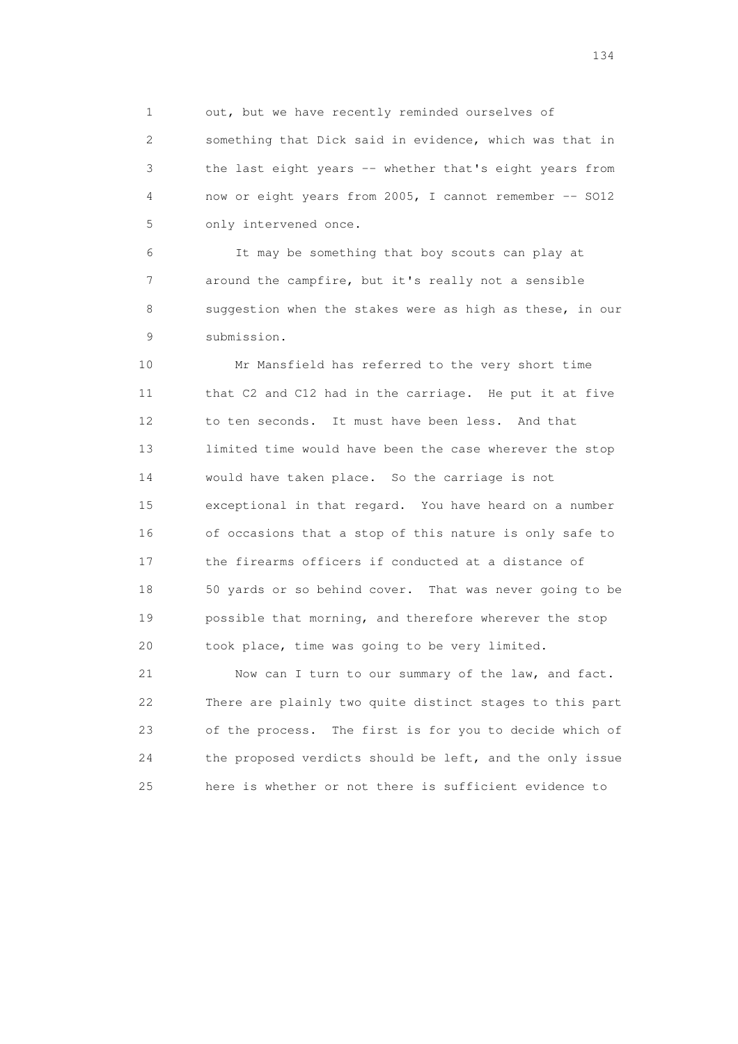1 out, but we have recently reminded ourselves of
2 something that Dick said in evidence, which was that in
3 the last eight years -- whether that's eight years from
4 now or eight years from 2005, I cannot remember -- SO12
5 only intervened once.

6 It may be something that boy scouts can play at
7 around the campfire, but it's really not a sensible
8 suggestion when the stakes were as high as these, in our
9 submission.

10 Mr Mansfield has referred to the very short time
11 that C2 and C12 had in the carriage. He put it at five
12 to ten seconds. It must have been less. And that
13 limited time would have been the case wherever the stop
14 would have taken place. So the carriage is not
15 exceptional in that regard. You have heard on a number
16 of occasions that a stop of this nature is only safe to
17 the firearms officers if conducted at a distance of
18 50 yards or so behind cover. That was never going to be
19 possible that morning, and therefore wherever the stop
20 took place, time was going to be very limited.

21 Now can I turn to our summary of the law, and fact.
22 There are plainly two quite distinct stages to this part
23 of the process. The first is for you to decide which of
24 the proposed verdicts should be left, and the only issue
25 here is whether or not there is sufficient evidence to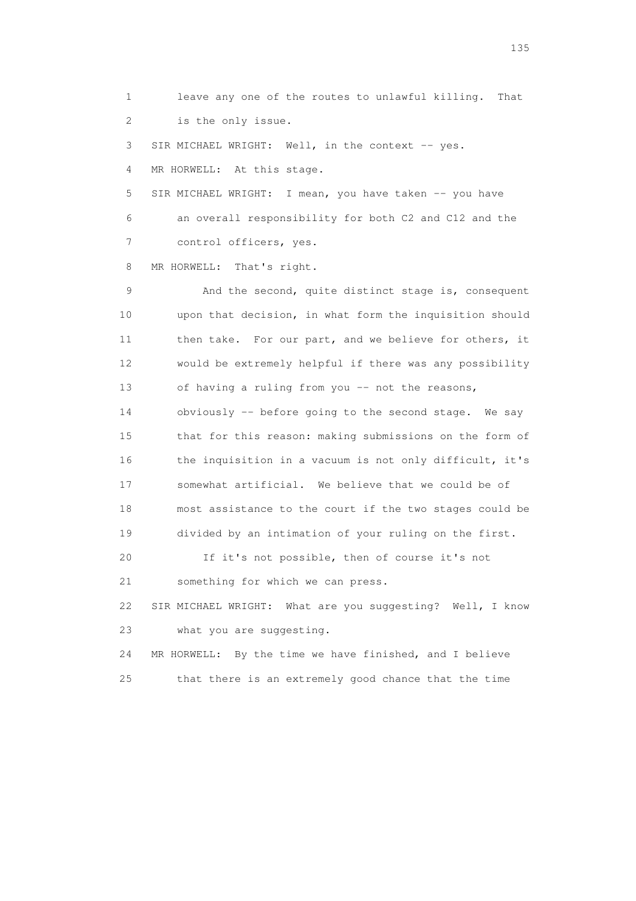1 leave any one of the routes to unlawful killing. That
2 is the only issue.

3 SIR MICHAEL WRIGHT: Well, in the context -- yes.

4 MR HORWELL: At this stage.

5 SIR MICHAEL WRIGHT: I mean, you have taken -- you have
6 an overall responsibility for both C2 and C12 and the
7 control officers, yes.

8 MR HORWELL: That's right.

9 And the second, quite distinct stage is, consequent
10 upon that decision, in what form the inquisition should
11 then take. For our part, and we believe for others, it
12 would be extremely helpful if there was any possibility
13 of having a ruling from you -- not the reasons,
14 obviously -- before going to the second stage. We say
15 that for this reason: making submissions on the form of
16 the inquisition in a vacuum is not only difficult, it's
17 somewhat artificial. We believe that we could be of
18 most assistance to the court if the two stages could be
19 divided by an intimation of your ruling on the first.

20 If it's not possible, then of course it's not
21 something for which we can press.

22 SIR MICHAEL WRIGHT: What are you suggesting? Well, I know
23 what you are suggesting.

24 MR HORWELL: By the time we have finished, and I believe
25 that there is an extremely good chance that the time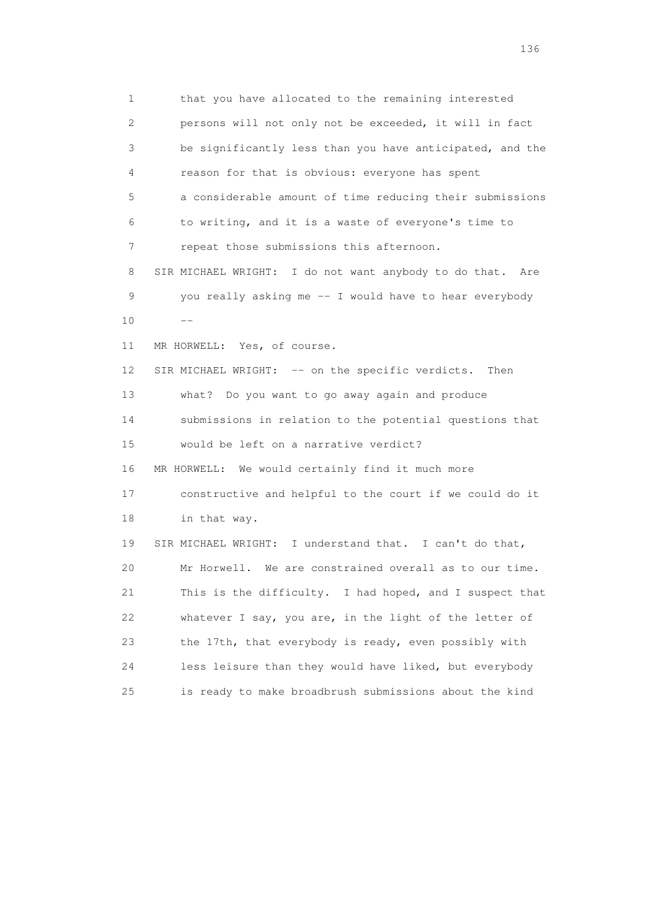1 that you have allocated to the remaining interested
2 persons will not only not be exceeded, it will in fact
3 be significantly less than you have anticipated, and the
4 reason for that is obvious: everyone has spent
5 a considerable amount of time reducing their submissions
6 to writing, and it is a waste of everyone's time to
7 repeat those submissions this afternoon.
8 SIR MICHAEL WRIGHT: I do not want anybody to do that. Are
9 you really asking me -- I would have to hear everybody
10 --
11 MR HORWELL: Yes, of course.
12 SIR MICHAEL WRIGHT: -- on the specific verdicts. Then
13 what? Do you want to go away again and produce
14 submissions in relation to the potential questions that
15 would be left on a narrative verdict?
16 MR HORWELL: We would certainly find it much more
17 constructive and helpful to the court if we could do it
18 in that way.
19 SIR MICHAEL WRIGHT: I understand that. I can't do that,
20 Mr Horwell. We are constrained overall as to our time.
21 This is the difficulty. I had hoped, and I suspect that
22 whatever I say, you are, in the light of the letter of
23 the 17th, that everybody is ready, even possibly with
24 less leisure than they would have liked, but everybody
25 is ready to make broadbrush submissions about the kind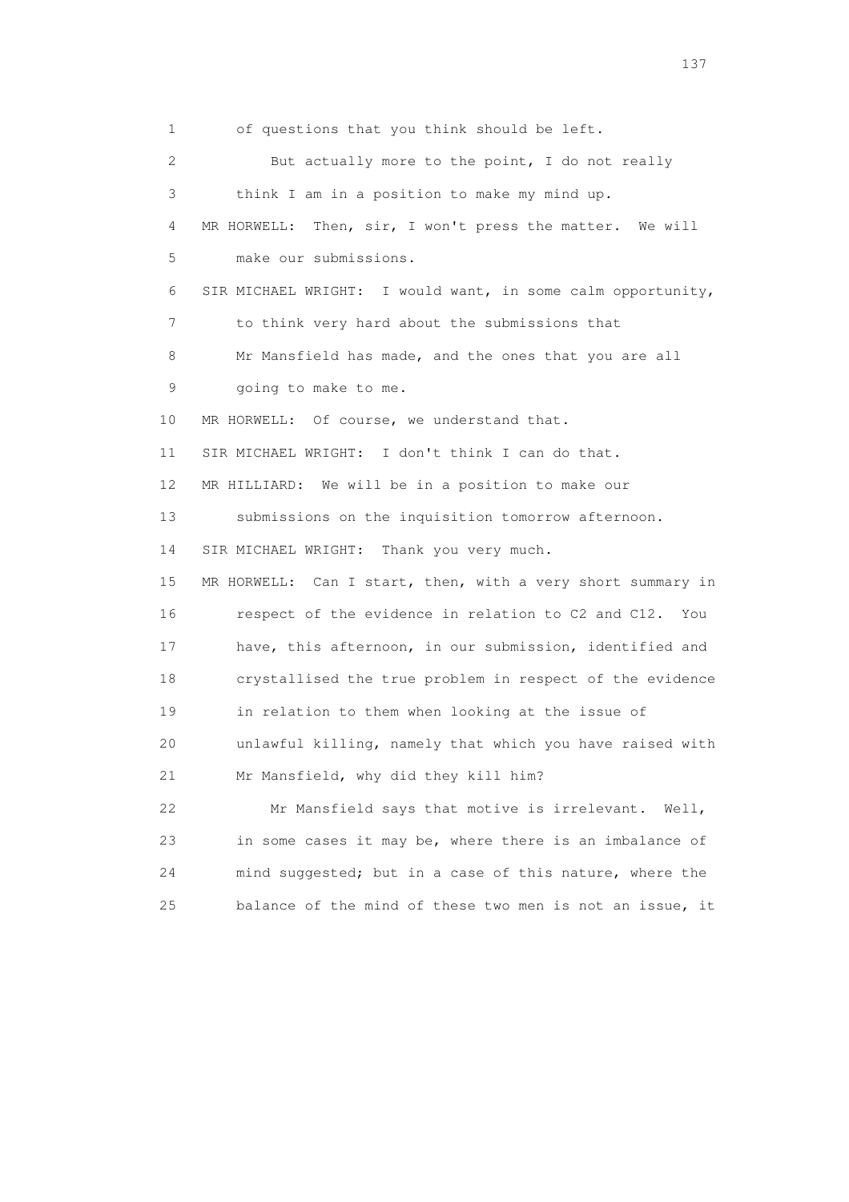1 of questions that you think should be left.

2 But actually more to the point, I do not really

3 think I am in a position to make my mind up.

4 MR HORWELL: Then, sir, I won't press the matter. We will

5 make our submissions.

6 SIR MICHAEL WRIGHT: I would want, in some calm opportunity,

7 to think very hard about the submissions that

8 Mr Mansfield has made, and the ones that you are all

9 going to make to me.

10 MR HORWELL: Of course, we understand that.

11 SIR MICHAEL WRIGHT: I don't think I can do that.

12 MR HILLIARD: We will be in a position to make our

13 submissions on the inquisition tomorrow afternoon.

14 SIR MICHAEL WRIGHT: Thank you very much.

15 MR HORWELL: Can I start, then, with a very short summary in

16 respect of the evidence in relation to C2 and C12. You

17 have, this afternoon, in our submission, identified and

18 crystallised the true problem in respect of the evidence

19 in relation to them when looking at the issue of

20 unlawful killing, namely that which you have raised with

21 Mr Mansfield, why did they kill him?

22 Mr Mansfield says that motive is irrelevant. Well,

23 in some cases it may be, where there is an imbalance of

24 mind suggested; but in a case of this nature, where the

25 balance of the mind of these two men is not an issue, it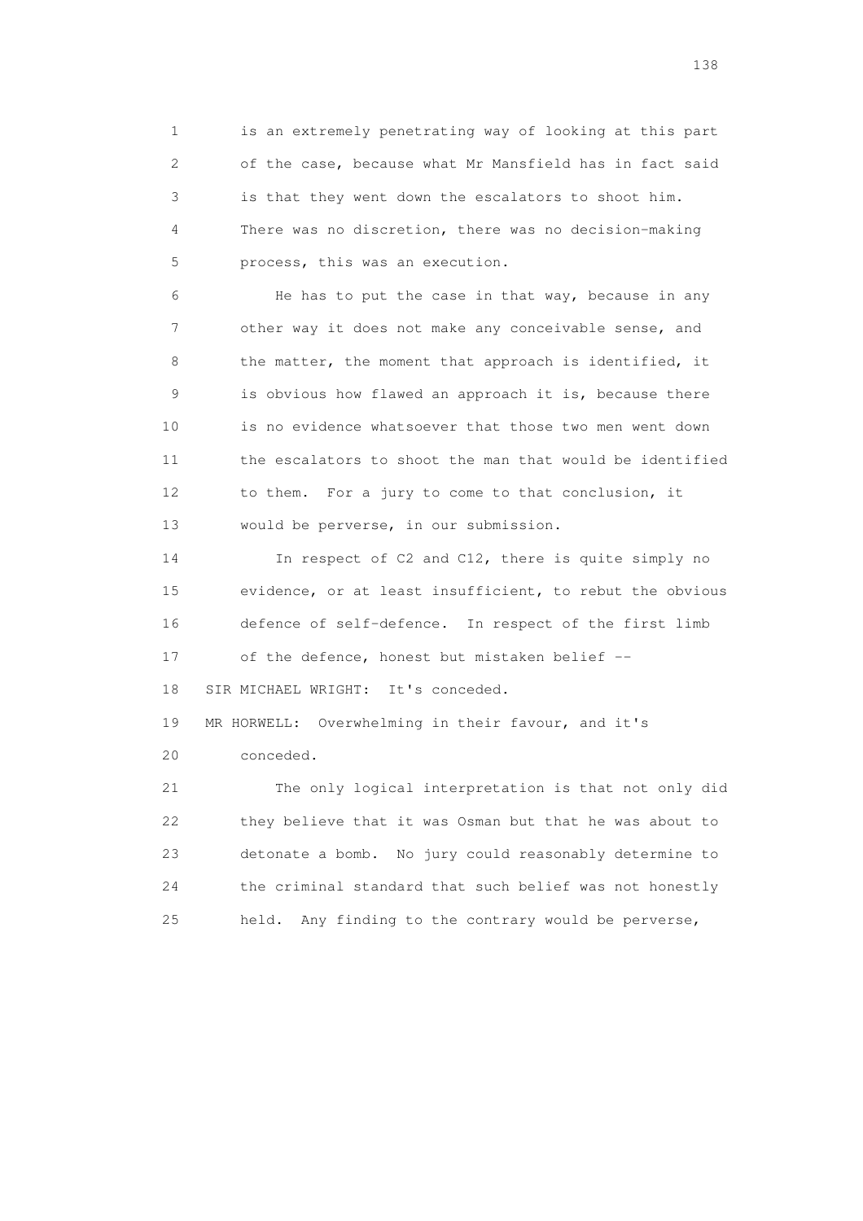is an extremely penetrating way of looking at this part of the case, because what Mr Mansfield has in fact said is that they went down the escalators to shoot him. There was no discretion, there was no decision-making process, this was an execution.

He has to put the case in that way, because in any other way it does not make any conceivable sense, and the matter, the moment that approach is identified, it is obvious how flawed an approach it is, because there is no evidence whatsoever that those two men went down the escalators to shoot the man that would be identified to them. For a jury to come to that conclusion, it would be perverse, in our submission.

In respect of C2 and C12, there is quite simply no evidence, or at least insufficient, to rebut the obvious defence of self-defence. In respect of the first limb of the defence, honest but mistaken belief --

SIR MICHAEL WRIGHT: It's conceded.

MR HORWELL: Overwhelming in their favour, and it's conceded.

The only logical interpretation is that not only did they believe that it was Osman but that he was about to detonate a bomb. No jury could reasonably determine to the criminal standard that such belief was not honestly held. Any finding to the contrary would be perverse,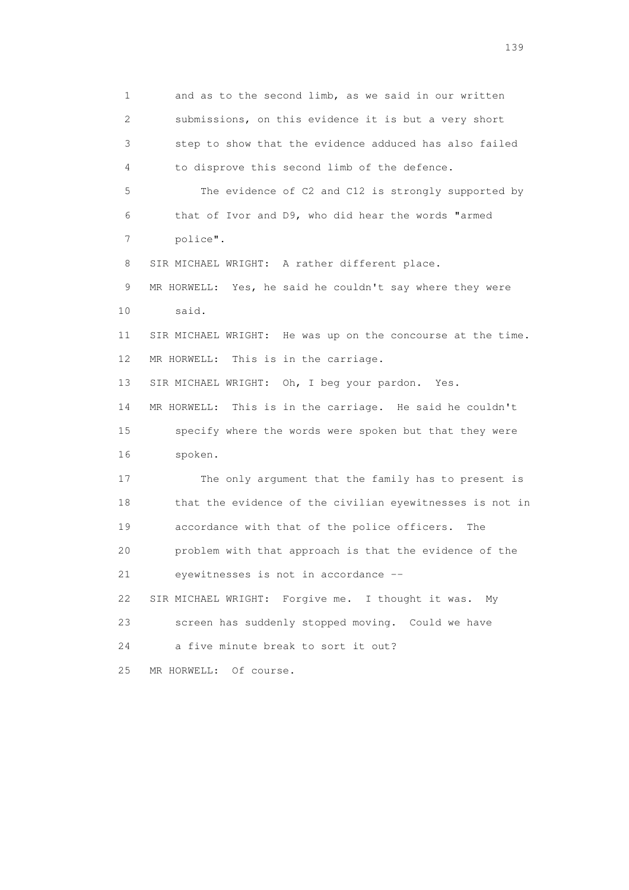1 and as to the second limb, as we said in our written
2 submissions, on this evidence it is but a very short
3 step to show that the evidence adduced has also failed
4 to disprove this second limb of the defence.
5 The evidence of C2 and C12 is strongly supported by
6 that of Ivor and D9, who did hear the words "armed
7 police".
8 SIR MICHAEL WRIGHT: A rather different place.
9 MR HORWELL: Yes, he said he couldn't say where they were
10 said.
11 SIR MICHAEL WRIGHT: He was up on the concourse at the time.
12 MR HORWELL: This is in the carriage.
13 SIR MICHAEL WRIGHT: Oh, I beg your pardon. Yes.
14 MR HORWELL: This is in the carriage. He said he couldn't
15 specify where the words were spoken but that they were
16 spoken.
17 The only argument that the family has to present is
18 that the evidence of the civilian eyewitnesses is not in
19 accordance with that of the police officers. The
20 problem with that approach is that the evidence of the
21 eyewitnesses is not in accordance --
22 SIR MICHAEL WRIGHT: Forgive me. I thought it was. My
23 screen has suddenly stopped moving. Could we have
24 a five minute break to sort it out?
25 MR HORWELL: Of course.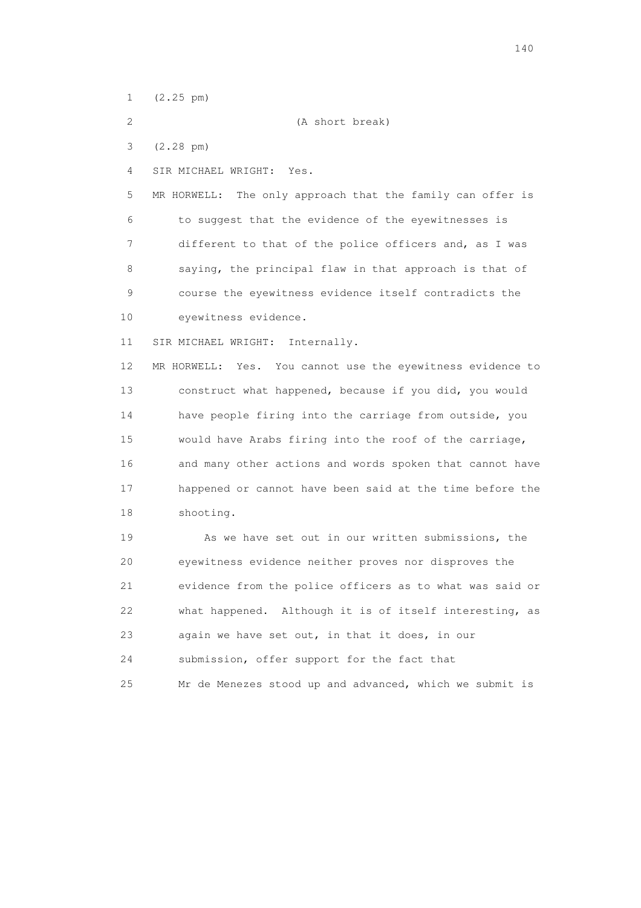1 (2.25 pm)

2 (A short break)

3 (2.28 pm)

4 SIR MICHAEL WRIGHT: Yes.

5 MR HORWELL: The only approach that the family can offer is
6 to suggest that the evidence of the eyewitnesses is
7 different to that of the police officers and, as I was
8 saying, the principal flaw in that approach is that of
9 course the eyewitness evidence itself contradicts the
10 eyewitness evidence.

11 SIR MICHAEL WRIGHT: Internally.

12 MR HORWELL: Yes. You cannot use the eyewitness evidence to
13 construct what happened, because if you did, you would
14 have people firing into the carriage from outside, you
15 would have Arabs firing into the roof of the carriage,
16 and many other actions and words spoken that cannot have
17 happened or cannot have been said at the time before the
18 shooting.

19 As we have set out in our written submissions, the
20 eyewitness evidence neither proves nor disproves the
21 evidence from the police officers as to what was said or
22 what happened. Although it is of itself interesting, as
23 again we have set out, in that it does, in our
24 submission, offer support for the fact that
25 Mr de Menezes stood up and advanced, which we submit is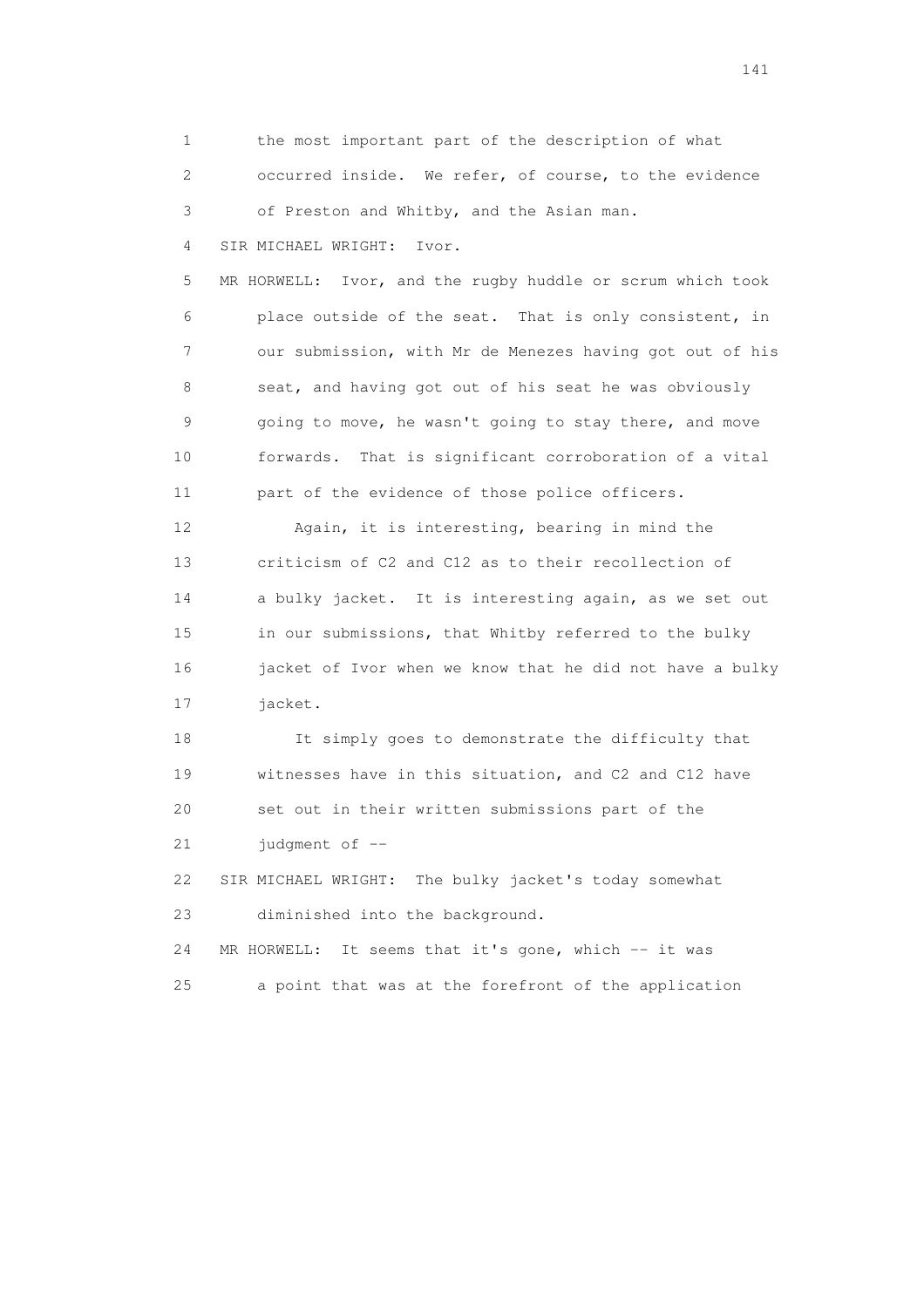1 the most important part of the description of what
2 occurred inside. We refer, of course, to the evidence
3 of Preston and Whitby, and the Asian man.

4 SIR MICHAEL WRIGHT: Ivor.

5 MR HORWELL: Ivor, and the rugby huddle or scrum which took
6 place outside of the seat. That is only consistent, in
7 our submission, with Mr de Menezes having got out of his
8 seat, and having got out of his seat he was obviously
9 going to move, he wasn't going to stay there, and move
10 forwards. That is significant corroboration of a vital
11 part of the evidence of those police officers.

12 Again, it is interesting, bearing in mind the
13 criticism of C2 and C12 as to their recollection of
14 a bulky jacket. It is interesting again, as we set out
15 in our submissions, that Whitby referred to the bulky
16 jacket of Ivor when we know that he did not have a bulky
17 jacket.

18 It simply goes to demonstrate the difficulty that
19 witnesses have in this situation, and C2 and C12 have
20 set out in their written submissions part of the
21 judgment of --

22 SIR MICHAEL WRIGHT: The bulky jacket's today somewhat
23 diminished into the background.

24 MR HORWELL: It seems that it's gone, which -- it was
25 a point that was at the forefront of the application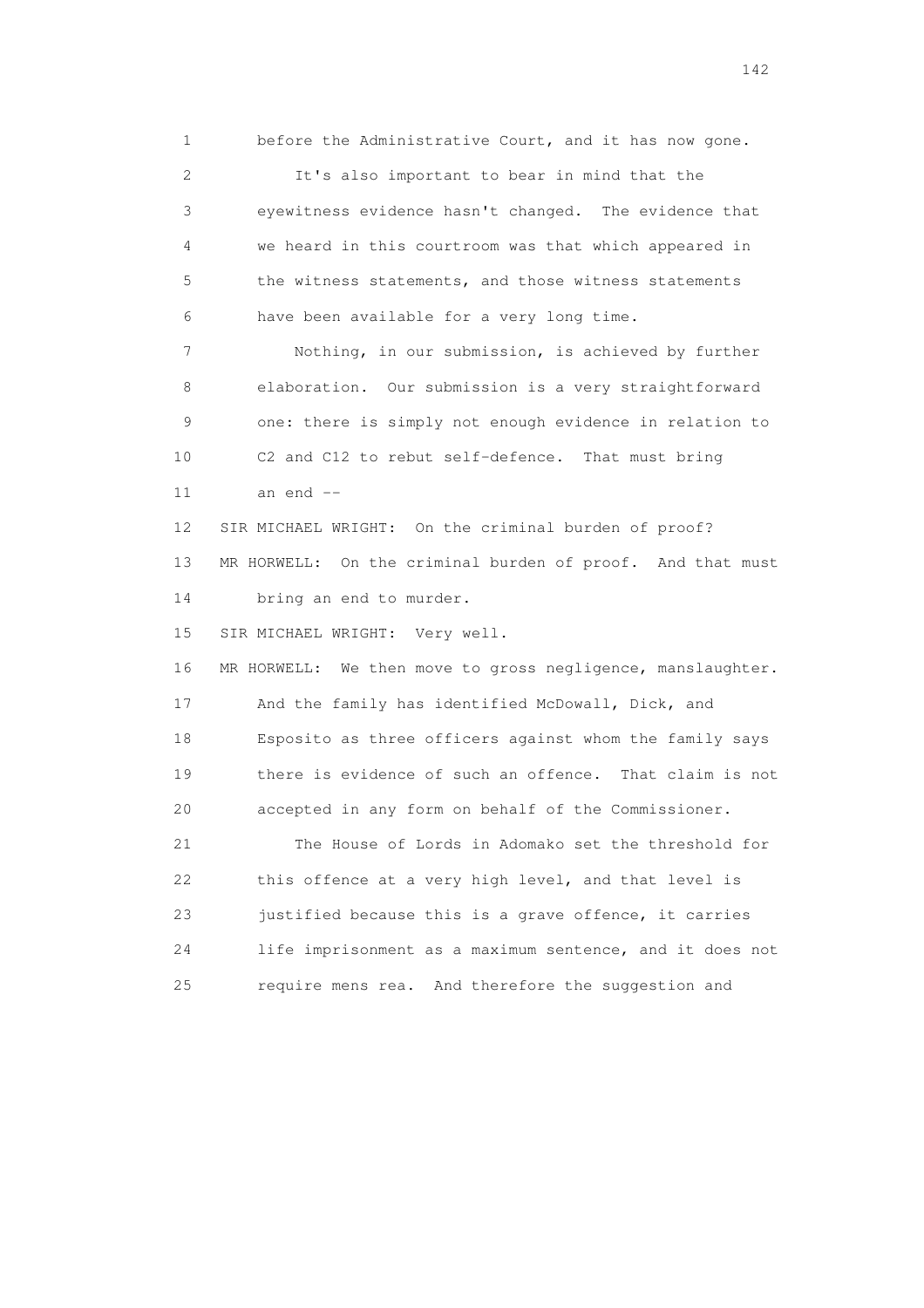1 before the Administrative Court, and it has now gone.

2 It's also important to bear in mind that the

3 eyewitness evidence hasn't changed. The evidence that

4 we heard in this courtroom was that which appeared in

5 the witness statements, and those witness statements

6 have been available for a very long time.

7 Nothing, in our submission, is achieved by further

8 elaboration. Our submission is a very straightforward

9 one: there is simply not enough evidence in relation to

10 C2 and C12 to rebut self-defence. That must bring

11 an end --

12 SIR MICHAEL WRIGHT: On the criminal burden of proof?

13 MR HORWELL: On the criminal burden of proof. And that must

14 bring an end to murder.

15 SIR MICHAEL WRIGHT: Very well.

16 MR HORWELL: We then move to gross negligence, manslaughter.

17 And the family has identified McDowall, Dick, and

18 Esposito as three officers against whom the family says

19 there is evidence of such an offence. That claim is not

20 accepted in any form on behalf of the Commissioner.

21 The House of Lords in Adomako set the threshold for

22 this offence at a very high level, and that level is

23 justified because this is a grave offence, it carries

24 life imprisonment as a maximum sentence, and it does not

25 require mens rea. And therefore the suggestion and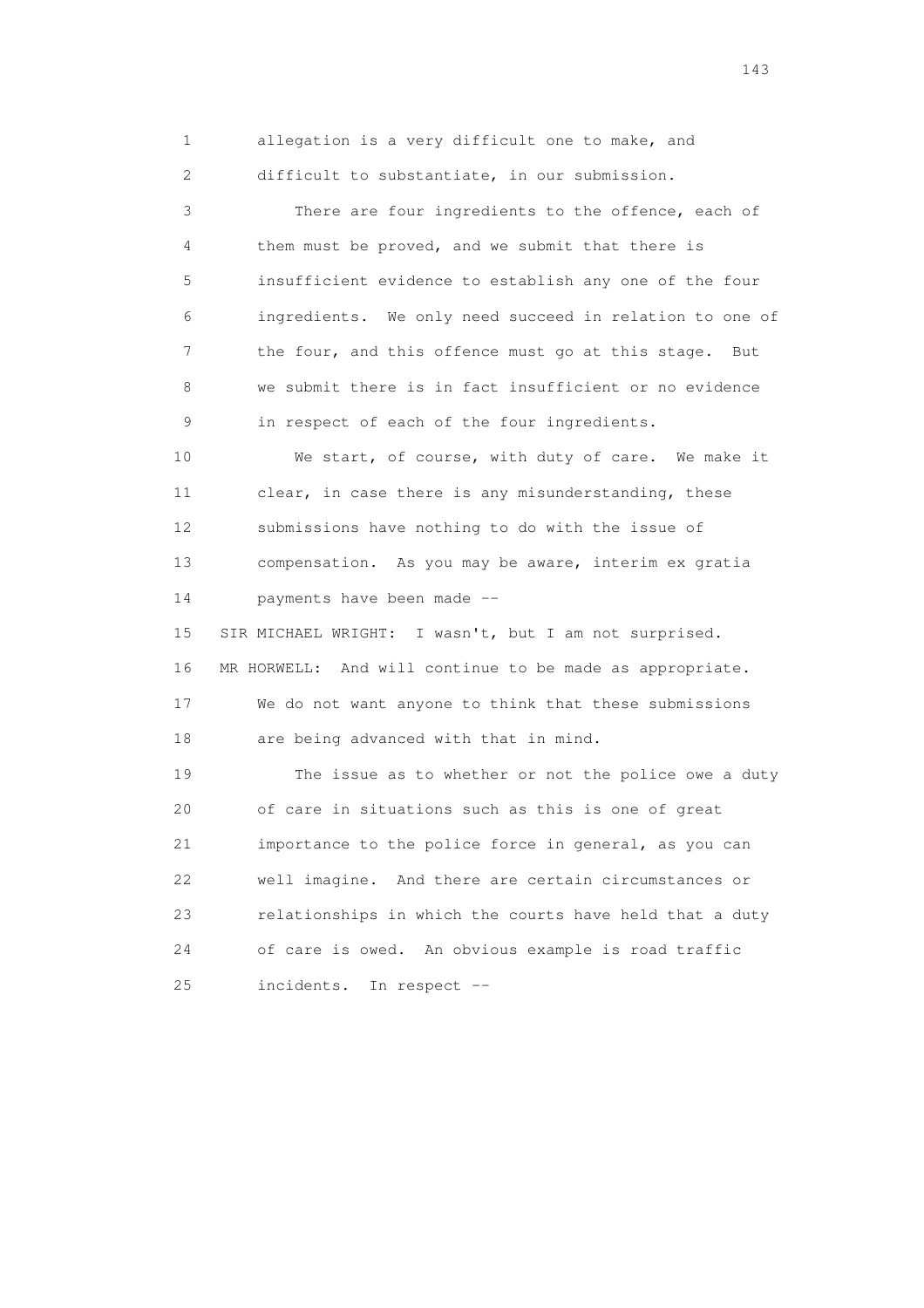allegation is a very difficult one to make, and difficult to substantiate, in our submission.

There are four ingredients to the offence, each of them must be proved, and we submit that there is insufficient evidence to establish any one of the four ingredients. We only need succeed in relation to one of the four, and this offence must go at this stage. But we submit there is in fact insufficient or no evidence in respect of each of the four ingredients.

We start, of course, with duty of care. We make it clear, in case there is any misunderstanding, these submissions have nothing to do with the issue of compensation. As you may be aware, interim ex gratia payments have been made --

SIR MICHAEL WRIGHT: I wasn't, but I am not surprised.

MR HORWELL: And will continue to be made as appropriate. We do not want anyone to think that these submissions are being advanced with that in mind.

The issue as to whether or not the police owe a duty of care in situations such as this is one of great importance to the police force in general, as you can well imagine. And there are certain circumstances or relationships in which the courts have held that a duty of care is owed. An obvious example is road traffic incidents. In respect --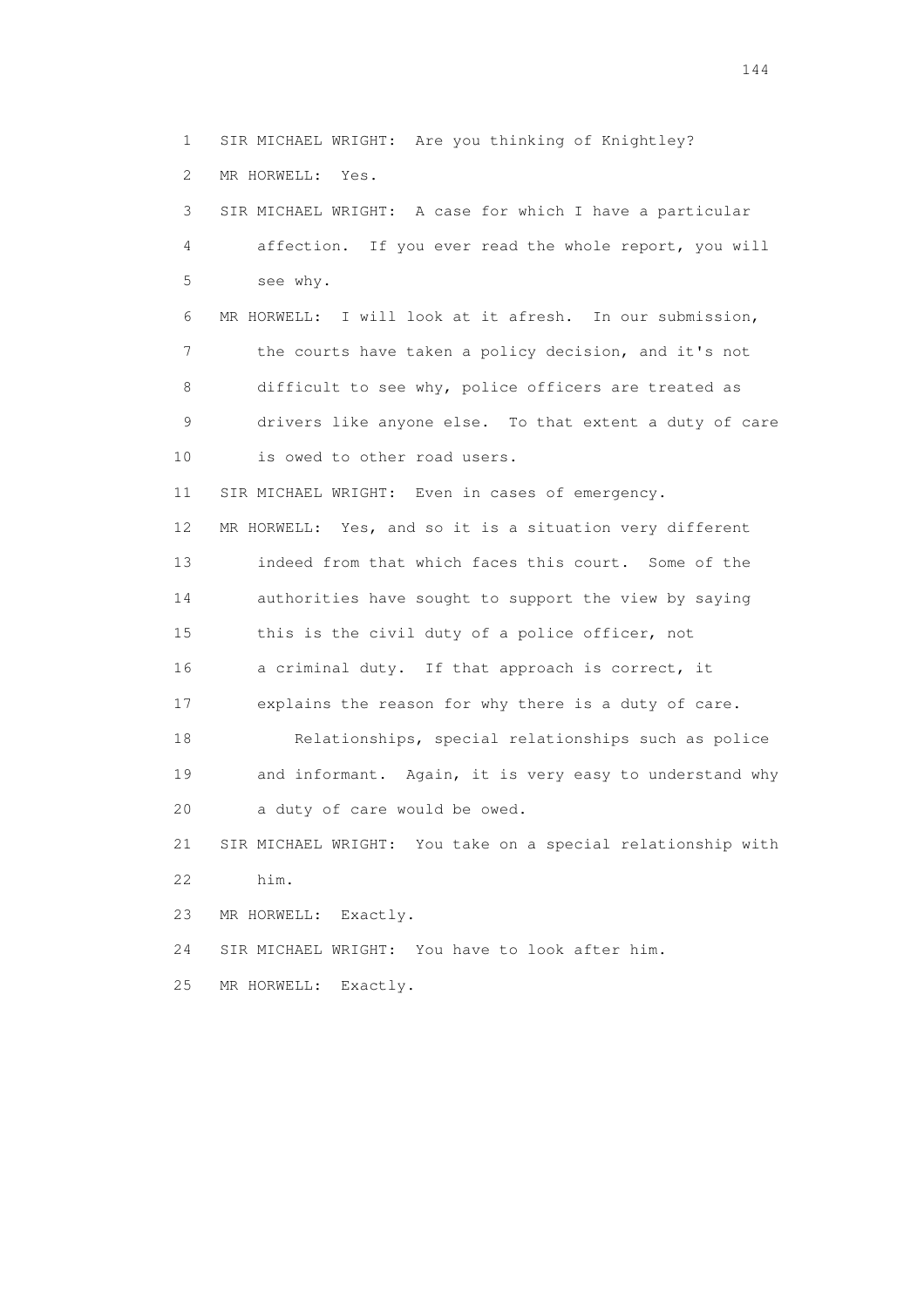SIR MICHAEL WRIGHT: Are you thinking of Knightley?

MR HORWELL: Yes.

SIR MICHAEL WRIGHT: A case for which I have a particular affection. If you ever read the whole report, you will see why.

MR HORWELL: I will look at it afresh. In our submission, the courts have taken a policy decision, and it's not difficult to see why, police officers are treated as drivers like anyone else. To that extent a duty of care is owed to other road users.

SIR MICHAEL WRIGHT: Even in cases of emergency.

MR HORWELL: Yes, and so it is a situation very different indeed from that which faces this court. Some of the authorities have sought to support the view by saying this is the civil duty of a police officer, not a criminal duty. If that approach is correct, it explains the reason for why there is a duty of care.

Relationships, special relationships such as police and informant. Again, it is very easy to understand why a duty of care would be owed.

SIR MICHAEL WRIGHT: You take on a special relationship with him.

MR HORWELL: Exactly.

SIR MICHAEL WRIGHT: You have to look after him.

MR HORWELL: Exactly.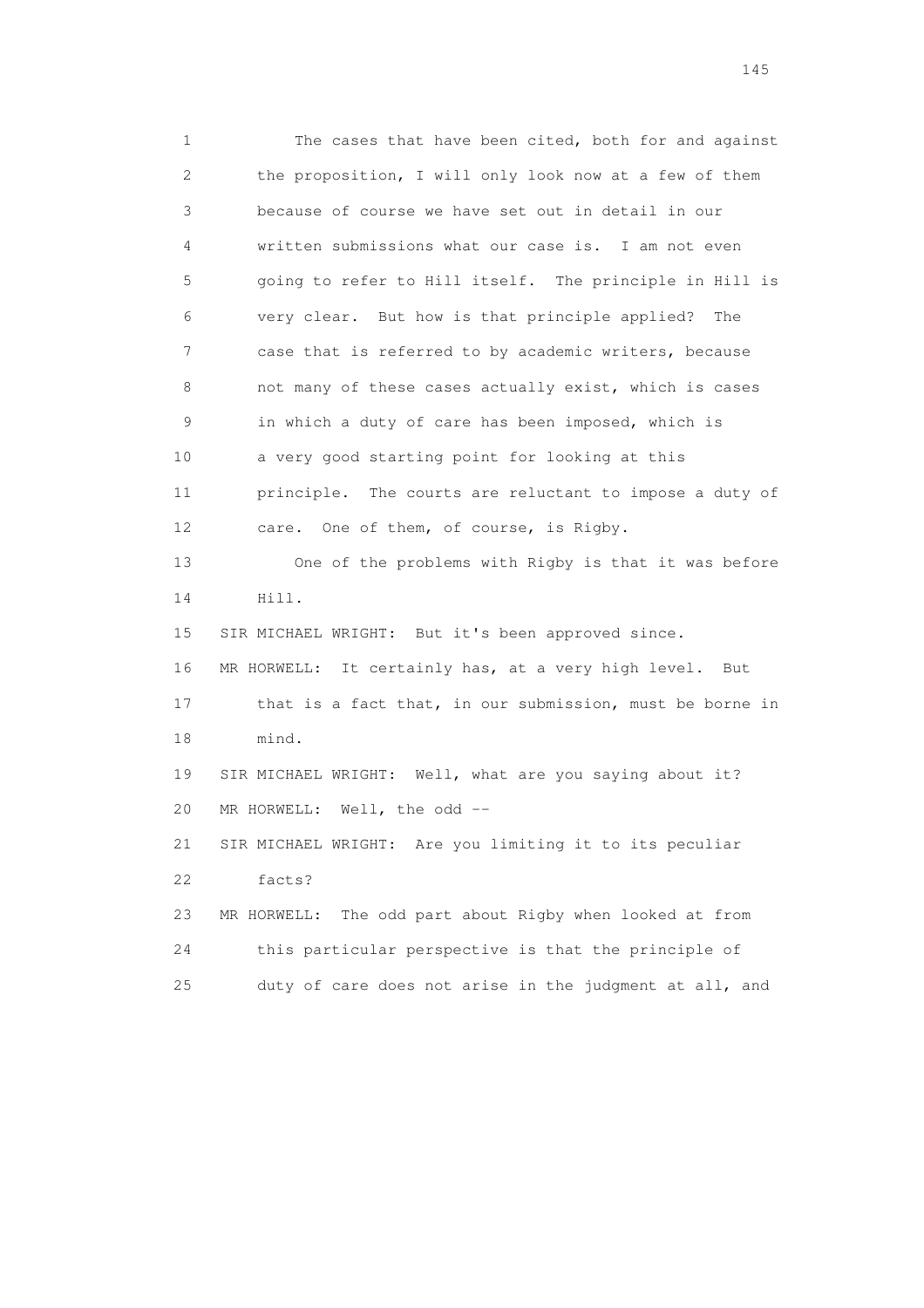1 The cases that have been cited, both for and against
2 the proposition, I will only look now at a few of them
3 because of course we have set out in detail in our
4 written submissions what our case is. I am not even
5 going to refer to Hill itself. The principle in Hill is
6 very clear. But how is that principle applied? The
7 case that is referred to by academic writers, because
8 not many of these cases actually exist, which is cases
9 in which a duty of care has been imposed, which is
10 a very good starting point for looking at this
11 principle. The courts are reluctant to impose a duty of
12 care. One of them, of course, is Rigby.
13 One of the problems with Rigby is that it was before
14 Hill.
15 SIR MICHAEL WRIGHT: But it's been approved since.
16 MR HORWELL: It certainly has, at a very high level. But
17 that is a fact that, in our submission, must be borne in
18 mind.
19 SIR MICHAEL WRIGHT: Well, what are you saying about it?
20 MR HORWELL: Well, the odd --
21 SIR MICHAEL WRIGHT: Are you limiting it to its peculiar
22 facts?
23 MR HORWELL: The odd part about Rigby when looked at from
24 this particular perspective is that the principle of
25 duty of care does not arise in the judgment at all, and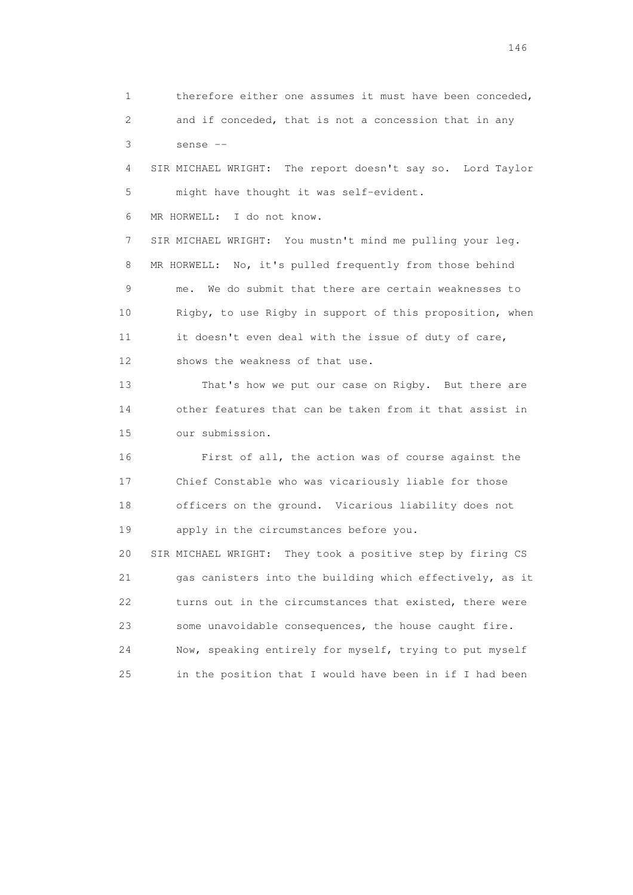1 therefore either one assumes it must have been conceded,
2 and if conceded, that is not a concession that in any
3 sense --

4 SIR MICHAEL WRIGHT: The report doesn't say so. Lord Taylor
5 might have thought it was self-evident.

6 MR HORWELL: I do not know.

7 SIR MICHAEL WRIGHT: You mustn't mind me pulling your leg.

8 MR HORWELL: No, it's pulled frequently from those behind
9 me. We do submit that there are certain weaknesses to
10 Rigby, to use Rigby in support of this proposition, when
11 it doesn't even deal with the issue of duty of care,
12 shows the weakness of that use.

13 That's how we put our case on Rigby. But there are
14 other features that can be taken from it that assist in
15 our submission.

16 First of all, the action was of course against the
17 Chief Constable who was vicariously liable for those
18 officers on the ground. Vicarious liability does not
19 apply in the circumstances before you.

20 SIR MICHAEL WRIGHT: They took a positive step by firing CS
21 gas canisters into the building which effectively, as it
22 turns out in the circumstances that existed, there were
23 some unavoidable consequences, the house caught fire.
24 Now, speaking entirely for myself, trying to put myself
25 in the position that I would have been in if I had been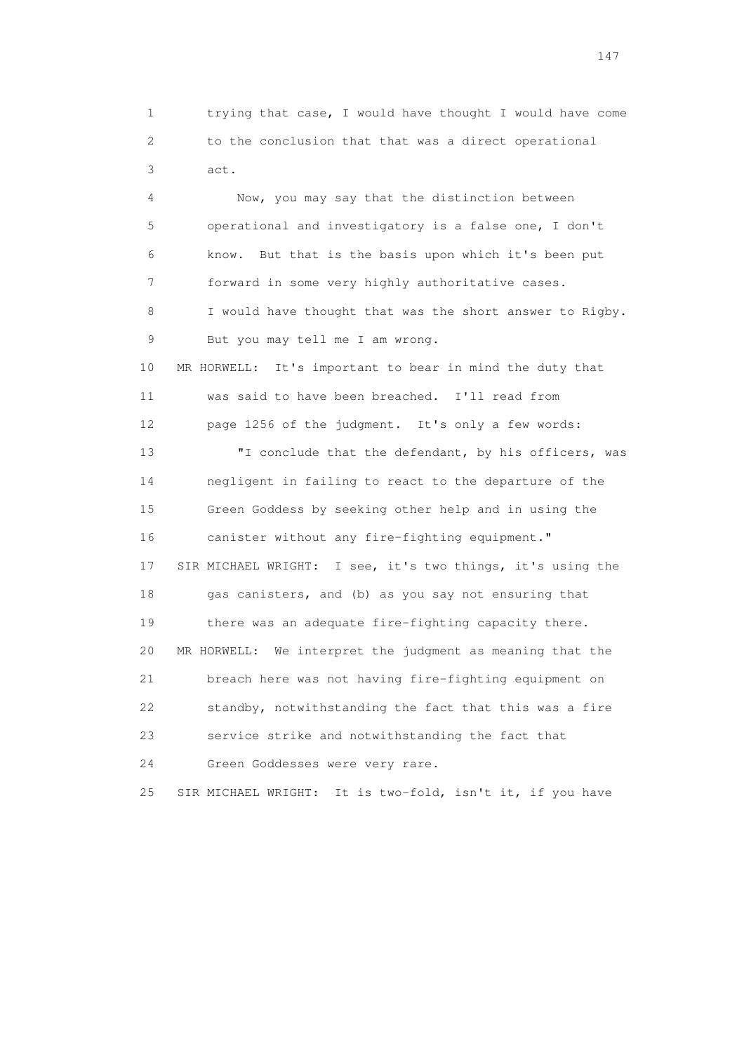1 trying that case, I would have thought I would have come
2 to the conclusion that that was a direct operational
3 act.

4 Now, you may say that the distinction between
5 operational and investigatory is a false one, I don't
6 know. But that is the basis upon which it's been put
7 forward in some very highly authoritative cases.
8 I would have thought that was the short answer to Rigby.
9 But you may tell me I am wrong.

10 MR HORWELL: It's important to bear in mind the duty that
11 was said to have been breached. I'll read from
12 page 1256 of the judgment. It's only a few words:

13 "I conclude that the defendant, by his officers, was
14 negligent in failing to react to the departure of the
15 Green Goddess by seeking other help and in using the
16 canister without any fire-fighting equipment."

17 SIR MICHAEL WRIGHT: I see, it's two things, it's using the
18 gas canisters, and (b) as you say not ensuring that
19 there was an adequate fire-fighting capacity there.

20 MR HORWELL: We interpret the judgment as meaning that the
21 breach here was not having fire-fighting equipment on
22 standby, notwithstanding the fact that this was a fire
23 service strike and notwithstanding the fact that
24 Green Goddesses were very rare.

25 SIR MICHAEL WRIGHT: It is two-fold, isn't it, if you have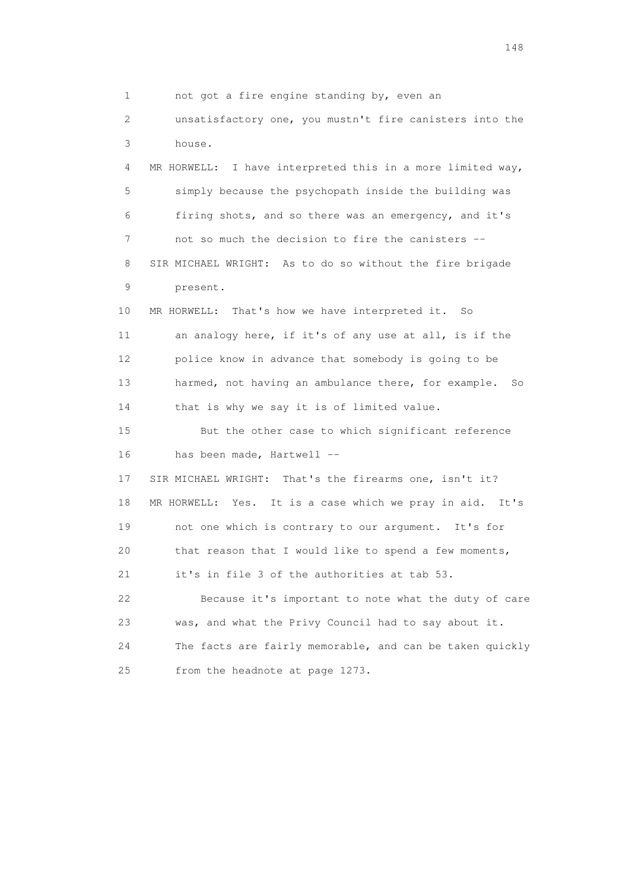1 not got a fire engine standing by, even an
2 unsatisfactory one, you mustn't fire canisters into the
3 house.
4 MR HORWELL: I have interpreted this in a more limited way,
5 simply because the psychopath inside the building was
6 firing shots, and so there was an emergency, and it's
7 not so much the decision to fire the canisters --
8 SIR MICHAEL WRIGHT: As to do so without the fire brigade
9 present.
10 MR HORWELL: That's how we have interpreted it. So
11 an analogy here, if it's of any use at all, is if the
12 police know in advance that somebody is going to be
13 harmed, not having an ambulance there, for example. So
14 that is why we say it is of limited value.
15 But the other case to which significant reference
16 has been made, Hartwell --
17 SIR MICHAEL WRIGHT: That's the firearms one, isn't it?
18 MR HORWELL: Yes. It is a case which we pray in aid. It's
19 not one which is contrary to our argument. It's for
20 that reason that I would like to spend a few moments,
21 it's in file 3 of the authorities at tab 53.
22 Because it's important to note what the duty of care
23 was, and what the Privy Council had to say about it.
24 The facts are fairly memorable, and can be taken quickly
25 from the headnote at page 1273.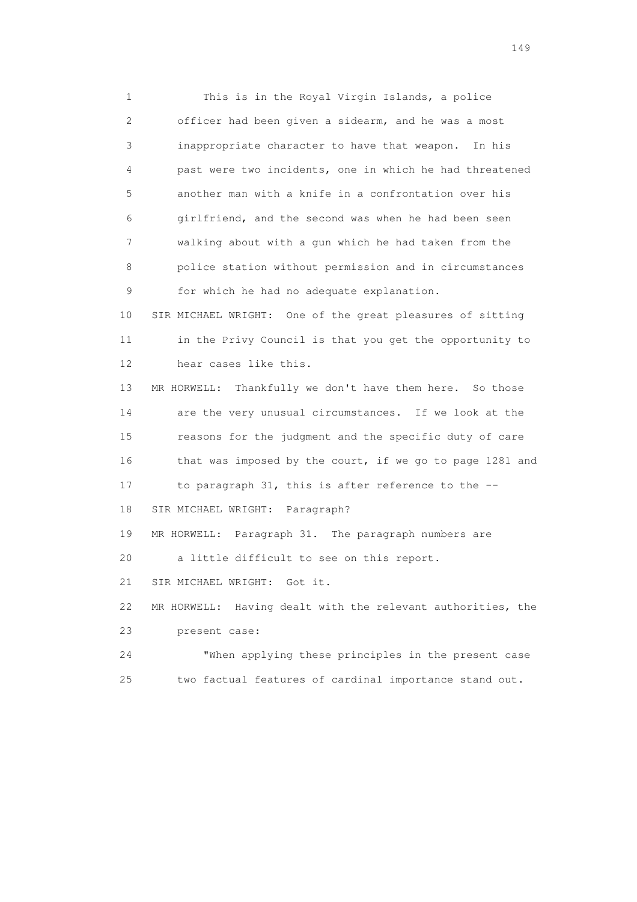1 This is in the Royal Virgin Islands, a police
2 officer had been given a sidearm, and he was a most
3 inappropriate character to have that weapon. In his
4 past were two incidents, one in which he had threatened
5 another man with a knife in a confrontation over his
6 girlfriend, and the second was when he had been seen
7 walking about with a gun which he had taken from the
8 police station without permission and in circumstances
9 for which he had no adequate explanation.

10 SIR MICHAEL WRIGHT: One of the great pleasures of sitting
11 in the Privy Council is that you get the opportunity to
12 hear cases like this.

13 MR HORWELL: Thankfully we don't have them here. So those
14 are the very unusual circumstances. If we look at the
15 reasons for the judgment and the specific duty of care
16 that was imposed by the court, if we go to page 1281 and
17 to paragraph 31, this is after reference to the --

18 SIR MICHAEL WRIGHT: Paragraph?

19 MR HORWELL: Paragraph 31. The paragraph numbers are
20 a little difficult to see on this report.

21 SIR MICHAEL WRIGHT: Got it.

22 MR HORWELL: Having dealt with the relevant authorities, the
23 present case:

24 "When applying these principles in the present case
25 two factual features of cardinal importance stand out.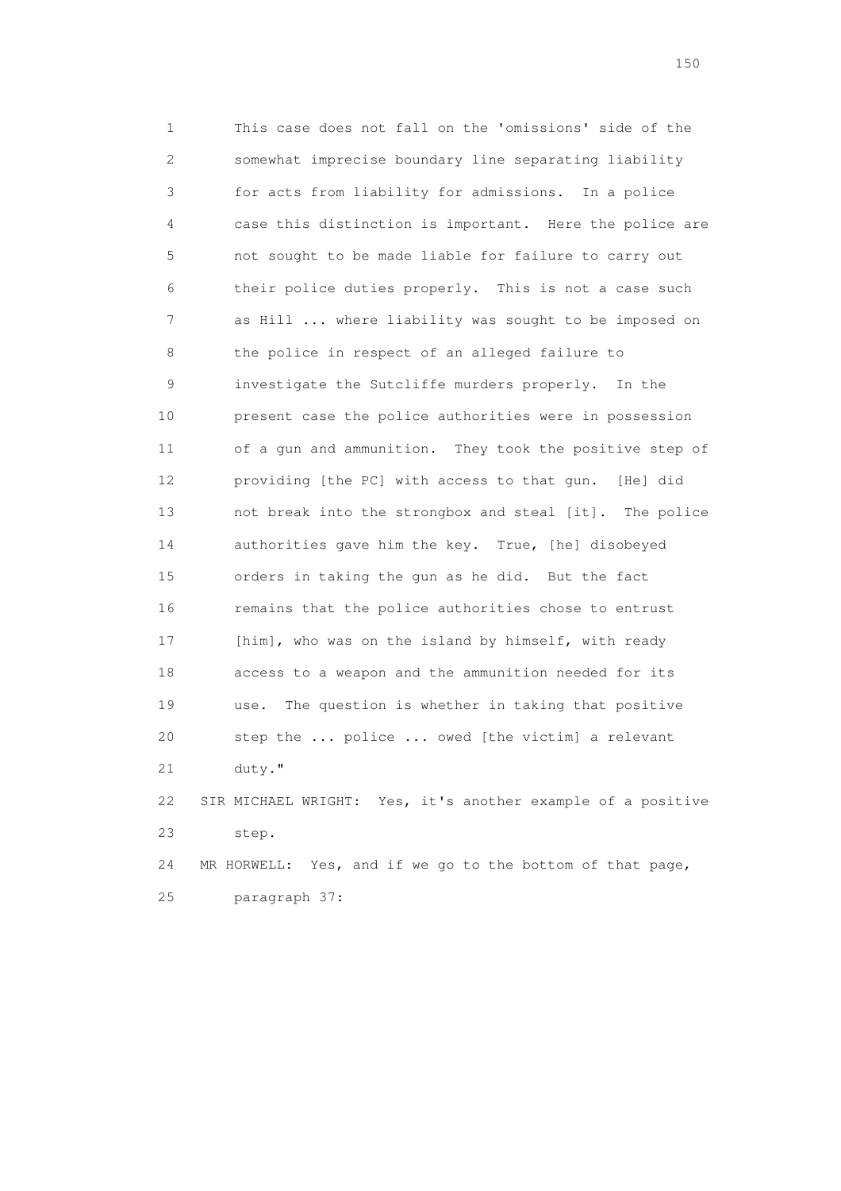This case does not fall on the 'omissions' side of the somewhat imprecise boundary line separating liability for acts from liability for admissions. In a police case this distinction is important. Here the police are not sought to be made liable for failure to carry out their police duties properly. This is not a case such as Hill ... where liability was sought to be imposed on the police in respect of an alleged failure to investigate the Sutcliffe murders properly. In the present case the police authorities were in possession of a gun and ammunition. They took the positive step of providing [the PC] with access to that gun. [He] did not break into the strongbox and steal [it]. The police authorities gave him the key. True, [he] disobeyed orders in taking the gun as he did. But the fact remains that the police authorities chose to entrust [him], who was on the island by himself, with ready access to a weapon and the ammunition needed for its use. The question is whether in taking that positive step the ... police ... owed [the victim] a relevant duty."

SIR MICHAEL WRIGHT: Yes, it's another example of a positive step.

MR HORWELL: Yes, and if we go to the bottom of that page, paragraph 37: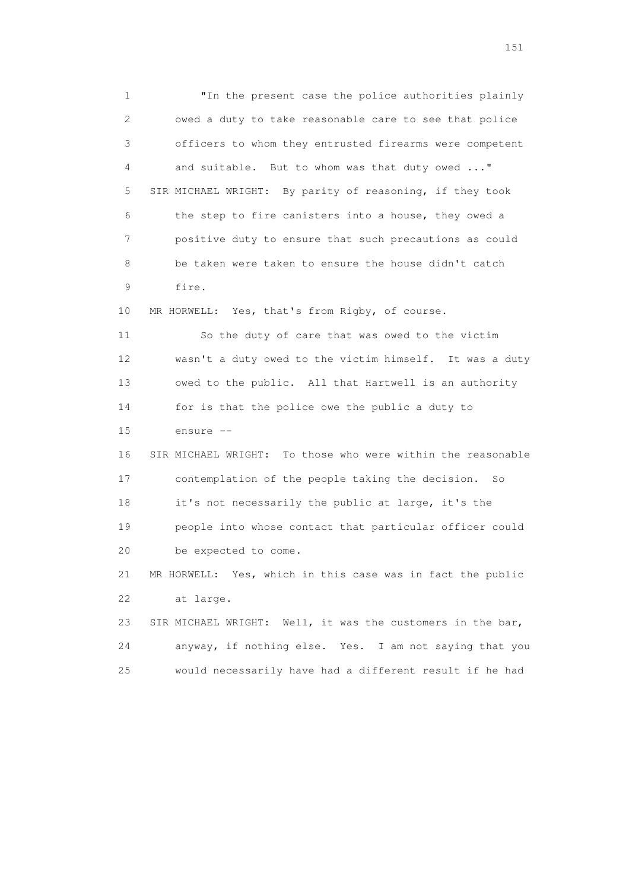"In the present case the police authorities plainly owed a duty to take reasonable care to see that police officers to whom they entrusted firearms were competent and suitable. But to whom was that duty owed ..."

SIR MICHAEL WRIGHT: By parity of reasoning, if they took the step to fire canisters into a house, they owed a positive duty to ensure that such precautions as could be taken were taken to ensure the house didn't catch fire.

MR HORWELL: Yes, that's from Rigby, of course.

So the duty of care that was owed to the victim wasn't a duty owed to the victim himself. It was a duty owed to the public. All that Hartwell is an authority for is that the police owe the public a duty to ensure --

SIR MICHAEL WRIGHT: To those who were within the reasonable contemplation of the people taking the decision. So it's not necessarily the public at large, it's the people into whose contact that particular officer could be expected to come.

MR HORWELL: Yes, which in this case was in fact the public at large.

SIR MICHAEL WRIGHT: Well, it was the customers in the bar, anyway, if nothing else. Yes. I am not saying that you would necessarily have had a different result if he had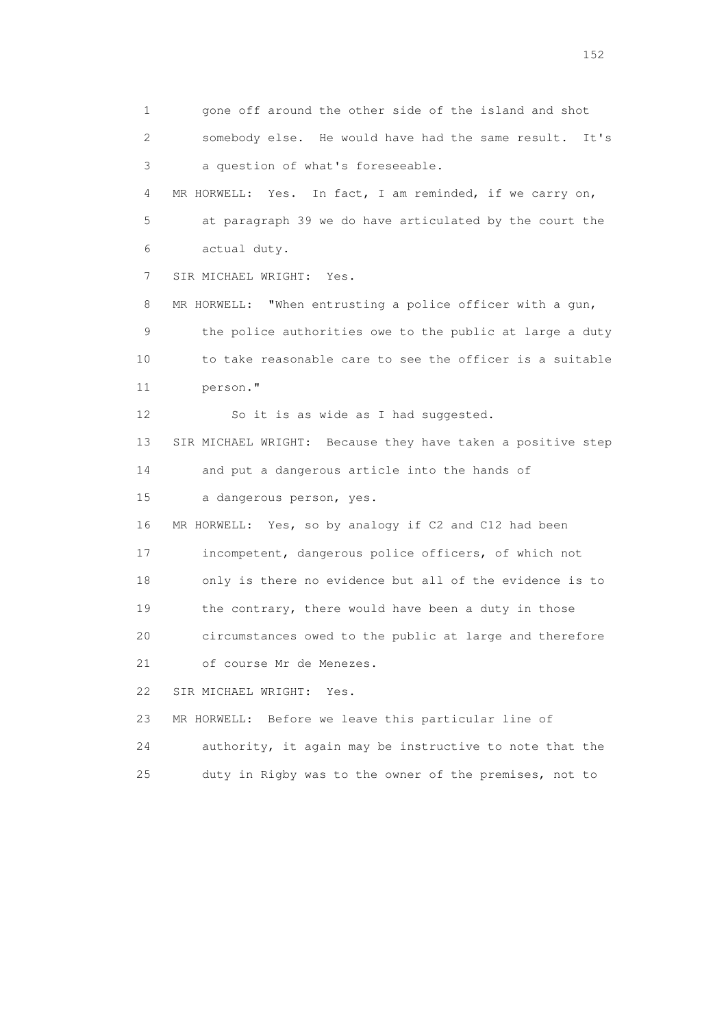1 gone off around the other side of the island and shot
2 somebody else. He would have had the same result. It's
3 a question of what's foreseeable.
4 MR HORWELL: Yes. In fact, I am reminded, if we carry on,
5 at paragraph 39 we do have articulated by the court the
6 actual duty.
7 SIR MICHAEL WRIGHT: Yes.
8 MR HORWELL: "When entrusting a police officer with a gun,
9 the police authorities owe to the public at large a duty
10 to take reasonable care to see the officer is a suitable
11 person."
12 So it is as wide as I had suggested.
13 SIR MICHAEL WRIGHT: Because they have taken a positive step
14 and put a dangerous article into the hands of
15 a dangerous person, yes.
16 MR HORWELL: Yes, so by analogy if C2 and C12 had been
17 incompetent, dangerous police officers, of which not
18 only is there no evidence but all of the evidence is to
19 the contrary, there would have been a duty in those
20 circumstances owed to the public at large and therefore
21 of course Mr de Menezes.
22 SIR MICHAEL WRIGHT: Yes.
23 MR HORWELL: Before we leave this particular line of
24 authority, it again may be instructive to note that the
25 duty in Rigby was to the owner of the premises, not to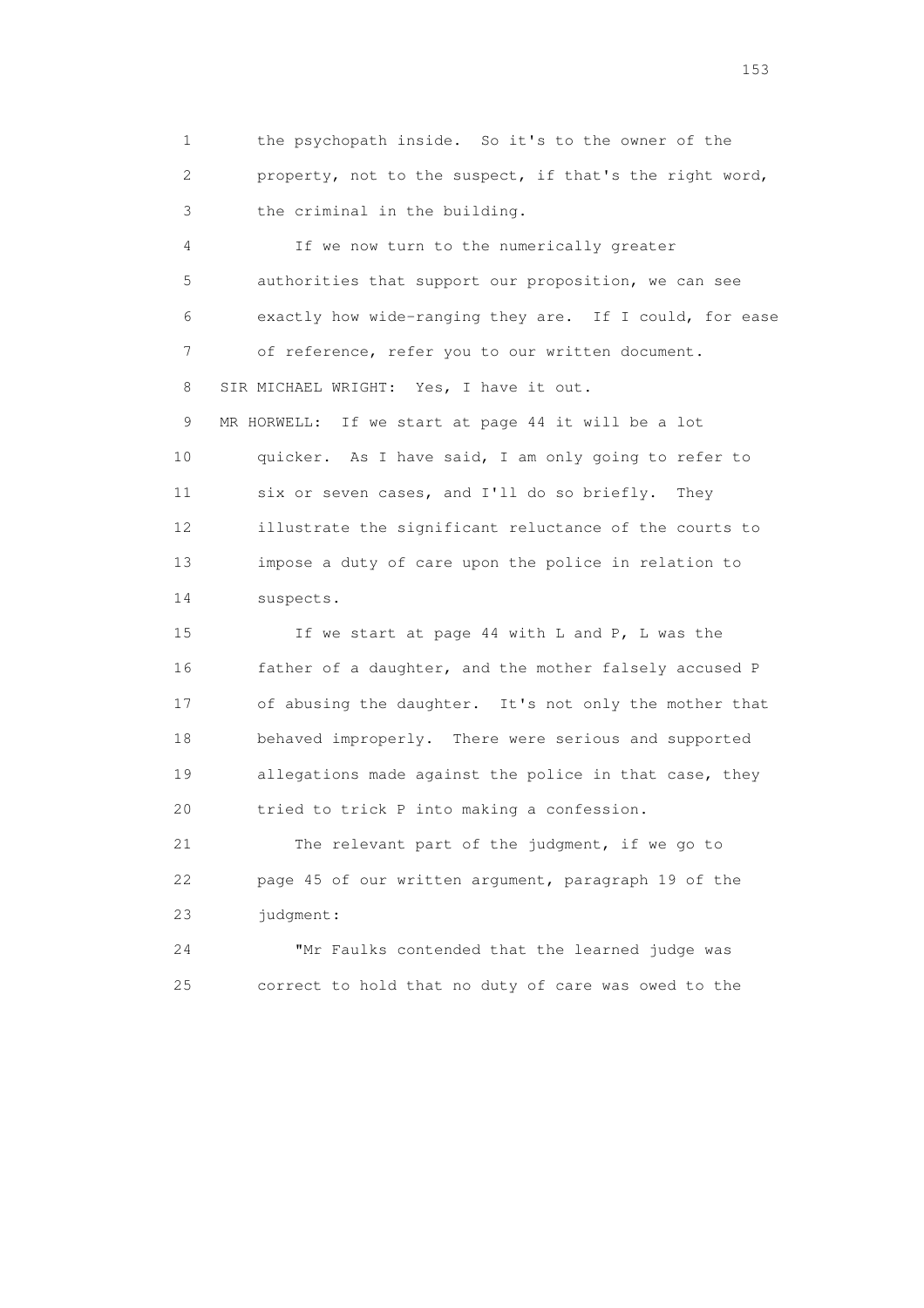1 the psychopath inside. So it's to the owner of the
2 property, not to the suspect, if that's the right word,
3 the criminal in the building.

4 If we now turn to the numerically greater
5 authorities that support our proposition, we can see
6 exactly how wide-ranging they are. If I could, for ease
7 of reference, refer you to our written document.

8 SIR MICHAEL WRIGHT: Yes, I have it out.

9 MR HORWELL: If we start at page 44 it will be a lot
10 quicker. As I have said, I am only going to refer to
11 six or seven cases, and I'll do so briefly. They
12 illustrate the significant reluctance of the courts to
13 impose a duty of care upon the police in relation to
14 suspects.

15 If we start at page 44 with L and P, L was the
16 father of a daughter, and the mother falsely accused P
17 of abusing the daughter. It's not only the mother that
18 behaved improperly. There were serious and supported
19 allegations made against the police in that case, they
20 tried to trick P into making a confession.

21 The relevant part of the judgment, if we go to
22 page 45 of our written argument, paragraph 19 of the
23 judgment:

24 "Mr Faulks contended that the learned judge was
25 correct to hold that no duty of care was owed to the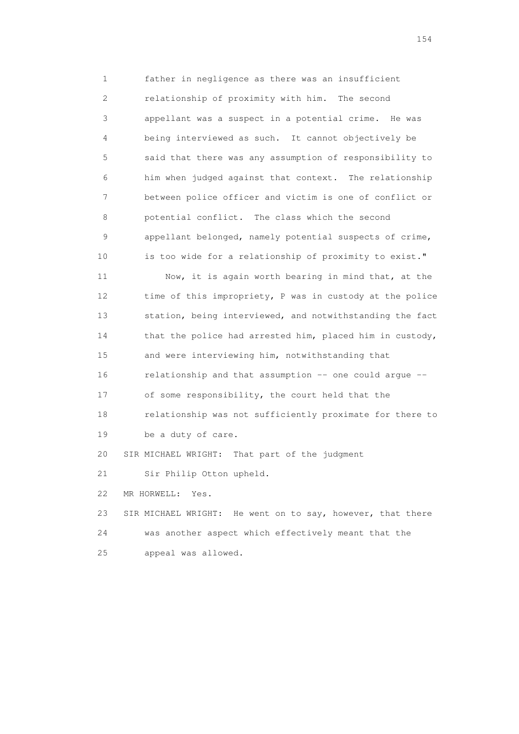father in negligence as there was an insufficient relationship of proximity with him. The second appellant was a suspect in a potential crime. He was being interviewed as such. It cannot objectively be said that there was any assumption of responsibility to him when judged against that context. The relationship between police officer and victim is one of conflict or potential conflict. The class which the second appellant belonged, namely potential suspects of crime, is too wide for a relationship of proximity to exist."

Now, it is again worth bearing in mind that, at the time of this impropriety, P was in custody at the police station, being interviewed, and notwithstanding the fact that the police had arrested him, placed him in custody, and were interviewing him, notwithstanding that relationship and that assumption -- one could argue -- of some responsibility, the court held that the relationship was not sufficiently proximate for there to be a duty of care.

SIR MICHAEL WRIGHT: That part of the judgment Sir Philip Otton upheld.

MR HORWELL: Yes.

SIR MICHAEL WRIGHT: He went on to say, however, that there was another aspect which effectively meant that the appeal was allowed.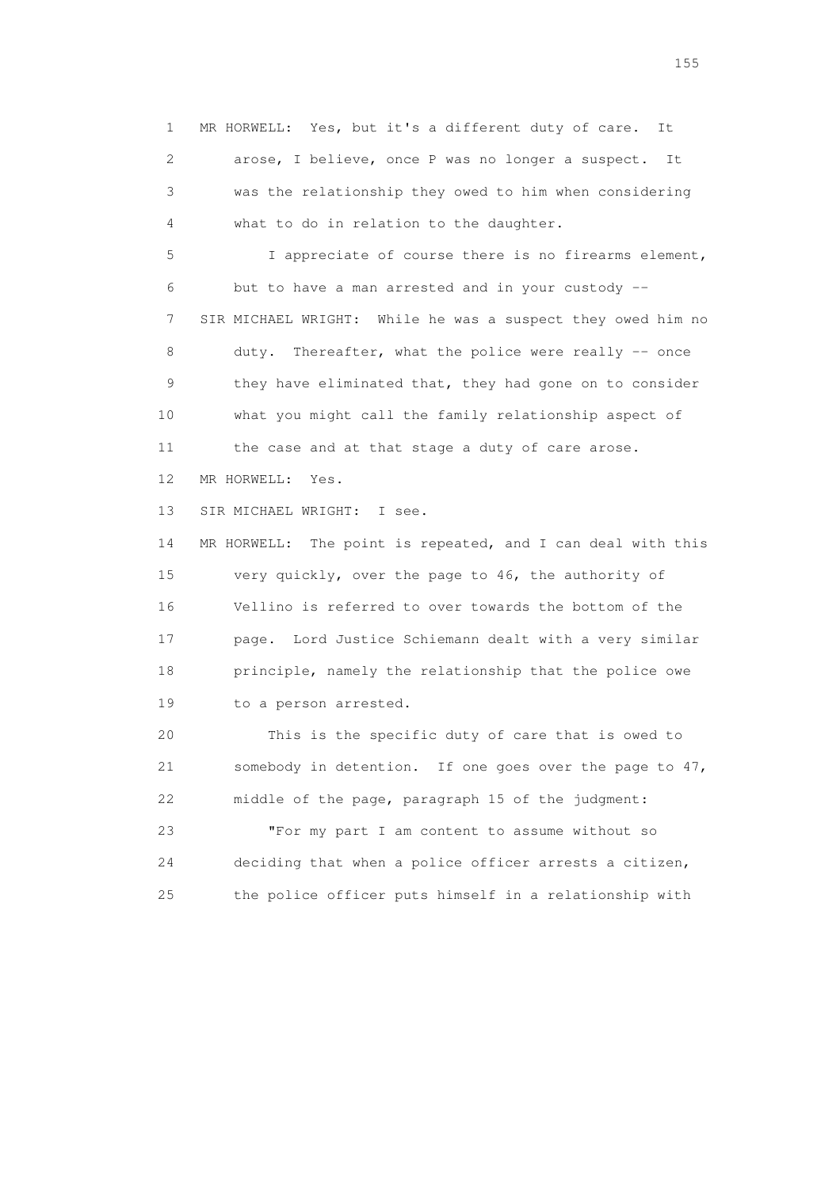1 MR HORWELL: Yes, but it's a different duty of care. It
2 arose, I believe, once P was no longer a suspect. It
3 was the relationship they owed to him when considering
4 what to do in relation to the daughter.

5 I appreciate of course there is no firearms element,
6 but to have a man arrested and in your custody --

7 SIR MICHAEL WRIGHT: While he was a suspect they owed him no
8 duty. Thereafter, what the police were really -- once
9 they have eliminated that, they had gone on to consider
10 what you might call the family relationship aspect of
11 the case and at that stage a duty of care arose.

12 MR HORWELL: Yes.

13 SIR MICHAEL WRIGHT: I see.

14 MR HORWELL: The point is repeated, and I can deal with this
15 very quickly, over the page to 46, the authority of
16 Vellino is referred to over towards the bottom of the
17 page. Lord Justice Schiemann dealt with a very similar
18 principle, namely the relationship that the police owe
19 to a person arrested.

20 This is the specific duty of care that is owed to
21 somebody in detention. If one goes over the page to 47,
22 middle of the page, paragraph 15 of the judgment:

23 "For my part I am content to assume without so
24 deciding that when a police officer arrests a citizen,
25 the police officer puts himself in a relationship with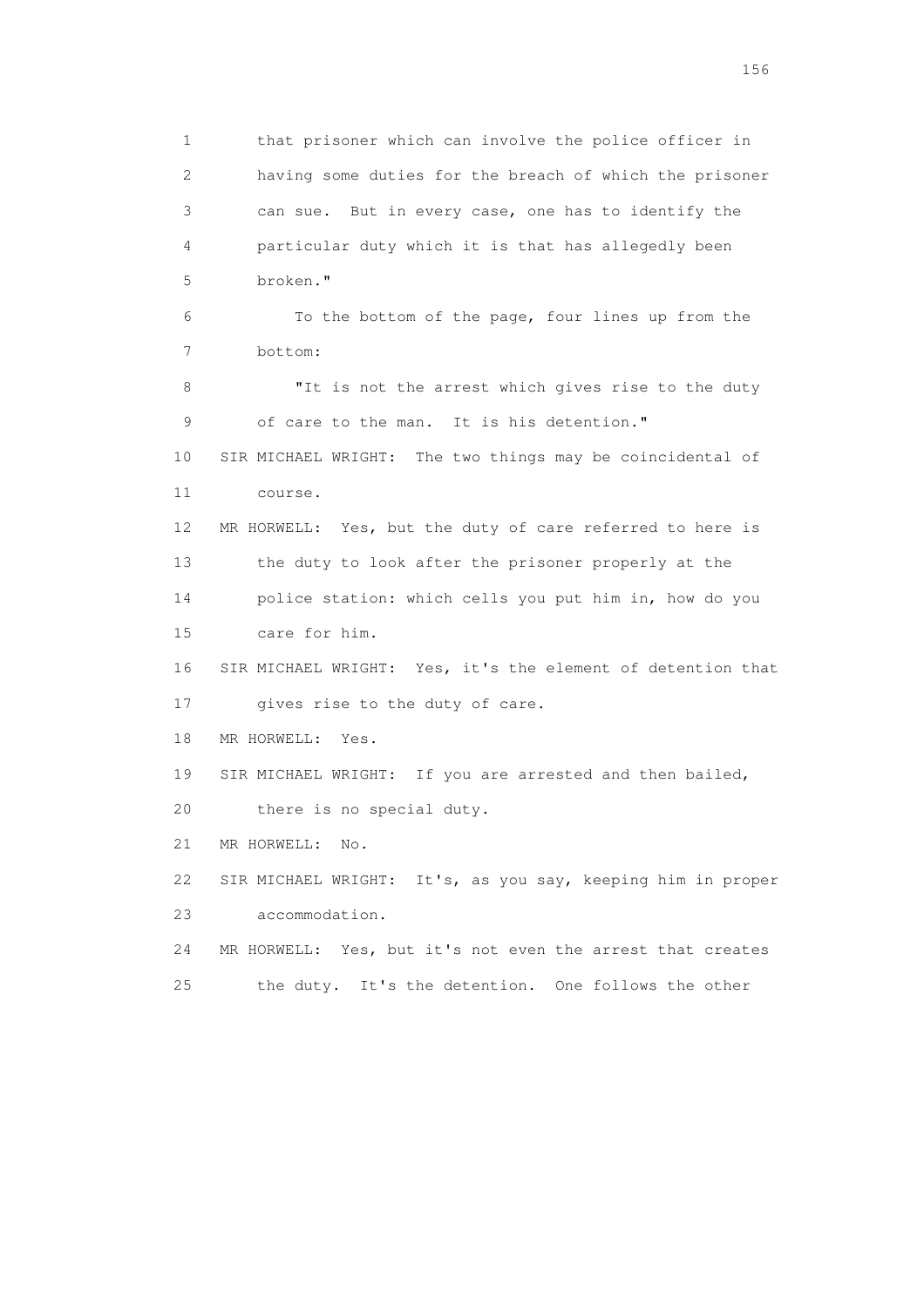1 that prisoner which can involve the police officer in
2 having some duties for the breach of which the prisoner
3 can sue. But in every case, one has to identify the
4 particular duty which it is that has allegedly been
5 broken."

6 To the bottom of the page, four lines up from the
7 bottom:

8 "It is not the arrest which gives rise to the duty
9 of care to the man. It is his detention."

10 SIR MICHAEL WRIGHT: The two things may be coincidental of
11 course.

12 MR HORWELL: Yes, but the duty of care referred to here is
13 the duty to look after the prisoner properly at the
14 police station: which cells you put him in, how do you
15 care for him.

16 SIR MICHAEL WRIGHT: Yes, it's the element of detention that
17 gives rise to the duty of care.

18 MR HORWELL: Yes.

19 SIR MICHAEL WRIGHT: If you are arrested and then bailed,
20 there is no special duty.

21 MR HORWELL: No.

22 SIR MICHAEL WRIGHT: It's, as you say, keeping him in proper
23 accommodation.

24 MR HORWELL: Yes, but it's not even the arrest that creates
25 the duty. It's the detention. One follows the other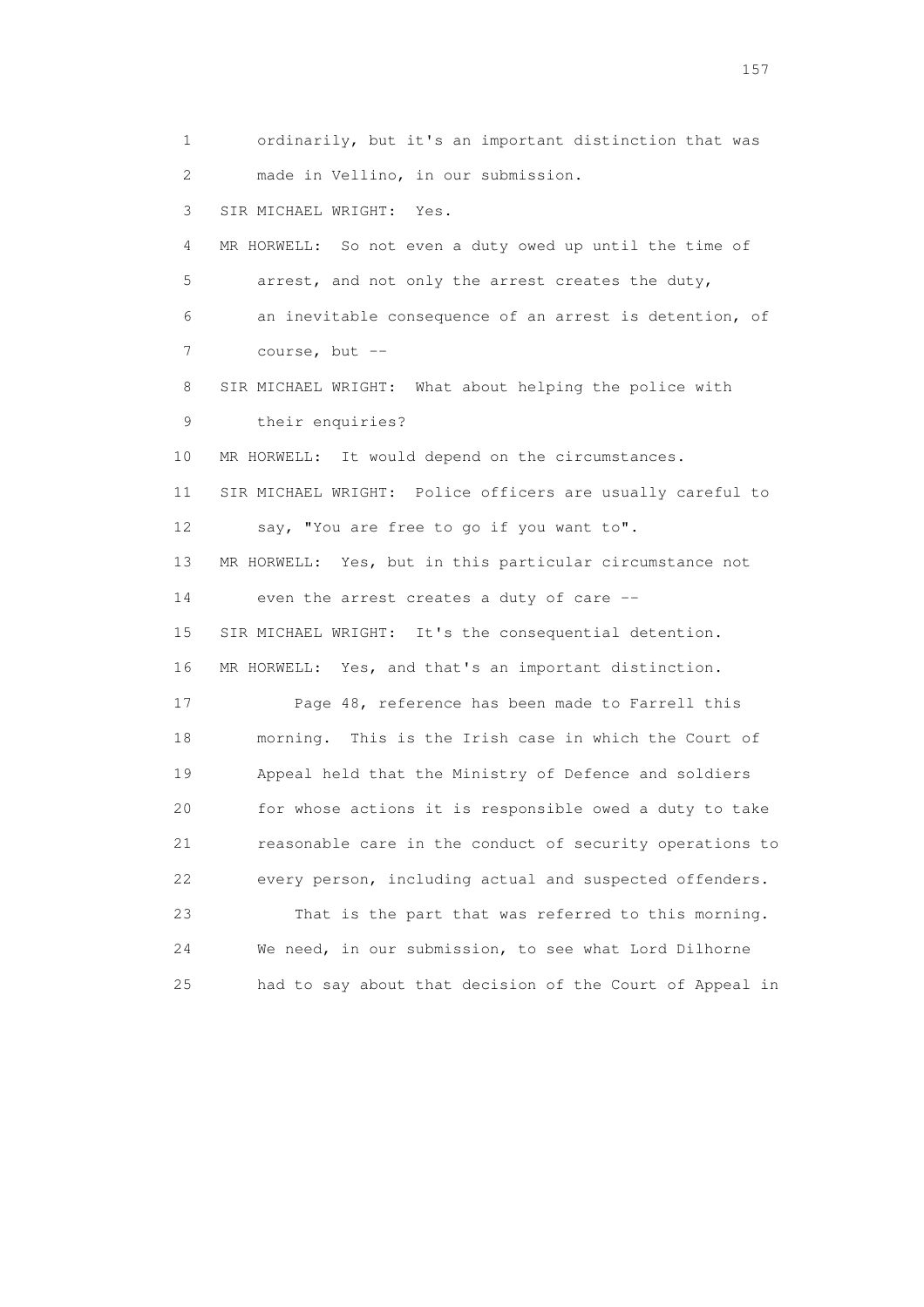ordinarily, but it's an important distinction that was made in Vellino, in our submission.

SIR MICHAEL WRIGHT: Yes.

MR HORWELL: So not even a duty owed up until the time of arrest, and not only the arrest creates the duty, an inevitable consequence of an arrest is detention, of course, but --

SIR MICHAEL WRIGHT: What about helping the police with their enquiries?

MR HORWELL: It would depend on the circumstances.

SIR MICHAEL WRIGHT: Police officers are usually careful to say, "You are free to go if you want to".

MR HORWELL: Yes, but in this particular circumstance not even the arrest creates a duty of care --

SIR MICHAEL WRIGHT: It's the consequential detention.

MR HORWELL: Yes, and that's an important distinction.

Page 48, reference has been made to Farrell this morning. This is the Irish case in which the Court of Appeal held that the Ministry of Defence and soldiers for whose actions it is responsible owed a duty to take reasonable care in the conduct of security operations to every person, including actual and suspected offenders.

That is the part that was referred to this morning. We need, in our submission, to see what Lord Dilhorne had to say about that decision of the Court of Appeal in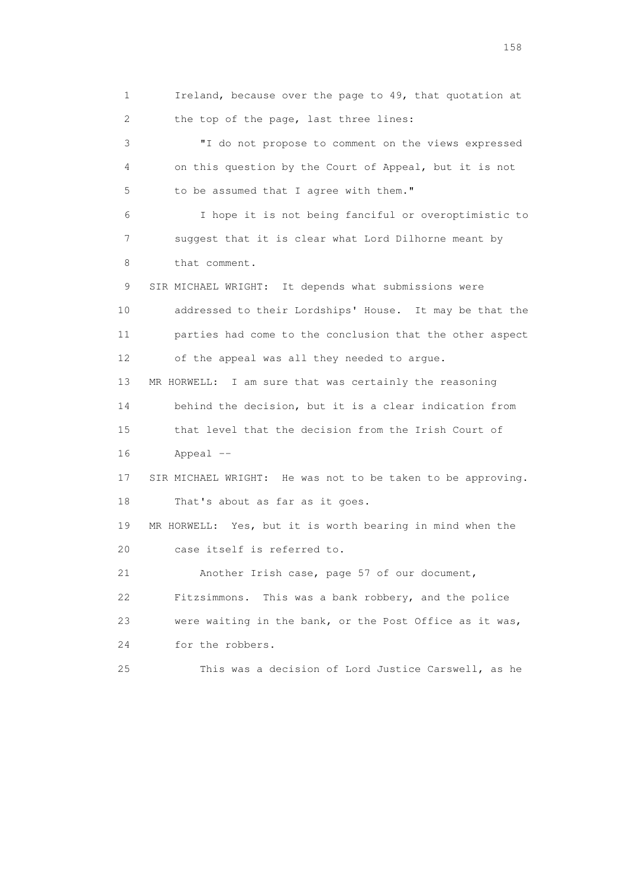1 Ireland, because over the page to 49, that quotation at
2 the top of the page, last three lines:

3 "I do not propose to comment on the views expressed
4 on this question by the Court of Appeal, but it is not
5 to be assumed that I agree with them."

6 I hope it is not being fanciful or overoptimistic to
7 suggest that it is clear what Lord Dilhorne meant by
8 that comment.

9 SIR MICHAEL WRIGHT: It depends what submissions were
10 addressed to their Lordships' House. It may be that the
11 parties had come to the conclusion that the other aspect
12 of the appeal was all they needed to argue.

13 MR HORWELL: I am sure that was certainly the reasoning
14 behind the decision, but it is a clear indication from
15 that level that the decision from the Irish Court of
16 Appeal --

17 SIR MICHAEL WRIGHT: He was not to be taken to be approving.
18 That's about as far as it goes.

19 MR HORWELL: Yes, but it is worth bearing in mind when the
20 case itself is referred to.

21 Another Irish case, page 57 of our document,
22 Fitzsimmons. This was a bank robbery, and the police
23 were waiting in the bank, or the Post Office as it was,
24 for the robbers.

25 This was a decision of Lord Justice Carswell, as he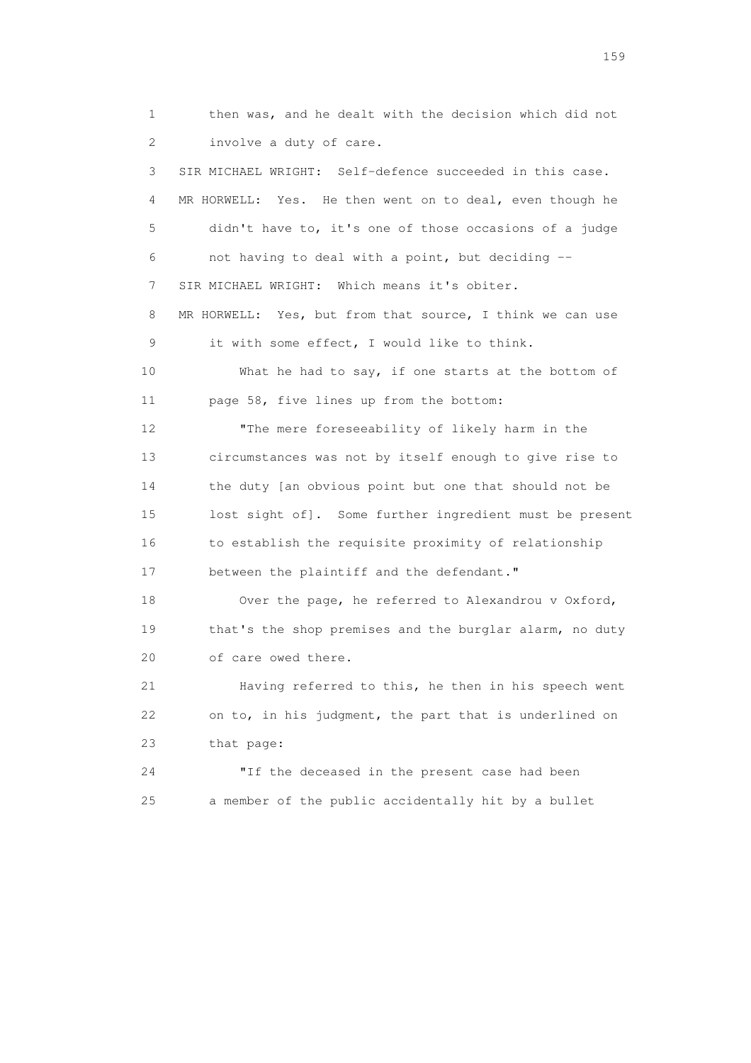1 then was, and he dealt with the decision which did not
2 involve a duty of care.
3 SIR MICHAEL WRIGHT: Self-defence succeeded in this case.
4 MR HORWELL: Yes. He then went on to deal, even though he
5 didn't have to, it's one of those occasions of a judge
6 not having to deal with a point, but deciding --
7 SIR MICHAEL WRIGHT: Which means it's obiter.
8 MR HORWELL: Yes, but from that source, I think we can use
9 it with some effect, I would like to think.
10 What he had to say, if one starts at the bottom of
11 page 58, five lines up from the bottom:
12 "The mere foreseeability of likely harm in the
13 circumstances was not by itself enough to give rise to
14 the duty [an obvious point but one that should not be
15 lost sight of]. Some further ingredient must be present
16 to establish the requisite proximity of relationship
17 between the plaintiff and the defendant."
18 Over the page, he referred to Alexandrou v Oxford,
19 that's the shop premises and the burglar alarm, no duty
20 of care owed there.
21 Having referred to this, he then in his speech went
22 on to, in his judgment, the part that is underlined on
23 that page:
24 "If the deceased in the present case had been
25 a member of the public accidentally hit by a bullet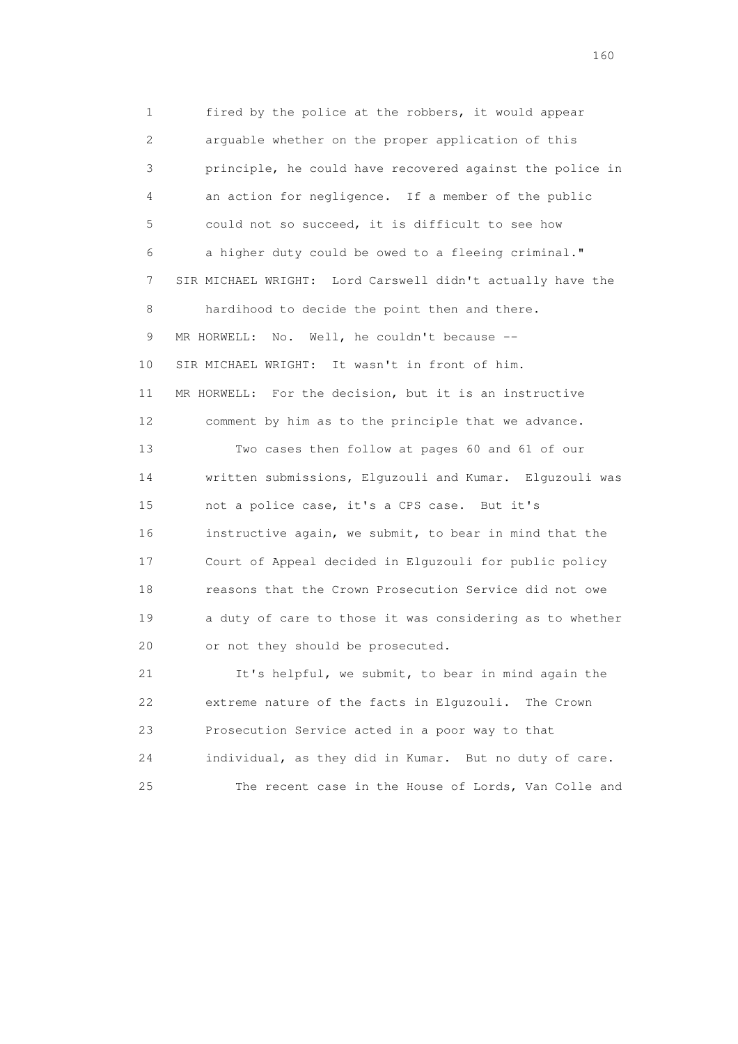1 fired by the police at the robbers, it would appear
2 arguable whether on the proper application of this
3 principle, he could have recovered against the police in
4 an action for negligence. If a member of the public
5 could not so succeed, it is difficult to see how
6 a higher duty could be owed to a fleeing criminal."
7 SIR MICHAEL WRIGHT: Lord Carswell didn't actually have the
8 hardihood to decide the point then and there.
9 MR HORWELL: No. Well, he couldn't because --
10 SIR MICHAEL WRIGHT: It wasn't in front of him.
11 MR HORWELL: For the decision, but it is an instructive
12 comment by him as to the principle that we advance.
13 Two cases then follow at pages 60 and 61 of our
14 written submissions, Elguzouli and Kumar. Elguzouli was
15 not a police case, it's a CPS case. But it's
16 instructive again, we submit, to bear in mind that the
17 Court of Appeal decided in Elguzouli for public policy
18 reasons that the Crown Prosecution Service did not owe
19 a duty of care to those it was considering as to whether
20 or not they should be prosecuted.
21 It's helpful, we submit, to bear in mind again the
22 extreme nature of the facts in Elguzouli. The Crown
23 Prosecution Service acted in a poor way to that
24 individual, as they did in Kumar. But no duty of care.
25 The recent case in the House of Lords, Van Colle and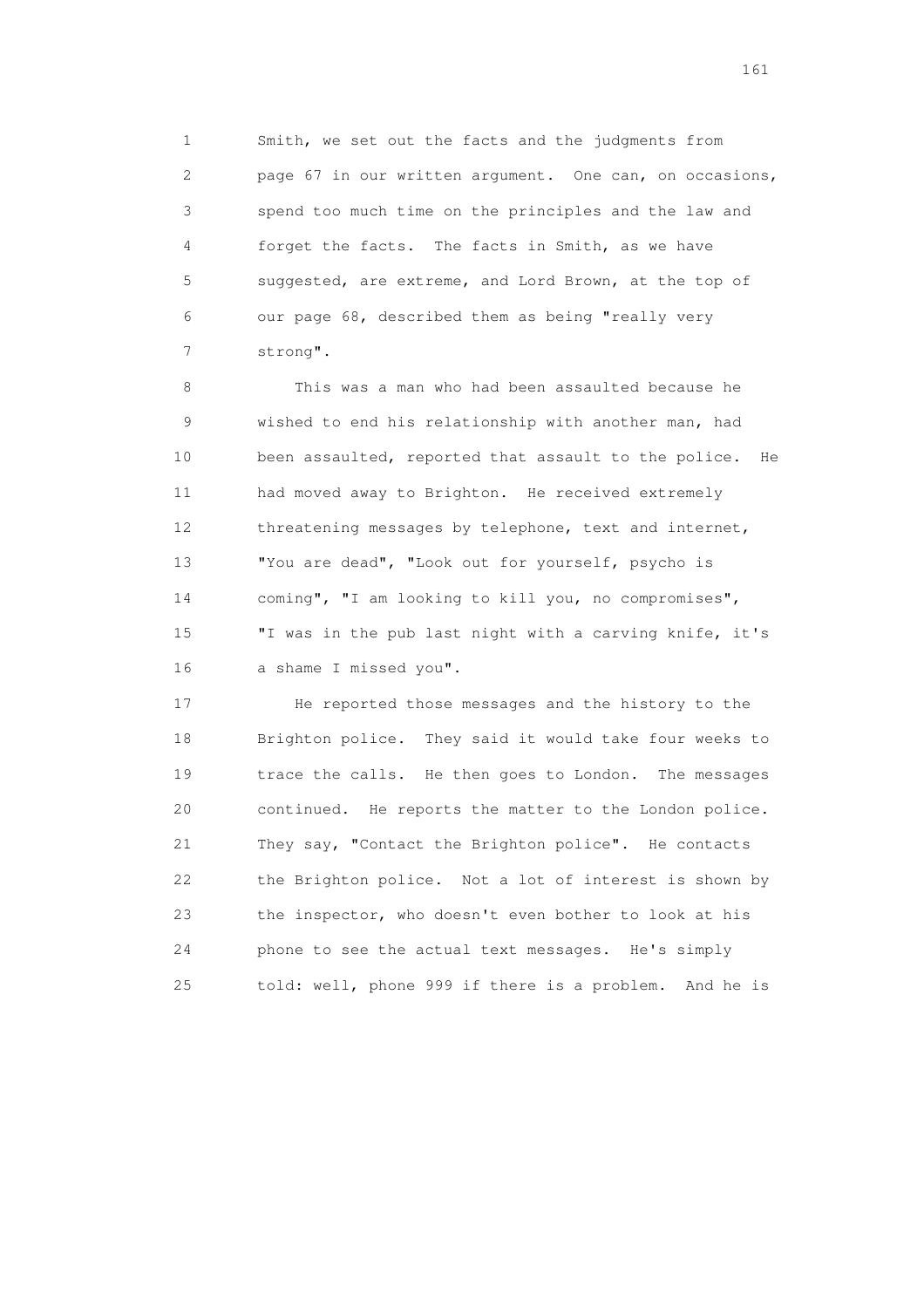1 Smith, we set out the facts and the judgments from
2 page 67 in our written argument. One can, on occasions,
3 spend too much time on the principles and the law and
4 forget the facts. The facts in Smith, as we have
5 suggested, are extreme, and Lord Brown, at the top of
6 our page 68, described them as being "really very
7 strong".

8 This was a man who had been assaulted because he
9 wished to end his relationship with another man, had
10 been assaulted, reported that assault to the police. He
11 had moved away to Brighton. He received extremely
12 threatening messages by telephone, text and internet,
13 "You are dead", "Look out for yourself, psycho is
14 coming", "I am looking to kill you, no compromises",
15 "I was in the pub last night with a carving knife, it's
16 a shame I missed you".

17 He reported those messages and the history to the
18 Brighton police. They said it would take four weeks to
19 trace the calls. He then goes to London. The messages
20 continued. He reports the matter to the London police.
21 They say, "Contact the Brighton police". He contacts
22 the Brighton police. Not a lot of interest is shown by
23 the inspector, who doesn't even bother to look at his
24 phone to see the actual text messages. He's simply
25 told: well, phone 999 if there is a problem. And he is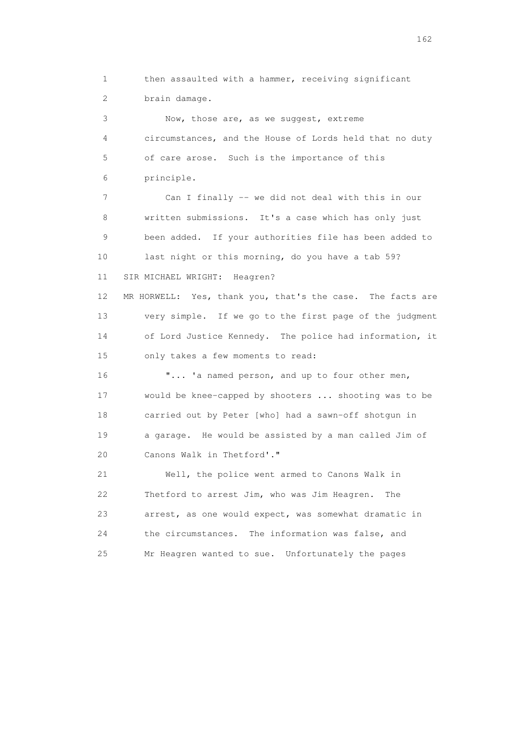1 then assaulted with a hammer, receiving significant
2 brain damage.

3 Now, those are, as we suggest, extreme
4 circumstances, and the House of Lords held that no duty
5 of care arose. Such is the importance of this
6 principle.

7 Can I finally -- we did not deal with this in our
8 written submissions. It's a case which has only just
9 been added. If your authorities file has been added to
10 last night or this morning, do you have a tab 59?

11 SIR MICHAEL WRIGHT: Heagren?

12 MR HORWELL: Yes, thank you, that's the case. The facts are
13 very simple. If we go to the first page of the judgment
14 of Lord Justice Kennedy. The police had information, it
15 only takes a few moments to read:

16 "... 'a named person, and up to four other men,
17 would be knee-capped by shooters ... shooting was to be
18 carried out by Peter [who] had a sawn-off shotgun in
19 a garage. He would be assisted by a man called Jim of
20 Canons Walk in Thetford'."

21 Well, the police went armed to Canons Walk in
22 Thetford to arrest Jim, who was Jim Heagren. The
23 arrest, as one would expect, was somewhat dramatic in
24 the circumstances. The information was false, and
25 Mr Heagren wanted to sue. Unfortunately the pages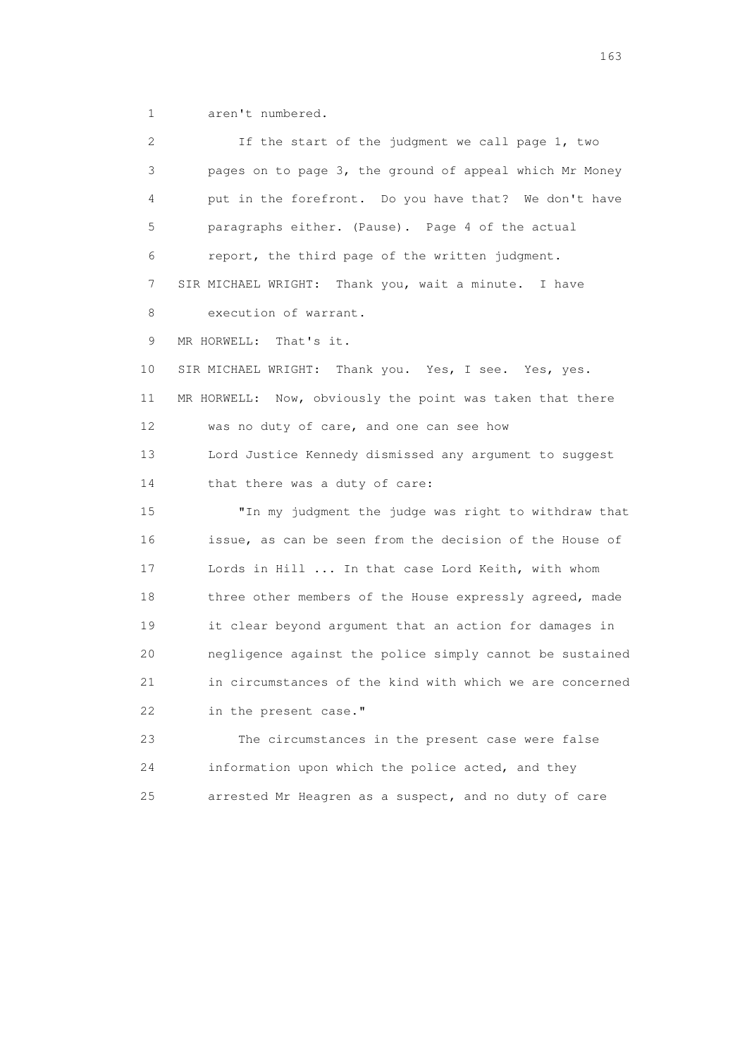aren't numbered.

If the start of the judgment we call page 1, two pages on to page 3, the ground of appeal which Mr Money put in the forefront. Do you have that? We don't have paragraphs either. (Pause). Page 4 of the actual report, the third page of the written judgment.

SIR MICHAEL WRIGHT: Thank you, wait a minute. I have execution of warrant.

MR HORWELL: That's it.

SIR MICHAEL WRIGHT: Thank you. Yes, I see. Yes, yes.

MR HORWELL: Now, obviously the point was taken that there was no duty of care, and one can see how Lord Justice Kennedy dismissed any argument to suggest that there was a duty of care:

"In my judgment the judge was right to withdraw that issue, as can be seen from the decision of the House of Lords in Hill ... In that case Lord Keith, with whom three other members of the House expressly agreed, made it clear beyond argument that an action for damages in negligence against the police simply cannot be sustained in circumstances of the kind with which we are concerned in the present case."

The circumstances in the present case were false information upon which the police acted, and they arrested Mr Heagren as a suspect, and no duty of care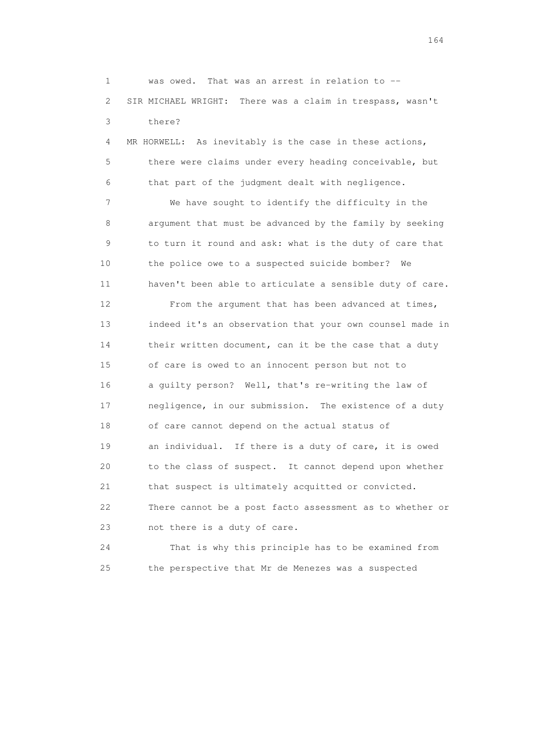1 was owed. That was an arrest in relation to --

2 SIR MICHAEL WRIGHT: There was a claim in trespass, wasn't

3 there?

4 MR HORWELL: As inevitably is the case in these actions,

5 there were claims under every heading conceivable, but

6 that part of the judgment dealt with negligence.

7 We have sought to identify the difficulty in the

8 argument that must be advanced by the family by seeking

9 to turn it round and ask: what is the duty of care that

10 the police owe to a suspected suicide bomber? We

11 haven't been able to articulate a sensible duty of care.

12 From the argument that has been advanced at times,

13 indeed it's an observation that your own counsel made in

14 their written document, can it be the case that a duty

15 of care is owed to an innocent person but not to

16 a guilty person? Well, that's re-writing the law of

17 negligence, in our submission. The existence of a duty

18 of care cannot depend on the actual status of

19 an individual. If there is a duty of care, it is owed

20 to the class of suspect. It cannot depend upon whether

21 that suspect is ultimately acquitted or convicted.

22 There cannot be a post facto assessment as to whether or

23 not there is a duty of care.

24 That is why this principle has to be examined from

25 the perspective that Mr de Menezes was a suspected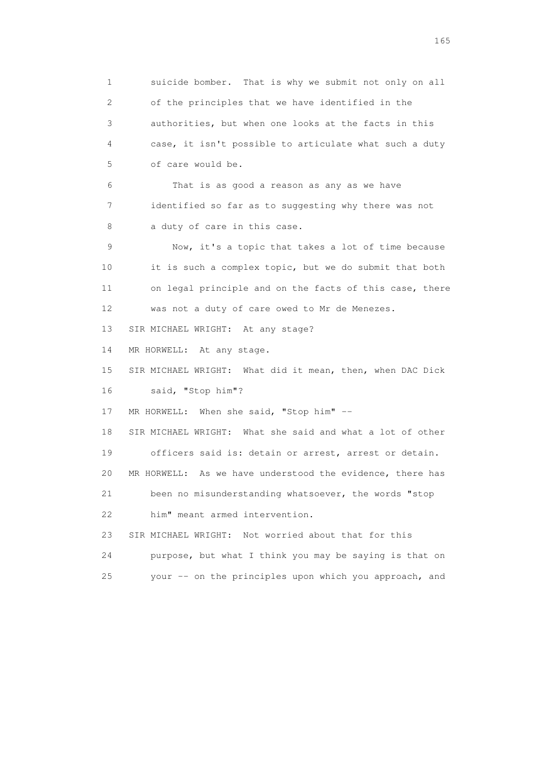1 suicide bomber. That is why we submit not only on all
2 of the principles that we have identified in the
3 authorities, but when one looks at the facts in this
4 case, it isn't possible to articulate what such a duty
5 of care would be.

6 That is as good a reason as any as we have
7 identified so far as to suggesting why there was not
8 a duty of care in this case.

9 Now, it's a topic that takes a lot of time because
10 it is such a complex topic, but we do submit that both
11 on legal principle and on the facts of this case, there
12 was not a duty of care owed to Mr de Menezes.

13 SIR MICHAEL WRIGHT: At any stage?

14 MR HORWELL: At any stage.

15 SIR MICHAEL WRIGHT: What did it mean, then, when DAC Dick
16 said, "Stop him"?

17 MR HORWELL: When she said, "Stop him" --

18 SIR MICHAEL WRIGHT: What she said and what a lot of other
19 officers said is: detain or arrest, arrest or detain.

20 MR HORWELL: As we have understood the evidence, there has
21 been no misunderstanding whatsoever, the words "stop
22 him" meant armed intervention.

23 SIR MICHAEL WRIGHT: Not worried about that for this
24 purpose, but what I think you may be saying is that on
25 your -- on the principles upon which you approach, and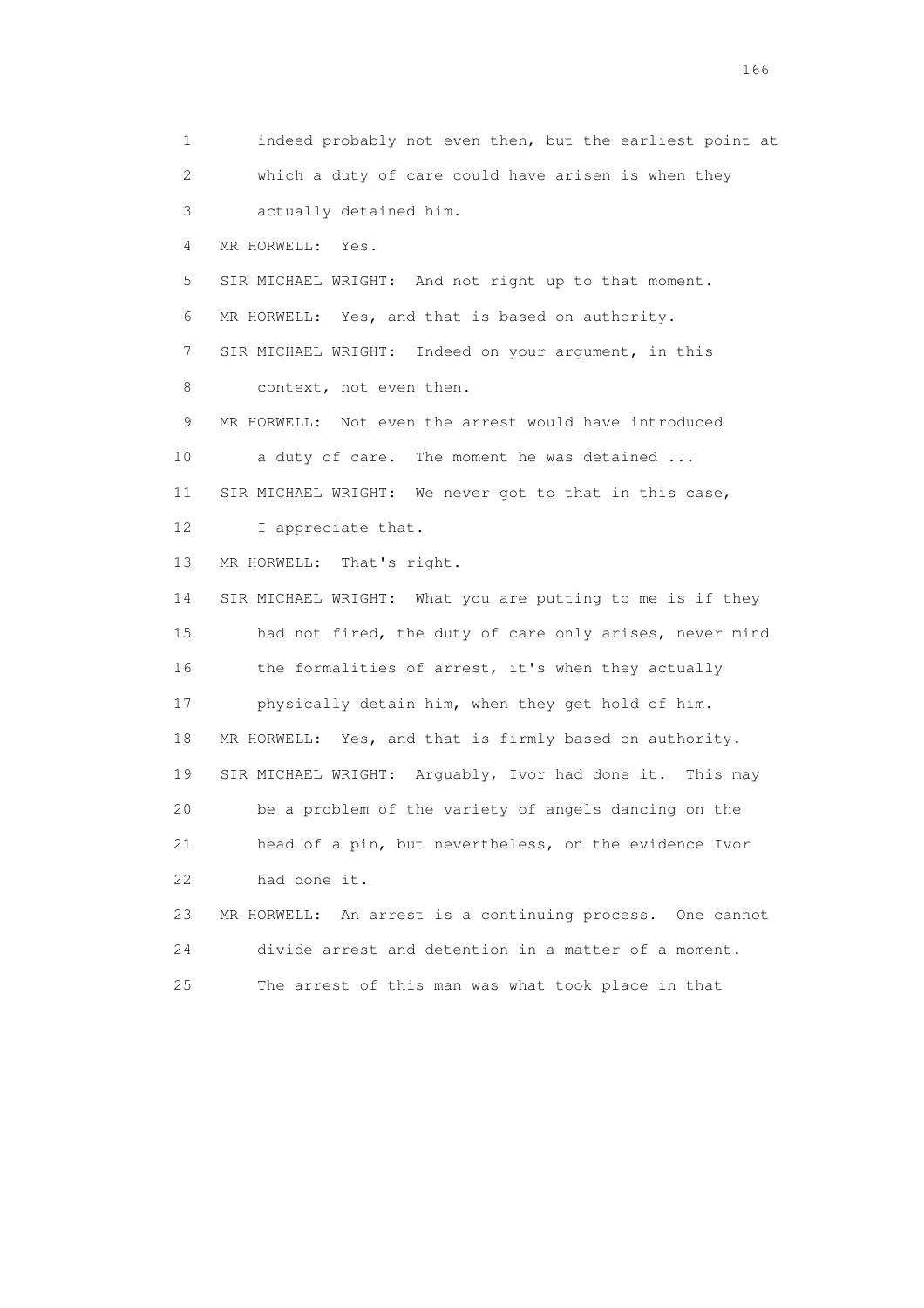1 indeed probably not even then, but the earliest point at
2 which a duty of care could have arisen is when they
3 actually detained him.
4 MR HORWELL: Yes.
5 SIR MICHAEL WRIGHT: And not right up to that moment.
6 MR HORWELL: Yes, and that is based on authority.
7 SIR MICHAEL WRIGHT: Indeed on your argument, in this
8 context, not even then.
9 MR HORWELL: Not even the arrest would have introduced
10 a duty of care. The moment he was detained ...
11 SIR MICHAEL WRIGHT: We never got to that in this case,
12 I appreciate that.
13 MR HORWELL: That's right.
14 SIR MICHAEL WRIGHT: What you are putting to me is if they
15 had not fired, the duty of care only arises, never mind
16 the formalities of arrest, it's when they actually
17 physically detain him, when they get hold of him.
18 MR HORWELL: Yes, and that is firmly based on authority.
19 SIR MICHAEL WRIGHT: Arguably, Ivor had done it. This may
20 be a problem of the variety of angels dancing on the
21 head of a pin, but nevertheless, on the evidence Ivor
22 had done it.
23 MR HORWELL: An arrest is a continuing process. One cannot
24 divide arrest and detention in a matter of a moment.
25 The arrest of this man was what took place in that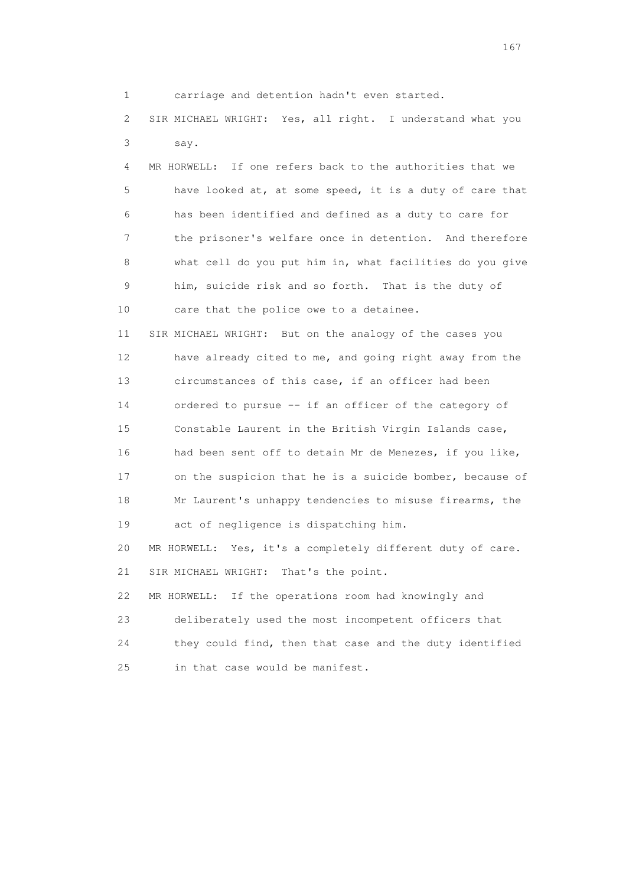1 carriage and detention hadn't even started.

2 SIR MICHAEL WRIGHT: Yes, all right. I understand what you
3 say.

4 MR HORWELL: If one refers back to the authorities that we
5 have looked at, at some speed, it is a duty of care that
6 has been identified and defined as a duty to care for
7 the prisoner's welfare once in detention. And therefore
8 what cell do you put him in, what facilities do you give
9 him, suicide risk and so forth. That is the duty of
10 care that the police owe to a detainee.

11 SIR MICHAEL WRIGHT: But on the analogy of the cases you
12 have already cited to me, and going right away from the
13 circumstances of this case, if an officer had been
14 ordered to pursue -- if an officer of the category of
15 Constable Laurent in the British Virgin Islands case,
16 had been sent off to detain Mr de Menezes, if you like,
17 on the suspicion that he is a suicide bomber, because of
18 Mr Laurent's unhappy tendencies to misuse firearms, the
19 act of negligence is dispatching him.

20 MR HORWELL: Yes, it's a completely different duty of care.

21 SIR MICHAEL WRIGHT: That's the point.

22 MR HORWELL: If the operations room had knowingly and
23 deliberately used the most incompetent officers that
24 they could find, then that case and the duty identified
25 in that case would be manifest.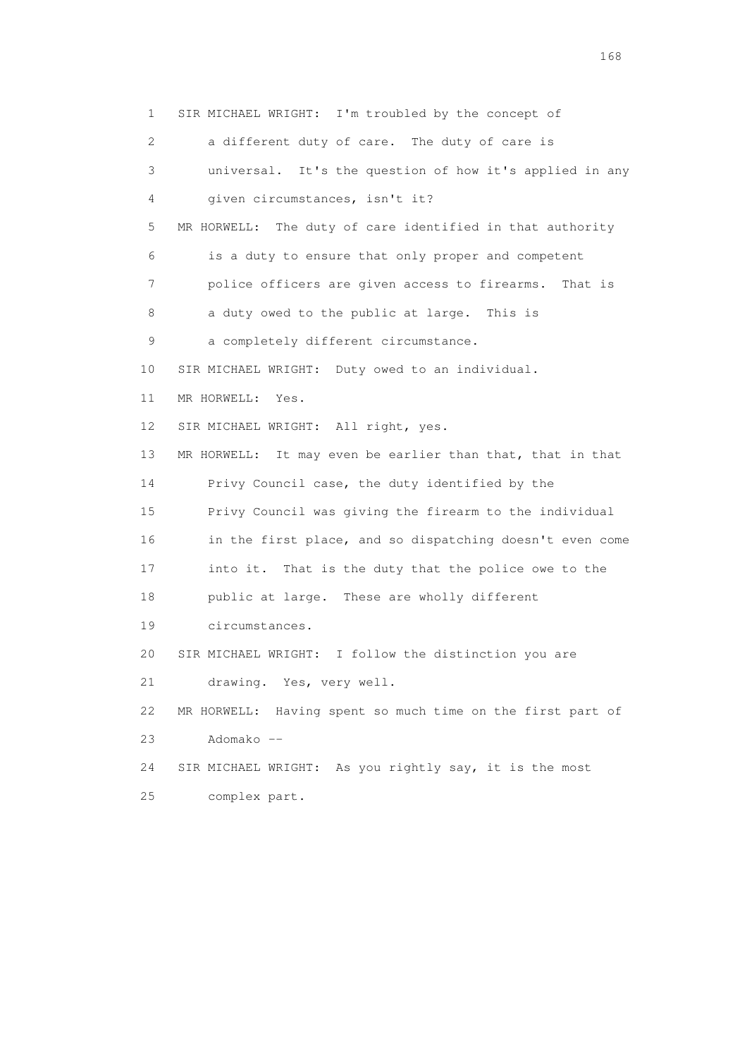1 SIR MICHAEL WRIGHT: I'm troubled by the concept of

2 a different duty of care. The duty of care is

3 universal. It's the question of how it's applied in any

4 given circumstances, isn't it?

5 MR HORWELL: The duty of care identified in that authority

6 is a duty to ensure that only proper and competent

7 police officers are given access to firearms. That is

8 a duty owed to the public at large. This is

9 a completely different circumstance.

10 SIR MICHAEL WRIGHT: Duty owed to an individual.

11 MR HORWELL: Yes.

12 SIR MICHAEL WRIGHT: All right, yes.

13 MR HORWELL: It may even be earlier than that, that in that

14 Privy Council case, the duty identified by the

15 Privy Council was giving the firearm to the individual

16 in the first place, and so dispatching doesn't even come

17 into it. That is the duty that the police owe to the

18 public at large. These are wholly different

19 circumstances.

20 SIR MICHAEL WRIGHT: I follow the distinction you are

21 drawing. Yes, very well.

22 MR HORWELL: Having spent so much time on the first part of

23 Adomako --

24 SIR MICHAEL WRIGHT: As you rightly say, it is the most

25 complex part.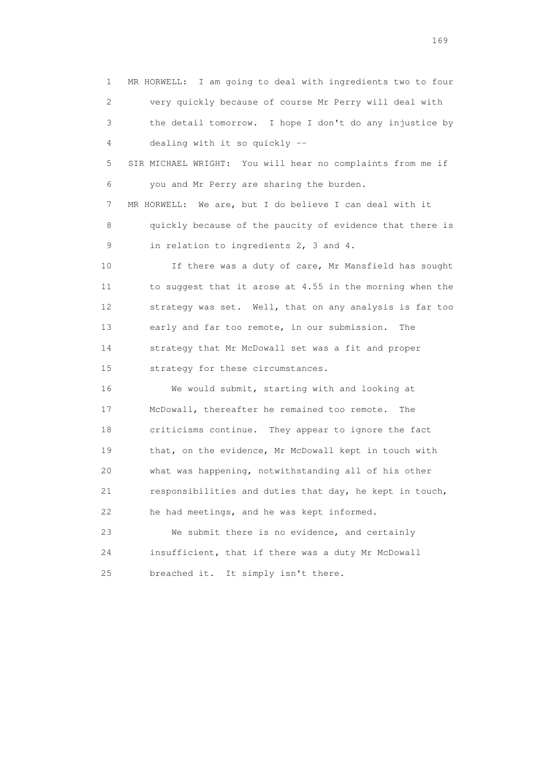MR HORWELL: I am going to deal with ingredients two to four very quickly because of course Mr Perry will deal with the detail tomorrow. I hope I don't do any injustice by dealing with it so quickly --

SIR MICHAEL WRIGHT: You will hear no complaints from me if you and Mr Perry are sharing the burden.

MR HORWELL: We are, but I do believe I can deal with it quickly because of the paucity of evidence that there is in relation to ingredients 2, 3 and 4.

If there was a duty of care, Mr Mansfield has sought to suggest that it arose at 4.55 in the morning when the strategy was set. Well, that on any analysis is far too early and far too remote, in our submission. The strategy that Mr McDowall set was a fit and proper strategy for these circumstances.

We would submit, starting with and looking at McDowall, thereafter he remained too remote. The criticisms continue. They appear to ignore the fact that, on the evidence, Mr McDowall kept in touch with what was happening, notwithstanding all of his other responsibilities and duties that day, he kept in touch, he had meetings, and he was kept informed.

We submit there is no evidence, and certainly insufficient, that if there was a duty Mr McDowall breached it. It simply isn't there.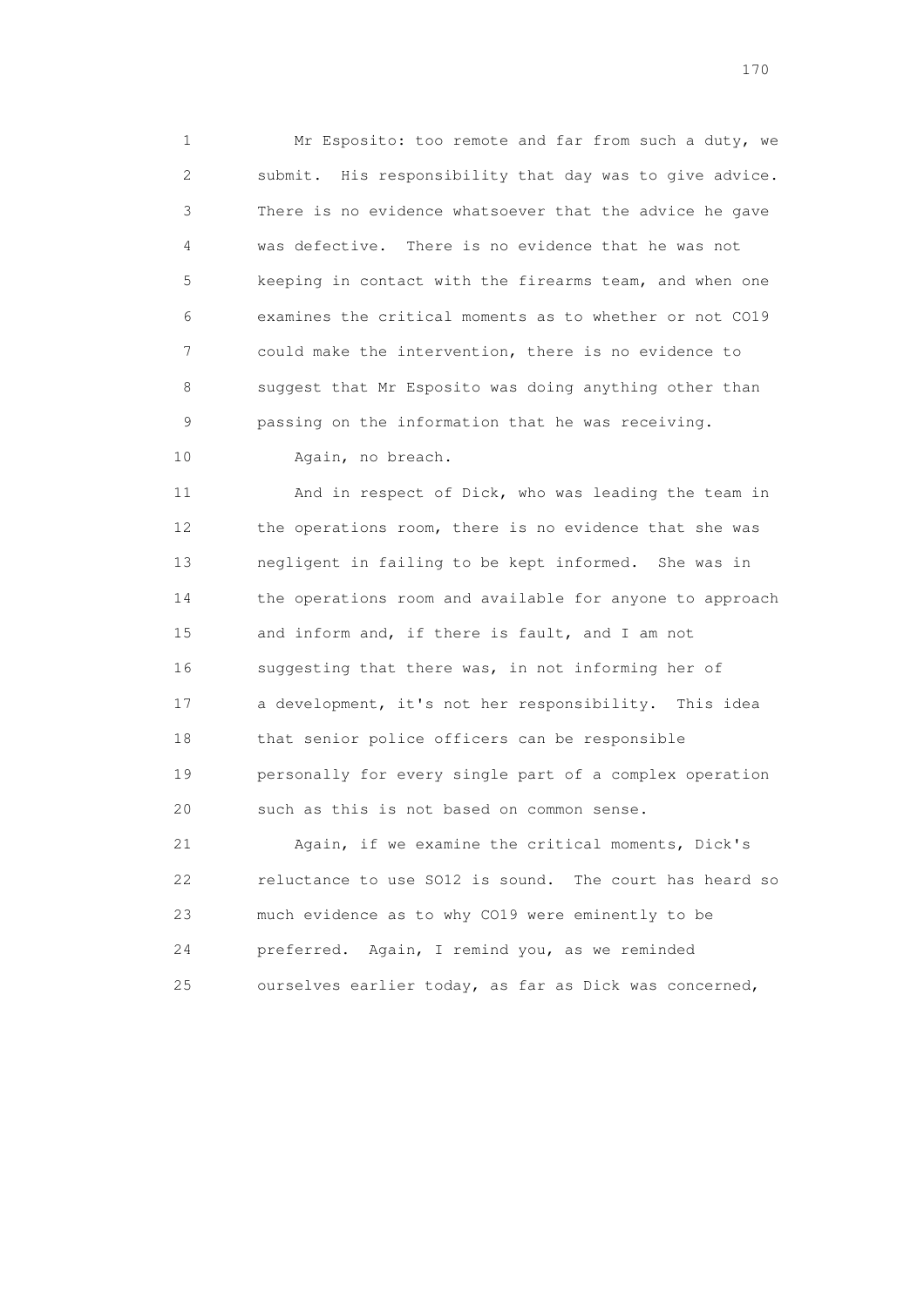Mr Esposito: too remote and far from such a duty, we submit. His responsibility that day was to give advice. There is no evidence whatsoever that the advice he gave was defective. There is no evidence that he was not keeping in contact with the firearms team, and when one examines the critical moments as to whether or not CO19 could make the intervention, there is no evidence to suggest that Mr Esposito was doing anything other than passing on the information that he was receiving.

Again, no breach.

And in respect of Dick, who was leading the team in the operations room, there is no evidence that she was negligent in failing to be kept informed. She was in the operations room and available for anyone to approach and inform and, if there is fault, and I am not suggesting that there was, in not informing her of a development, it's not her responsibility. This idea that senior police officers can be responsible personally for every single part of a complex operation such as this is not based on common sense.

Again, if we examine the critical moments, Dick's reluctance to use SO12 is sound. The court has heard so much evidence as to why CO19 were eminently to be preferred. Again, I remind you, as we reminded ourselves earlier today, as far as Dick was concerned,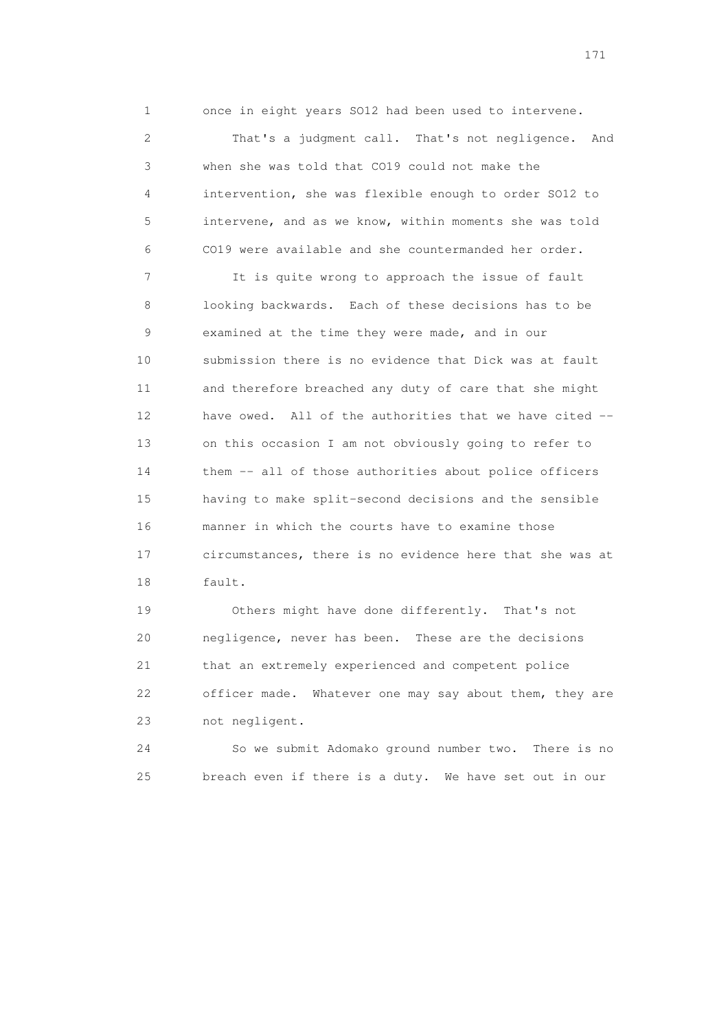1 once in eight years SO12 had been used to intervene.

2 That's a judgment call. That's not negligence. And
3 when she was told that CO19 could not make the
4 intervention, she was flexible enough to order SO12 to
5 intervene, and as we know, within moments she was told
6 CO19 were available and she countermanded her order.

7 It is quite wrong to approach the issue of fault
8 looking backwards. Each of these decisions has to be
9 examined at the time they were made, and in our
10 submission there is no evidence that Dick was at fault
11 and therefore breached any duty of care that she might
12 have owed. All of the authorities that we have cited --
13 on this occasion I am not obviously going to refer to
14 them -- all of those authorities about police officers
15 having to make split-second decisions and the sensible
16 manner in which the courts have to examine those
17 circumstances, there is no evidence here that she was at
18 fault.

19 Others might have done differently. That's not
20 negligence, never has been. These are the decisions
21 that an extremely experienced and competent police
22 officer made. Whatever one may say about them, they are
23 not negligent.

24 So we submit Adomako ground number two. There is no
25 breach even if there is a duty. We have set out in our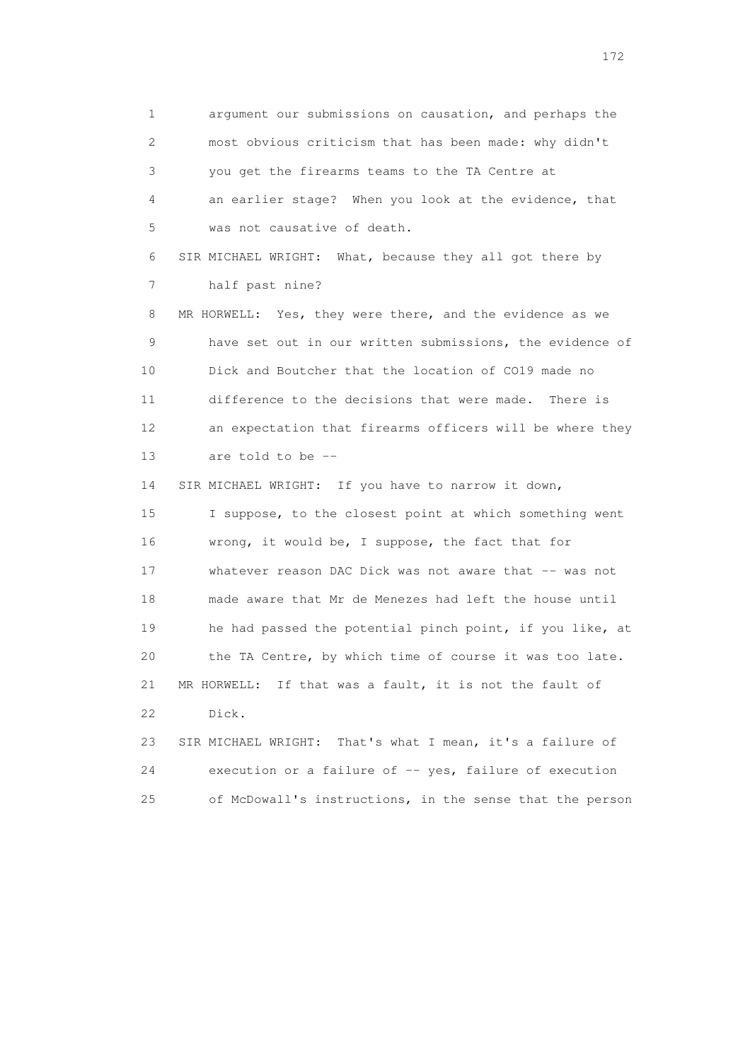1 argument our submissions on causation, and perhaps the
2 most obvious criticism that has been made: why didn't
3 you get the firearms teams to the TA Centre at
4 an earlier stage? When you look at the evidence, that
5 was not causative of death.

6 SIR MICHAEL WRIGHT: What, because they all got there by
7 half past nine?

8 MR HORWELL: Yes, they were there, and the evidence as we
9 have set out in our written submissions, the evidence of
10 Dick and Boutcher that the location of CO19 made no
11 difference to the decisions that were made. There is
12 an expectation that firearms officers will be where they
13 are told to be --

14 SIR MICHAEL WRIGHT: If you have to narrow it down,
15 I suppose, to the closest point at which something went
16 wrong, it would be, I suppose, the fact that for
17 whatever reason DAC Dick was not aware that -- was not
18 made aware that Mr de Menezes had left the house until
19 he had passed the potential pinch point, if you like, at
20 the TA Centre, by which time of course it was too late.

21 MR HORWELL: If that was a fault, it is not the fault of
22 Dick.

23 SIR MICHAEL WRIGHT: That's what I mean, it's a failure of
24 execution or a failure of -- yes, failure of execution
25 of McDowall's instructions, in the sense that the person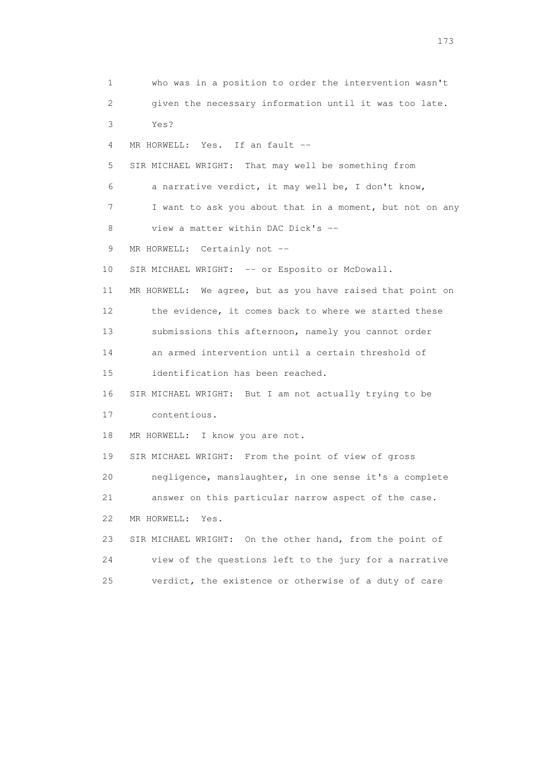1 who was in a position to order the intervention wasn't
2 given the necessary information until it was too late.
3 Yes?
4 MR HORWELL: Yes. If an fault --
5 SIR MICHAEL WRIGHT: That may well be something from
6 a narrative verdict, it may well be, I don't know,
7 I want to ask you about that in a moment, but not on any
8 view a matter within DAC Dick's --
9 MR HORWELL: Certainly not --
10 SIR MICHAEL WRIGHT: -- or Esposito or McDowall.
11 MR HORWELL: We agree, but as you have raised that point on
12 the evidence, it comes back to where we started these
13 submissions this afternoon, namely you cannot order
14 an armed intervention until a certain threshold of
15 identification has been reached.
16 SIR MICHAEL WRIGHT: But I am not actually trying to be
17 contentious.
18 MR HORWELL: I know you are not.
19 SIR MICHAEL WRIGHT: From the point of view of gross
20 negligence, manslaughter, in one sense it's a complete
21 answer on this particular narrow aspect of the case.
22 MR HORWELL: Yes.
23 SIR MICHAEL WRIGHT: On the other hand, from the point of
24 view of the questions left to the jury for a narrative
25 verdict, the existence or otherwise of a duty of care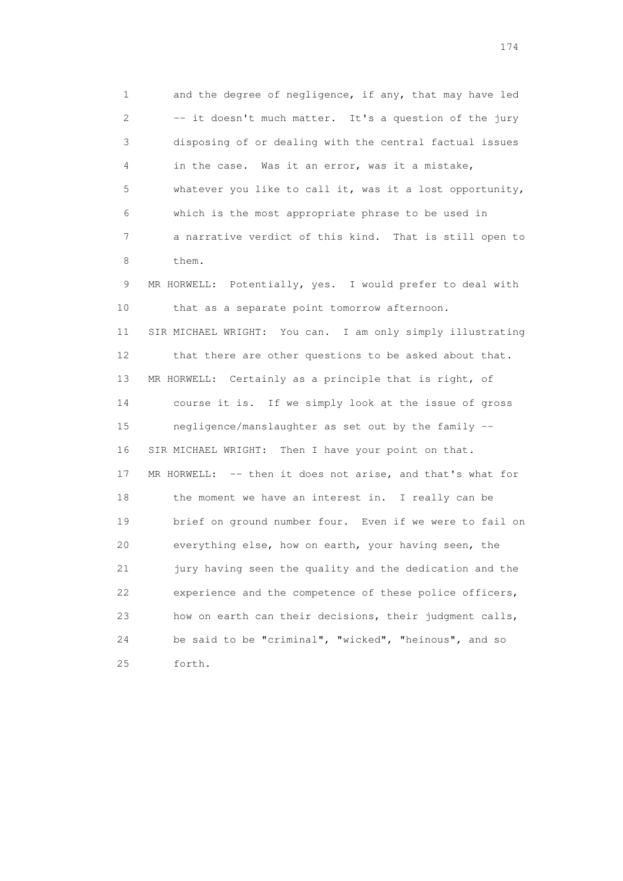1 and the degree of negligence, if any, that may have led
2 -- it doesn't much matter. It's a question of the jury
3 disposing of or dealing with the central factual issues
4 in the case. Was it an error, was it a mistake,
5 whatever you like to call it, was it a lost opportunity,
6 which is the most appropriate phrase to be used in
7 a narrative verdict of this kind. That is still open to
8 them.

9 MR HORWELL: Potentially, yes. I would prefer to deal with
10 that as a separate point tomorrow afternoon.

11 SIR MICHAEL WRIGHT: You can. I am only simply illustrating
12 that there are other questions to be asked about that.

13 MR HORWELL: Certainly as a principle that is right, of
14 course it is. If we simply look at the issue of gross
15 negligence/manslaughter as set out by the family --

16 SIR MICHAEL WRIGHT: Then I have your point on that.

17 MR HORWELL: -- then it does not arise, and that's what for
18 the moment we have an interest in. I really can be
19 brief on ground number four. Even if we were to fail on
20 everything else, how on earth, your having seen, the
21 jury having seen the quality and the dedication and the
22 experience and the competence of these police officers,
23 how on earth can their decisions, their judgment calls,
24 be said to be "criminal", "wicked", "heinous", and so
25 forth.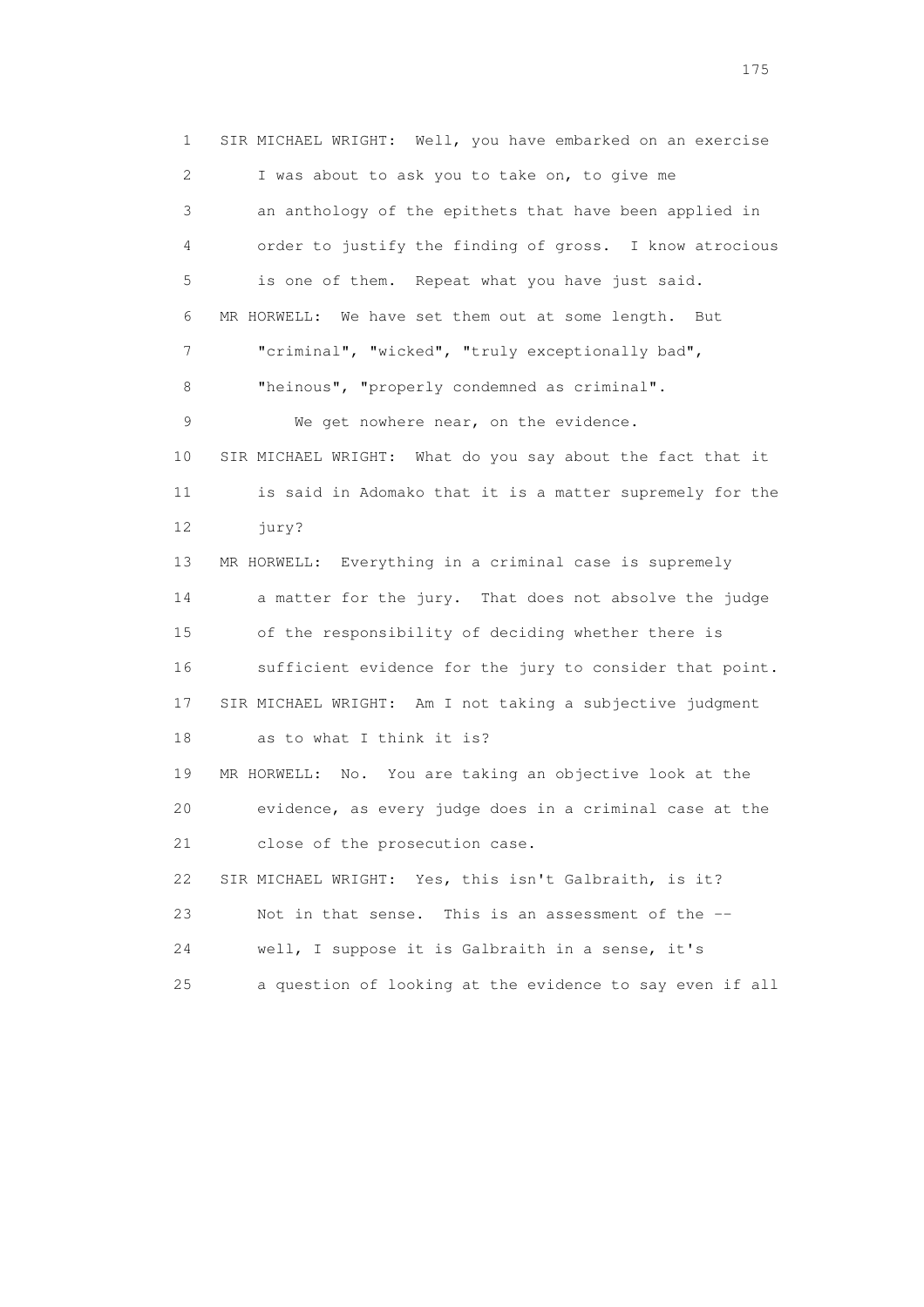1 SIR MICHAEL WRIGHT: Well, you have embarked on an exercise
2 I was about to ask you to take on, to give me
3 an anthology of the epithets that have been applied in
4 order to justify the finding of gross. I know atrocious
5 is one of them. Repeat what you have just said.
6 MR HORWELL: We have set them out at some length. But
7 "criminal", "wicked", "truly exceptionally bad",
8 "heinous", "properly condemned as criminal".
9 We get nowhere near, on the evidence.
10 SIR MICHAEL WRIGHT: What do you say about the fact that it
11 is said in Adomako that it is a matter supremely for the
12 jury?
13 MR HORWELL: Everything in a criminal case is supremely
14 a matter for the jury. That does not absolve the judge
15 of the responsibility of deciding whether there is
16 sufficient evidence for the jury to consider that point.
17 SIR MICHAEL WRIGHT: Am I not taking a subjective judgment
18 as to what I think it is?
19 MR HORWELL: No. You are taking an objective look at the
20 evidence, as every judge does in a criminal case at the
21 close of the prosecution case.
22 SIR MICHAEL WRIGHT: Yes, this isn't Galbraith, is it?
23 Not in that sense. This is an assessment of the --
24 well, I suppose it is Galbraith in a sense, it's
25 a question of looking at the evidence to say even if all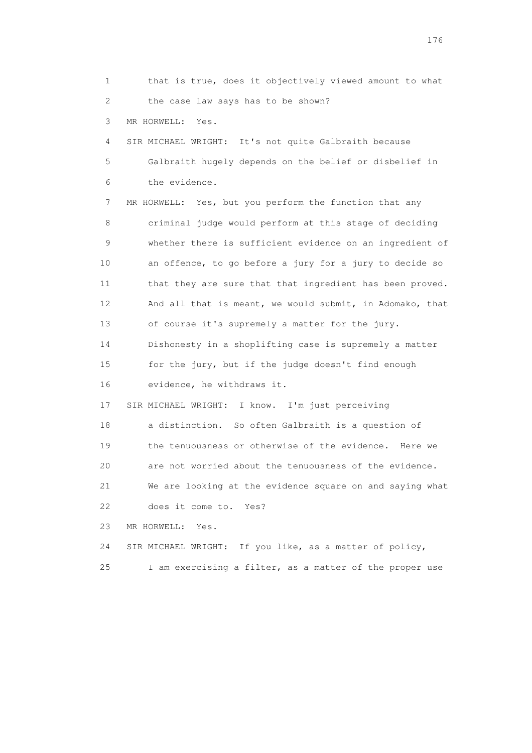1 that is true, does it objectively viewed amount to what
2 the case law says has to be shown?
3 MR HORWELL: Yes.
4 SIR MICHAEL WRIGHT: It's not quite Galbraith because
5 Galbraith hugely depends on the belief or disbelief in
6 the evidence.
7 MR HORWELL: Yes, but you perform the function that any
8 criminal judge would perform at this stage of deciding
9 whether there is sufficient evidence on an ingredient of
10 an offence, to go before a jury for a jury to decide so
11 that they are sure that that ingredient has been proved.
12 And all that is meant, we would submit, in Adomako, that
13 of course it's supremely a matter for the jury.
14 Dishonesty in a shoplifting case is supremely a matter
15 for the jury, but if the judge doesn't find enough
16 evidence, he withdraws it.
17 SIR MICHAEL WRIGHT: I know. I'm just perceiving
18 a distinction. So often Galbraith is a question of
19 the tenuousness or otherwise of the evidence. Here we
20 are not worried about the tenuousness of the evidence.
21 We are looking at the evidence square on and saying what
22 does it come to. Yes?
23 MR HORWELL: Yes.
24 SIR MICHAEL WRIGHT: If you like, as a matter of policy,
25 I am exercising a filter, as a matter of the proper use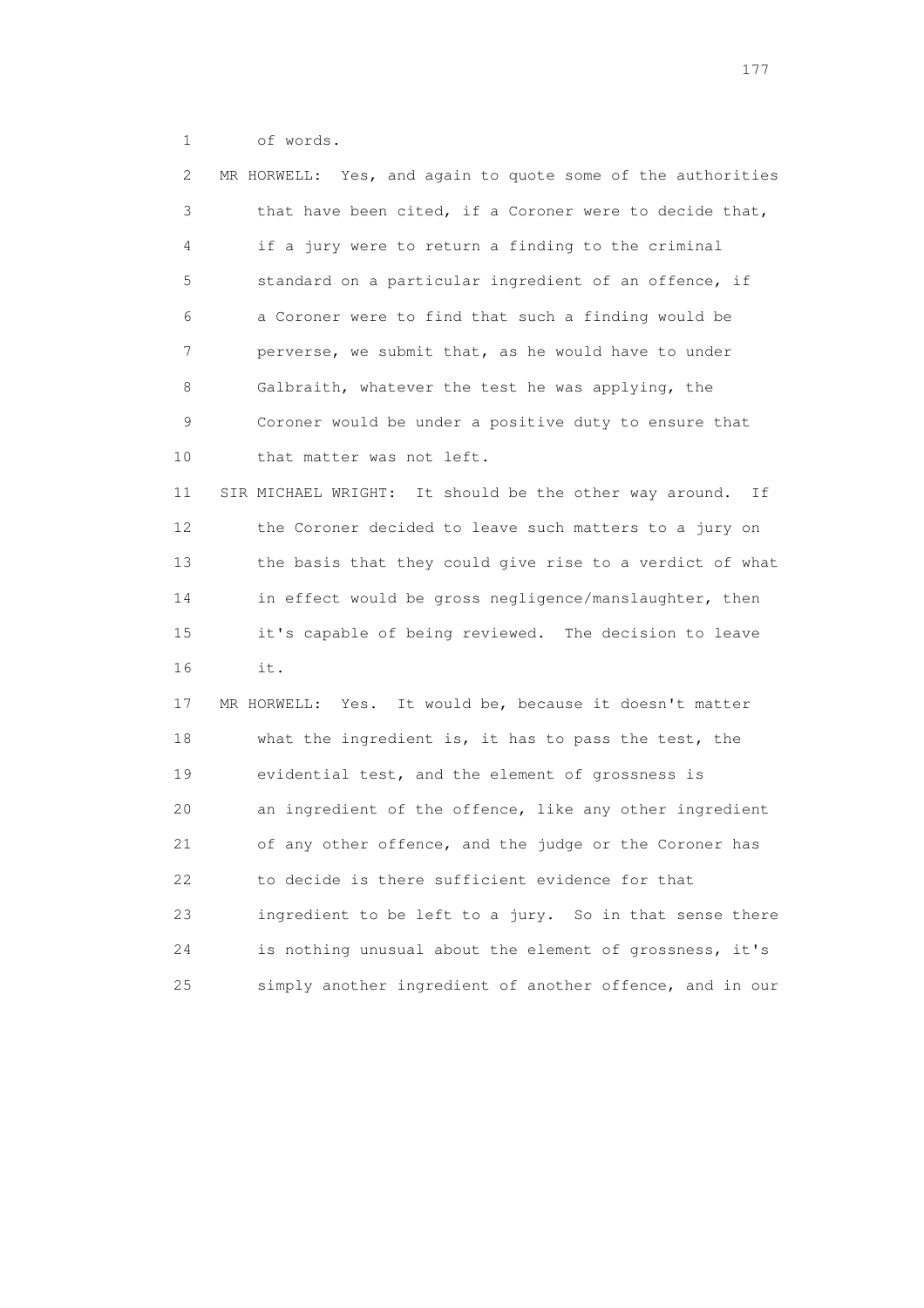1 of words.

2 MR HORWELL: Yes, and again to quote some of the authorities
3 that have been cited, if a Coroner were to decide that,
4 if a jury were to return a finding to the criminal
5 standard on a particular ingredient of an offence, if
6 a Coroner were to find that such a finding would be
7 perverse, we submit that, as he would have to under
8 Galbraith, whatever the test he was applying, the
9 Coroner would be under a positive duty to ensure that
10 that matter was not left.

11 SIR MICHAEL WRIGHT: It should be the other way around. If
12 the Coroner decided to leave such matters to a jury on
13 the basis that they could give rise to a verdict of what
14 in effect would be gross negligence/manslaughter, then
15 it's capable of being reviewed. The decision to leave
16 it.

17 MR HORWELL: Yes. It would be, because it doesn't matter
18 what the ingredient is, it has to pass the test, the
19 evidential test, and the element of grossness is
20 an ingredient of the offence, like any other ingredient
21 of any other offence, and the judge or the Coroner has
22 to decide is there sufficient evidence for that
23 ingredient to be left to a jury. So in that sense there
24 is nothing unusual about the element of grossness, it's
25 simply another ingredient of another offence, and in our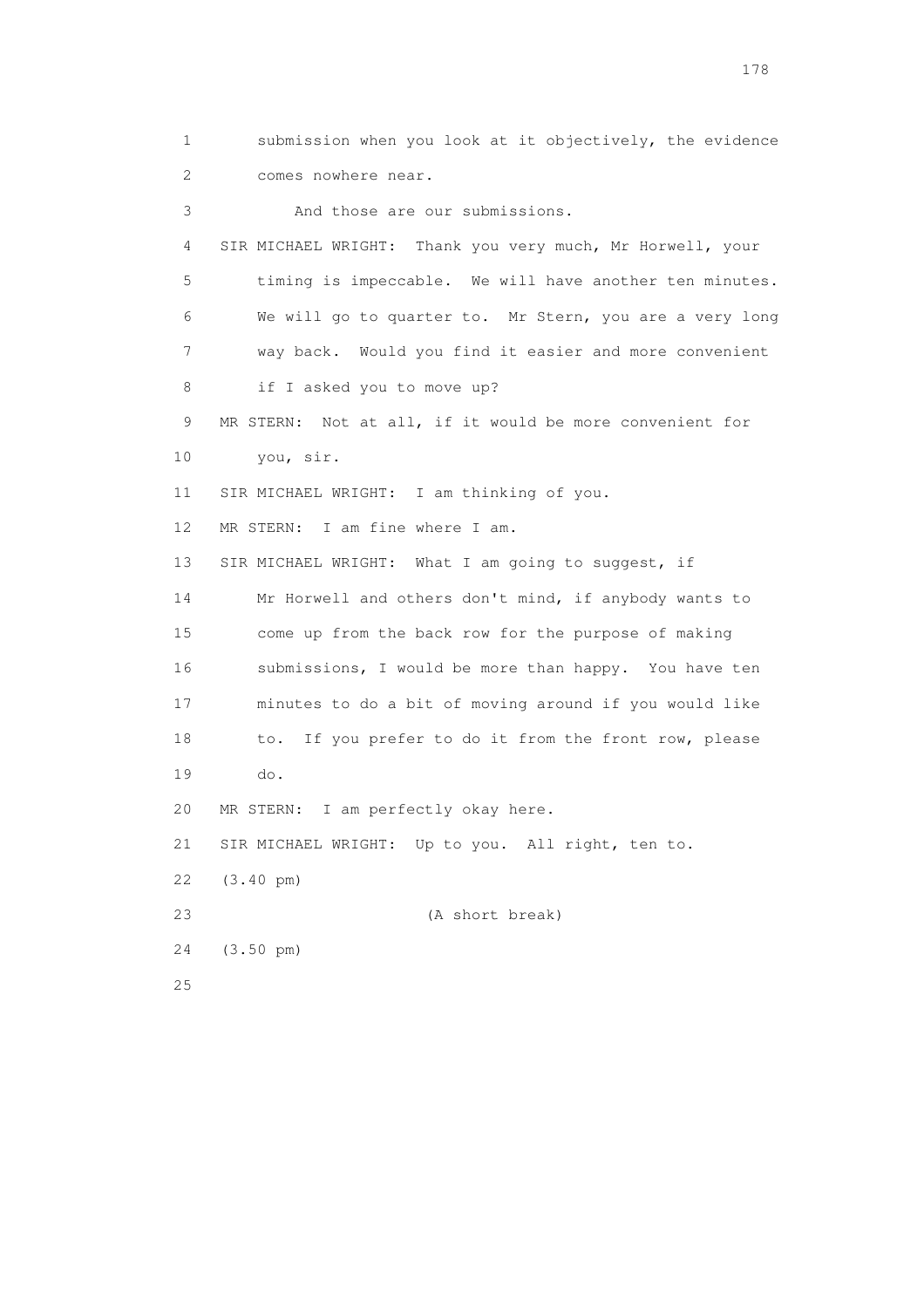1 submission when you look at it objectively, the evidence
2 comes nowhere near.
3 And those are our submissions.
4 SIR MICHAEL WRIGHT: Thank you very much, Mr Horwell, your
5 timing is impeccable. We will have another ten minutes.
6 We will go to quarter to. Mr Stern, you are a very long
7 way back. Would you find it easier and more convenient
8 if I asked you to move up?
9 MR STERN: Not at all, if it would be more convenient for
10 you, sir.
11 SIR MICHAEL WRIGHT: I am thinking of you.
12 MR STERN: I am fine where I am.
13 SIR MICHAEL WRIGHT: What I am going to suggest, if
14 Mr Horwell and others don't mind, if anybody wants to
15 come up from the back row for the purpose of making
16 submissions, I would be more than happy. You have ten
17 minutes to do a bit of moving around if you would like
18 to. If you prefer to do it from the front row, please
19 do.
20 MR STERN: I am perfectly okay here.
21 SIR MICHAEL WRIGHT: Up to you. All right, ten to.
22 (3.40 pm)
23 (A short break)
24 (3.50 pm)
25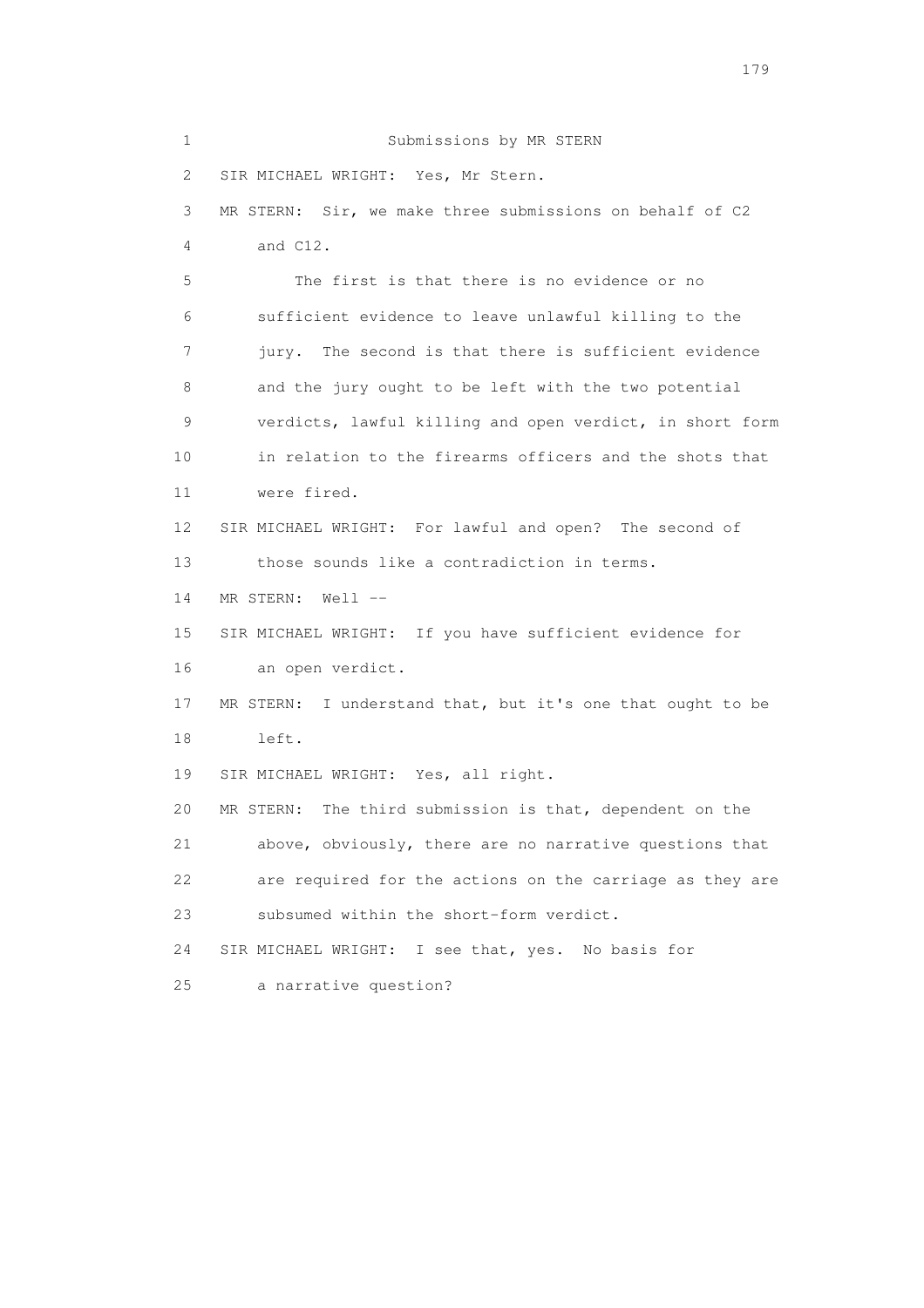## Submissions by MR STERN

SIR MICHAEL WRIGHT: Yes, Mr Stern.

MR STERN: Sir, we make three submissions on behalf of C2 and C12.

The first is that there is no evidence or no sufficient evidence to leave unlawful killing to the jury. The second is that there is sufficient evidence and the jury ought to be left with the two potential verdicts, lawful killing and open verdict, in short form in relation to the firearms officers and the shots that were fired.

SIR MICHAEL WRIGHT: For lawful and open? The second of those sounds like a contradiction in terms.

MR STERN: Well --

SIR MICHAEL WRIGHT: If you have sufficient evidence for an open verdict.

MR STERN: I understand that, but it's one that ought to be left.

SIR MICHAEL WRIGHT: Yes, all right.

MR STERN: The third submission is that, dependent on the above, obviously, there are no narrative questions that are required for the actions on the carriage as they are subsumed within the short-form verdict.

SIR MICHAEL WRIGHT: I see that, yes. No basis for a narrative question?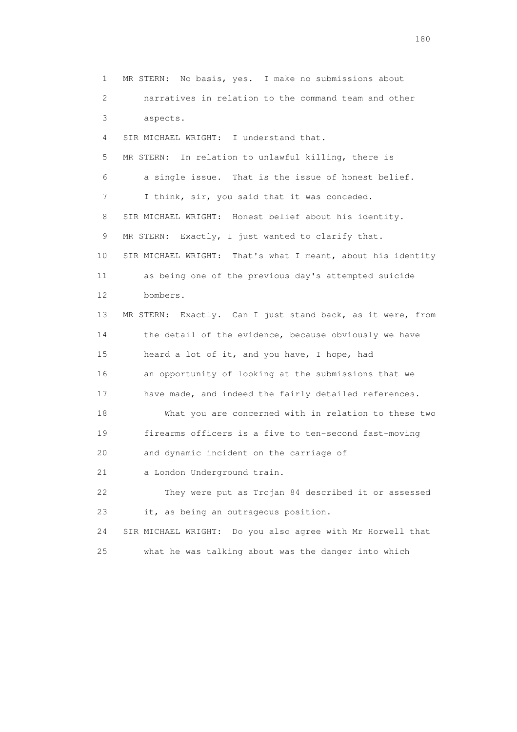1 MR STERN: No basis, yes. I make no submissions about
2 narratives in relation to the command team and other
3 aspects.
4 SIR MICHAEL WRIGHT: I understand that.
5 MR STERN: In relation to unlawful killing, there is
6 a single issue. That is the issue of honest belief.
7 I think, sir, you said that it was conceded.
8 SIR MICHAEL WRIGHT: Honest belief about his identity.
9 MR STERN: Exactly, I just wanted to clarify that.
10 SIR MICHAEL WRIGHT: That's what I meant, about his identity
11 as being one of the previous day's attempted suicide
12 bombers.
13 MR STERN: Exactly. Can I just stand back, as it were, from
14 the detail of the evidence, because obviously we have
15 heard a lot of it, and you have, I hope, had
16 an opportunity of looking at the submissions that we
17 have made, and indeed the fairly detailed references.
18 What you are concerned with in relation to these two
19 firearms officers is a five to ten-second fast-moving
20 and dynamic incident on the carriage of
21 a London Underground train.
22 They were put as Trojan 84 described it or assessed
23 it, as being an outrageous position.
24 SIR MICHAEL WRIGHT: Do you also agree with Mr Horwell that
25 what he was talking about was the danger into which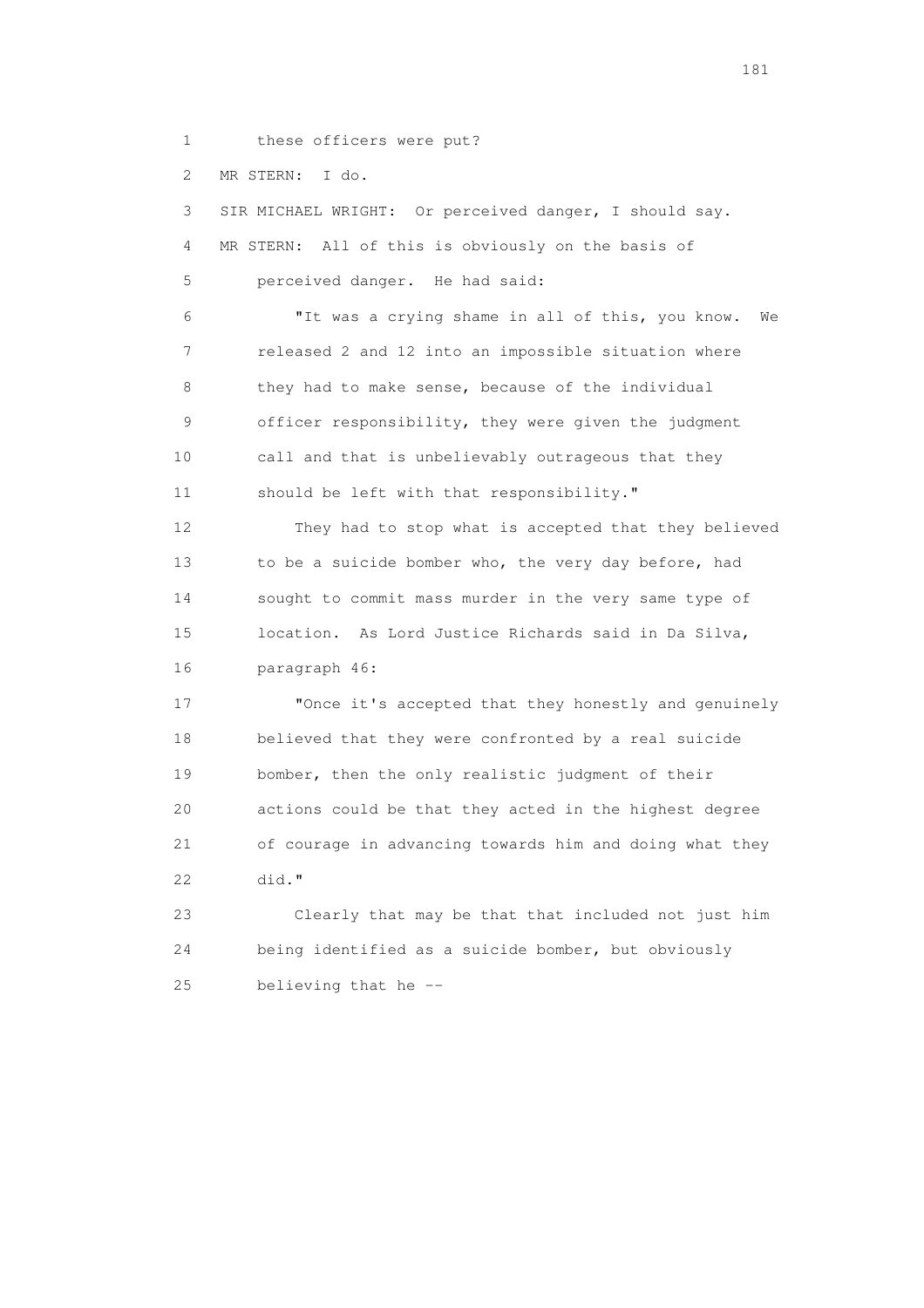these officers were put?

MR STERN: I do.

SIR MICHAEL WRIGHT: Or perceived danger, I should say.

MR STERN: All of this is obviously on the basis of perceived danger. He had said:

"It was a crying shame in all of this, you know. We released 2 and 12 into an impossible situation where they had to make sense, because of the individual officer responsibility, they were given the judgment call and that is unbelievably outrageous that they should be left with that responsibility."

They had to stop what is accepted that they believed to be a suicide bomber who, the very day before, had sought to commit mass murder in the very same type of location. As Lord Justice Richards said in Da Silva, paragraph 46:

"Once it's accepted that they honestly and genuinely believed that they were confronted by a real suicide bomber, then the only realistic judgment of their actions could be that they acted in the highest degree of courage in advancing towards him and doing what they did."

Clearly that may be that that included not just him being identified as a suicide bomber, but obviously believing that he --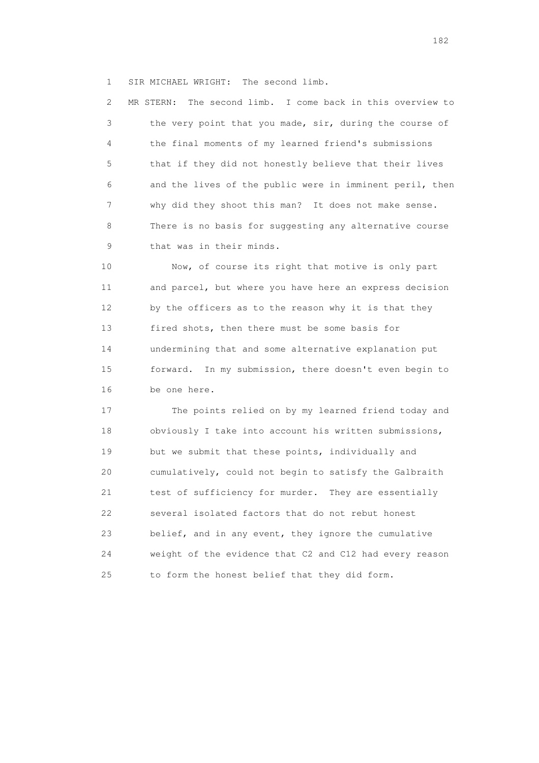1 SIR MICHAEL WRIGHT: The second limb.

2 MR STERN: The second limb. I come back in this overview to
3 the very point that you made, sir, during the course of
4 the final moments of my learned friend's submissions
5 that if they did not honestly believe that their lives
6 and the lives of the public were in imminent peril, then
7 why did they shoot this man? It does not make sense.
8 There is no basis for suggesting any alternative course
9 that was in their minds.

10 Now, of course its right that motive is only part
11 and parcel, but where you have here an express decision
12 by the officers as to the reason why it is that they
13 fired shots, then there must be some basis for
14 undermining that and some alternative explanation put
15 forward. In my submission, there doesn't even begin to
16 be one here.

17 The points relied on by my learned friend today and
18 obviously I take into account his written submissions,
19 but we submit that these points, individually and
20 cumulatively, could not begin to satisfy the Galbraith
21 test of sufficiency for murder. They are essentially
22 several isolated factors that do not rebut honest
23 belief, and in any event, they ignore the cumulative
24 weight of the evidence that C2 and C12 had every reason
25 to form the honest belief that they did form.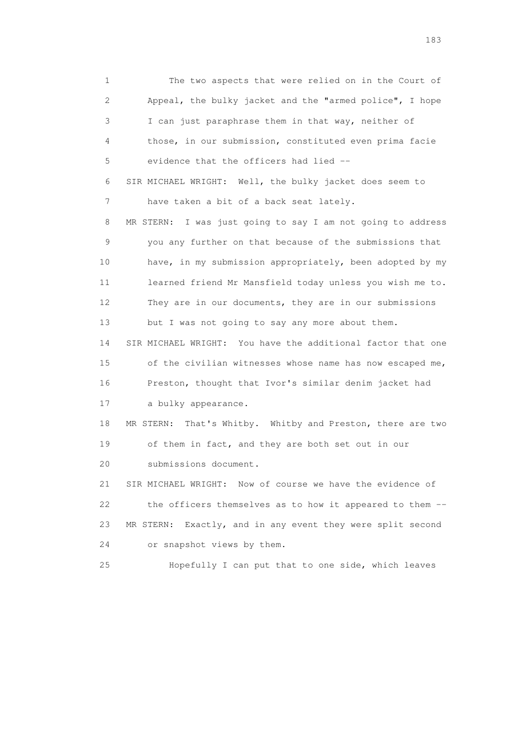1 The two aspects that were relied on in the Court of
2 Appeal, the bulky jacket and the "armed police", I hope
3 I can just paraphrase them in that way, neither of
4 those, in our submission, constituted even prima facie
5 evidence that the officers had lied --

6 SIR MICHAEL WRIGHT: Well, the bulky jacket does seem to
7 have taken a bit of a back seat lately.

8 MR STERN: I was just going to say I am not going to address
9 you any further on that because of the submissions that
10 have, in my submission appropriately, been adopted by my
11 learned friend Mr Mansfield today unless you wish me to.
12 They are in our documents, they are in our submissions
13 but I was not going to say any more about them.

14 SIR MICHAEL WRIGHT: You have the additional factor that one
15 of the civilian witnesses whose name has now escaped me,
16 Preston, thought that Ivor's similar denim jacket had
17 a bulky appearance.

18 MR STERN: That's Whitby. Whitby and Preston, there are two
19 of them in fact, and they are both set out in our
20 submissions document.

21 SIR MICHAEL WRIGHT: Now of course we have the evidence of
22 the officers themselves as to how it appeared to them --

23 MR STERN: Exactly, and in any event they were split second
24 or snapshot views by them.

25 Hopefully I can put that to one side, which leaves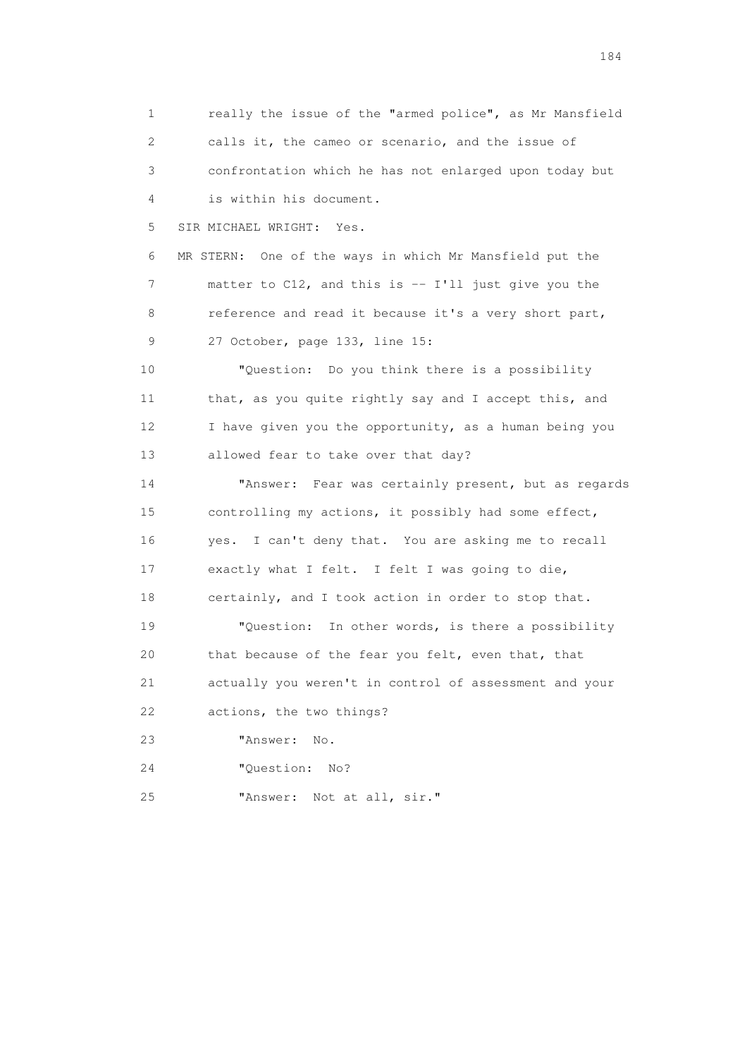really the issue of the "armed police", as Mr Mansfield calls it, the cameo or scenario, and the issue of confrontation which he has not enlarged upon today but is within his document.

SIR MICHAEL WRIGHT: Yes.

MR STERN: One of the ways in which Mr Mansfield put the matter to C12, and this is -- I'll just give you the reference and read it because it's a very short part, 27 October, page 133, line 15:

"Question: Do you think there is a possibility that, as you quite rightly say and I accept this, and I have given you the opportunity, as a human being you allowed fear to take over that day?

"Answer: Fear was certainly present, but as regards controlling my actions, it possibly had some effect, yes. I can't deny that. You are asking me to recall exactly what I felt. I felt I was going to die, certainly, and I took action in order to stop that.

"Question: In other words, is there a possibility that because of the fear you felt, even that, that actually you weren't in control of assessment and your actions, the two things?

"Answer: No.

"Question: No?

"Answer: Not at all, sir."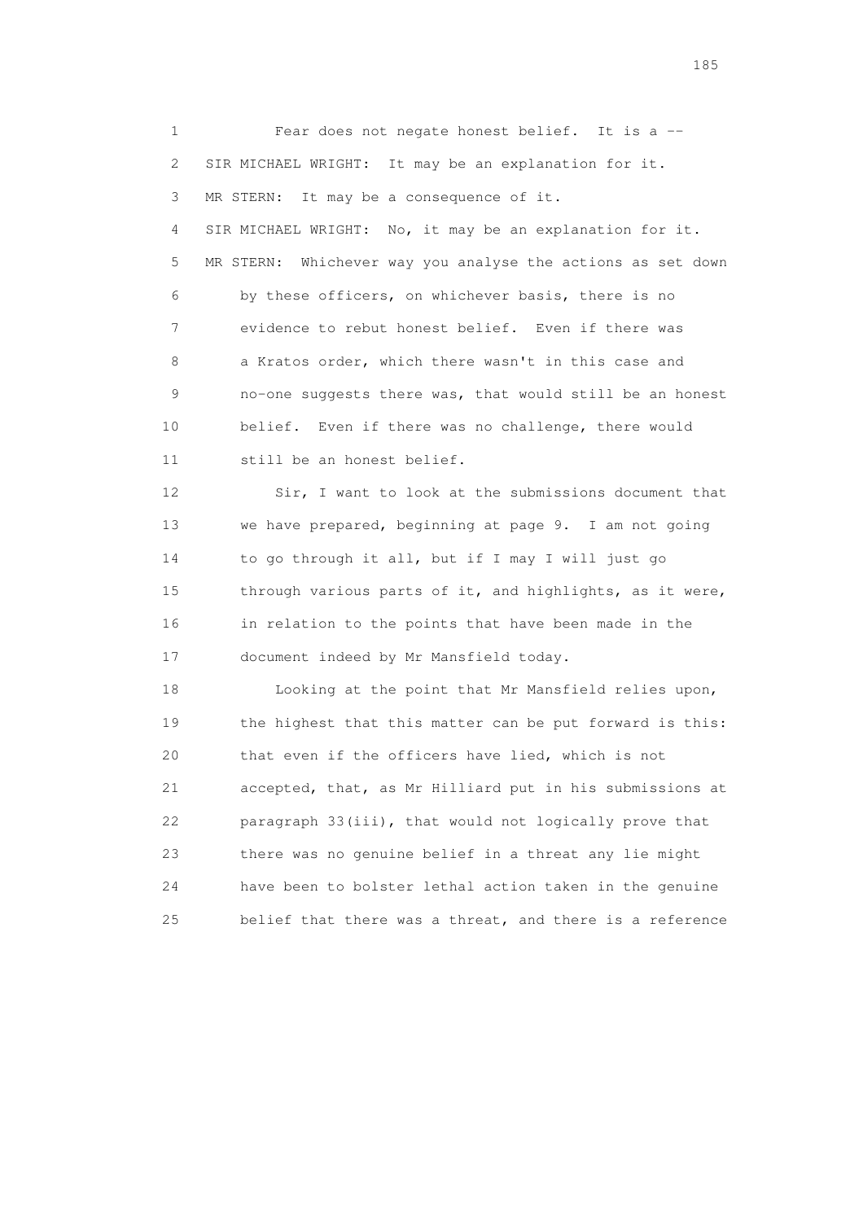1 Fear does not negate honest belief. It is a --

2 SIR MICHAEL WRIGHT: It may be an explanation for it.

3 MR STERN: It may be a consequence of it.

4 SIR MICHAEL WRIGHT: No, it may be an explanation for it.

5 MR STERN: Whichever way you analyse the actions as set down

6 by these officers, on whichever basis, there is no

7 evidence to rebut honest belief. Even if there was

8 a Kratos order, which there wasn't in this case and

9 no-one suggests there was, that would still be an honest

10 belief. Even if there was no challenge, there would

11 still be an honest belief.

12 Sir, I want to look at the submissions document that

13 we have prepared, beginning at page 9. I am not going

14 to go through it all, but if I may I will just go

15 through various parts of it, and highlights, as it were,

16 in relation to the points that have been made in the

17 document indeed by Mr Mansfield today.

18 Looking at the point that Mr Mansfield relies upon,

19 the highest that this matter can be put forward is this:

20 that even if the officers have lied, which is not

21 accepted, that, as Mr Hilliard put in his submissions at

22 paragraph 33(iii), that would not logically prove that

23 there was no genuine belief in a threat any lie might

24 have been to bolster lethal action taken in the genuine

25 belief that there was a threat, and there is a reference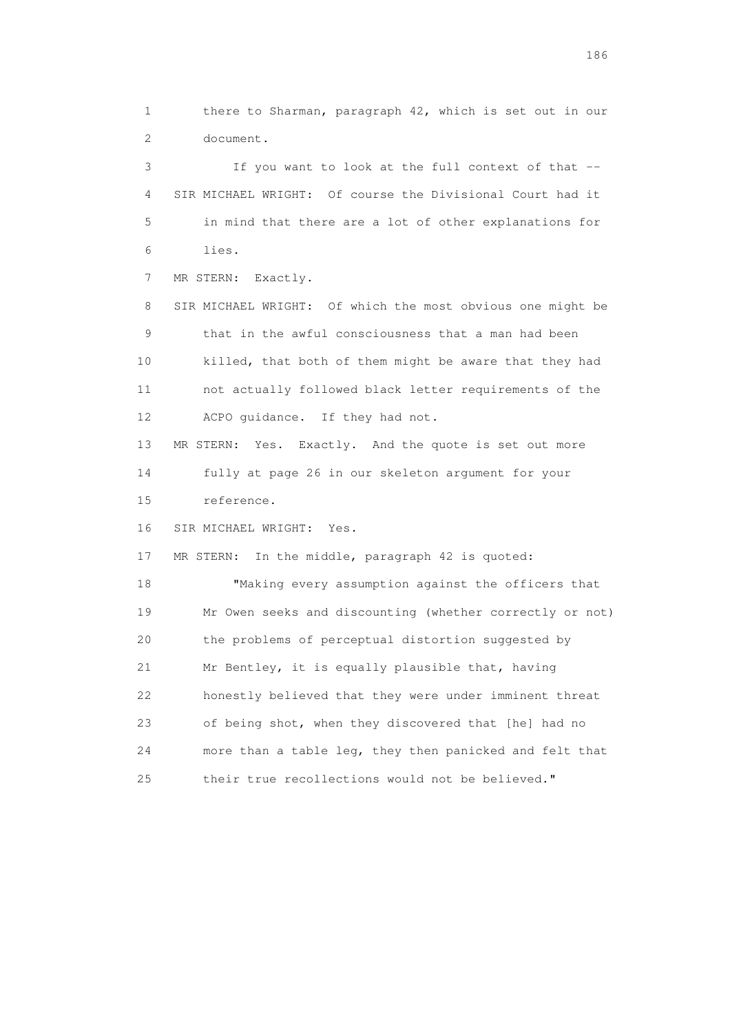1 there to Sharman, paragraph 42, which is set out in our
2 document.

3 If you want to look at the full context of that --

4 SIR MICHAEL WRIGHT: Of course the Divisional Court had it
5 in mind that there are a lot of other explanations for
6 lies.

7 MR STERN: Exactly.

8 SIR MICHAEL WRIGHT: Of which the most obvious one might be
9 that in the awful consciousness that a man had been
10 killed, that both of them might be aware that they had
11 not actually followed black letter requirements of the
12 ACPO guidance. If they had not.

13 MR STERN: Yes. Exactly. And the quote is set out more
14 fully at page 26 in our skeleton argument for your
15 reference.

16 SIR MICHAEL WRIGHT: Yes.

17 MR STERN: In the middle, paragraph 42 is quoted:

18 "Making every assumption against the officers that
19 Mr Owen seeks and discounting (whether correctly or not)
20 the problems of perceptual distortion suggested by
21 Mr Bentley, it is equally plausible that, having
22 honestly believed that they were under imminent threat
23 of being shot, when they discovered that [he] had no
24 more than a table leg, they then panicked and felt that
25 their true recollections would not be believed."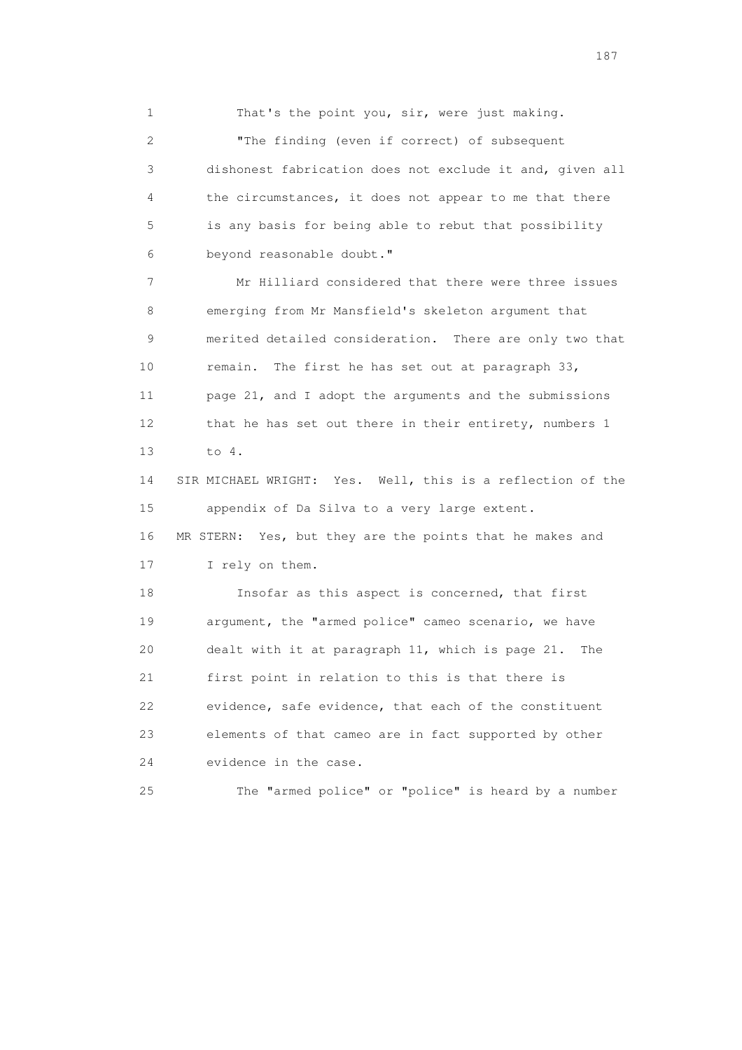1 That's the point you, sir, were just making.

2 "The finding (even if correct) of subsequent

3 dishonest fabrication does not exclude it and, given all

4 the circumstances, it does not appear to me that there

5 is any basis for being able to rebut that possibility

6 beyond reasonable doubt."

7 Mr Hilliard considered that there were three issues

8 emerging from Mr Mansfield's skeleton argument that

9 merited detailed consideration. There are only two that

10 remain. The first he has set out at paragraph 33,

11 page 21, and I adopt the arguments and the submissions

12 that he has set out there in their entirety, numbers 1

13 to 4.

14 SIR MICHAEL WRIGHT: Yes. Well, this is a reflection of the

15 appendix of Da Silva to a very large extent.

16 MR STERN: Yes, but they are the points that he makes and

17 I rely on them.

18 Insofar as this aspect is concerned, that first

19 argument, the "armed police" cameo scenario, we have

20 dealt with it at paragraph 11, which is page 21. The

21 first point in relation to this is that there is

22 evidence, safe evidence, that each of the constituent

23 elements of that cameo are in fact supported by other

24 evidence in the case.

25 The "armed police" or "police" is heard by a number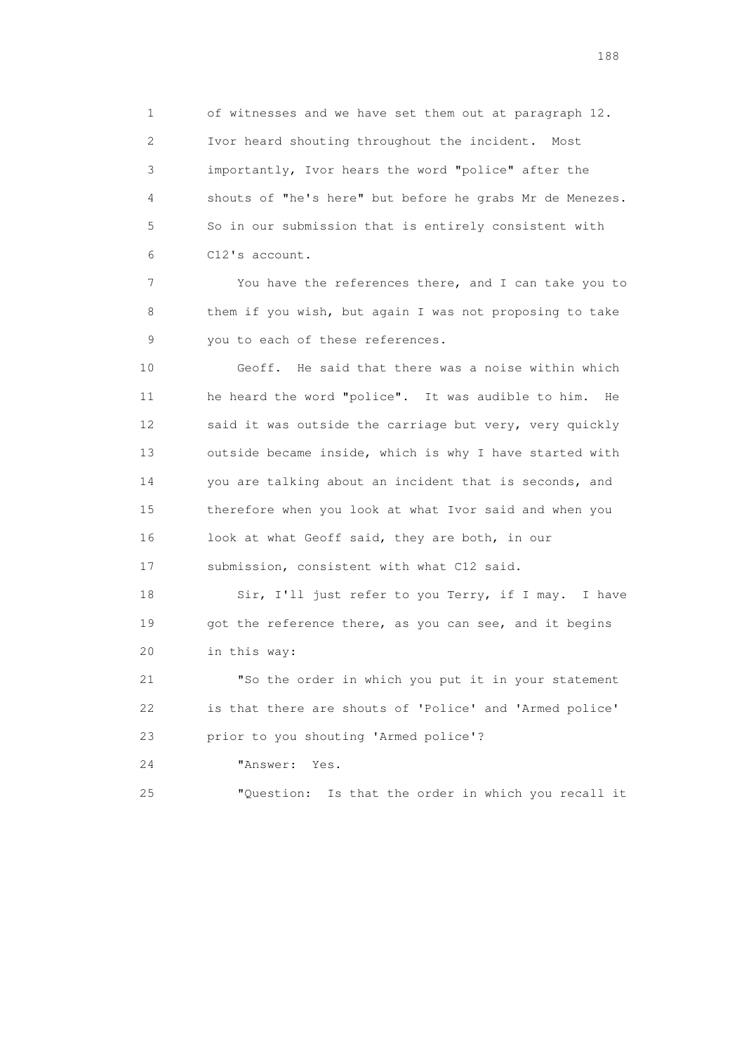of witnesses and we have set them out at paragraph 12. Ivor heard shouting throughout the incident. Most importantly, Ivor hears the word "police" after the shouts of "he's here" but before he grabs Mr de Menezes. So in our submission that is entirely consistent with C12's account.

You have the references there, and I can take you to them if you wish, but again I was not proposing to take you to each of these references.

Geoff. He said that there was a noise within which he heard the word "police". It was audible to him. He said it was outside the carriage but very, very quickly outside became inside, which is why I have started with you are talking about an incident that is seconds, and therefore when you look at what Ivor said and when you look at what Geoff said, they are both, in our submission, consistent with what C12 said.

Sir, I'll just refer to you Terry, if I may. I have got the reference there, as you can see, and it begins in this way:

"So the order in which you put it in your statement is that there are shouts of 'Police' and 'Armed police' prior to you shouting 'Armed police'?

"Answer: Yes.

"Question: Is that the order in which you recall it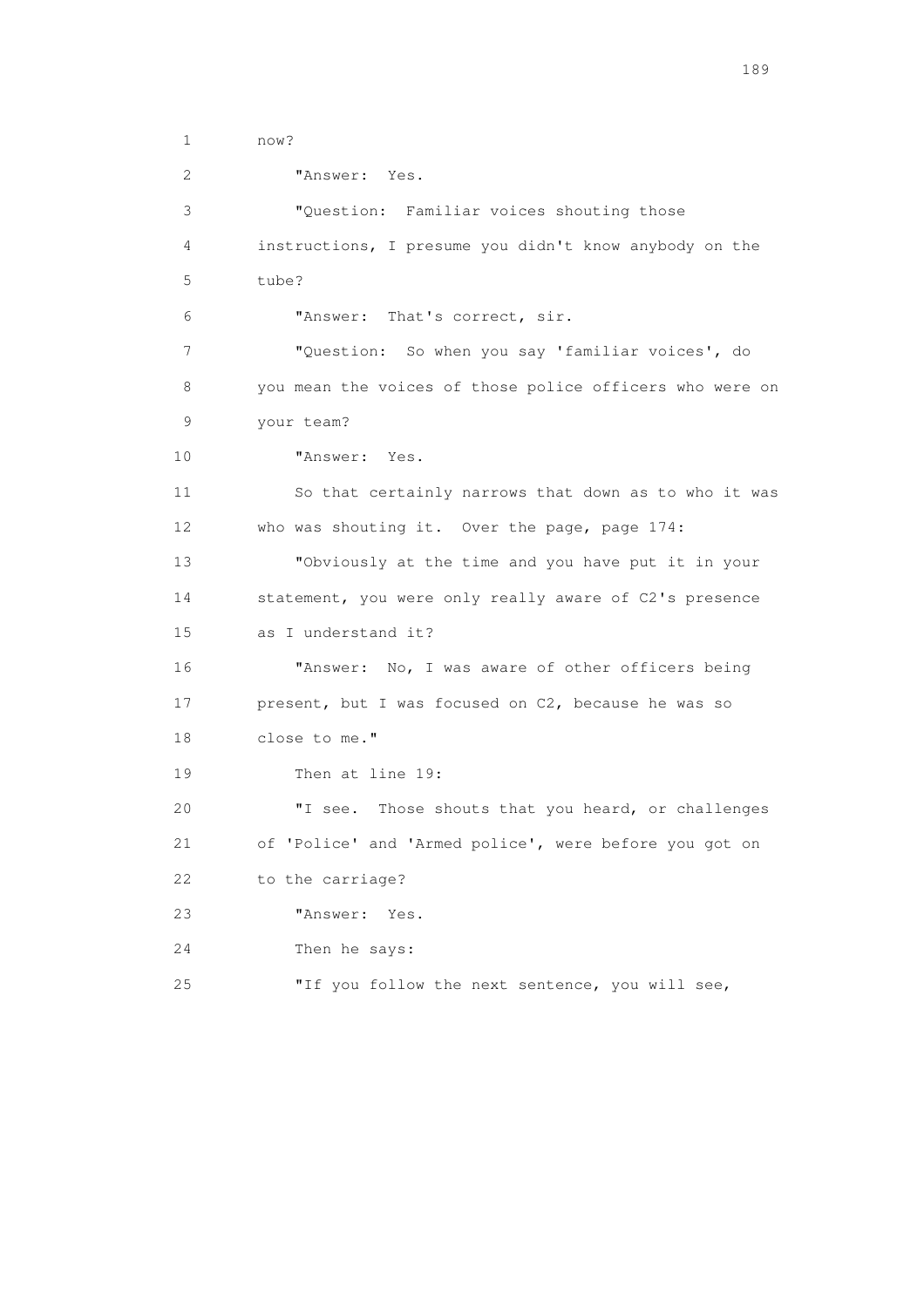now?

"Answer: Yes.

"Question: Familiar voices shouting those instructions, I presume you didn't know anybody on the tube?

"Answer: That's correct, sir.

"Question: So when you say 'familiar voices', do you mean the voices of those police officers who were on your team?

"Answer: Yes.

So that certainly narrows that down as to who it was who was shouting it. Over the page, page 174:

"Obviously at the time and you have put it in your statement, you were only really aware of C2's presence as I understand it?

"Answer: No, I was aware of other officers being present, but I was focused on C2, because he was so close to me."

Then at line 19:

"I see. Those shouts that you heard, or challenges of 'Police' and 'Armed police', were before you got on to the carriage?

"Answer: Yes.

Then he says:

"If you follow the next sentence, you will see,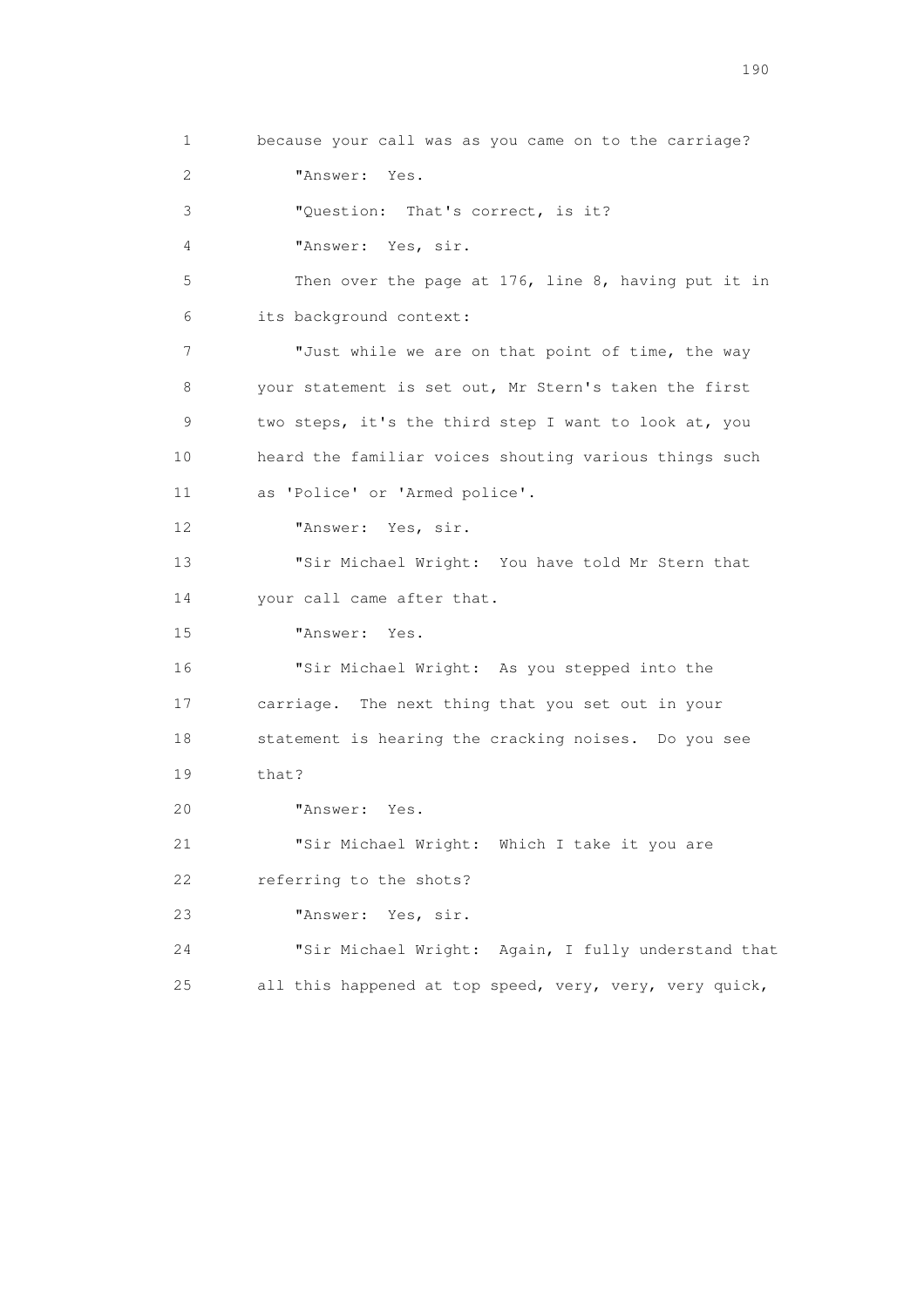because your call was as you came on to the carriage?

"Answer: Yes.

"Question: That's correct, is it?

"Answer: Yes, sir.

Then over the page at 176, line 8, having put it in its background context:

"Just while we are on that point of time, the way your statement is set out, Mr Stern's taken the first two steps, it's the third step I want to look at, you heard the familiar voices shouting various things such as 'Police' or 'Armed police'.

"Answer: Yes, sir.

"Sir Michael Wright: You have told Mr Stern that your call came after that.

"Answer: Yes.

"Sir Michael Wright: As you stepped into the carriage. The next thing that you set out in your statement is hearing the cracking noises. Do you see that?

"Answer: Yes.

"Sir Michael Wright: Which I take it you are referring to the shots?

"Answer: Yes, sir.

"Sir Michael Wright: Again, I fully understand that all this happened at top speed, very, very, very quick,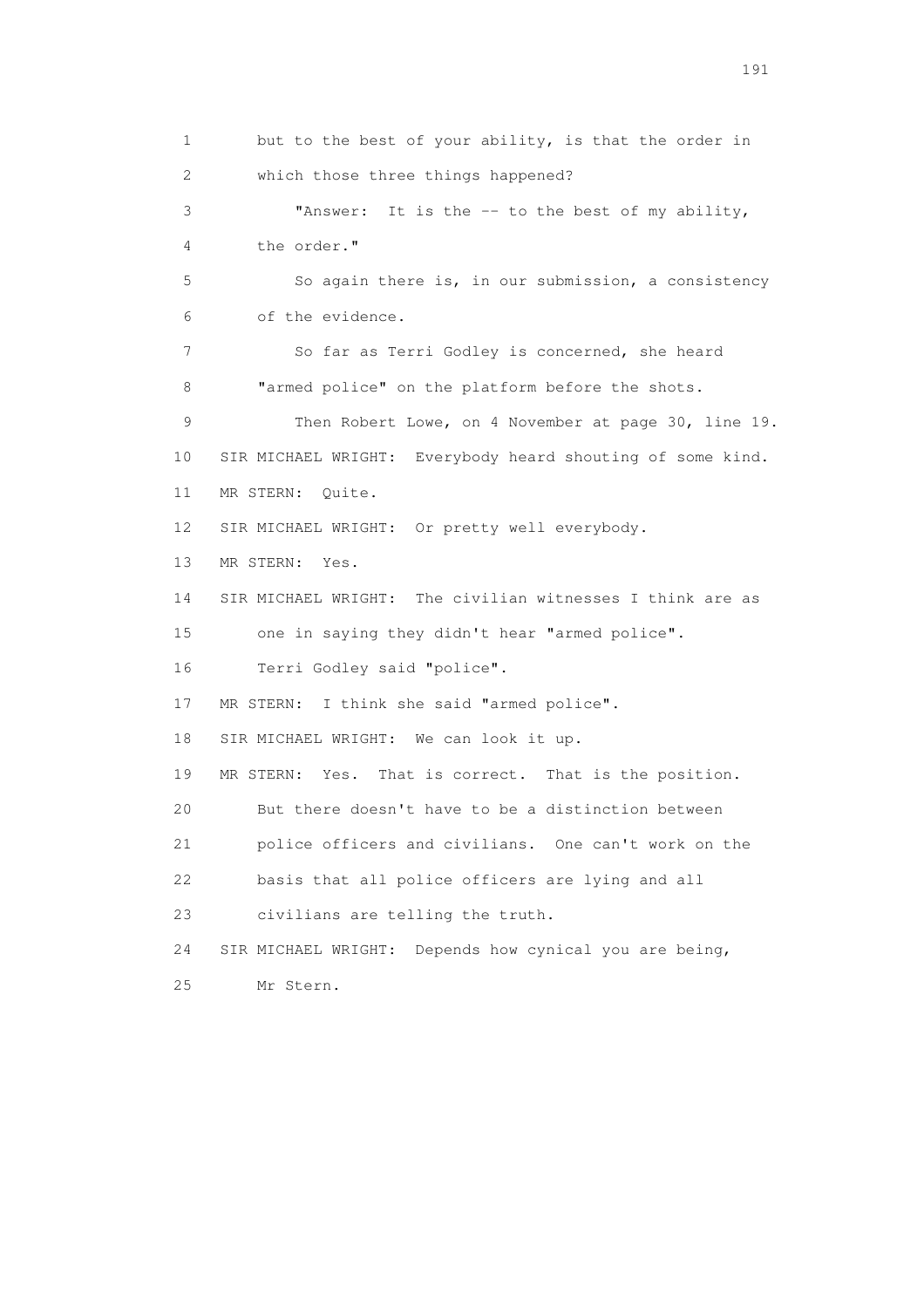1 but to the best of your ability, is that the order in
2 which those three things happened?

3 "Answer: It is the -- to the best of my ability,
4 the order."

5 So again there is, in our submission, a consistency
6 of the evidence.

7 So far as Terri Godley is concerned, she heard
8 "armed police" on the platform before the shots.

9 Then Robert Lowe, on 4 November at page 30, line 19.

10 SIR MICHAEL WRIGHT: Everybody heard shouting of some kind.

11 MR STERN: Quite.

12 SIR MICHAEL WRIGHT: Or pretty well everybody.

13 MR STERN: Yes.

14 SIR MICHAEL WRIGHT: The civilian witnesses I think are as
15 one in saying they didn't hear "armed police".
16 Terri Godley said "police".

17 MR STERN: I think she said "armed police".

18 SIR MICHAEL WRIGHT: We can look it up.

19 MR STERN: Yes. That is correct. That is the position.
20 But there doesn't have to be a distinction between
21 police officers and civilians. One can't work on the
22 basis that all police officers are lying and all
23 civilians are telling the truth.

24 SIR MICHAEL WRIGHT: Depends how cynical you are being,
25 Mr Stern.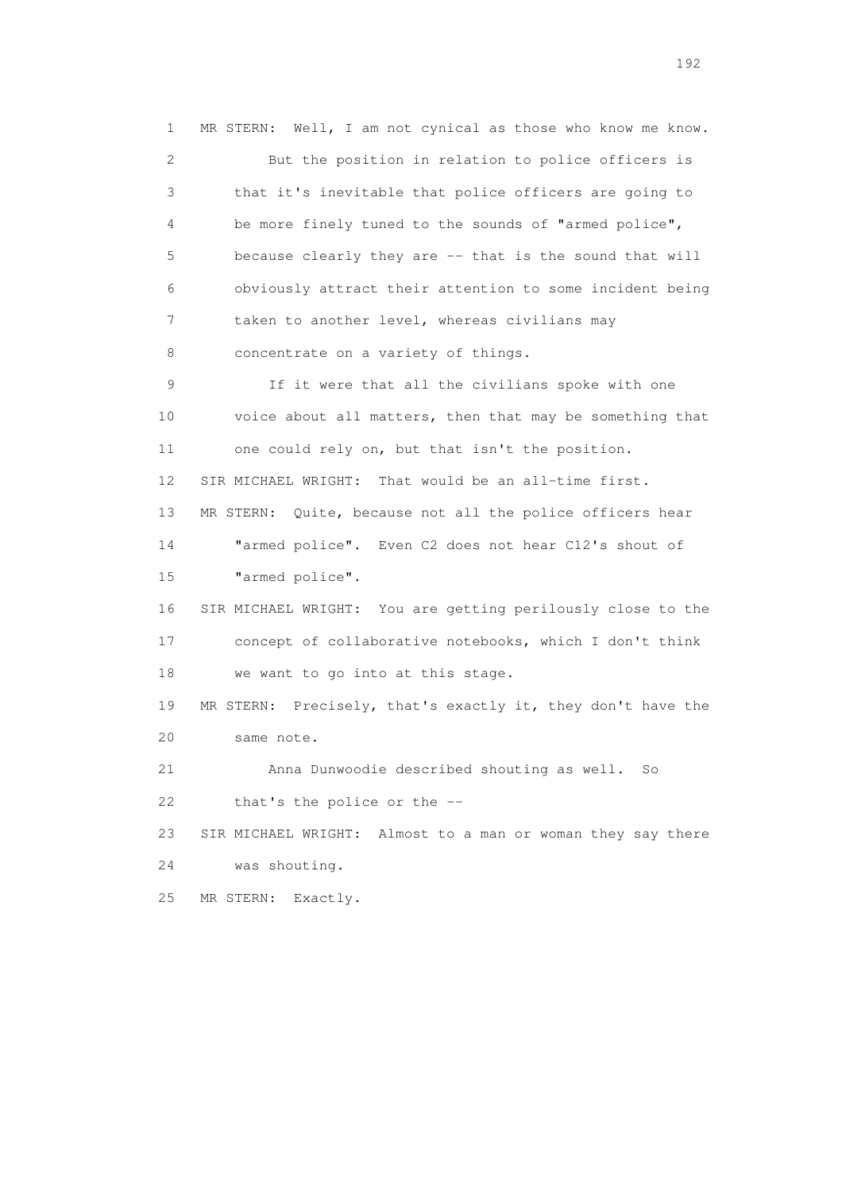MR STERN: Well, I am not cynical as those who know me know.

But the position in relation to police officers is that it's inevitable that police officers are going to be more finely tuned to the sounds of "armed police", because clearly they are -- that is the sound that will obviously attract their attention to some incident being taken to another level, whereas civilians may concentrate on a variety of things.

If it were that all the civilians spoke with one voice about all matters, then that may be something that one could rely on, but that isn't the position.

SIR MICHAEL WRIGHT: That would be an all-time first.

MR STERN: Quite, because not all the police officers hear "armed police". Even C2 does not hear C12's shout of "armed police".

SIR MICHAEL WRIGHT: You are getting perilously close to the concept of collaborative notebooks, which I don't think we want to go into at this stage.

MR STERN: Precisely, that's exactly it, they don't have the same note.

Anna Dunwoodie described shouting as well. So that's the police or the --

SIR MICHAEL WRIGHT: Almost to a man or woman they say there was shouting.

MR STERN: Exactly.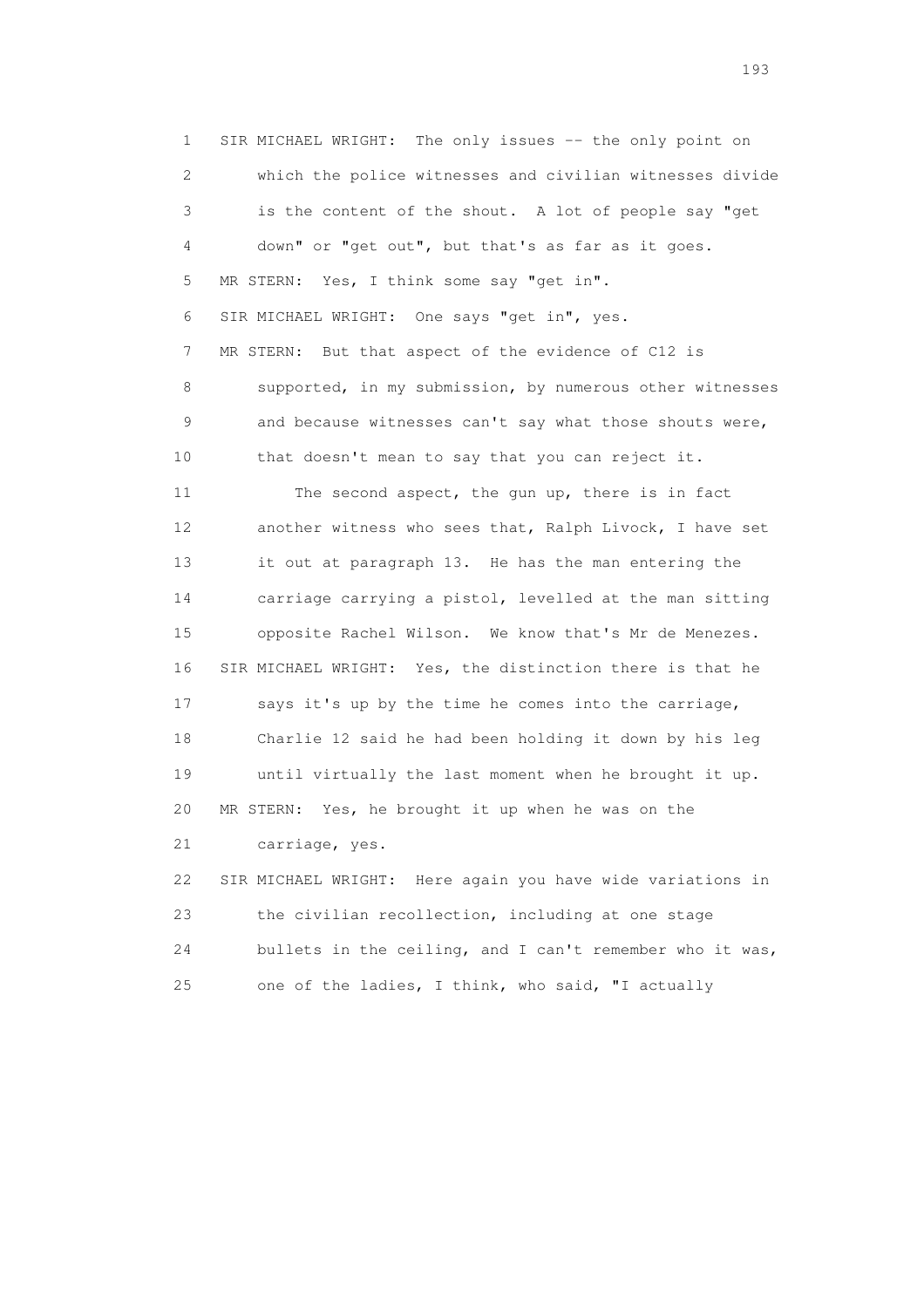1 SIR MICHAEL WRIGHT: The only issues -- the only point on
2 which the police witnesses and civilian witnesses divide
3 is the content of the shout. A lot of people say "get
4 down" or "get out", but that's as far as it goes.
5 MR STERN: Yes, I think some say "get in".
6 SIR MICHAEL WRIGHT: One says "get in", yes.
7 MR STERN: But that aspect of the evidence of C12 is
8 supported, in my submission, by numerous other witnesses
9 and because witnesses can't say what those shouts were,
10 that doesn't mean to say that you can reject it.
11 The second aspect, the gun up, there is in fact
12 another witness who sees that, Ralph Livock, I have set
13 it out at paragraph 13. He has the man entering the
14 carriage carrying a pistol, levelled at the man sitting
15 opposite Rachel Wilson. We know that's Mr de Menezes.
16 SIR MICHAEL WRIGHT: Yes, the distinction there is that he
17 says it's up by the time he comes into the carriage,
18 Charlie 12 said he had been holding it down by his leg
19 until virtually the last moment when he brought it up.
20 MR STERN: Yes, he brought it up when he was on the
21 carriage, yes.
22 SIR MICHAEL WRIGHT: Here again you have wide variations in
23 the civilian recollection, including at one stage
24 bullets in the ceiling, and I can't remember who it was,
25 one of the ladies, I think, who said, "I actually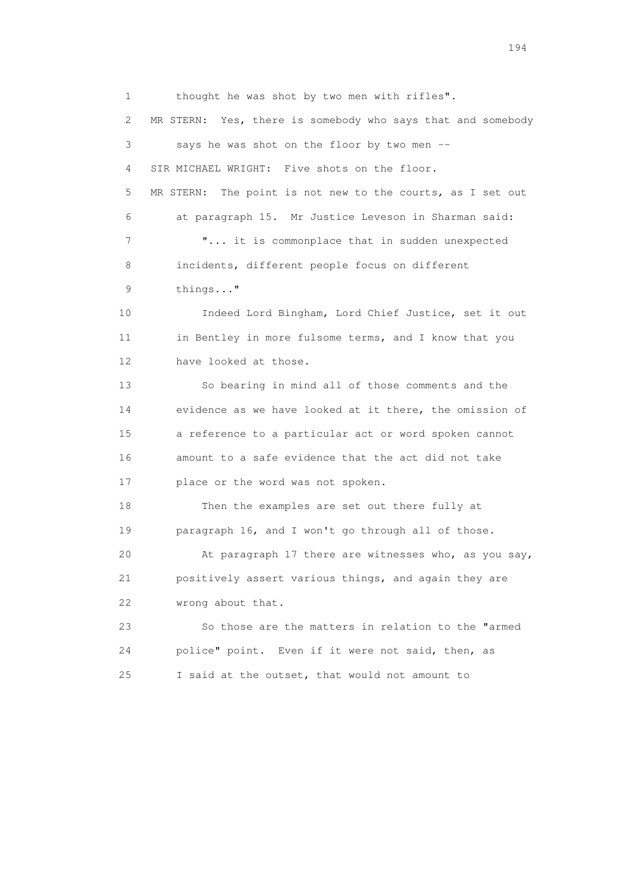1 thought he was shot by two men with rifles".

2 MR STERN: Yes, there is somebody who says that and somebody

3 says he was shot on the floor by two men --

4 SIR MICHAEL WRIGHT: Five shots on the floor.

5 MR STERN: The point is not new to the courts, as I set out

6 at paragraph 15. Mr Justice Leveson in Sharman said:

7 "... it is commonplace that in sudden unexpected

8 incidents, different people focus on different

9 things..."

10 Indeed Lord Bingham, Lord Chief Justice, set it out

11 in Bentley in more fulsome terms, and I know that you

12 have looked at those.

13 So bearing in mind all of those comments and the

14 evidence as we have looked at it there, the omission of

15 a reference to a particular act or word spoken cannot

16 amount to a safe evidence that the act did not take

17 place or the word was not spoken.

18 Then the examples are set out there fully at

19 paragraph 16, and I won't go through all of those.

20 At paragraph 17 there are witnesses who, as you say,

21 positively assert various things, and again they are

22 wrong about that.

23 So those are the matters in relation to the "armed

24 police" point. Even if it were not said, then, as

25 I said at the outset, that would not amount to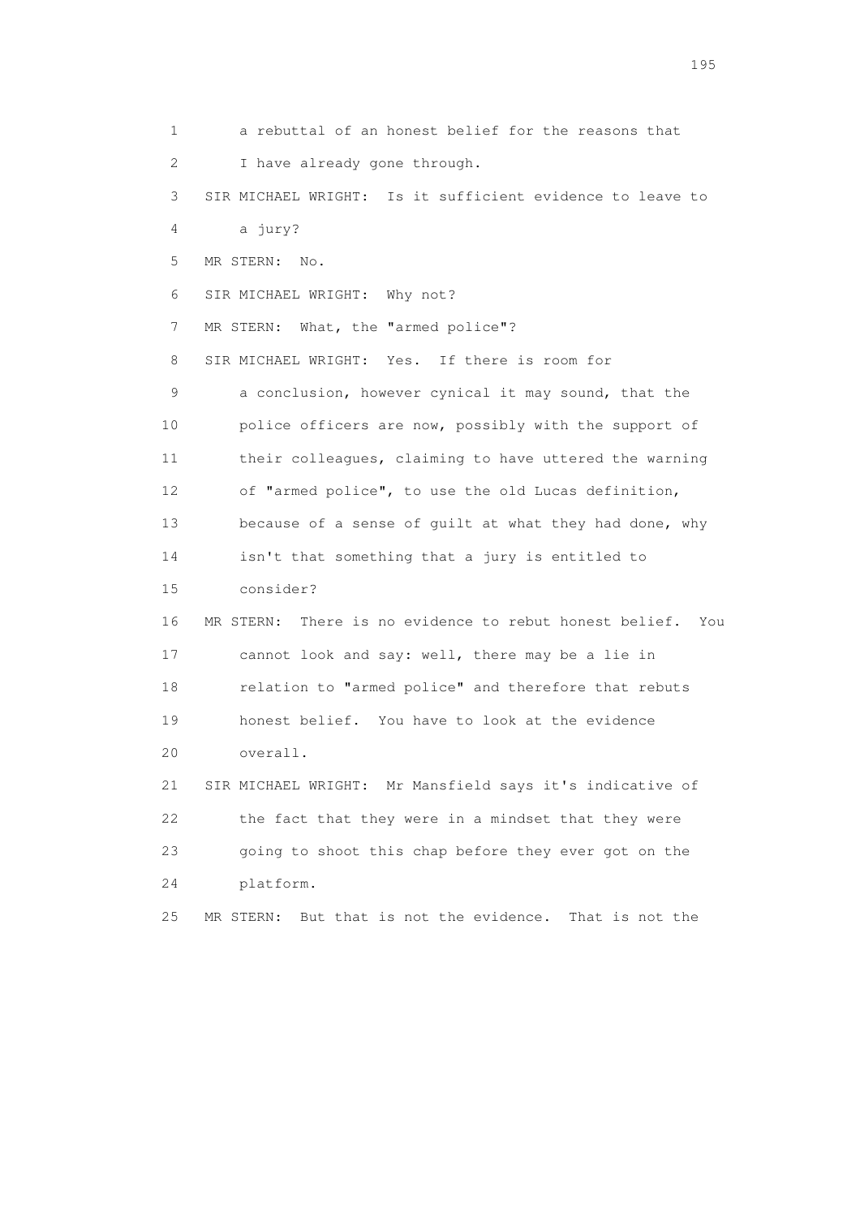1 a rebuttal of an honest belief for the reasons that

2 I have already gone through.

3 SIR MICHAEL WRIGHT: Is it sufficient evidence to leave to

4 a jury?

5 MR STERN: No.

6 SIR MICHAEL WRIGHT: Why not?

7 MR STERN: What, the "armed police"?

8 SIR MICHAEL WRIGHT: Yes. If there is room for

9 a conclusion, however cynical it may sound, that the

10 police officers are now, possibly with the support of

11 their colleagues, claiming to have uttered the warning

12 of "armed police", to use the old Lucas definition,

13 because of a sense of guilt at what they had done, why

14 isn't that something that a jury is entitled to

15 consider?

16 MR STERN: There is no evidence to rebut honest belief. You

17 cannot look and say: well, there may be a lie in

18 relation to "armed police" and therefore that rebuts

19 honest belief. You have to look at the evidence

20 overall.

21 SIR MICHAEL WRIGHT: Mr Mansfield says it's indicative of

22 the fact that they were in a mindset that they were

23 going to shoot this chap before they ever got on the

24 platform.

25 MR STERN: But that is not the evidence. That is not the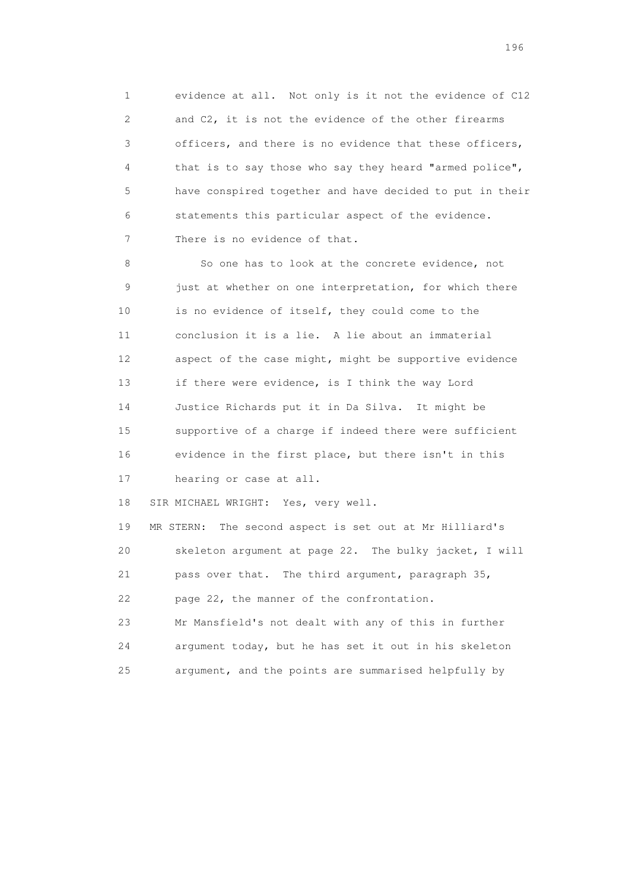1 evidence at all. Not only is it not the evidence of C12
2 and C2, it is not the evidence of the other firearms
3 officers, and there is no evidence that these officers,
4 that is to say those who say they heard "armed police",
5 have conspired together and have decided to put in their
6 statements this particular aspect of the evidence.
7 There is no evidence of that.

8 So one has to look at the concrete evidence, not
9 just at whether on one interpretation, for which there
10 is no evidence of itself, they could come to the
11 conclusion it is a lie. A lie about an immaterial
12 aspect of the case might, might be supportive evidence
13 if there were evidence, is I think the way Lord
14 Justice Richards put it in Da Silva. It might be
15 supportive of a charge if indeed there were sufficient
16 evidence in the first place, but there isn't in this
17 hearing or case at all.

18 SIR MICHAEL WRIGHT: Yes, very well.

19 MR STERN: The second aspect is set out at Mr Hilliard's
20 skeleton argument at page 22. The bulky jacket, I will
21 pass over that. The third argument, paragraph 35,
22 page 22, the manner of the confrontation.
23 Mr Mansfield's not dealt with any of this in further
24 argument today, but he has set it out in his skeleton
25 argument, and the points are summarised helpfully by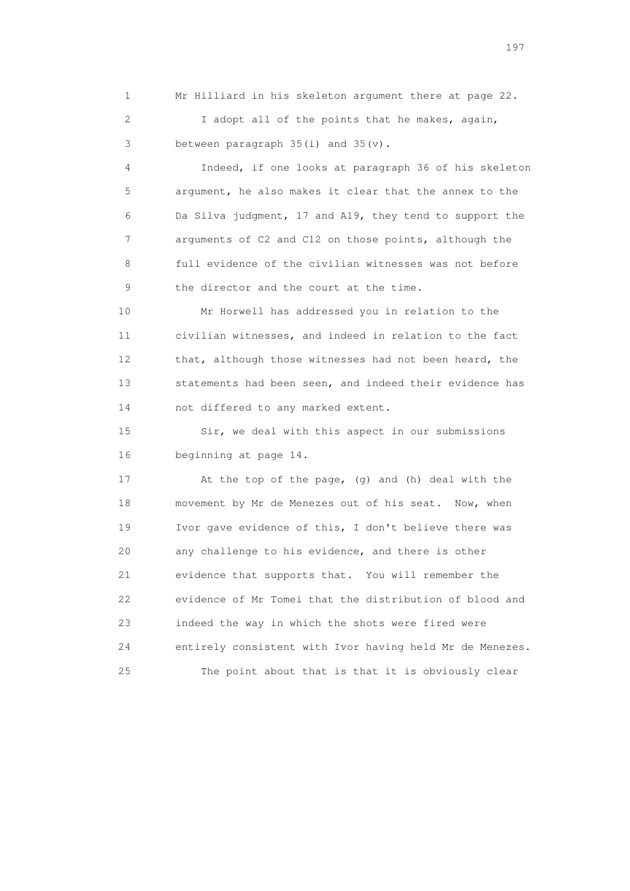1 Mr Hilliard in his skeleton argument there at page 22.

2 I adopt all of the points that he makes, again,

3 between paragraph 35(i) and 35(v).

4 Indeed, if one looks at paragraph 36 of his skeleton

5 argument, he also makes it clear that the annex to the

6 Da Silva judgment, 17 and A19, they tend to support the

7 arguments of C2 and C12 on those points, although the

8 full evidence of the civilian witnesses was not before

9 the director and the court at the time.

10 Mr Horwell has addressed you in relation to the

11 civilian witnesses, and indeed in relation to the fact

12 that, although those witnesses had not been heard, the

13 statements had been seen, and indeed their evidence has

14 not differed to any marked extent.

15 Sir, we deal with this aspect in our submissions

16 beginning at page 14.

17 At the top of the page, (g) and (h) deal with the

18 movement by Mr de Menezes out of his seat. Now, when

19 Ivor gave evidence of this, I don't believe there was

20 any challenge to his evidence, and there is other

21 evidence that supports that. You will remember the

22 evidence of Mr Tomei that the distribution of blood and

23 indeed the way in which the shots were fired were

24 entirely consistent with Ivor having held Mr de Menezes.

25 The point about that is that it is obviously clear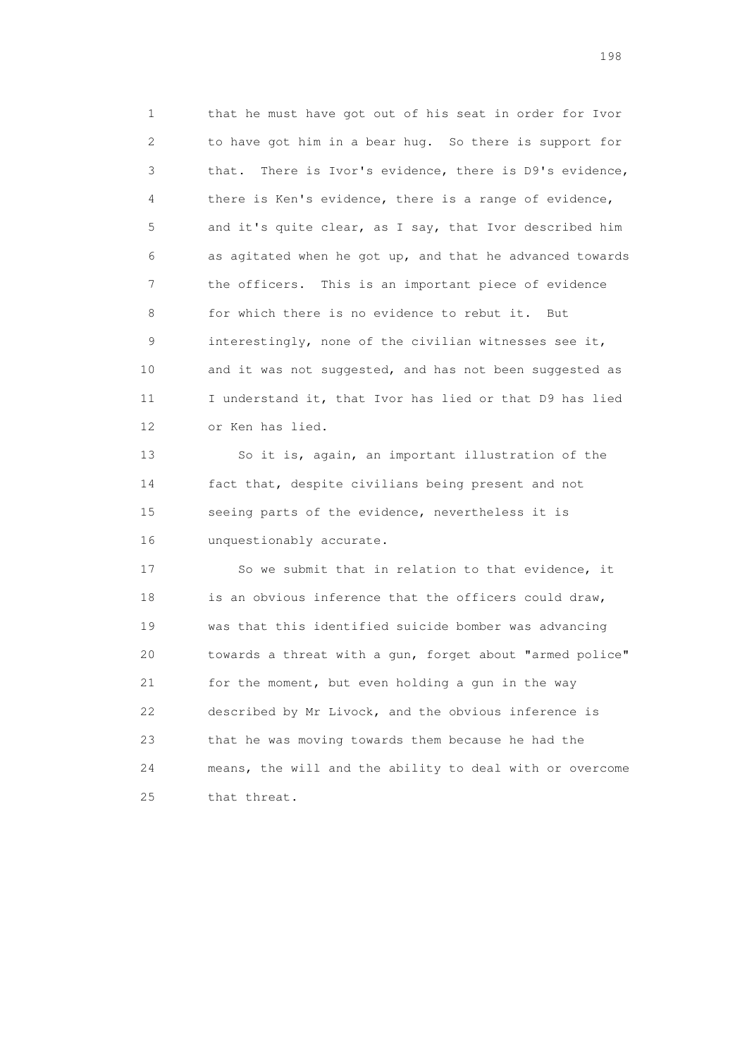1 that he must have got out of his seat in order for Ivor
2 to have got him in a bear hug. So there is support for
3 that. There is Ivor's evidence, there is D9's evidence,
4 there is Ken's evidence, there is a range of evidence,
5 and it's quite clear, as I say, that Ivor described him
6 as agitated when he got up, and that he advanced towards
7 the officers. This is an important piece of evidence
8 for which there is no evidence to rebut it. But
9 interestingly, none of the civilian witnesses see it,
10 and it was not suggested, and has not been suggested as
11 I understand it, that Ivor has lied or that D9 has lied
12 or Ken has lied.

13 So it is, again, an important illustration of the
14 fact that, despite civilians being present and not
15 seeing parts of the evidence, nevertheless it is
16 unquestionably accurate.

17 So we submit that in relation to that evidence, it
18 is an obvious inference that the officers could draw,
19 was that this identified suicide bomber was advancing
20 towards a threat with a gun, forget about "armed police"
21 for the moment, but even holding a gun in the way
22 described by Mr Livock, and the obvious inference is
23 that he was moving towards them because he had the
24 means, the will and the ability to deal with or overcome
25 that threat.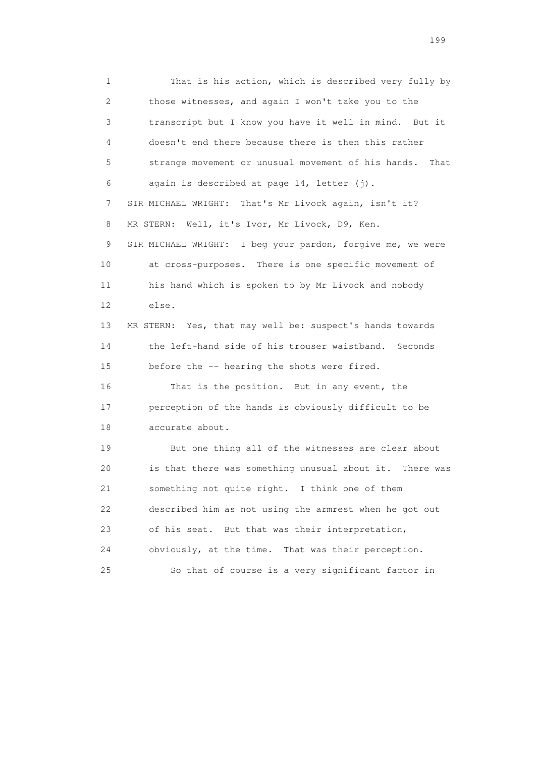1 That is his action, which is described very fully by
2 those witnesses, and again I won't take you to the
3 transcript but I know you have it well in mind. But it
4 doesn't end there because there is then this rather
5 strange movement or unusual movement of his hands. That
6 again is described at page 14, letter (j).

7 SIR MICHAEL WRIGHT: That's Mr Livock again, isn't it?

8 MR STERN: Well, it's Ivor, Mr Livock, D9, Ken.

9 SIR MICHAEL WRIGHT: I beg your pardon, forgive me, we were
10 at cross-purposes. There is one specific movement of
11 his hand which is spoken to by Mr Livock and nobody
12 else.

13 MR STERN: Yes, that may well be: suspect's hands towards
14 the left-hand side of his trouser waistband. Seconds
15 before the -- hearing the shots were fired.

16 That is the position. But in any event, the
17 perception of the hands is obviously difficult to be
18 accurate about.

19 But one thing all of the witnesses are clear about
20 is that there was something unusual about it. There was
21 something not quite right. I think one of them
22 described him as not using the armrest when he got out
23 of his seat. But that was their interpretation,
24 obviously, at the time. That was their perception.

25 So that of course is a very significant factor in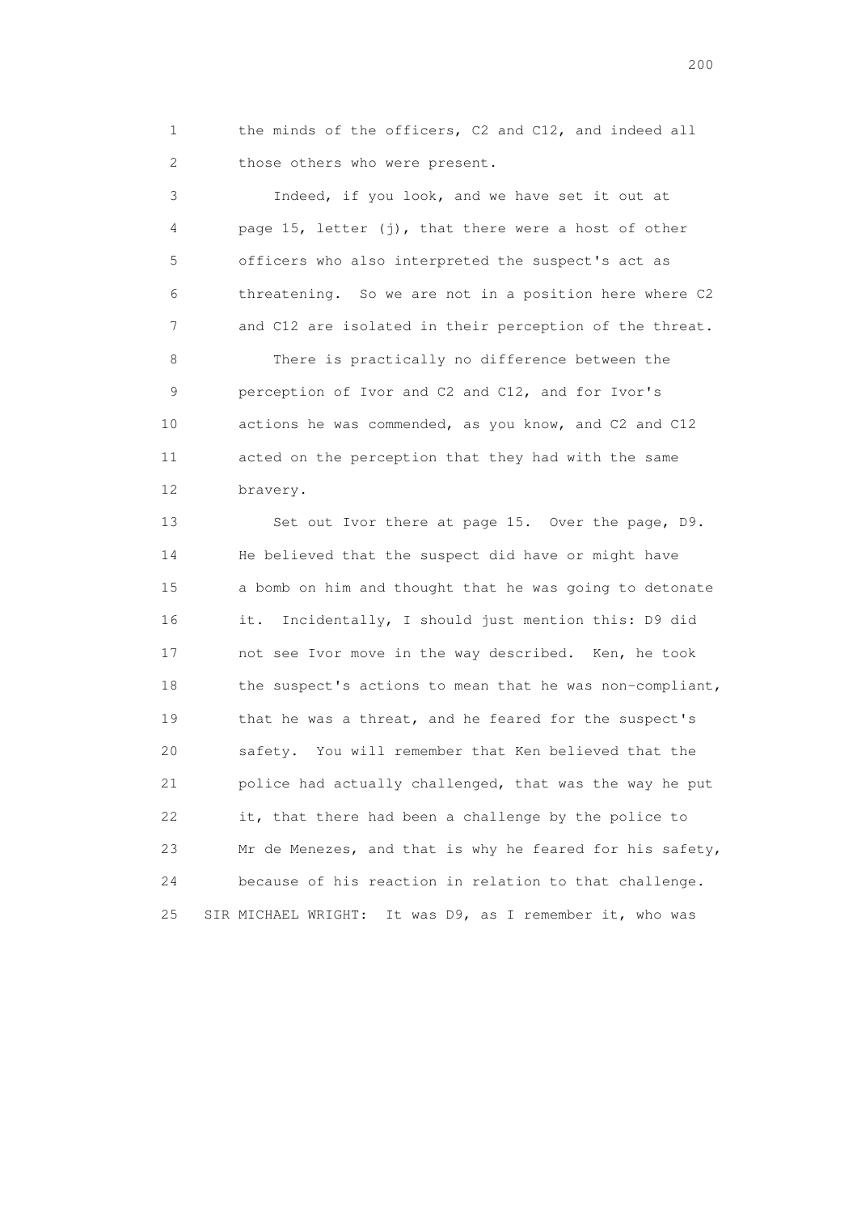1 the minds of the officers, C2 and C12, and indeed all
2 those others who were present.

3 Indeed, if you look, and we have set it out at
4 page 15, letter (j), that there were a host of other
5 officers who also interpreted the suspect's act as
6 threatening. So we are not in a position here where C2
7 and C12 are isolated in their perception of the threat.

8 There is practically no difference between the
9 perception of Ivor and C2 and C12, and for Ivor's
10 actions he was commended, as you know, and C2 and C12
11 acted on the perception that they had with the same
12 bravery.

13 Set out Ivor there at page 15. Over the page, D9.
14 He believed that the suspect did have or might have
15 a bomb on him and thought that he was going to detonate
16 it. Incidentally, I should just mention this: D9 did
17 not see Ivor move in the way described. Ken, he took
18 the suspect's actions to mean that he was non-compliant,
19 that he was a threat, and he feared for the suspect's
20 safety. You will remember that Ken believed that the
21 police had actually challenged, that was the way he put
22 it, that there had been a challenge by the police to
23 Mr de Menezes, and that is why he feared for his safety,
24 because of his reaction in relation to that challenge.

25 SIR MICHAEL WRIGHT: It was D9, as I remember it, who was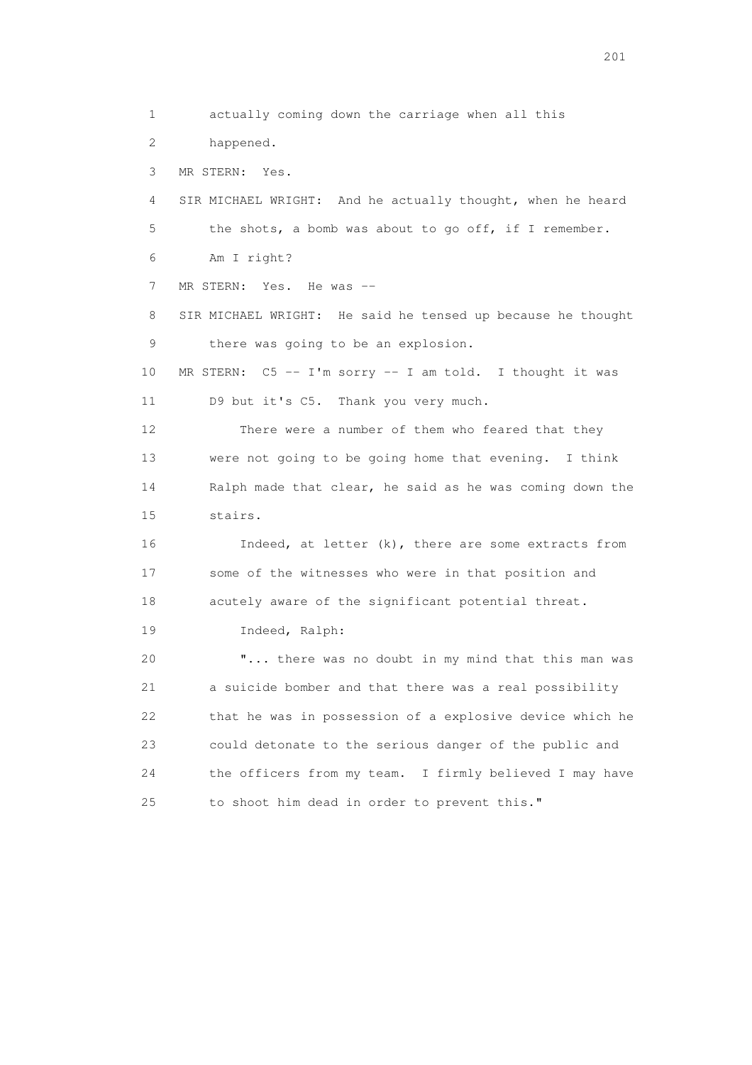1 actually coming down the carriage when all this

2 happened.

3 MR STERN: Yes.

4 SIR MICHAEL WRIGHT: And he actually thought, when he heard

5 the shots, a bomb was about to go off, if I remember.

6 Am I right?

7 MR STERN: Yes. He was --

8 SIR MICHAEL WRIGHT: He said he tensed up because he thought

9 there was going to be an explosion.

10 MR STERN: C5 -- I'm sorry -- I am told. I thought it was

11 D9 but it's C5. Thank you very much.

12 There were a number of them who feared that they

13 were not going to be going home that evening. I think

14 Ralph made that clear, he said as he was coming down the

15 stairs.

16 Indeed, at letter (k), there are some extracts from

17 some of the witnesses who were in that position and

18 acutely aware of the significant potential threat.

19 Indeed, Ralph:

20 "... there was no doubt in my mind that this man was

21 a suicide bomber and that there was a real possibility

22 that he was in possession of a explosive device which he

23 could detonate to the serious danger of the public and

24 the officers from my team. I firmly believed I may have

25 to shoot him dead in order to prevent this."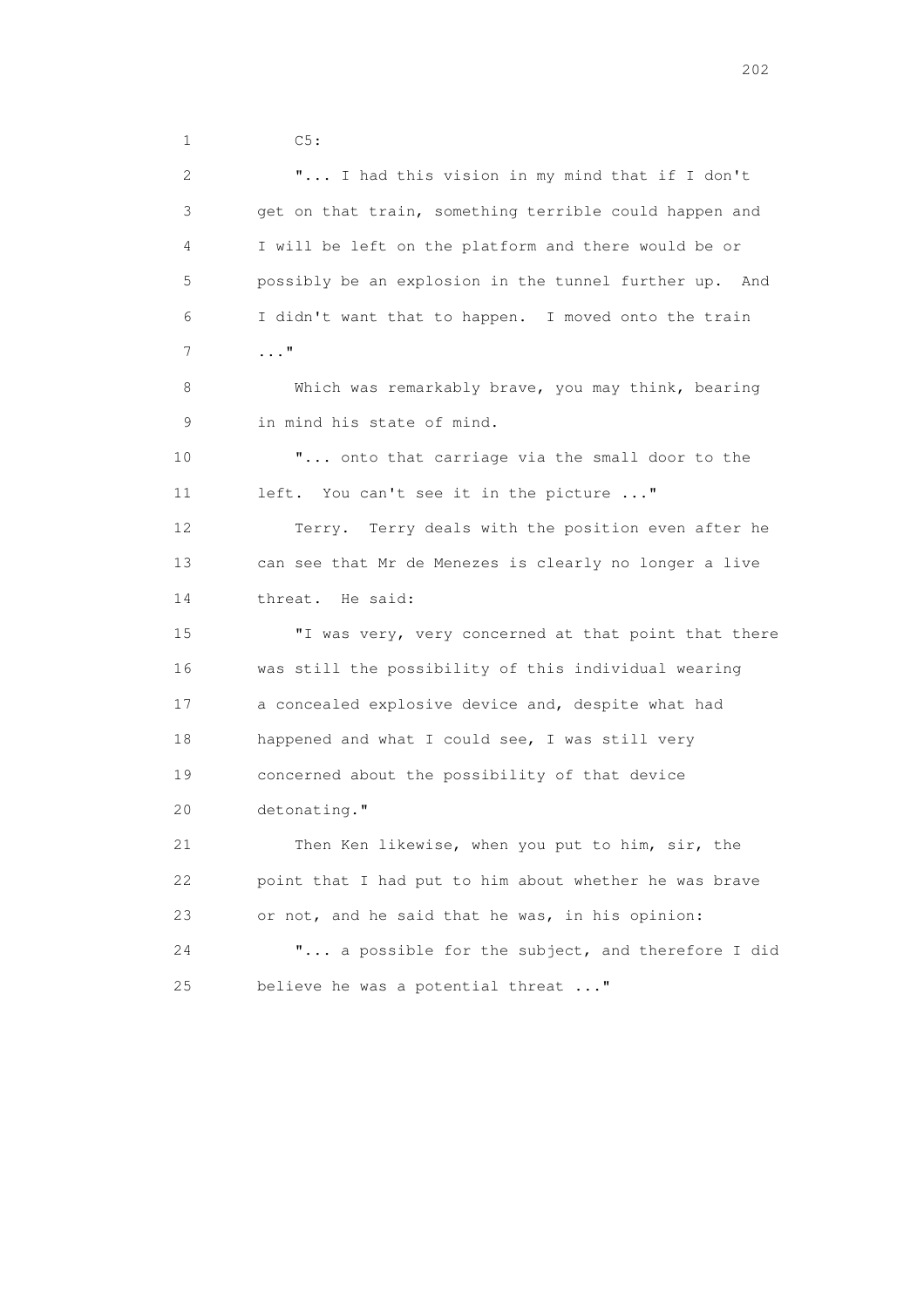C5:

"... I had this vision in my mind that if I don't get on that train, something terrible could happen and I will be left on the platform and there would be or possibly be an explosion in the tunnel further up. And I didn't want that to happen. I moved onto the train ..."

Which was remarkably brave, you may think, bearing in mind his state of mind.

"... onto that carriage via the small door to the left. You can't see it in the picture ..."

Terry. Terry deals with the position even after he can see that Mr de Menezes is clearly no longer a live threat. He said:

"I was very, very concerned at that point that there was still the possibility of this individual wearing a concealed explosive device and, despite what had happened and what I could see, I was still very concerned about the possibility of that device detonating."

Then Ken likewise, when you put to him, sir, the point that I had put to him about whether he was brave or not, and he said that he was, in his opinion:

"... a possible for the subject, and therefore I did believe he was a potential threat ..."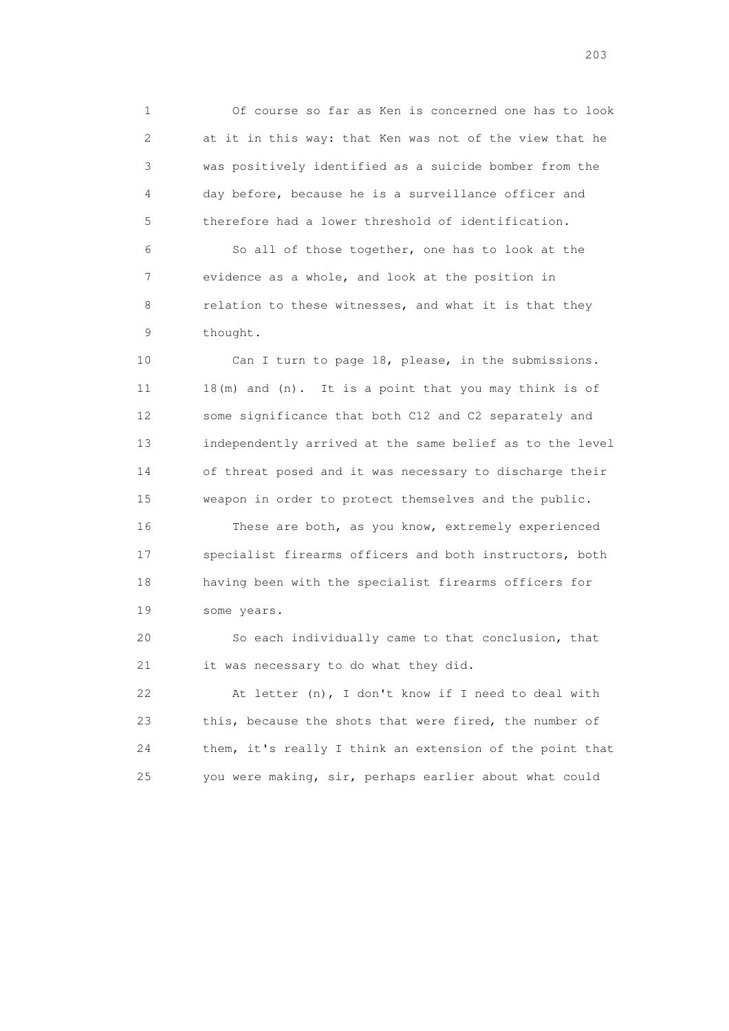1 Of course so far as Ken is concerned one has to look
2 at it in this way: that Ken was not of the view that he
3 was positively identified as a suicide bomber from the
4 day before, because he is a surveillance officer and
5 therefore had a lower threshold of identification.

6 So all of those together, one has to look at the
7 evidence as a whole, and look at the position in
8 relation to these witnesses, and what it is that they
9 thought.

10 Can I turn to page 18, please, in the submissions.
11 18(m) and (n). It is a point that you may think is of
12 some significance that both C12 and C2 separately and
13 independently arrived at the same belief as to the level
14 of threat posed and it was necessary to discharge their
15 weapon in order to protect themselves and the public.

16 These are both, as you know, extremely experienced
17 specialist firearms officers and both instructors, both
18 having been with the specialist firearms officers for
19 some years.

20 So each individually came to that conclusion, that
21 it was necessary to do what they did.

22 At letter (n), I don't know if I need to deal with
23 this, because the shots that were fired, the number of
24 them, it's really I think an extension of the point that
25 you were making, sir, perhaps earlier about what could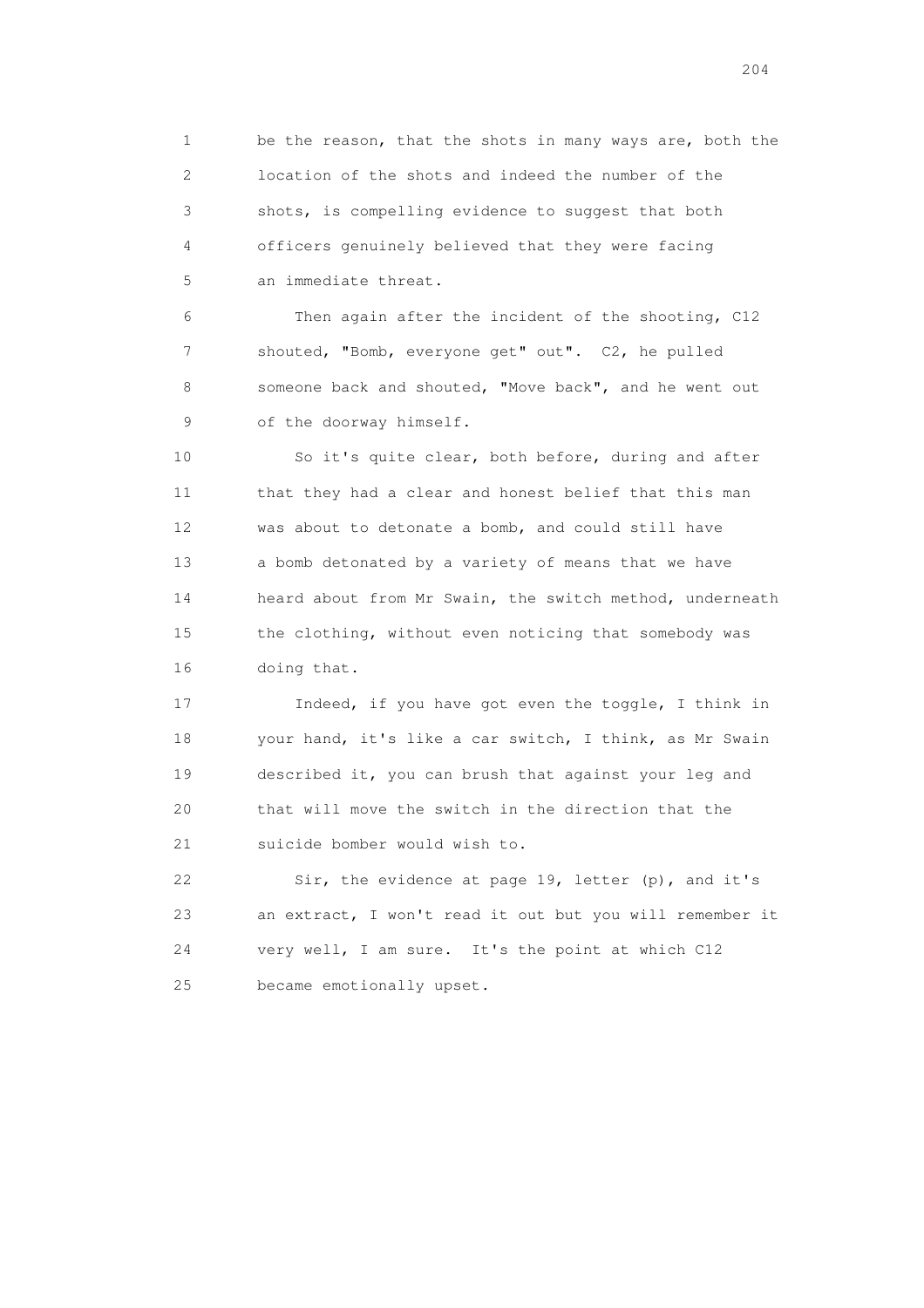1 be the reason, that the shots in many ways are, both the
2 location of the shots and indeed the number of the
3 shots, is compelling evidence to suggest that both
4 officers genuinely believed that they were facing
5 an immediate threat.

6 Then again after the incident of the shooting, C12
7 shouted, "Bomb, everyone get" out". C2, he pulled
8 someone back and shouted, "Move back", and he went out
9 of the doorway himself.

10 So it's quite clear, both before, during and after
11 that they had a clear and honest belief that this man
12 was about to detonate a bomb, and could still have
13 a bomb detonated by a variety of means that we have
14 heard about from Mr Swain, the switch method, underneath
15 the clothing, without even noticing that somebody was
16 doing that.

17 Indeed, if you have got even the toggle, I think in
18 your hand, it's like a car switch, I think, as Mr Swain
19 described it, you can brush that against your leg and
20 that will move the switch in the direction that the
21 suicide bomber would wish to.

22 Sir, the evidence at page 19, letter (p), and it's
23 an extract, I won't read it out but you will remember it
24 very well, I am sure. It's the point at which C12
25 became emotionally upset.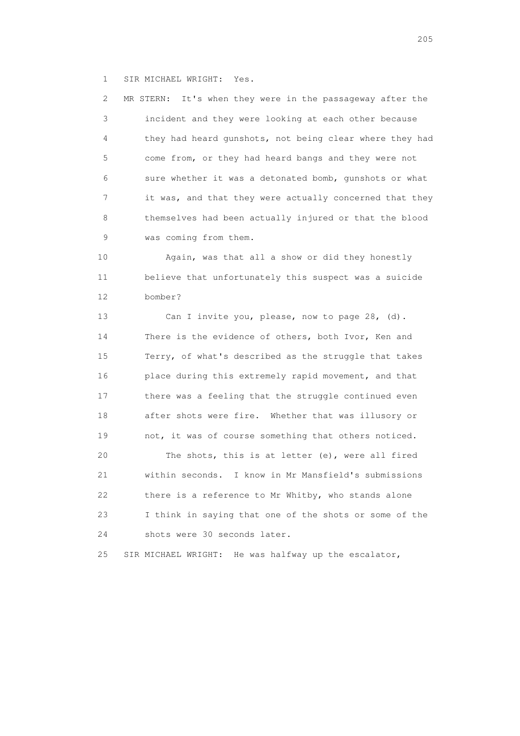1 SIR MICHAEL WRIGHT: Yes.

2 MR STERN: It's when they were in the passageway after the
3 incident and they were looking at each other because
4 they had heard gunshots, not being clear where they had
5 come from, or they had heard bangs and they were not
6 sure whether it was a detonated bomb, gunshots or what
7 it was, and that they were actually concerned that they
8 themselves had been actually injured or that the blood
9 was coming from them.

10 Again, was that all a show or did they honestly
11 believe that unfortunately this suspect was a suicide
12 bomber?

13 Can I invite you, please, now to page 28, (d).
14 There is the evidence of others, both Ivor, Ken and
15 Terry, of what's described as the struggle that takes
16 place during this extremely rapid movement, and that
17 there was a feeling that the struggle continued even
18 after shots were fire. Whether that was illusory or
19 not, it was of course something that others noticed.

20 The shots, this is at letter (e), were all fired
21 within seconds. I know in Mr Mansfield's submissions
22 there is a reference to Mr Whitby, who stands alone
23 I think in saying that one of the shots or some of the
24 shots were 30 seconds later.

25 SIR MICHAEL WRIGHT: He was halfway up the escalator,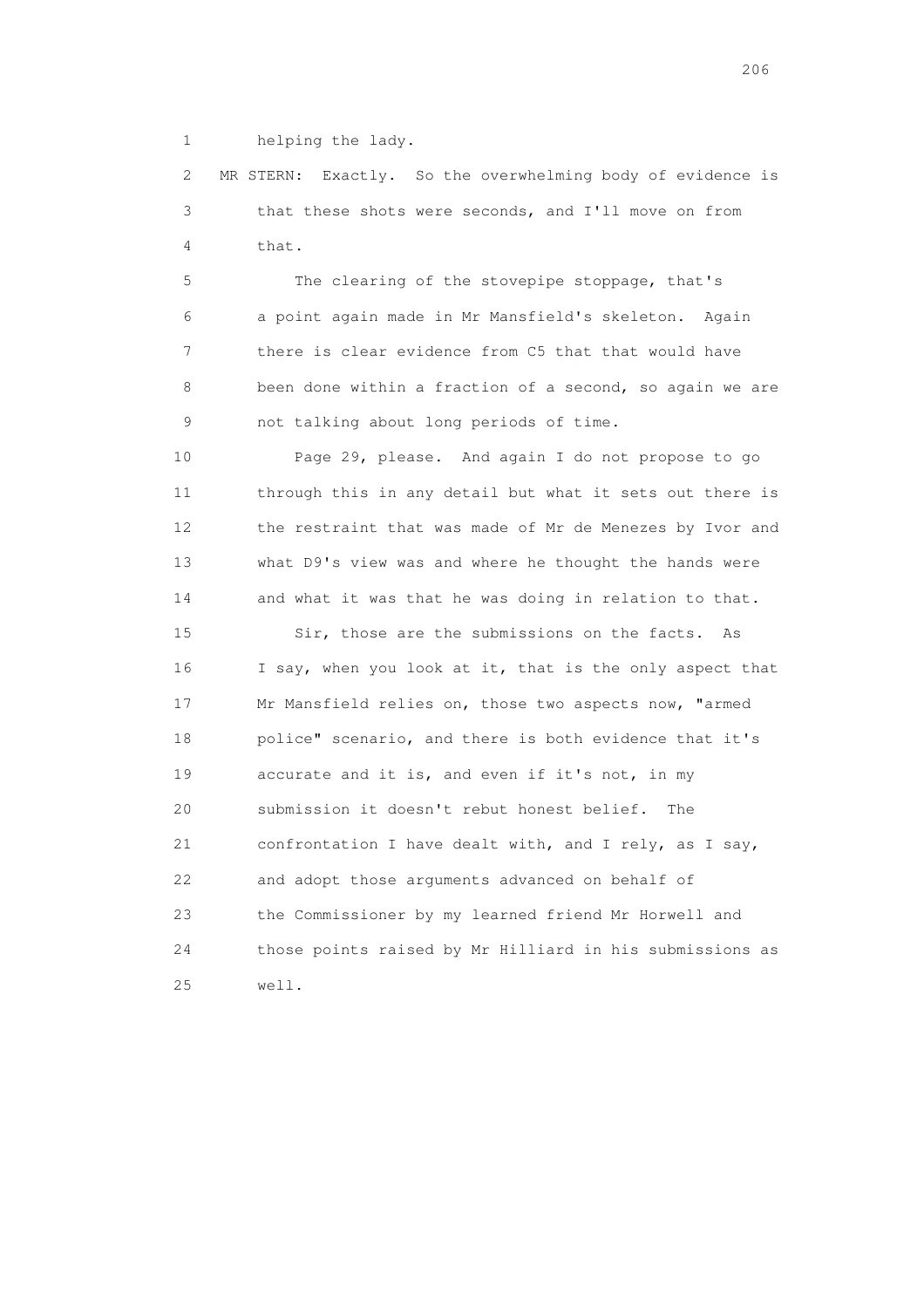1 helping the lady.

2 MR STERN: Exactly. So the overwhelming body of evidence is
3 that these shots were seconds, and I'll move on from
4 that.

5 The clearing of the stovepipe stoppage, that's
6 a point again made in Mr Mansfield's skeleton. Again
7 there is clear evidence from C5 that that would have
8 been done within a fraction of a second, so again we are
9 not talking about long periods of time.

10 Page 29, please. And again I do not propose to go
11 through this in any detail but what it sets out there is
12 the restraint that was made of Mr de Menezes by Ivor and
13 what D9's view was and where he thought the hands were
14 and what it was that he was doing in relation to that.

15 Sir, those are the submissions on the facts. As
16 I say, when you look at it, that is the only aspect that
17 Mr Mansfield relies on, those two aspects now, "armed
18 police" scenario, and there is both evidence that it's
19 accurate and it is, and even if it's not, in my
20 submission it doesn't rebut honest belief. The
21 confrontation I have dealt with, and I rely, as I say,
22 and adopt those arguments advanced on behalf of
23 the Commissioner by my learned friend Mr Horwell and
24 those points raised by Mr Hilliard in his submissions as
25 well.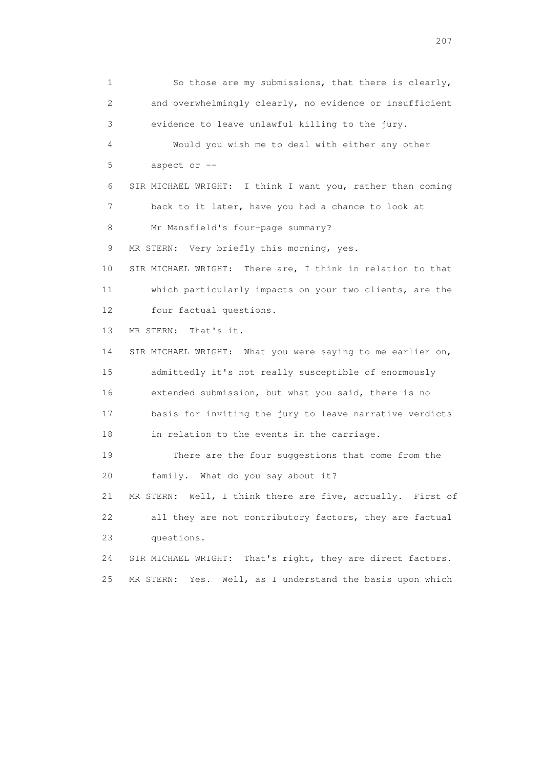1 So those are my submissions, that there is clearly,
2 and overwhelmingly clearly, no evidence or insufficient
3 evidence to leave unlawful killing to the jury.
4 Would you wish me to deal with either any other
5 aspect or --
6 SIR MICHAEL WRIGHT: I think I want you, rather than coming
7 back to it later, have you had a chance to look at
8 Mr Mansfield's four-page summary?
9 MR STERN: Very briefly this morning, yes.
10 SIR MICHAEL WRIGHT: There are, I think in relation to that
11 which particularly impacts on your two clients, are the
12 four factual questions.
13 MR STERN: That's it.
14 SIR MICHAEL WRIGHT: What you were saying to me earlier on,
15 admittedly it's not really susceptible of enormously
16 extended submission, but what you said, there is no
17 basis for inviting the jury to leave narrative verdicts
18 in relation to the events in the carriage.
19 There are the four suggestions that come from the
20 family. What do you say about it?
21 MR STERN: Well, I think there are five, actually. First of
22 all they are not contributory factors, they are factual
23 questions.
24 SIR MICHAEL WRIGHT: That's right, they are direct factors.
25 MR STERN: Yes. Well, as I understand the basis upon which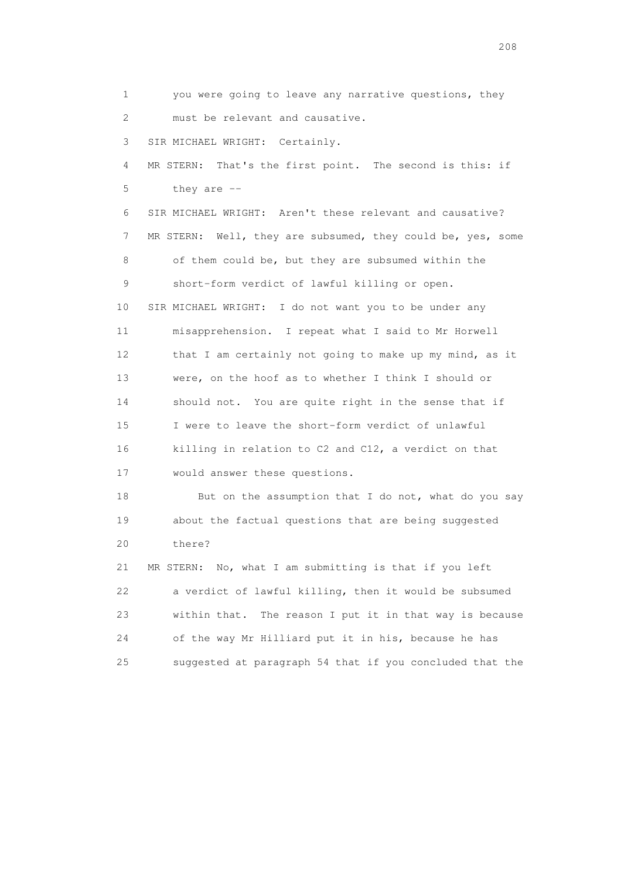1 you were going to leave any narrative questions, they
2 must be relevant and causative.

3 SIR MICHAEL WRIGHT: Certainly.

4 MR STERN: That's the first point. The second is this: if
5 they are --

6 SIR MICHAEL WRIGHT: Aren't these relevant and causative?

7 MR STERN: Well, they are subsumed, they could be, yes, some
8 of them could be, but they are subsumed within the
9 short-form verdict of lawful killing or open.

10 SIR MICHAEL WRIGHT: I do not want you to be under any
11 misapprehension. I repeat what I said to Mr Horwell
12 that I am certainly not going to make up my mind, as it
13 were, on the hoof as to whether I think I should or
14 should not. You are quite right in the sense that if
15 I were to leave the short-form verdict of unlawful
16 killing in relation to C2 and C12, a verdict on that
17 would answer these questions.

18 But on the assumption that I do not, what do you say
19 about the factual questions that are being suggested
20 there?

21 MR STERN: No, what I am submitting is that if you left
22 a verdict of lawful killing, then it would be subsumed
23 within that. The reason I put it in that way is because
24 of the way Mr Hilliard put it in his, because he has
25 suggested at paragraph 54 that if you concluded that the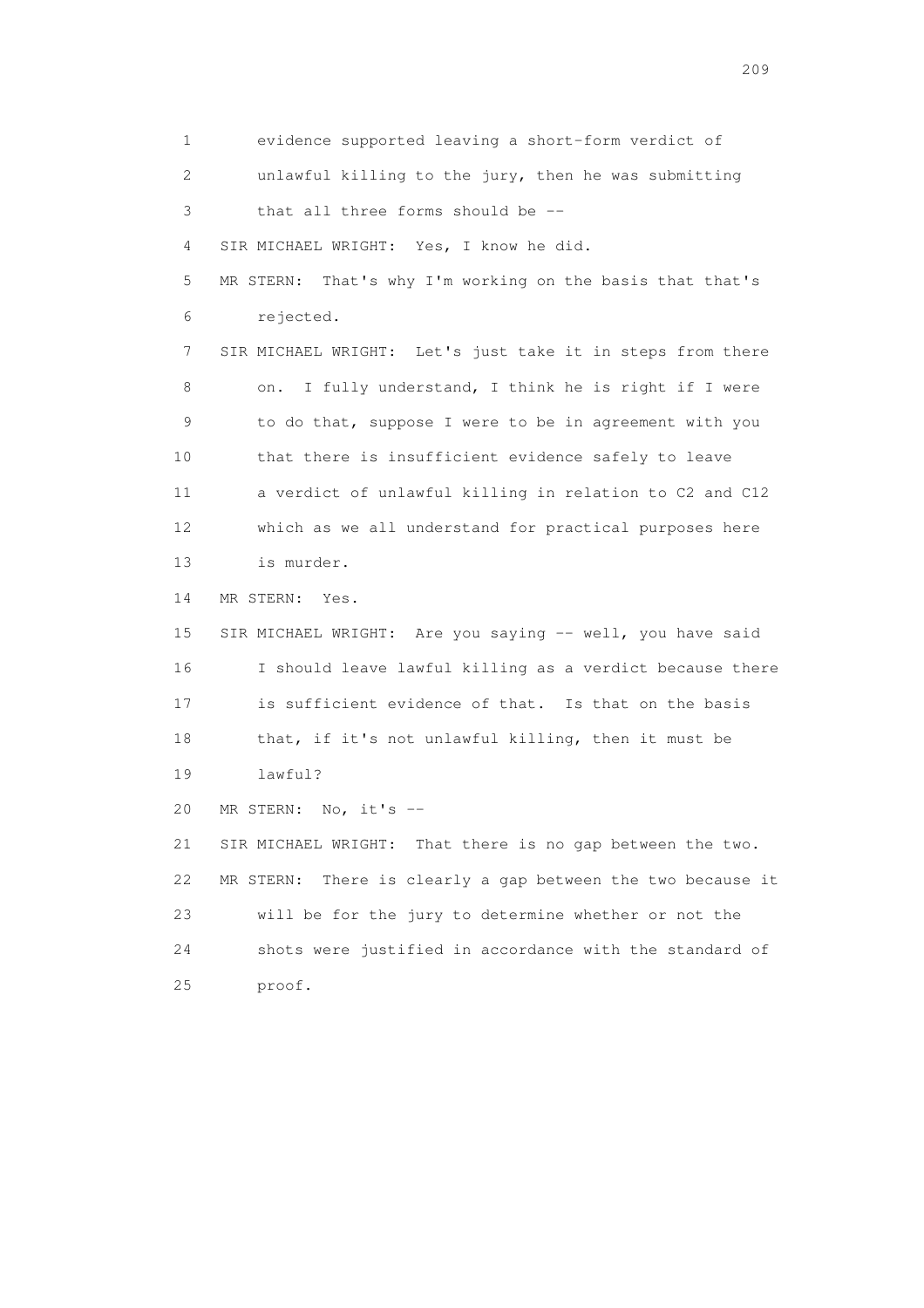1 evidence supported leaving a short-form verdict of
2 unlawful killing to the jury, then he was submitting
3 that all three forms should be --
4 SIR MICHAEL WRIGHT: Yes, I know he did.
5 MR STERN: That's why I'm working on the basis that that's
6 rejected.
7 SIR MICHAEL WRIGHT: Let's just take it in steps from there
8 on. I fully understand, I think he is right if I were
9 to do that, suppose I were to be in agreement with you
10 that there is insufficient evidence safely to leave
11 a verdict of unlawful killing in relation to C2 and C12
12 which as we all understand for practical purposes here
13 is murder.
14 MR STERN: Yes.
15 SIR MICHAEL WRIGHT: Are you saying -- well, you have said
16 I should leave lawful killing as a verdict because there
17 is sufficient evidence of that. Is that on the basis
18 that, if it's not unlawful killing, then it must be
19 lawful?
20 MR STERN: No, it's --
21 SIR MICHAEL WRIGHT: That there is no gap between the two.
22 MR STERN: There is clearly a gap between the two because it
23 will be for the jury to determine whether or not the
24 shots were justified in accordance with the standard of
25 proof.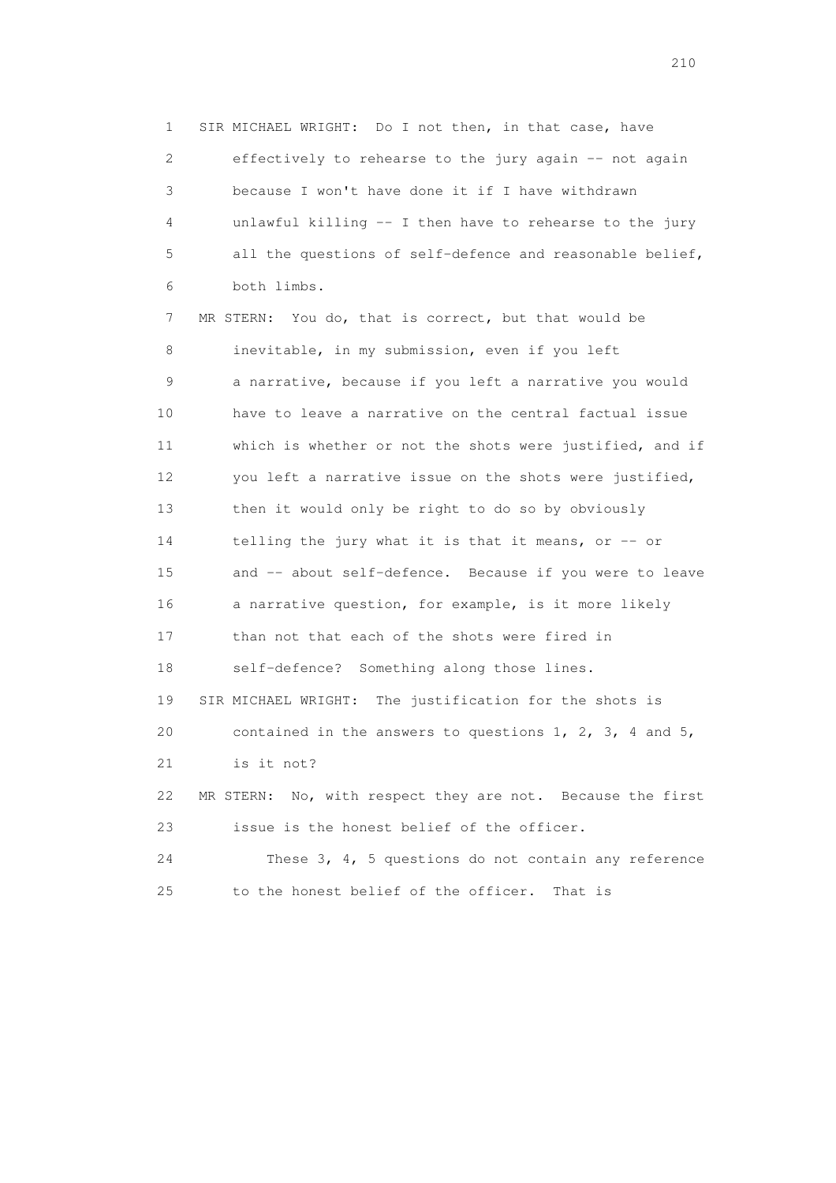1 SIR MICHAEL WRIGHT: Do I not then, in that case, have
2 effectively to rehearse to the jury again -- not again
3 because I won't have done it if I have withdrawn
4 unlawful killing -- I then have to rehearse to the jury
5 all the questions of self-defence and reasonable belief,
6 both limbs.
7 MR STERN: You do, that is correct, but that would be
8 inevitable, in my submission, even if you left
9 a narrative, because if you left a narrative you would
10 have to leave a narrative on the central factual issue
11 which is whether or not the shots were justified, and if
12 you left a narrative issue on the shots were justified,
13 then it would only be right to do so by obviously
14 telling the jury what it is that it means, or -- or
15 and -- about self-defence. Because if you were to leave
16 a narrative question, for example, is it more likely
17 than not that each of the shots were fired in
18 self-defence? Something along those lines.
19 SIR MICHAEL WRIGHT: The justification for the shots is
20 contained in the answers to questions 1, 2, 3, 4 and 5,
21 is it not?
22 MR STERN: No, with respect they are not. Because the first
23 issue is the honest belief of the officer.
24 These 3, 4, 5 questions do not contain any reference
25 to the honest belief of the officer. That is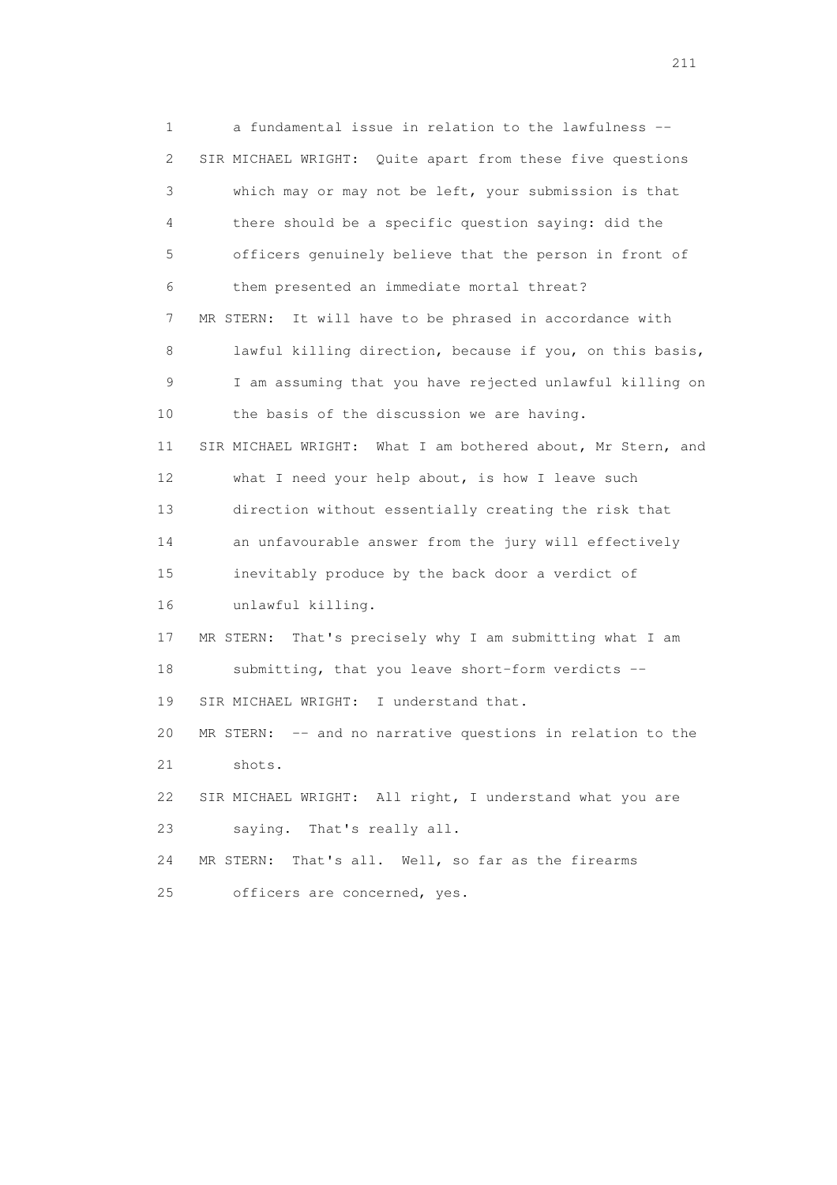1 a fundamental issue in relation to the lawfulness --
2 SIR MICHAEL WRIGHT: Quite apart from these five questions
3 which may or may not be left, your submission is that
4 there should be a specific question saying: did the
5 officers genuinely believe that the person in front of
6 them presented an immediate mortal threat?
7 MR STERN: It will have to be phrased in accordance with
8 lawful killing direction, because if you, on this basis,
9 I am assuming that you have rejected unlawful killing on
10 the basis of the discussion we are having.
11 SIR MICHAEL WRIGHT: What I am bothered about, Mr Stern, and
12 what I need your help about, is how I leave such
13 direction without essentially creating the risk that
14 an unfavourable answer from the jury will effectively
15 inevitably produce by the back door a verdict of
16 unlawful killing.
17 MR STERN: That's precisely why I am submitting what I am
18 submitting, that you leave short-form verdicts --
19 SIR MICHAEL WRIGHT: I understand that.
20 MR STERN: -- and no narrative questions in relation to the
21 shots.
22 SIR MICHAEL WRIGHT: All right, I understand what you are
23 saying. That's really all.
24 MR STERN: That's all. Well, so far as the firearms
25 officers are concerned, yes.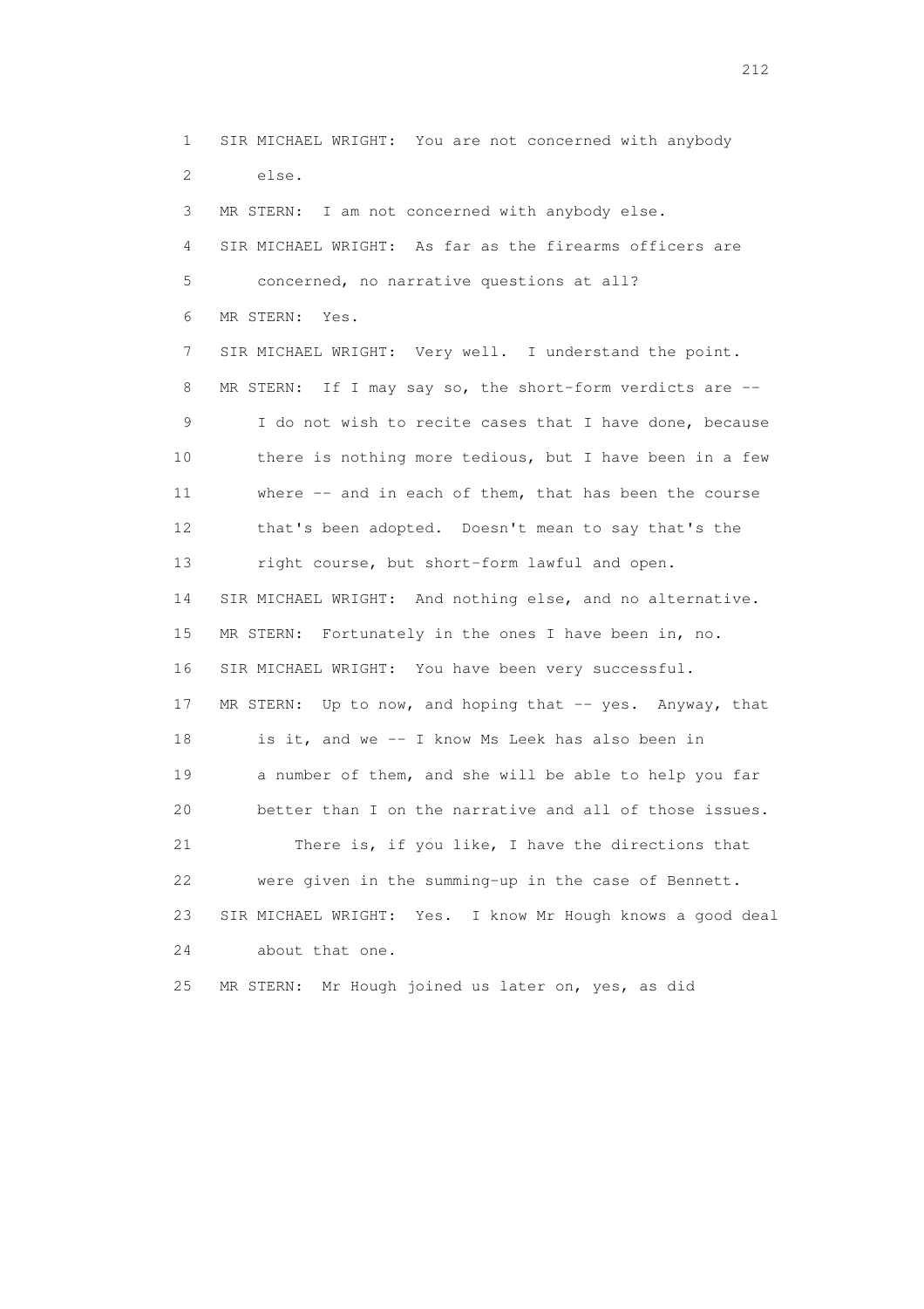1 SIR MICHAEL WRIGHT: You are not concerned with anybody
2 else.
3 MR STERN: I am not concerned with anybody else.
4 SIR MICHAEL WRIGHT: As far as the firearms officers are
5 concerned, no narrative questions at all?
6 MR STERN: Yes.
7 SIR MICHAEL WRIGHT: Very well. I understand the point.
8 MR STERN: If I may say so, the short-form verdicts are --
9 I do not wish to recite cases that I have done, because
10 there is nothing more tedious, but I have been in a few
11 where -- and in each of them, that has been the course
12 that's been adopted. Doesn't mean to say that's the
13 right course, but short-form lawful and open.
14 SIR MICHAEL WRIGHT: And nothing else, and no alternative.
15 MR STERN: Fortunately in the ones I have been in, no.
16 SIR MICHAEL WRIGHT: You have been very successful.
17 MR STERN: Up to now, and hoping that -- yes. Anyway, that
18 is it, and we -- I know Ms Leek has also been in
19 a number of them, and she will be able to help you far
20 better than I on the narrative and all of those issues.
21 There is, if you like, I have the directions that
22 were given in the summing-up in the case of Bennett.
23 SIR MICHAEL WRIGHT: Yes. I know Mr Hough knows a good deal
24 about that one.
25 MR STERN: Mr Hough joined us later on, yes, as did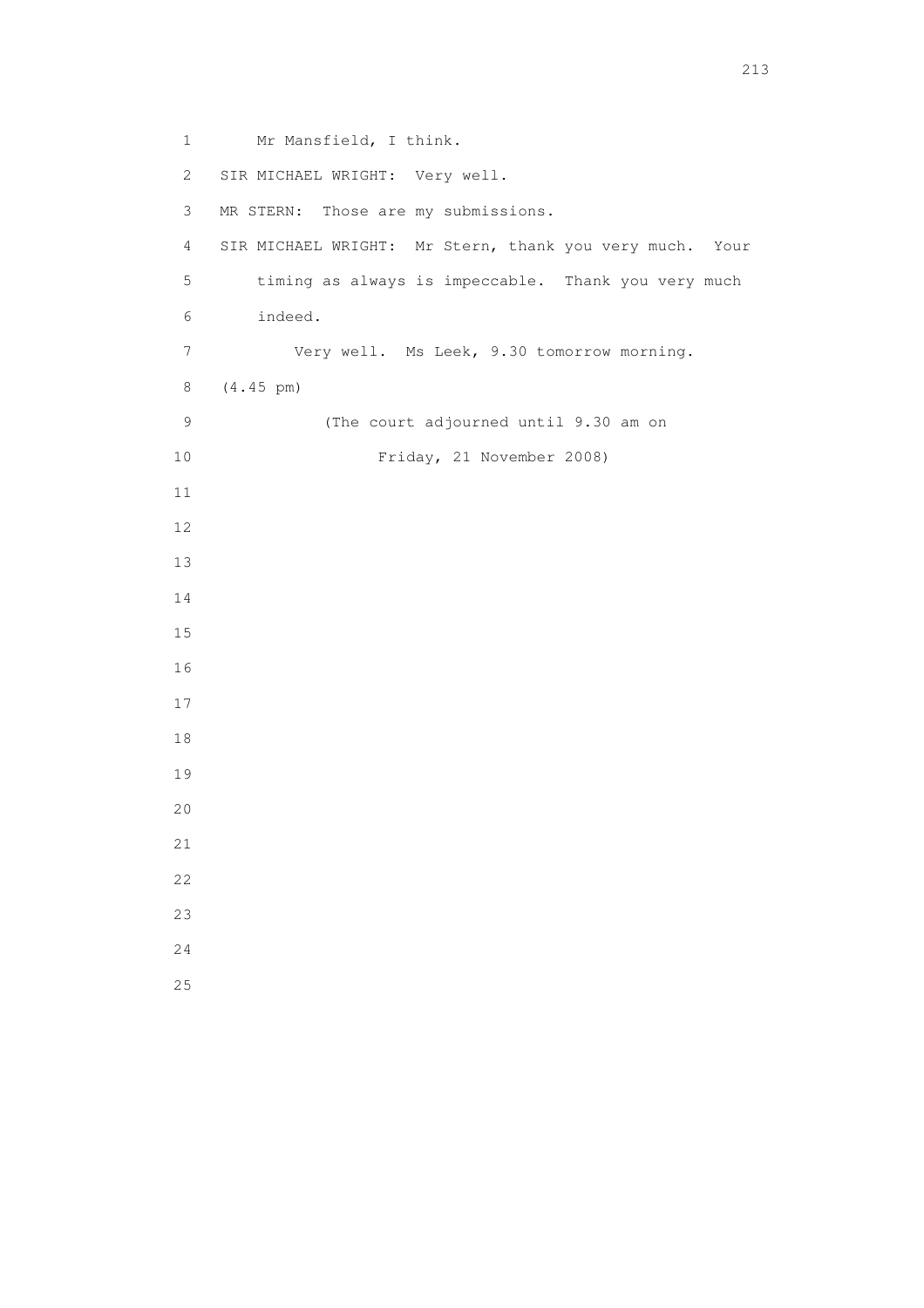Mr Mansfield, I think.

SIR MICHAEL WRIGHT: Very well.

MR STERN: Those are my submissions.

SIR MICHAEL WRIGHT: Mr Stern, thank you very much. Your timing as always is impeccable. Thank you very much indeed.

Very well. Ms Leek, 9.30 tomorrow morning.

(4.45 pm)

(The court adjourned until 9.30 am on Friday, 21 November 2008)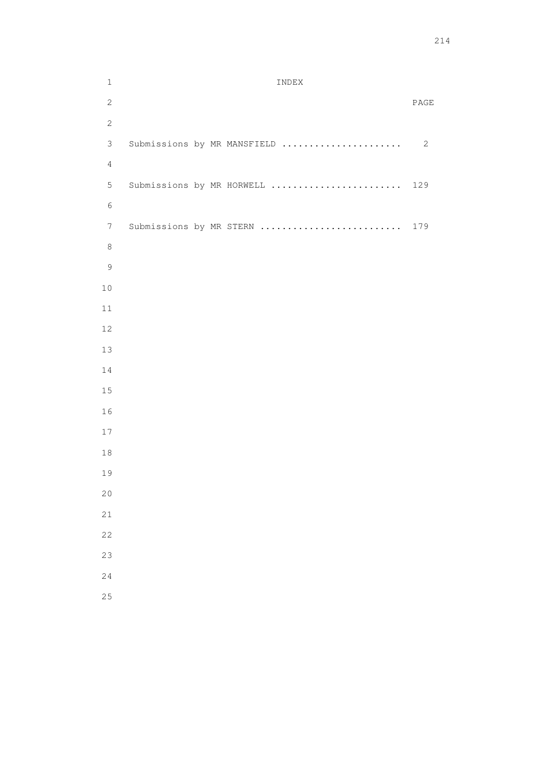# INDEX

| | PAGE |
|---|---|
| Submissions by MR MANSFIELD ...................... | 2 |
| Submissions by MR HORWELL ........................ | 129 |
| Submissions by MR STERN .......................... | 179 |